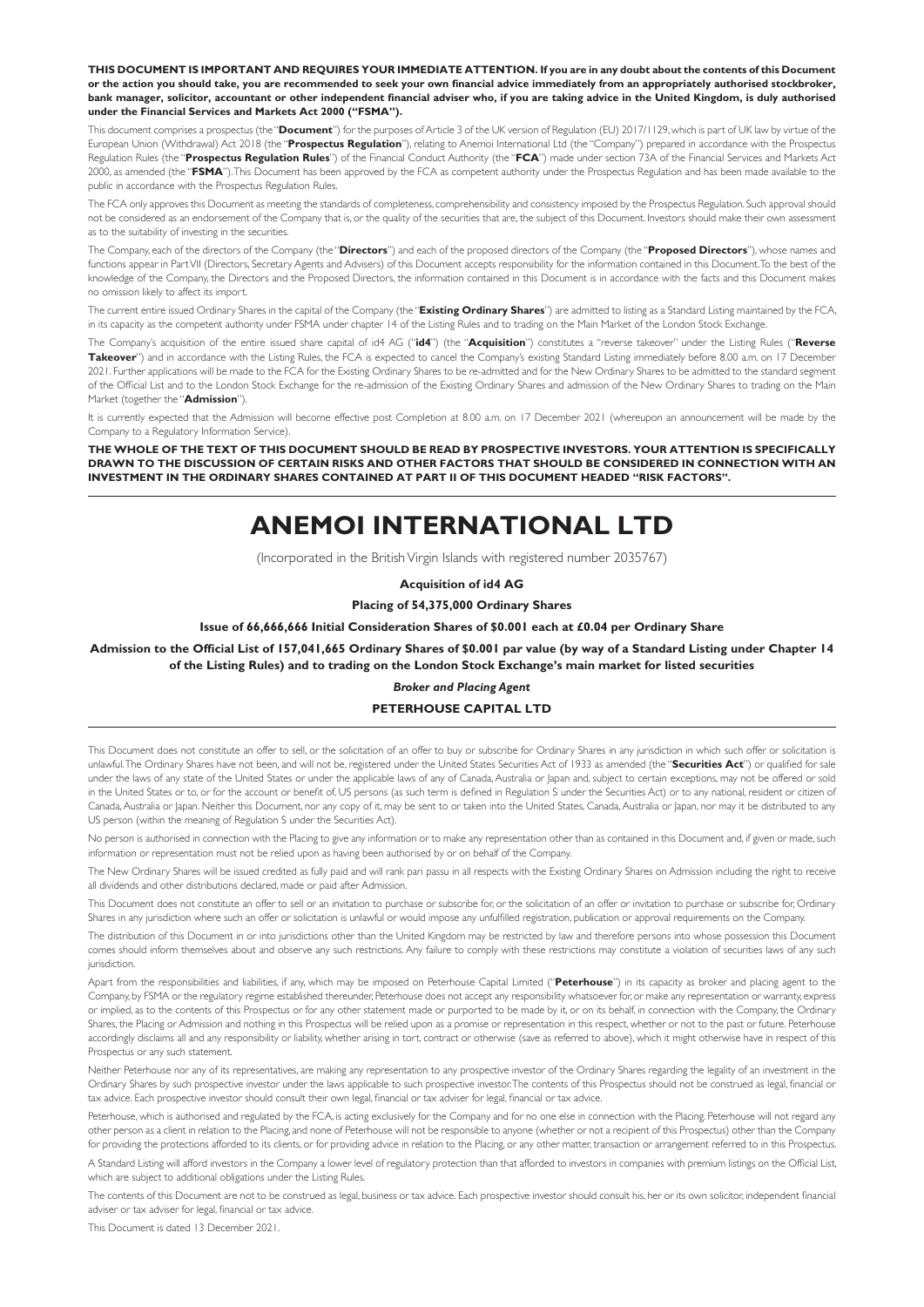**THIS DOCUMENT IS IMPORTANT AND REQUIRES YOUR IMMEDIATE ATTENTION. If you are in any doubt about the contents of this Document or the action you should take, you are recommended to seek your own financial advice immediately from an appropriately authorised stockbroker, bank manager, solicitor, accountant or other independent financial adviser who, if you are taking advice in the United Kingdom, is duly authorised under the Financial Services and Markets Act 2000 ("FSMA").**

This document comprises a prospectus (the "**Document**") for the purposes of Article 3 of the UK version of Regulation (EU) 2017/1129, which is part of UK law by virtue of the European Union (Withdrawal) Act 2018 (the "**Prospectus Regulation**"), relating to Anemoi International Ltd (the "Company") prepared in accordance with the Prospectus Regulation Rules (the "**Prospectus Regulation Rules**") of the Financial Conduct Authority (the "**FCA**") made under section 73A of the Financial Services and Markets Act 2000, as amended (the "**FSMA**"). This Document has been approved by the FCA as competent authority under the Prospectus Regulation and has been made available to the public in accordance with the Prospectus Regulation Rules.

The FCA only approves this Document as meeting the standards of completeness, comprehensibility and consistency imposed by the Prospectus Regulation. Such approval should not be considered as an endorsement of the Company that is, or the quality of the securities that are, the subject of this Document. Investors should make their own assessment as to the suitability of investing in the securities.

The Company, each of the directors of the Company (the "**Directors**") and each of the proposed directors of the Company (the "**Proposed Directors**"), whose names and functions appear in Part VII (Directors, Secretary Agents and Advisers) of this Document accepts responsibility for the information contained in this Document. To the best of the knowledge of the Company, the Directors and the Proposed Directors, the information contained in this Document is in accordance with the facts and this Document makes no omission likely to affect its import.

The current entire issued Ordinary Shares in the capital of the Company (the "**Existing Ordinary Shares**") are admitted to listing as a Standard Listing maintained by the FCA, in its capacity as the competent authority under FSMA under chapter 14 of the Listing Rules and to trading on the Main Market of the London Stock Exchange.

The Company's acquisition of the entire issued share capital of id4 AG ("**id4**") (the "**Acquisition**") constitutes a "reverse takeover" under the Listing Rules ("**Reverse Takeover**") and in accordance with the Listing Rules, the FCA is expected to cancel the Company's existing Standard Listing immediately before 8.00 a.m. on 17 December 2021. Further applications will be made to the FCA for the Existing Ordinary Shares to be re-admitted and for the New Ordinary Shares to be admitted to the standard segment of the Official List and to the London Stock Exchange for the re-admission of the Existing Ordinary Shares and admission of the New Ordinary Shares to trading on the Main Market (together the "**Admission**").

It is currently expected that the Admission will become effective post Completion at 8.00 a.m. on 17 December 2021 (whereupon an announcement will be made by the Company to a Regulatory Information Service).

**THE WHOLE OF THE TEXT OF THIS DOCUMENT SHOULD BE READ BY PROSPECTIVE INVESTORS. YOUR ATTENTION IS SPECIFICALLY DRAWN TO THE DISCUSSION OF CERTAIN RISKS AND OTHER FACTORS THAT SHOULD BE CONSIDERED IN CONNECTION WITH AN INVESTMENT IN THE ORDINARY SHARES CONTAINED AT PART II OF THIS DOCUMENT HEADED "RISK FACTORS".**

# ANEMOI INTERNATIONAL LTD

(Incorporated in the British Virgin Islands with registered number 2035767)

**Acquisition of id4 AG**

**Placing of 54,375,000 Ordinary Shares**

**Issue of 66,666,666 Initial Consideration Shares of $0.001 each at £0.04 per Ordinary Share**

**Admission to the Official List of 157,041,665 Ordinary Shares of $0.001 par value (by way of a Standard Listing under Chapter 14 of the Listing Rules) and to trading on the London Stock Exchange's main market for listed securities**

***Broker and Placing Agent***

**PETERHOUSE CAPITAL LTD**

This Document does not constitute an offer to sell, or the solicitation of an offer to buy or subscribe for Ordinary Shares in any jurisdiction in which such offer or solicitation is unlawful. The Ordinary Shares have not been, and will not be, registered under the United States Securities Act of 1933 as amended (the "**Securities Act**") or qualified for sale under the laws of any state of the United States or under the applicable laws of any of Canada, Australia or Japan and, subject to certain exceptions, may not be offered or sold in the United States or to, or for the account or benefit of, US persons (as such term is defined in Regulation S under the Securities Act) or to any national, resident or citizen of Canada, Australia or Japan. Neither this Document, nor any copy of it, may be sent to or taken into the United States, Canada, Australia or Japan, nor may it be distributed to any US person (within the meaning of Regulation S under the Securities Act).

No person is authorised in connection with the Placing to give any information or to make any representation other than as contained in this Document and, if given or made, such information or representation must not be relied upon as having been authorised by or on behalf of the Company.

The New Ordinary Shares will be issued credited as fully paid and will rank pari passu in all respects with the Existing Ordinary Shares on Admission including the right to receive all dividends and other distributions declared, made or paid after Admission.

This Document does not constitute an offer to sell or an invitation to purchase or subscribe for, or the solicitation of an offer or invitation to purchase or subscribe for, Ordinary Shares in any jurisdiction where such an offer or solicitation is unlawful or would impose any unfulfilled registration, publication or approval requirements on the Company.

The distribution of this Document in or into jurisdictions other than the United Kingdom may be restricted by law and therefore persons into whose possession this Document comes should inform themselves about and observe any such restrictions. Any failure to comply with these restrictions may constitute a violation of securities laws of any such jurisdiction.

Apart from the responsibilities and liabilities, if any, which may be imposed on Peterhouse Capital Limited ("**Peterhouse**") in its capacity as broker and placing agent to the Company, by FSMA or the regulatory regime established thereunder, Peterhouse does not accept any responsibility whatsoever for, or make any representation or warranty, express or implied, as to the contents of this Prospectus or for any other statement made or purported to be made by it, or on its behalf, in connection with the Company, the Ordinary Shares, the Placing or Admission and nothing in this Prospectus will be relied upon as a promise or representation in this respect, whether or not to the past or future. Peterhouse accordingly disclaims all and any responsibility or liability, whether arising in tort, contract or otherwise (save as referred to above), which it might otherwise have in respect of this Prospectus or any such statement.

Neither Peterhouse nor any of its representatives, are making any representation to any prospective investor of the Ordinary Shares regarding the legality of an investment in the Ordinary Shares by such prospective investor under the laws applicable to such prospective investor. The contents of this Prospectus should not be construed as legal, financial or tax advice. Each prospective investor should consult their own legal, financial or tax adviser for legal, financial or tax advice.

Peterhouse, which is authorised and regulated by the FCA, is acting exclusively for the Company and for no one else in connection with the Placing. Peterhouse will not regard any other person as a client in relation to the Placing, and none of Peterhouse will not be responsible to anyone (whether or not a recipient of this Prospectus) other than the Company for providing the protections afforded to its clients, or for providing advice in relation to the Placing, or any other matter, transaction or arrangement referred to in this Prospectus.

A Standard Listing will afford investors in the Company a lower level of regulatory protection than that afforded to investors in companies with premium listings on the Official List, which are subject to additional obligations under the Listing Rules.

The contents of this Document are not to be construed as legal, business or tax advice. Each prospective investor should consult his, her or its own solicitor, independent financial adviser or tax adviser for legal, financial or tax advice.

This Document is dated 13 December 2021.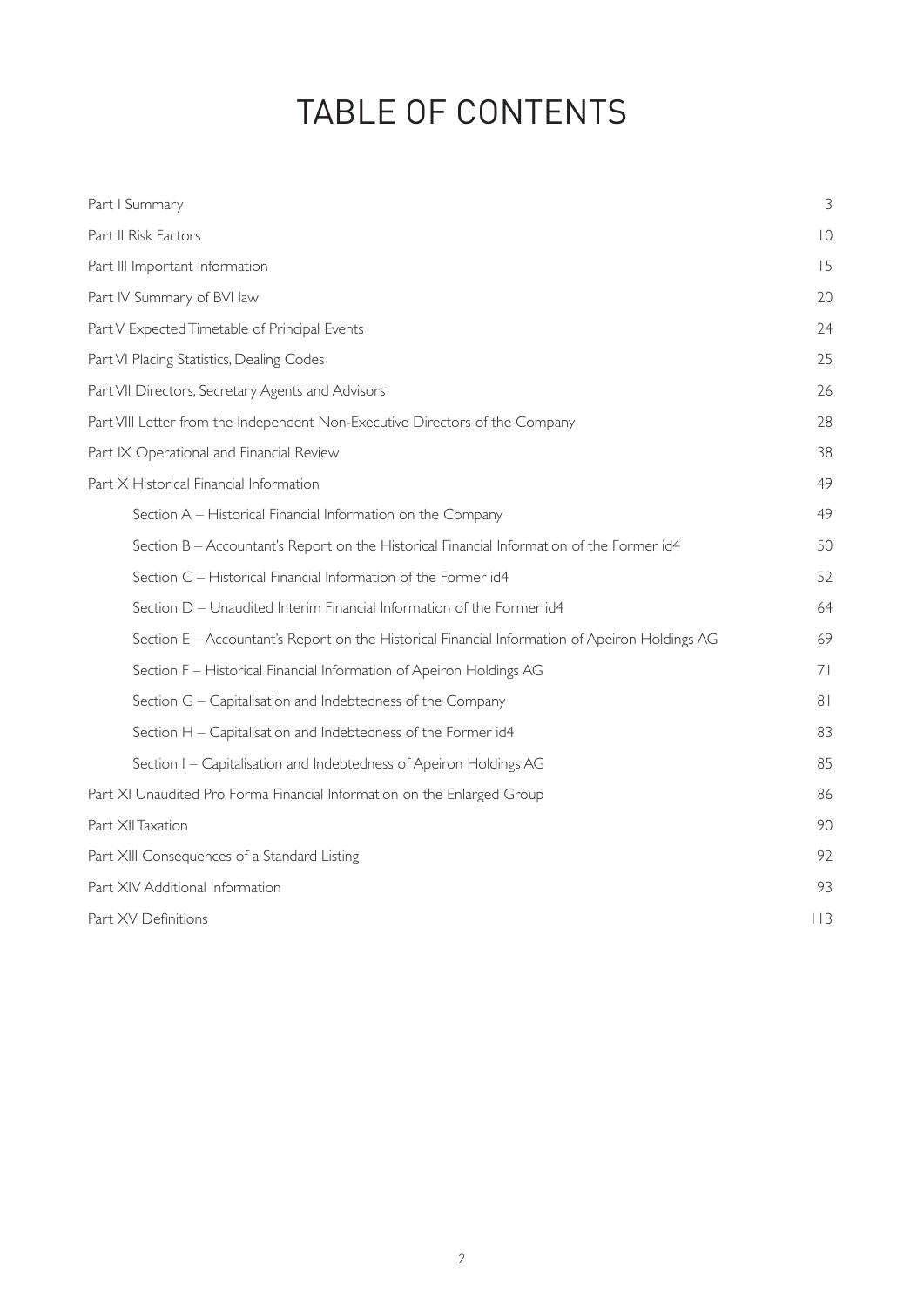# TABLE OF CONTENTS

| | |
|---|---|
| Part I Summary | 3 |
| Part II Risk Factors | 10 |
| Part III Important Information | 15 |
| Part IV Summary of BVI law | 20 |
| Part V Expected Timetable of Principal Events | 24 |
| Part VI Placing Statistics, Dealing Codes | 25 |
| Part VII Directors, Secretary Agents and Advisors | 26 |
| Part VIII Letter from the Independent Non-Executive Directors of the Company | 28 |
| Part IX Operational and Financial Review | 38 |
| Part X Historical Financial Information | 49 |
| Section A – Historical Financial Information on the Company | 49 |
| Section B – Accountant's Report on the Historical Financial Information of the Former id4 | 50 |
| Section C – Historical Financial Information of the Former id4 | 52 |
| Section D – Unaudited Interim Financial Information of the Former id4 | 64 |
| Section E – Accountant's Report on the Historical Financial Information of Apeiron Holdings AG | 69 |
| Section F – Historical Financial Information of Apeiron Holdings AG | 71 |
| Section G – Capitalisation and Indebtedness of the Company | 81 |
| Section H – Capitalisation and Indebtedness of the Former id4 | 83 |
| Section I – Capitalisation and Indebtedness of Apeiron Holdings AG | 85 |
| Part XI Unaudited Pro Forma Financial Information on the Enlarged Group | 86 |
| Part XII Taxation | 90 |
| Part XIII Consequences of a Standard Listing | 92 |
| Part XIV Additional Information | 93 |
| Part XV Definitions | 113 |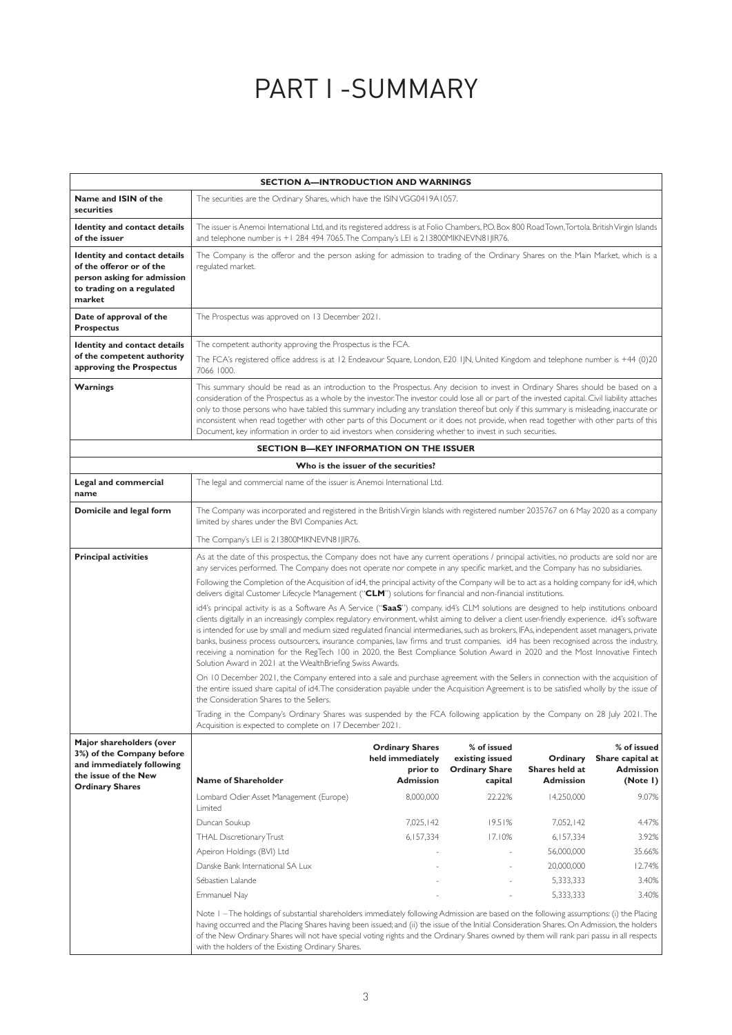# PART I - SUMMARY

| **SECTION A—INTRODUCTION AND WARNINGS** | |
|---|---|
| **Name and ISIN of the securities** | The securities are the Ordinary Shares, which have the ISIN VGG0419A1057. |
| **Identity and contact details of the issuer** | The issuer is Anemoi International Ltd, and its registered address is at Folio Chambers, P.O. Box 800 Road Town, Tortola. British Virgin Islands and telephone number is +1 284 494 7065. The Company's LEI is 213800MIKNEVN81JIR76. |
| **Identity and contact details of the offeror or of the person asking for admission to trading on a regulated market** | The Company is the offeror and the person asking for admission to trading of the Ordinary Shares on the Main Market, which is a regulated market. |
| **Date of approval of the Prospectus** | The Prospectus was approved on 13 December 2021. |
| **Identity and contact details of the competent authority approving the Prospectus** | The competent authority approving the Prospectus is the FCA.<br><br>The FCA's registered office address is at 12 Endeavour Square, London, E20 1JN, United Kingdom and telephone number is +44 (0)20 7066 1000. |
| **Warnings** | This summary should be read as an introduction to the Prospectus. Any decision to invest in Ordinary Shares should be based on a consideration of the Prospectus as a whole by the investor. The investor could lose all or part of the invested capital. Civil liability attaches only to those persons who have tabled this summary including any translation thereof but only if this summary is misleading, inaccurate or inconsistent when read together with other parts of this Document or it does not provide, when read together with other parts of this Document, key information in order to aid investors when considering whether to invest in such securities. |

| **SECTION B—KEY INFORMATION ON THE ISSUER** | |
|---|---|
| **Who is the issuer of the securities?** | |
| **Legal and commercial name** | The legal and commercial name of the issuer is Anemoi International Ltd. |
| **Domicile and legal form** | The Company was incorporated and registered in the British Virgin Islands with registered number 2035767 on 6 May 2020 as a company limited by shares under the BVI Companies Act.<br><br>The Company's LEI is 213800MIKNEVN81JIR76. |
| **Principal activities** | As at the date of this prospectus, the Company does not have any current operations / principal activities, no products are sold nor are any services performed. The Company does not operate nor compete in any specific market, and the Company has no subsidiaries.<br><br>Following the Completion of the Acquisition of id4, the principal activity of the Company will be to act as a holding company for id4, which delivers digital Customer Lifecycle Management ("**CLM**") solutions for financial and non-financial institutions.<br><br>id4's principal activity is as a Software As A Service ("**SaaS**") company. id4's CLM solutions are designed to help institutions onboard clients digitally in an increasingly complex regulatory environment, whilst aiming to deliver a client user-friendly experience. id4's software is intended for use by small and medium sized regulated financial intermediaries, such as brokers, IFAs, independent asset managers, private banks, business process outsourcers, insurance companies, law firms and trust companies. id4 has been recognised across the industry, receiving a nomination for the RegTech 100 in 2020, the Best Compliance Solution Award in 2020 and the Most Innovative Fintech Solution Award in 2021 at the WealthBriefing Swiss Awards.<br><br>On 10 December 2021, the Company entered into a sale and purchase agreement with the Sellers in connection with the acquisition of the entire issued share capital of id4. The consideration payable under the Acquisition Agreement is to be satisfied wholly by the issue of the Consideration Shares to the Sellers.<br><br>Trading in the Company's Ordinary Shares was suspended by the FCA following application by the Company on 28 July 2021. The Acquisition is expected to complete on 17 December 2021. |

**Major shareholders (over 3%) of the Company before and immediately following the issue of the New Ordinary Shares**

| Name of Shareholder | Ordinary Shares held immediately prior to Admission | % of issued existing issued Ordinary Share capital | Ordinary Shares held at Admission | % of issued Share capital at Admission (Note 1) |
|---|---|---|---|---|
| Lombard Odier Asset Management (Europe) Limited | 8,000,000 | 22.22% | 14,250,000 | 9.07% |
| Duncan Soukup | 7,025,142 | 19.51% | 7,052,142 | 4.47% |
| THAL Discretionary Trust | 6,157,334 | 17.10% | 6,157,334 | 3.92% |
| Apeiron Holdings (BVI) Ltd | - | - | 56,000,000 | 35.66% |
| Danske Bank International SA Lux | - | - | 20,000,000 | 12.74% |
| Sébastien Lalande | - | - | 5,333,333 | 3.40% |
| Emmanuel Nay | - | - | 5,333,333 | 3.40% |

Note 1 – The holdings of substantial shareholders immediately following Admission are based on the following assumptions: (i) the Placing having occurred and the Placing Shares having been issued; and (ii) the issue of the Initial Consideration Shares. On Admission, the holders of the New Ordinary Shares will not have special voting rights and the Ordinary Shares owned by them will rank pari passu in all respects with the holders of the Existing Ordinary Shares.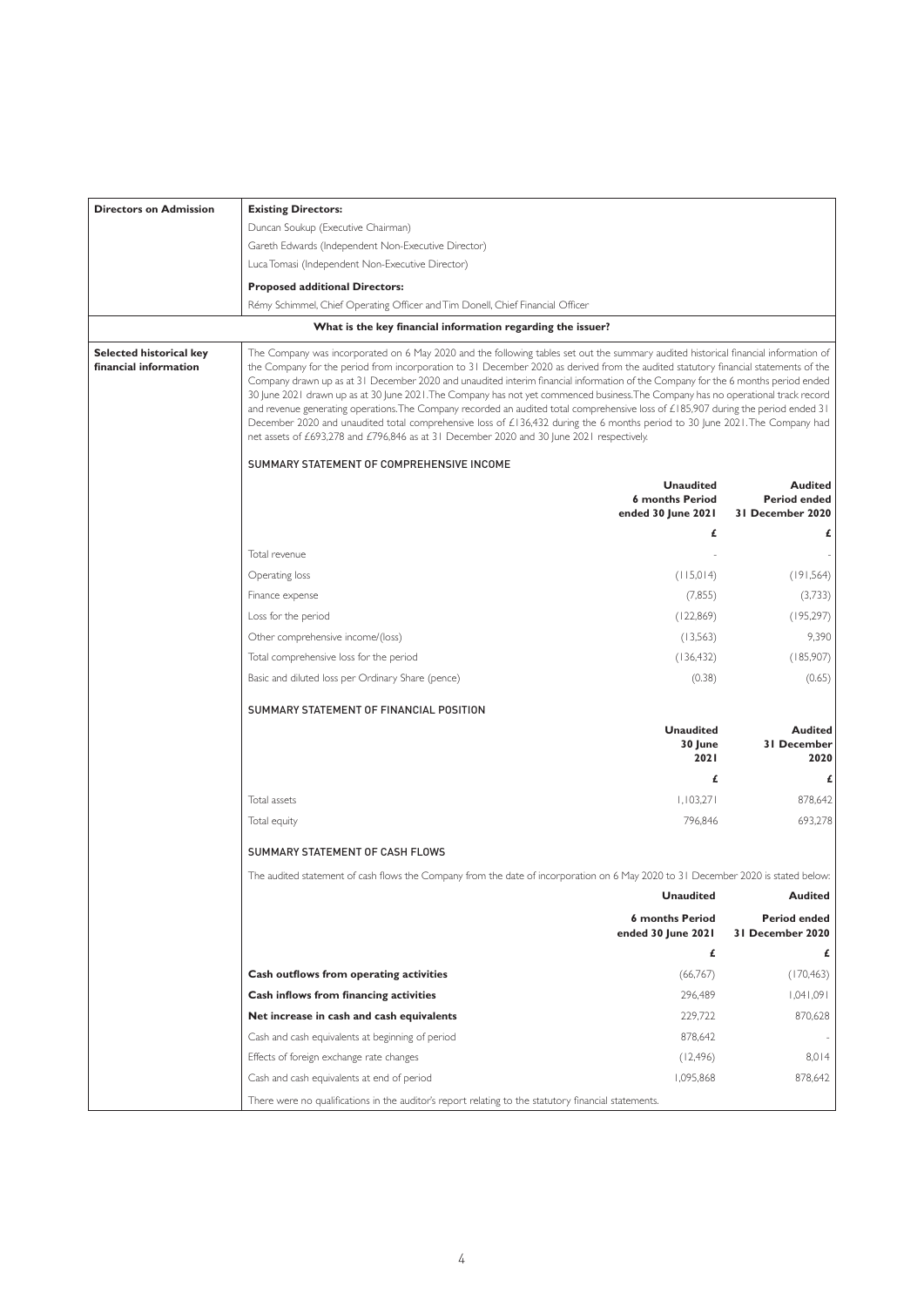| **Directors on Admission** | **Existing Directors:**<br>Duncan Soukup (Executive Chairman)<br>Gareth Edwards (Independent Non-Executive Director)<br>Luca Tomasi (Independent Non-Executive Director)<br>**Proposed additional Directors:**<br>Rémy Schimmel, Chief Operating Officer and Tim Donell, Chief Financial Officer |
|---|---|

**What is the key financial information regarding the issuer?**

**Selected historical key financial information**

The Company was incorporated on 6 May 2020 and the following tables set out the summary audited historical financial information of the Company for the period from incorporation to 31 December 2020 as derived from the audited statutory financial statements of the Company drawn up as at 31 December 2020 and unaudited interim financial information of the Company for the 6 months period ended 30 June 2021 drawn up as at 30 June 2021. The Company has not yet commenced business. The Company has no operational track record and revenue generating operations. The Company recorded an audited total comprehensive loss of £185,907 during the period ended 31 December 2020 and unaudited total comprehensive loss of £136,432 during the 6 months period to 30 June 2021. The Company had net assets of £693,278 and £796,846 as at 31 December 2020 and 30 June 2021 respectively.

SUMMARY STATEMENT OF COMPREHENSIVE INCOME

| | **Unaudited 6 months Period ended 30 June 2021** | **Audited Period ended 31 December 2020** |
|---|---|---|
| | **£** | **£** |
| Total revenue | - | - |
| Operating loss | (115,014) | (191,564) |
| Finance expense | (7,855) | (3,733) |
| Loss for the period | (122,869) | (195,297) |
| Other comprehensive income/(loss) | (13,563) | 9,390 |
| Total comprehensive loss for the period | (136,432) | (185,907) |
| Basic and diluted loss per Ordinary Share (pence) | (0.38) | (0.65) |

SUMMARY STATEMENT OF FINANCIAL POSITION

| | **Unaudited 30 June 2021** | **Audited 31 December 2020** |
|---|---|---|
| | **£** | **£** |
| Total assets | 1,103,271 | 878,642 |
| Total equity | 796,846 | 693,278 |

SUMMARY STATEMENT OF CASH FLOWS

The audited statement of cash flows the Company from the date of incorporation on 6 May 2020 to 31 December 2020 is stated below:

| | **Unaudited** | **Audited** |
|---|---|---|
| | **6 months Period ended 30 June 2021** | **Period ended 31 December 2020** |
| | **£** | **£** |
| **Cash outflows from operating activities** | (66,767) | (170,463) |
| **Cash inflows from financing activities** | 296,489 | 1,041,091 |
| **Net increase in cash and cash equivalents** | 229,722 | 870,628 |
| Cash and cash equivalents at beginning of period | 878,642 | - |
| Effects of foreign exchange rate changes | (12,496) | 8,014 |
| Cash and cash equivalents at end of period | 1,095,868 | 878,642 |

There were no qualifications in the auditor's report relating to the statutory financial statements.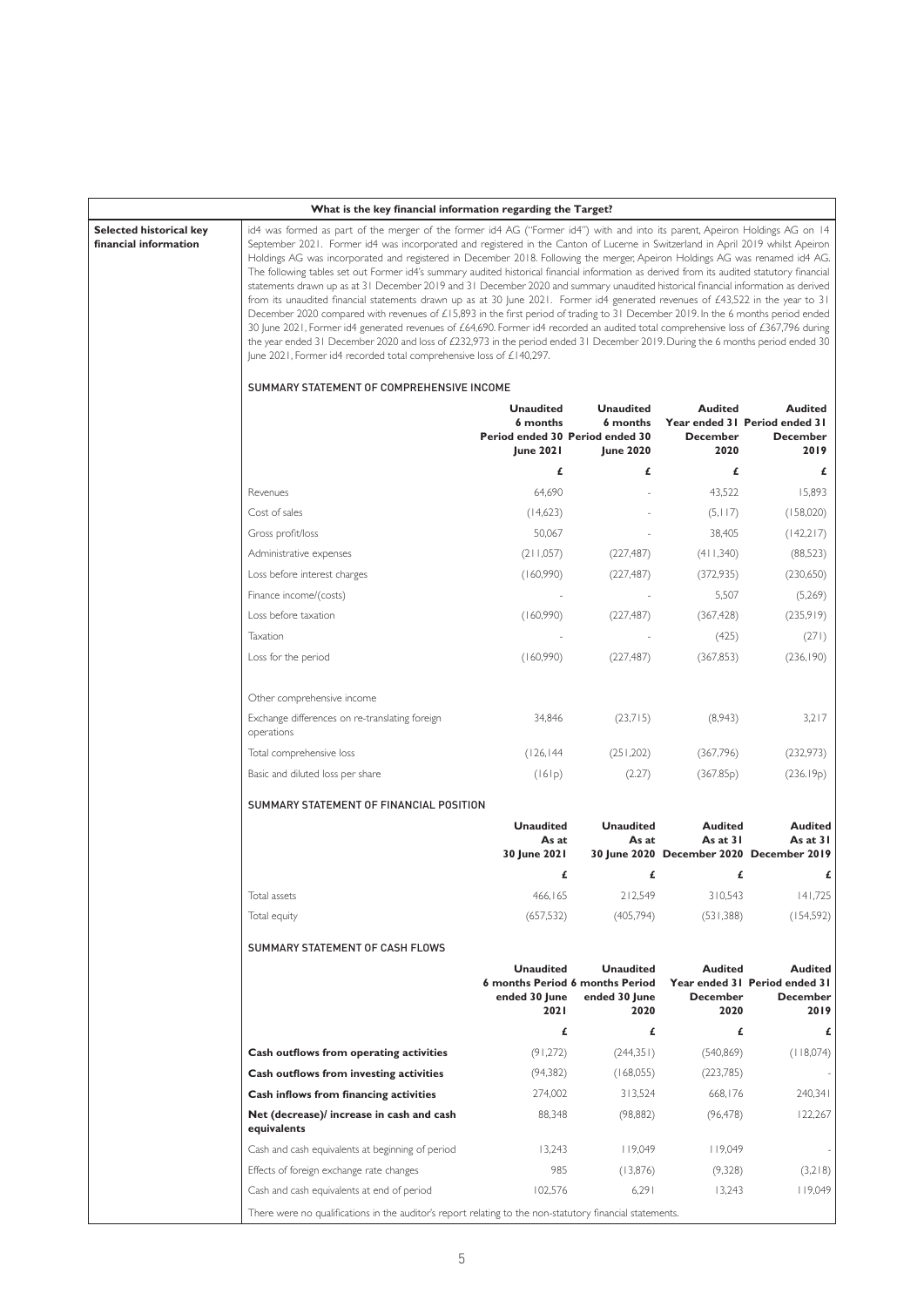**What is the key financial information regarding the Target?**

**Selected historical key financial information**

id4 was formed as part of the merger of the former id4 AG ("Former id4") with and into its parent, Apeiron Holdings AG on 14 September 2021. Former id4 was incorporated and registered in the Canton of Lucerne in Switzerland in April 2019 whilst Apeiron Holdings AG was incorporated and registered in December 2018. Following the merger, Apeiron Holdings AG was renamed id4 AG. The following tables set out Former id4's summary audited historical financial information as derived from its audited statutory financial statements drawn up as at 31 December 2019 and 31 December 2020 and summary unaudited historical financial information as derived from its unaudited financial statements drawn up as at 30 June 2021. Former id4 generated revenues of £43,522 in the year to 31 December 2020 compared with revenues of £15,893 in the first period of trading to 31 December 2019. In the 6 months period ended 30 June 2021, Former id4 generated revenues of £64,690. Former id4 recorded an audited total comprehensive loss of £367,796 during the year ended 31 December 2020 and loss of £232,973 in the period ended 31 December 2019. During the 6 months period ended 30 June 2021, Former id4 recorded total comprehensive loss of £140,297.

SUMMARY STATEMENT OF COMPREHENSIVE INCOME

| | Unaudited 6 months Period ended 30 June 2021 | Unaudited 6 months Period ended 30 June 2020 | Audited Year ended 31 December 2020 | Audited Period ended 31 December 2019 |
|---|---|---|---|---|
| | £ | £ | £ | £ |
| Revenues | 64,690 | - | 43,522 | 15,893 |
| Cost of sales | (14,623) | - | (5,117) | (158,020) |
| Gross profit/loss | 50,067 | - | 38,405 | (142,217) |
| Administrative expenses | (211,057) | (227,487) | (411,340) | (88,523) |
| Loss before interest charges | (160,990) | (227,487) | (372,935) | (230,650) |
| Finance income/(costs) | - | - | 5,507 | (5,269) |
| Loss before taxation | (160,990) | (227,487) | (367,428) | (235,919) |
| Taxation | - | - | (425) | (271) |
| Loss for the period | (160,990) | (227,487) | (367,853) | (236,190) |
| Other comprehensive income | | | | |
| Exchange differences on re-translating foreign operations | 34,846 | (23,715) | (8,943) | 3,217 |
| Total comprehensive loss | (126,144 | (251,202) | (367,796) | (232,973) |
| Basic and diluted loss per share | (161p) | (2.27) | (367.85p) | (236.19p) |

SUMMARY STATEMENT OF FINANCIAL POSITION

| | Unaudited As at 30 June 2021 | Unaudited As at 30 June 2020 | Audited As at 31 December 2020 | Audited As at 31 December 2019 |
|---|---|---|---|---|
| | £ | £ | £ | £ |
| Total assets | 466,165 | 212,549 | 310,543 | 141,725 |
| Total equity | (657,532) | (405,794) | (531,388) | (154,592) |

SUMMARY STATEMENT OF CASH FLOWS

| | Unaudited 6 months Period ended 30 June 2021 | Unaudited 6 months Period ended 30 June 2020 | Audited Year ended 31 December 2020 | Audited Period ended 31 December 2019 |
|---|---|---|---|---|
| | £ | £ | £ | £ |
| **Cash outflows from operating activities** | (91,272) | (244,351) | (540,869) | (118,074) |
| **Cash outflows from investing activities** | (94,382) | (168,055) | (223,785) | - |
| **Cash inflows from financing activities** | 274,002 | 313,524 | 668,176 | 240,341 |
| **Net (decrease)/ increase in cash and cash equivalents** | 88,348 | (98,882) | (96,478) | 122,267 |
| Cash and cash equivalents at beginning of period | 13,243 | 119,049 | 119,049 | - |
| Effects of foreign exchange rate changes | 985 | (13,876) | (9,328) | (3,218) |
| Cash and cash equivalents at end of period | 102,576 | 6,291 | 13,243 | 119,049 |

There were no qualifications in the auditor's report relating to the non-statutory financial statements.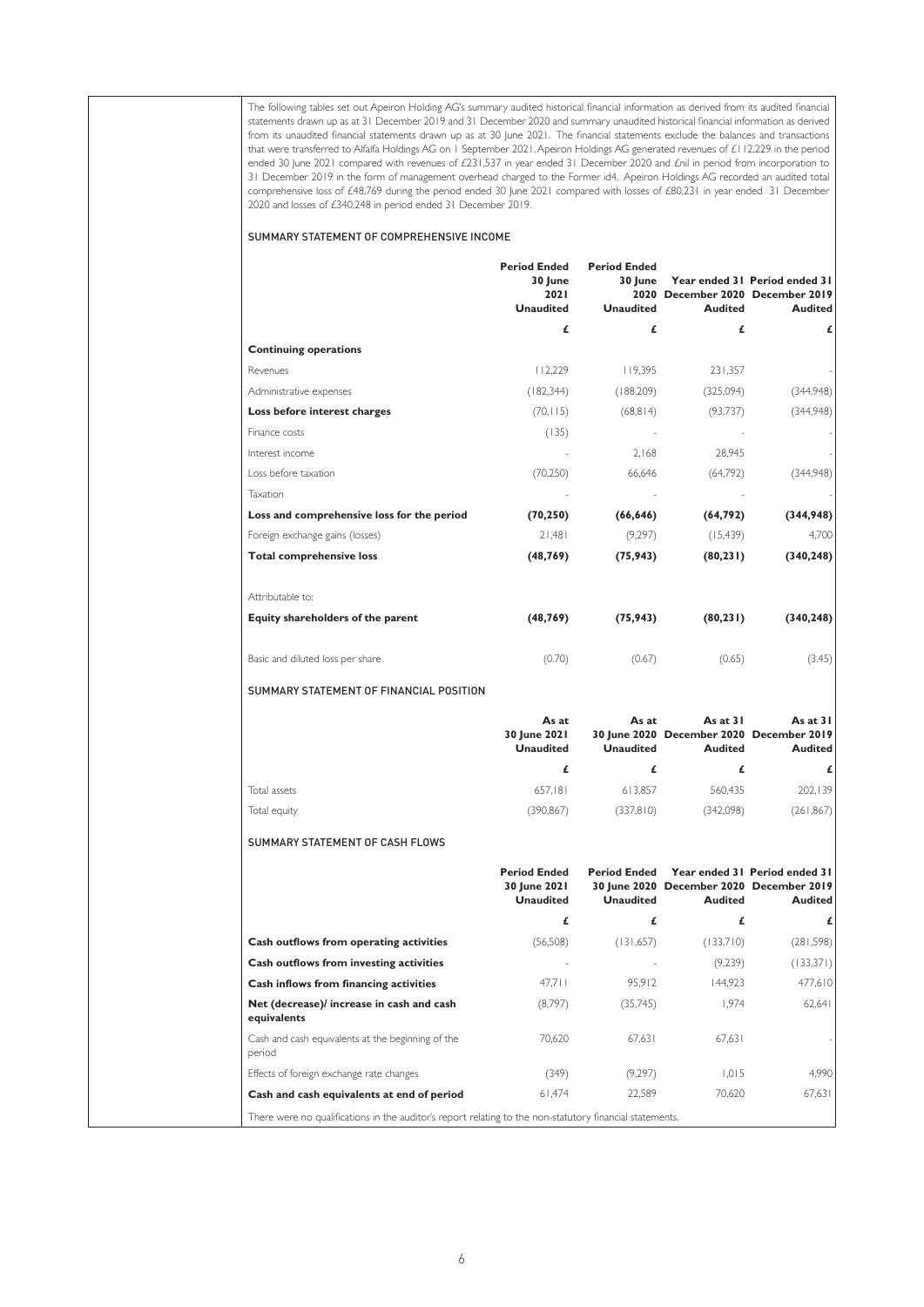The following tables set out Apeiron Holding AG's summary audited historical financial information as derived from its audited financial statements drawn up as at 31 December 2019 and 31 December 2020 and summary unaudited historical financial information as derived from its unaudited financial statements drawn up as at 30 June 2021. The financial statements exclude the balances and transactions that were transferred to Alfalfa Holdings AG on 1 September 2021. Apeiron Holdings AG generated revenues of £112,229 in the period ended 30 June 2021 compared with revenues of £231,537 in year ended 31 December 2020 and £nil in period from incorporation to 31 December 2019 in the form of management overhead charged to the Former id4. Apeiron Holdings AG recorded an audited total comprehensive loss of £48,769 during the period ended 30 June 2021 compared with losses of £80,231 in year ended 31 December 2020 and losses of £340,248 in period ended 31 December 2019.

SUMMARY STATEMENT OF COMPREHENSIVE INCOME

| | Period Ended 30 June 2021 Unaudited | Period Ended 30 June 2020 Unaudited | Year ended 31 December 2020 Audited | Period ended 31 December 2019 Audited |
|---|---|---|---|---|
| | £ | £ | £ | £ |
| **Continuing operations** | | | | |
| Revenues | 112,229 | 119,395 | 231,357 | - |
| Administrative expenses | (182,344) | (188,209) | (325,094) | (344,948) |
| **Loss before interest charges** | (70,115) | (68,814) | (93,737) | (344,948) |
| Finance costs | (135) | - | - | - |
| Interest income | - | 2,168 | 28,945 | - |
| Loss before taxation | (70,250) | 66,646 | (64,792) | (344,948) |
| Taxation | - | - | - | - |
| **Loss and comprehensive loss for the period** | **(70,250)** | **(66,646)** | **(64,792)** | **(344,948)** |
| Foreign exchange gains (losses) | 21,481 | (9,297) | (15,439) | 4,700 |
| **Total comprehensive loss** | **(48,769)** | **(75,943)** | **(80,231)** | **(340,248)** |
| Attributable to: | | | | |
| **Equity shareholders of the parent** | **(48,769)** | **(75,943)** | **(80,231)** | **(340,248)** |
| Basic and diluted loss per share | (0.70) | (0.67) | (0.65) | (3.45) |

SUMMARY STATEMENT OF FINANCIAL POSITION

| | As at 30 June 2021 Unaudited | As at 30 June 2020 Unaudited | As at 31 December 2020 Audited | As at 31 December 2019 Audited |
|---|---|---|---|---|
| | £ | £ | £ | £ |
| Total assets | 657,181 | 613,857 | 560,435 | 202,139 |
| Total equity | (390,867) | (337,810) | (342,098) | (261,867) |

SUMMARY STATEMENT OF CASH FLOWS

| | Period Ended 30 June 2021 Unaudited | Period Ended 30 June 2020 Unaudited | Year ended 31 December 2020 Audited | Period ended 31 December 2019 Audited |
|---|---|---|---|---|
| | £ | £ | £ | £ |
| **Cash outflows from operating activities** | (56,508) | (131,657) | (133,710) | (281,598) |
| **Cash outflows from investing activities** | - | - | (9,239) | (133,371) |
| **Cash inflows from financing activities** | 47,711 | 95,912 | 144,923 | 477,610 |
| **Net (decrease)/ increase in cash and cash equivalents** | (8,797) | (35,745) | 1,974 | 62,641 |
| Cash and cash equivalents at the beginning of the period | 70,620 | 67,631 | 67,631 | - |
| Effects of foreign exchange rate changes | (349) | (9,297) | 1,015 | 4,990 |
| **Cash and cash equivalents at end of period** | 61,474 | 22,589 | 70,620 | 67,631 |

There were no qualifications in the auditor's report relating to the non-statutory financial statements.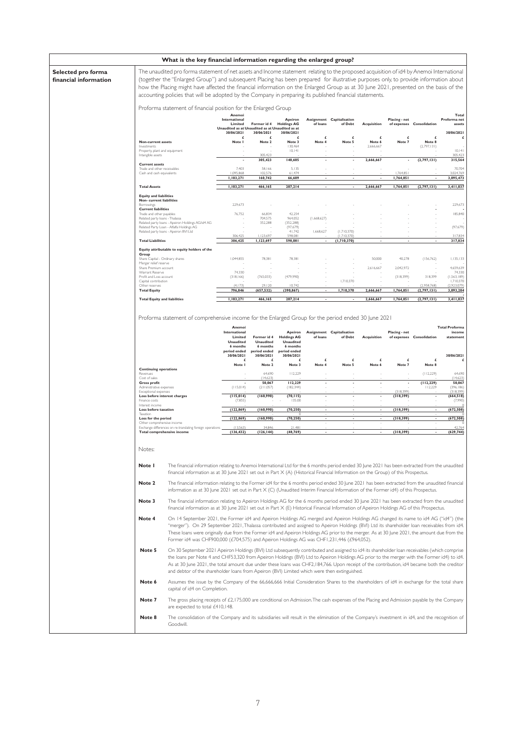## What is the key financial information regarding the enlarged group?

**Selected pro forma financial information**

The unaudited pro forma statement of net assets and Income statement relating to the proposed acquisition of id4 by Anemoi International (together the "Enlarged Group") and subsequent Placing has been prepared for illustrative purposes only, to provide information about how the Placing might have affected the financial information on the Enlarged Group as at 30 June 2021, presented on the basis of the accounting policies that will be adopted by the Company in preparing its published financial statements.

Proforma statement of financial position for the Enlarged Group

| | Anemoi International Limited Unaudited as at 30/06/2021 | Former id 4 Unaudited as at 30/06/2021 | Apeiron Holdings AG Unaudited as at 30/06/2021 | Assignment of loans | Capitalisation of Debt | Acquisition | Placing - net of expenses | Consolidation | Total Proforma net assets 30/06/2021 |
|---|---|---|---|---|---|---|---|---|---|
| | £ | £ | £ | £ | £ | £ | £ | £ | £ |
| | Note 1 | Note 2 | Note 3 | Note 4 | Note 5 | Note 6 | Note 7 | Note 8 | |
| **Non-current assets** | | | | | | | | | |
| Investments | - | - | 130,464 | - | - | 2,666,667 | - | (2,797,131) | - |
| Property, plant and equipment | - | - | 10,141 | - | - | - | - | - | 10,141 |
| Intangible assets | - | 305,423 | - | - | - | - | - | - | 305,423 |
| | - | **305,423** | **140,605** | - | - | **2,666,667** | - | **(2,797,131)** | **315,564** |
| **Current assets** | | | | | | | | | |
| Trade and other receivables | 7,403 | 58,166 | 5,135 | - | - | - | - | - | 70,704 |
| Cash and cash equivalents | 1,095,868 | 102,576 | 61,474 | - | - | - | 1,764,851 | - | 3,024,769 |
| | **1,103,271** | **160,742** | **66,609** | - | - | - | **1,764,851** | - | **3,095,473** |
| **Total Assets** | **1,103,271** | **466,165** | **207,214** | - | - | **2,666,667** | **1,764,851** | **(2,797,131)** | **3,411,037** |
| **Equity and Liabilities** | | | | | | | | | |
| **Non- current liabilities** | | | | | | | | | |
| Borrowings | 229,673 | - | - | - | - | - | - | - | 229,673 |
| **Current liabilities** | | | | | | | | | - |
| Trade and other payables | 76,752 | 66,834 | 42,254 | - | - | - | - | - | 185,840 |
| Related party loans - Thalassa | - | 704,575 | 964,052 | (1,668,627) | - | - | - | - | - |
| Related party loans - Apeiron Holdings AG/id4 AG | - | 352,288 | (352,288) | - | - | - | - | - | - |
| Related Party Loan - Alfalfa Holdings AG | - | - | (97,679) | - | - | - | - | - | (97,679) |
| Related party loans - Apeiron BVI Ltd | - | - | 41,742 | 1,668,627 | (1,710,370) | - | - | - | - |
| | 306,425 | 1,123,697 | 598,081 | - | (1,710,370) | - | - | - | 317,834 |
| **Total Liabilities** | **306,425** | **1,123,697** | **598,081** | - | **(1,710,370)** | - | - | - | **317,834** |
| **Equity attributable to equity holders of the Group** | | | | | | | | | |
| Share Capital - Ordinary shares | 1,044,855 | 78,381 | 78,381 | - | - | 50,000 | 40,278 | (156,762) | 1,135,133 |
| Merger relief reserve | - | - | - | - | - | - | - | - | - |
| Share Premium account | - | - | - | - | - | 2,616,667 | 2,042,972 | - | 4,659,639 |
| Warrant Reserve | 74,330 | - | - | - | - | - | - | - | 74,330 |
| Profit and Loss account | (318,166) | (765,033) | (479,990) | - | - | - | (318,399) | 318,399 | (1,563,189) |
| Capital contribution | - | - | - | - | 1,710,370 | - | - | - | 1,710,370 |
| Other reserves | (4,173) | 29,120 | 10,742 | - | - | - | - | (2,958,768) | (2,923,079) |
| **Total Equity** | **796,846** | **(657,532)** | **(390,867)** | - | **1,710,370** | **2,666,667** | **1,764,851** | **(2,797,131)** | **3,093,204** |
| **Total Equity and liabilities** | **1,103,271** | **466,165** | **207,214** | - | - | **2,666,667** | **1,764,851** | **(2,797,131)** | **3,411,037** |

Proforma statement of comprehensive income for the Enlarged Group for the period ended 30 June 2021

| | Anemoi International Limited Unaudited 6 months period ended 30/06/2021 | Former id 4 Unaudited 6 months period ended 30/06/2021 | Apeiron Holdings AG Unaudited 6 months period ended 30/06/2021 | Assignment of loans | Capitalisation of Debt | Acquisition | Placing - net of expenses | Consolidation | Total Proforma income statement 30/06/2021 |
|---|---|---|---|---|---|---|---|---|---|
| | £ | £ | £ | £ | £ | £ | £ | £ | £ |
| | Note 1 | Note 2 | Note 3 | Note 4 | Note 5 | Note 6 | Note 7 | Note 8 | |
| **Continuing operations** | | | | | | | | | |
| Revenues | - | 64,690 | 112,229 | - | - | - | - | (112,229) | 64,690 |
| Cost of sales | - | (14,623) | - | - | - | - | - | - | (14,623) |
| **Gross profit** | - | **50,067** | **112,229** | - | - | - | - | **(112,229)** | **50,067** |
| Administrative expenses | (115,014) | (211,057) | (182,344) | - | - | - | - | 112,229 | (396,186) |
| Exceptional expenses | - | - | - | - | - | - | (318,399) | - | (318,399) |
| **Loss before interest charges** | **(115,014)** | **(160,990)** | **(70,115)** | - | - | - | **(318,399)** | - | **(664,518)** |
| Finance costs | (7,855) | - | - 135.00 | - | - | - | - | - | (7,990) |
| Interest income | - | - | - | - | - | - | - | - | 0 |
| **Loss before taxation** | **(122,869)** | **(160,990)** | **(70,250)** | - | - | - | **(318,399)** | - | **(672,508)** |
| Taxation | - | - | 0 | - | - | - | - | - | 0 |
| **Loss for the period** | **(122,869)** | **(160,990)** | **(70,250)** | - | - | - | **(318,399)** | - | **(672,508)** |
| Other comprehensive income | - | - | - | - | - | - | - | - | 0 |
| Exchange differences on re-translating foreign operations | (13,563) | 34,846 | 21,481 | - | - | - | - | - | 42,764 |
| **Total comprehensive income** | **(136,432)** | **(126,144)** | **(48,769)** | - | - | - | **(318,399)** | - | **(629,744)** |

Notes:

**Note 1** The financial information relating to Anemoi International Ltd for the 6 months period ended 30 June 2021 has been extracted from the unaudited financial information as at 30 June 2021 set out in Part X (A) (Historical Financial Information on the Group) of this Prospectus.

**Note 2** The financial information relating to the Former id4 for the 6 months period ended 30 June 2021 has been extracted from the unaudited financial information as at 30 June 2021 set out in Part X (C) (Unaudited Interim Financial Information of the Former id4) of this Prospectus.

**Note 3** The financial information relating to Apeiron Holdings AG for the 6 months period ended 30 June 2021 has been extracted from the unaudited financial information as at 30 June 2021 set out in Part X (E) Historical Financial Information of Apeiron Holdings AG of this Prospectus.

**Note 4** On 14 September 2021, the Former id4 and Apeiron Holdings AG merged and Apeiron Holdings AG changed its name to id4 AG ("id4") (the "merger"). On 29 September 2021, Thalassa contributed and assigned to Apeiron Holdings (BVI) Ltd its shareholder loan receivables from id4. These loans were originally due from the Former id4 and Apeiron Holdings AG prior to the merger. As at 30 June 2021, the amount due from the Former id4 was CHF900,000 (£704,575) and Apeiron Holdings AG was CHF1,231,446 (£964,052).

**Note 5** On 30 September 2021 Apeiron Holdings (BVI) Ltd subsequently contributed and assigned to id4 its shareholder loan receivables (which comprise the loans per Note 4 and CHF53,320 from Apeiron Holdings (BVI) Ltd to Apeiron Holdings AG prior to the merger with the Former id4) to id4. As at 30 June 2021, the total amount due under these loans was CHF2,184,766. Upon receipt of the contribution, id4 became both the creditor and debtor of the shareholder loans from Apeiron (BVI) Limited which were then extinguished.

**Note 6** Assumes the issue by the Company of the 66,666,666 Initial Consideration Shares to the shareholders of id4 in exchange for the total share capital of id4 on Completion.

**Note 7** The gross placing receipts of £2,175,000 are conditional on Admission. The cash expenses of the Placing and Admission payable by the Company are expected to total £410,148.

**Note 8** The consolidation of the Company and its subsidiaries will result in the elimination of the Company's investment in id4, and the recognition of Goodwill.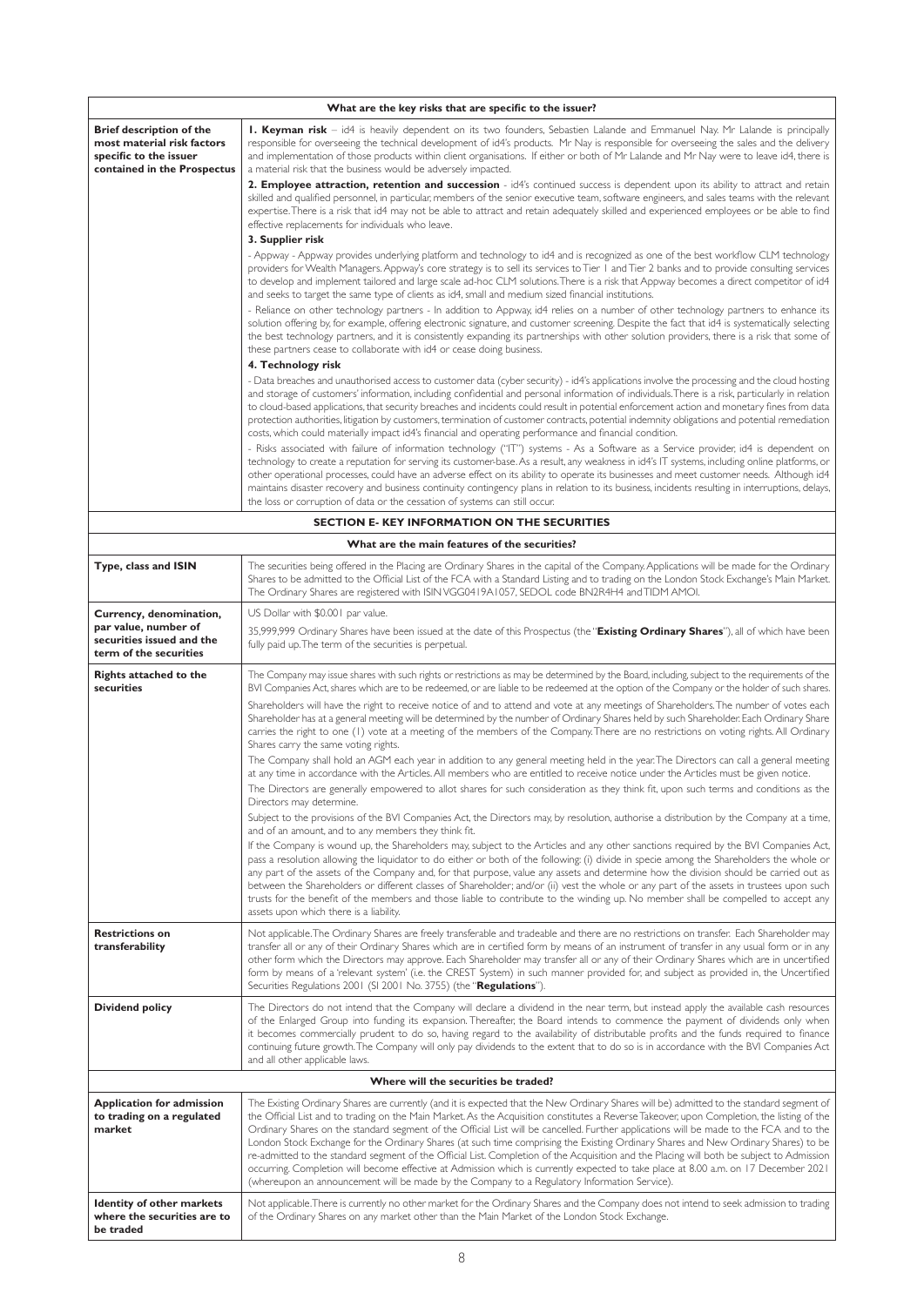| What are the key risks that are specific to the issuer? | |
|---|---|
| **Brief description of the most material risk factors specific to the issuer contained in the Prospectus** | **1. Keyman risk** – id4 is heavily dependent on its two founders, Sebastien Lalande and Emmanuel Nay. Mr Lalande is principally responsible for overseeing the technical development of id4's products. Mr Nay is responsible for overseeing the sales and the delivery and implementation of those products within client organisations. If either or both of Mr Lalande and Mr Nay were to leave id4, there is a material risk that the business would be adversely impacted.<br><br>**2. Employee attraction, retention and succession** - id4's continued success is dependent upon its ability to attract and retain skilled and qualified personnel, in particular, members of the senior executive team, software engineers, and sales teams with the relevant expertise. There is a risk that id4 may not be able to attract and retain adequately skilled and experienced employees or be able to find effective replacements for individuals who leave.<br><br>**3. Supplier risk**<br><br>- Appway - Appway provides underlying platform and technology to id4 and is recognized as one of the best workflow CLM technology providers for Wealth Managers. Appway's core strategy is to sell its services to Tier 1 and Tier 2 banks and to provide consulting services to develop and implement tailored and large scale ad-hoc CLM solutions. There is a risk that Appway becomes a direct competitor of id4 and seeks to target the same type of clients as id4, small and medium sized financial institutions.<br><br>- Reliance on other technology partners - In addition to Appway, id4 relies on a number of other technology partners to enhance its solution offering by, for example, offering electronic signature, and customer screening. Despite the fact that id4 is systematically selecting the best technology partners, and it is consistently expanding its partnerships with other solution providers, there is a risk that some of these partners cease to collaborate with id4 or cease doing business.<br><br>**4. Technology risk**<br><br>- Data breaches and unauthorised access to customer data (cyber security) - id4's applications involve the processing and the cloud hosting and storage of customers' information, including confidential and personal information of individuals. There is a risk, particularly in relation to cloud-based applications, that security breaches and incidents could result in potential enforcement action and monetary fines from data protection authorities, litigation by customers, termination of customer contracts, potential indemnity obligations and potential remediation costs, which could materially impact id4's financial and operating performance and financial condition.<br><br>- Risks associated with failure of information technology ("IT") systems - As a Software as a Service provider, id4 is dependent on technology to create a reputation for serving its customer-base. As a result, any weakness in id4's IT systems, including online platforms, or other operational processes, could have an adverse effect on its ability to operate its businesses and meet customer needs. Although id4 maintains disaster recovery and business continuity contingency plans in relation to its business, incidents resulting in interruptions, delays, the loss or corruption of data or the cessation of systems can still occur. |

## SECTION E- KEY INFORMATION ON THE SECURITIES

| What are the main features of the securities? | |
|---|---|
| **Type, class and ISIN** | The securities being offered in the Placing are Ordinary Shares in the capital of the Company. Applications will be made for the Ordinary Shares to be admitted to the Official List of the FCA with a Standard Listing and to trading on the London Stock Exchange's Main Market. The Ordinary Shares are registered with ISIN VGG0419A1057, SEDOL code BN2R4H4 and TIDM AMOI. |
| **Currency, denomination, par value, number of securities issued and the term of the securities** | US Dollar with $0.001 par value.<br><br>35,999,999 Ordinary Shares have been issued at the date of this Prospectus (the "**Existing Ordinary Shares**"), all of which have been fully paid up. The term of the securities is perpetual. |
| **Rights attached to the securities** | The Company may issue shares with such rights or restrictions as may be determined by the Board, including, subject to the requirements of the BVI Companies Act, shares which are to be redeemed, or are liable to be redeemed at the option of the Company or the holder of such shares.<br><br>Shareholders will have the right to receive notice of and to attend and vote at any meetings of Shareholders. The number of votes each Shareholder has at a general meeting will be determined by the number of Ordinary Shares held by such Shareholder. Each Ordinary Share carries the right to one (1) vote at a meeting of the members of the Company. There are no restrictions on voting rights. All Ordinary Shares carry the same voting rights.<br><br>The Company shall hold an AGM each year in addition to any general meeting held in the year. The Directors can call a general meeting at any time in accordance with the Articles. All members who are entitled to receive notice under the Articles must be given notice.<br><br>The Directors are generally empowered to allot shares for such consideration as they think fit, upon such terms and conditions as the Directors may determine.<br><br>Subject to the provisions of the BVI Companies Act, the Directors may, by resolution, authorise a distribution by the Company at a time, and of an amount, and to any members they think fit.<br><br>If the Company is wound up, the Shareholders may, subject to the Articles and any other sanctions required by the BVI Companies Act, pass a resolution allowing the liquidator to do either or both of the following: (i) divide in specie among the Shareholders the whole or any part of the assets of the Company and, for that purpose, value any assets and determine how the division should be carried out as between the Shareholders or different classes of Shareholder; and/or (ii) vest the whole or any part of the assets in trustees upon such trusts for the benefit of the members and those liable to contribute to the winding up. No member shall be compelled to accept any assets upon which there is a liability. |
| **Restrictions on transferability** | Not applicable. The Ordinary Shares are freely transferable and tradeable and there are no restrictions on transfer. Each Shareholder may transfer all or any of their Ordinary Shares which are in certified form by means of an instrument of transfer in any usual form or in any other form which the Directors may approve. Each Shareholder may transfer all or any of their Ordinary Shares which are in uncertified form by means of a 'relevant system' (i.e. the CREST System) in such manner provided for, and subject as provided in, the Uncertified Securities Regulations 2001 (SI 2001 No. 3755) (the "**Regulations**"). |
| **Dividend policy** | The Directors do not intend that the Company will declare a dividend in the near term, but instead apply the available cash resources of the Enlarged Group into funding its expansion. Thereafter, the Board intends to commence the payment of dividends only when it becomes commercially prudent to do so, having regard to the availability of distributable profits and the funds required to finance continuing future growth. The Company will only pay dividends to the extent that to do so is in accordance with the BVI Companies Act and all other applicable laws. |

| Where will the securities be traded? | |
|---|---|
| **Application for admission to trading on a regulated market** | The Existing Ordinary Shares are currently (and it is expected that the New Ordinary Shares will be) admitted to the standard segment of the Official List and to trading on the Main Market. As the Acquisition constitutes a Reverse Takeover, upon Completion, the listing of the Ordinary Shares on the standard segment of the Official List will be cancelled. Further applications will be made to the FCA and to the London Stock Exchange for the Ordinary Shares (at such time comprising the Existing Ordinary Shares and New Ordinary Shares) to be re-admitted to the standard segment of the Official List. Completion of the Acquisition and the Placing will both be subject to Admission occurring. Completion will become effective at Admission which is currently expected to take place at 8.00 a.m. on 17 December 2021 (whereupon an announcement will be made by the Company to a Regulatory Information Service). |
| **Identity of other markets where the securities are to be traded** | Not applicable. There is currently no other market for the Ordinary Shares and the Company does not intend to seek admission to trading of the Ordinary Shares on any market other than the Main Market of the London Stock Exchange. |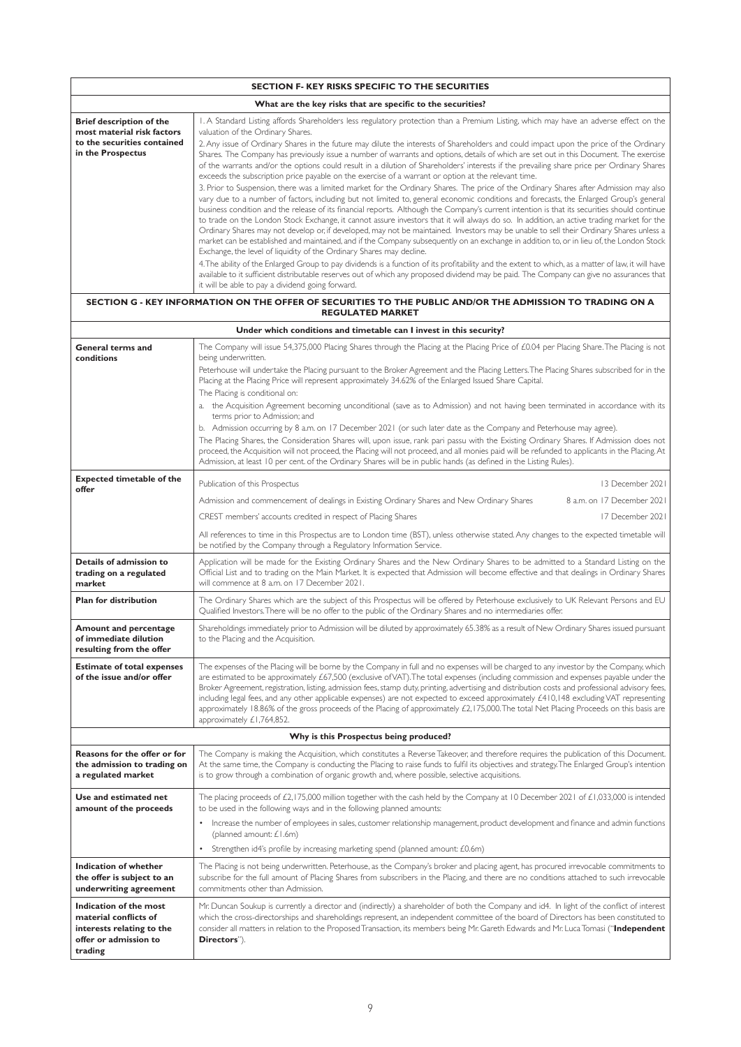| SECTION F- KEY RISKS SPECIFIC TO THE SECURITIES | |
|---|---|
| **What are the key risks that are specific to the securities?** | |
| **Brief description of the most material risk factors to the securities contained in the Prospectus** | 1. A Standard Listing affords Shareholders less regulatory protection than a Premium Listing, which may have an adverse effect on the valuation of the Ordinary Shares.<br>2. Any issue of Ordinary Shares in the future may dilute the interests of Shareholders and could impact upon the price of the Ordinary Shares. The Company has previously issue a number of warrants and options, details of which are set out in this Document. The exercise of the warrants and/or the options could result in a dilution of Shareholders' interests if the prevailing share price per Ordinary Shares exceeds the subscription price payable on the exercise of a warrant or option at the relevant time.<br>3. Prior to Suspension, there was a limited market for the Ordinary Shares. The price of the Ordinary Shares after Admission may also vary due to a number of factors, including but not limited to, general economic conditions and forecasts, the Enlarged Group's general business condition and the release of its financial reports. Although the Company's current intention is that its securities should continue to trade on the London Stock Exchange, it cannot assure investors that it will always do so. In addition, an active trading market for the Ordinary Shares may not develop or, if developed, may not be maintained. Investors may be unable to sell their Ordinary Shares unless a market can be established and maintained, and if the Company subsequently on an exchange in addition to, or in lieu of, the London Stock Exchange, the level of liquidity of the Ordinary Shares may decline.<br>4. The ability of the Enlarged Group to pay dividends is a function of its profitability and the extent to which, as a matter of law, it will have available to it sufficient distributable reserves out of which any proposed dividend may be paid. The Company can give no assurances that it will be able to pay a dividend going forward. |

| SECTION G - KEY INFORMATION ON THE OFFER OF SECURITIES TO THE PUBLIC AND/OR THE ADMISSION TO TRADING ON A REGULATED MARKET | | |
|---|---|---|
| **Under which conditions and timetable can I invest in this security?** | | |
| **General terms and conditions** | The Company will issue 54,375,000 Placing Shares through the Placing at the Placing Price of £0.04 per Placing Share. The Placing is not being underwritten.<br>Peterhouse will undertake the Placing pursuant to the Broker Agreement and the Placing Letters. The Placing Shares subscribed for in the Placing at the Placing Price will represent approximately 34.62% of the Enlarged Issued Share Capital.<br>The Placing is conditional on:<br>a. the Acquisition Agreement becoming unconditional (save as to Admission) and not having been terminated in accordance with its terms prior to Admission; and<br>b. Admission occurring by 8 a.m. on 17 December 2021 (or such later date as the Company and Peterhouse may agree).<br>The Placing Shares, the Consideration Shares will, upon issue, rank pari passu with the Existing Ordinary Shares. If Admission does not proceed, the Acquisition will not proceed, the Placing will not proceed, and all monies paid will be refunded to applicants in the Placing. At Admission, at least 10 per cent. of the Ordinary Shares will be in public hands (as defined in the Listing Rules). | |
| **Expected timetable of the offer** | Publication of this Prospectus | 13 December 2021 |
| | Admission and commencement of dealings in Existing Ordinary Shares and New Ordinary Shares | 8 a.m. on 17 December 2021 |
| | CREST members' accounts credited in respect of Placing Shares | 17 December 2021 |
| | All references to time in this Prospectus are to London time (BST), unless otherwise stated. Any changes to the expected timetable will be notified by the Company through a Regulatory Information Service. | |
| **Details of admission to trading on a regulated market** | Application will be made for the Existing Ordinary Shares and the New Ordinary Shares to be admitted to a Standard Listing on the Official List and to trading on the Main Market. It is expected that Admission will become effective and that dealings in Ordinary Shares will commence at 8 a.m. on 17 December 2021. | |
| **Plan for distribution** | The Ordinary Shares which are the subject of this Prospectus will be offered by Peterhouse exclusively to UK Relevant Persons and EU Qualified Investors. There will be no offer to the public of the Ordinary Shares and no intermediaries offer. | |
| **Amount and percentage of immediate dilution resulting from the offer** | Shareholdings immediately prior to Admission will be diluted by approximately 65.38% as a result of New Ordinary Shares issued pursuant to the Placing and the Acquisition. | |
| **Estimate of total expenses of the issue and/or offer** | The expenses of the Placing will be borne by the Company in full and no expenses will be charged to any investor by the Company, which are estimated to be approximately £67,500 (exclusive of VAT). The total expenses (including commission and expenses payable under the Broker Agreement, registration, listing, admission fees, stamp duty, printing, advertising and distribution costs and professional advisory fees, including legal fees, and any other applicable expenses) are not expected to exceed approximately £410,148 excluding VAT representing approximately 18.86% of the gross proceeds of the Placing of approximately £2,175,000. The total Net Placing Proceeds on this basis are approximately £1,764,852. | |
| **Why is this Prospectus being produced?** | | |
| **Reasons for the offer or for the admission to trading on a regulated market** | The Company is making the Acquisition, which constitutes a Reverse Takeover, and therefore requires the publication of this Document. At the same time, the Company is conducting the Placing to raise funds to fulfil its objectives and strategy. The Enlarged Group's intention is to grow through a combination of organic growth and, where possible, selective acquisitions. | |
| **Use and estimated net amount of the proceeds** | The placing proceeds of £2,175,000 million together with the cash held by the Company at 10 December 2021 of £1,033,000 is intended to be used in the following ways and in the following planned amounts:<br>• Increase the number of employees in sales, customer relationship management, product development and finance and admin functions (planned amount: £1.6m)<br>• Strengthen id4's profile by increasing marketing spend (planned amount: £0.6m) | |
| **Indication of whether the offer is subject to an underwriting agreement** | The Placing is not being underwritten. Peterhouse, as the Company's broker and placing agent, has procured irrevocable commitments to subscribe for the full amount of Placing Shares from subscribers in the Placing, and there are no conditions attached to such irrevocable commitments other than Admission. | |
| **Indication of the most material conflicts of interests relating to the offer or admission to trading** | Mr. Duncan Soukup is currently a director and (indirectly) a shareholder of both the Company and id4. In light of the conflict of interest which the cross-directorships and shareholdings represent, an independent committee of the board of Directors has been constituted to consider all matters in relation to the Proposed Transaction, its members being Mr. Gareth Edwards and Mr. Luca Tomasi ("**Independent Directors**"). | |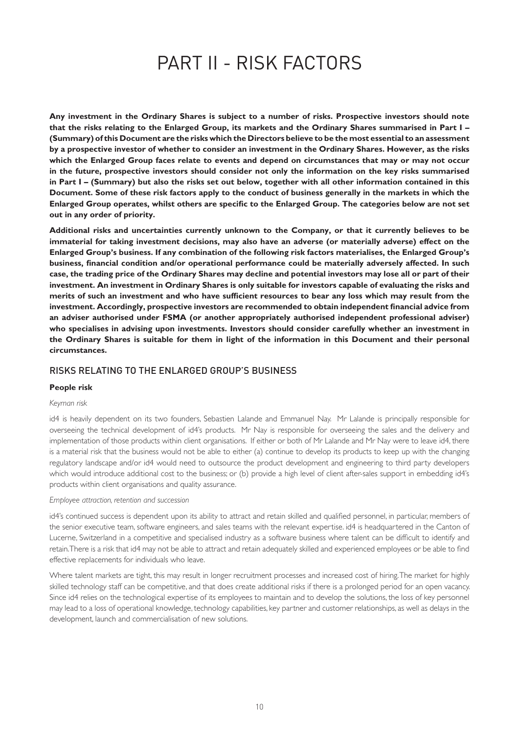# PART II - RISK FACTORS

**Any investment in the Ordinary Shares is subject to a number of risks. Prospective investors should note that the risks relating to the Enlarged Group, its markets and the Ordinary Shares summarised in Part I – (Summary) of this Document are the risks which the Directors believe to be the most essential to an assessment by a prospective investor of whether to consider an investment in the Ordinary Shares. However, as the risks which the Enlarged Group faces relate to events and depend on circumstances that may or may not occur in the future, prospective investors should consider not only the information on the key risks summarised in Part I – (Summary) but also the risks set out below, together with all other information contained in this Document. Some of these risk factors apply to the conduct of business generally in the markets in which the Enlarged Group operates, whilst others are specific to the Enlarged Group. The categories below are not set out in any order of priority.**

**Additional risks and uncertainties currently unknown to the Company, or that it currently believes to be immaterial for taking investment decisions, may also have an adverse (or materially adverse) effect on the Enlarged Group's business. If any combination of the following risk factors materialises, the Enlarged Group's business, financial condition and/or operational performance could be materially adversely affected. In such case, the trading price of the Ordinary Shares may decline and potential investors may lose all or part of their investment. An investment in Ordinary Shares is only suitable for investors capable of evaluating the risks and merits of such an investment and who have sufficient resources to bear any loss which may result from the investment. Accordingly, prospective investors are recommended to obtain independent financial advice from an adviser authorised under FSMA (or another appropriately authorised independent professional adviser) who specialises in advising upon investments. Investors should consider carefully whether an investment in the Ordinary Shares is suitable for them in light of the information in this Document and their personal circumstances.**

## RISKS RELATING TO THE ENLARGED GROUP'S BUSINESS

### People risk

*Keyman risk*

id4 is heavily dependent on its two founders, Sebastien Lalande and Emmanuel Nay. Mr Lalande is principally responsible for overseeing the technical development of id4's products. Mr Nay is responsible for overseeing the sales and the delivery and implementation of those products within client organisations. If either or both of Mr Lalande and Mr Nay were to leave id4, there is a material risk that the business would not be able to either (a) continue to develop its products to keep up with the changing regulatory landscape and/or id4 would need to outsource the product development and engineering to third party developers which would introduce additional cost to the business; or (b) provide a high level of client after-sales support in embedding id4's products within client organisations and quality assurance.

*Employee attraction, retention and succession*

id4's continued success is dependent upon its ability to attract and retain skilled and qualified personnel, in particular, members of the senior executive team, software engineers, and sales teams with the relevant expertise. id4 is headquartered in the Canton of Lucerne, Switzerland in a competitive and specialised industry as a software business where talent can be difficult to identify and retain. There is a risk that id4 may not be able to attract and retain adequately skilled and experienced employees or be able to find effective replacements for individuals who leave.

Where talent markets are tight, this may result in longer recruitment processes and increased cost of hiring. The market for highly skilled technology staff can be competitive, and that does create additional risks if there is a prolonged period for an open vacancy. Since id4 relies on the technological expertise of its employees to maintain and to develop the solutions, the loss of key personnel may lead to a loss of operational knowledge, technology capabilities, key partner and customer relationships, as well as delays in the development, launch and commercialisation of new solutions.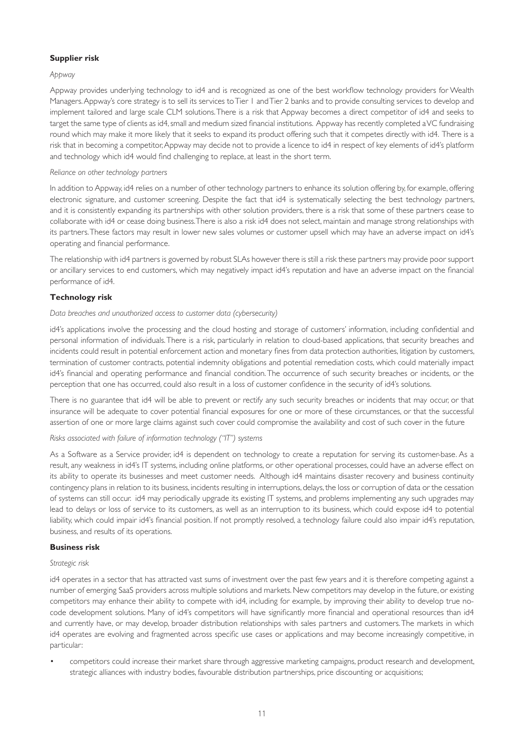**Supplier risk**

*Appway*

Appway provides underlying technology to id4 and is recognized as one of the best workflow technology providers for Wealth Managers. Appway's core strategy is to sell its services to Tier 1 and Tier 2 banks and to provide consulting services to develop and implement tailored and large scale CLM solutions. There is a risk that Appway becomes a direct competitor of id4 and seeks to target the same type of clients as id4, small and medium sized financial institutions. Appway has recently completed a VC fundraising round which may make it more likely that it seeks to expand its product offering such that it competes directly with id4. There is a risk that in becoming a competitor, Appway may decide not to provide a licence to id4 in respect of key elements of id4's platform and technology which id4 would find challenging to replace, at least in the short term.

*Reliance on other technology partners*

In addition to Appway, id4 relies on a number of other technology partners to enhance its solution offering by, for example, offering electronic signature, and customer screening. Despite the fact that id4 is systematically selecting the best technology partners, and it is consistently expanding its partnerships with other solution providers, there is a risk that some of these partners cease to collaborate with id4 or cease doing business. There is also a risk id4 does not select, maintain and manage strong relationships with its partners. These factors may result in lower new sales volumes or customer upsell which may have an adverse impact on id4's operating and financial performance.

The relationship with id4 partners is governed by robust SLAs however there is still a risk these partners may provide poor support or ancillary services to end customers, which may negatively impact id4's reputation and have an adverse impact on the financial performance of id4.

**Technology risk**

*Data breaches and unauthorized access to customer data (cybersecurity)*

id4's applications involve the processing and the cloud hosting and storage of customers' information, including confidential and personal information of individuals. There is a risk, particularly in relation to cloud-based applications, that security breaches and incidents could result in potential enforcement action and monetary fines from data protection authorities, litigation by customers, termination of customer contracts, potential indemnity obligations and potential remediation costs, which could materially impact id4's financial and operating performance and financial condition. The occurrence of such security breaches or incidents, or the perception that one has occurred, could also result in a loss of customer confidence in the security of id4's solutions.

There is no guarantee that id4 will be able to prevent or rectify any such security breaches or incidents that may occur, or that insurance will be adequate to cover potential financial exposures for one or more of these circumstances, or that the successful assertion of one or more large claims against such cover could compromise the availability and cost of such cover in the future

*Risks associated with failure of information technology ("IT") systems*

As a Software as a Service provider, id4 is dependent on technology to create a reputation for serving its customer-base. As a result, any weakness in id4's IT systems, including online platforms, or other operational processes, could have an adverse effect on its ability to operate its businesses and meet customer needs. Although id4 maintains disaster recovery and business continuity contingency plans in relation to its business, incidents resulting in interruptions, delays, the loss or corruption of data or the cessation of systems can still occur. id4 may periodically upgrade its existing IT systems, and problems implementing any such upgrades may lead to delays or loss of service to its customers, as well as an interruption to its business, which could expose id4 to potential liability, which could impair id4's financial position. If not promptly resolved, a technology failure could also impair id4's reputation, business, and results of its operations.

**Business risk**

*Strategic risk*

id4 operates in a sector that has attracted vast sums of investment over the past few years and it is therefore competing against a number of emerging SaaS providers across multiple solutions and markets. New competitors may develop in the future, or existing competitors may enhance their ability to compete with id4, including for example, by improving their ability to develop true no-code development solutions. Many of id4's competitors will have significantly more financial and operational resources than id4 and currently have, or may develop, broader distribution relationships with sales partners and customers. The markets in which id4 operates are evolving and fragmented across specific use cases or applications and may become increasingly competitive, in particular:

- competitors could increase their market share through aggressive marketing campaigns, product research and development, strategic alliances with industry bodies, favourable distribution partnerships, price discounting or acquisitions;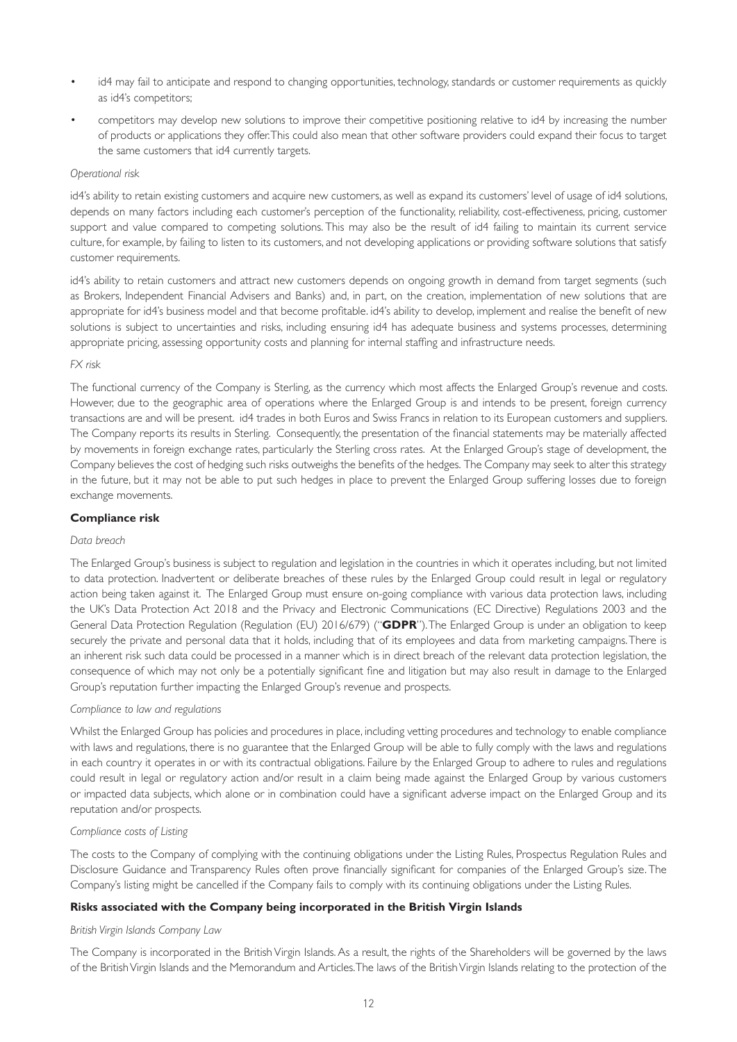- id4 may fail to anticipate and respond to changing opportunities, technology, standards or customer requirements as quickly as id4's competitors;
- competitors may develop new solutions to improve their competitive positioning relative to id4 by increasing the number of products or applications they offer. This could also mean that other software providers could expand their focus to target the same customers that id4 currently targets.

*Operational risk*

id4's ability to retain existing customers and acquire new customers, as well as expand its customers' level of usage of id4 solutions, depends on many factors including each customer's perception of the functionality, reliability, cost-effectiveness, pricing, customer support and value compared to competing solutions. This may also be the result of id4 failing to maintain its current service culture, for example, by failing to listen to its customers, and not developing applications or providing software solutions that satisfy customer requirements.

id4's ability to retain customers and attract new customers depends on ongoing growth in demand from target segments (such as Brokers, Independent Financial Advisers and Banks) and, in part, on the creation, implementation of new solutions that are appropriate for id4's business model and that become profitable. id4's ability to develop, implement and realise the benefit of new solutions is subject to uncertainties and risks, including ensuring id4 has adequate business and systems processes, determining appropriate pricing, assessing opportunity costs and planning for internal staffing and infrastructure needs.

*FX risk*

The functional currency of the Company is Sterling, as the currency which most affects the Enlarged Group's revenue and costs. However, due to the geographic area of operations where the Enlarged Group is and intends to be present, foreign currency transactions are and will be present. id4 trades in both Euros and Swiss Francs in relation to its European customers and suppliers. The Company reports its results in Sterling. Consequently, the presentation of the financial statements may be materially affected by movements in foreign exchange rates, particularly the Sterling cross rates. At the Enlarged Group's stage of development, the Company believes the cost of hedging such risks outweighs the benefits of the hedges. The Company may seek to alter this strategy in the future, but it may not be able to put such hedges in place to prevent the Enlarged Group suffering losses due to foreign exchange movements.

**Compliance risk**

*Data breach*

The Enlarged Group's business is subject to regulation and legislation in the countries in which it operates including, but not limited to data protection. Inadvertent or deliberate breaches of these rules by the Enlarged Group could result in legal or regulatory action being taken against it. The Enlarged Group must ensure on-going compliance with various data protection laws, including the UK's Data Protection Act 2018 and the Privacy and Electronic Communications (EC Directive) Regulations 2003 and the General Data Protection Regulation (Regulation (EU) 2016/679) ("**GDPR**"). The Enlarged Group is under an obligation to keep securely the private and personal data that it holds, including that of its employees and data from marketing campaigns. There is an inherent risk such data could be processed in a manner which is in direct breach of the relevant data protection legislation, the consequence of which may not only be a potentially significant fine and litigation but may also result in damage to the Enlarged Group's reputation further impacting the Enlarged Group's revenue and prospects.

*Compliance to law and regulations*

Whilst the Enlarged Group has policies and procedures in place, including vetting procedures and technology to enable compliance with laws and regulations, there is no guarantee that the Enlarged Group will be able to fully comply with the laws and regulations in each country it operates in or with its contractual obligations. Failure by the Enlarged Group to adhere to rules and regulations could result in legal or regulatory action and/or result in a claim being made against the Enlarged Group by various customers or impacted data subjects, which alone or in combination could have a significant adverse impact on the Enlarged Group and its reputation and/or prospects.

*Compliance costs of Listing*

The costs to the Company of complying with the continuing obligations under the Listing Rules, Prospectus Regulation Rules and Disclosure Guidance and Transparency Rules often prove financially significant for companies of the Enlarged Group's size. The Company's listing might be cancelled if the Company fails to comply with its continuing obligations under the Listing Rules.

**Risks associated with the Company being incorporated in the British Virgin Islands**

*British Virgin Islands Company Law*

The Company is incorporated in the British Virgin Islands. As a result, the rights of the Shareholders will be governed by the laws of the British Virgin Islands and the Memorandum and Articles. The laws of the British Virgin Islands relating to the protection of the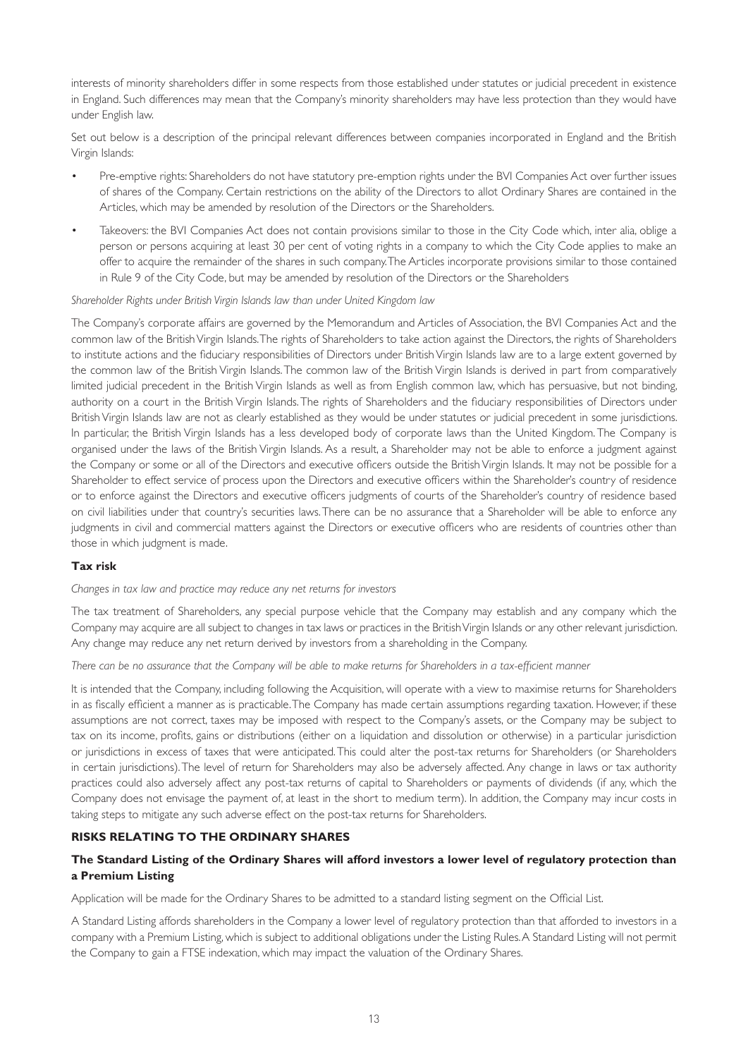interests of minority shareholders differ in some respects from those established under statutes or judicial precedent in existence in England. Such differences may mean that the Company's minority shareholders may have less protection than they would have under English law.

Set out below is a description of the principal relevant differences between companies incorporated in England and the British Virgin Islands:

- Pre-emptive rights: Shareholders do not have statutory pre-emption rights under the BVI Companies Act over further issues of shares of the Company. Certain restrictions on the ability of the Directors to allot Ordinary Shares are contained in the Articles, which may be amended by resolution of the Directors or the Shareholders.
- Takeovers: the BVI Companies Act does not contain provisions similar to those in the City Code which, inter alia, oblige a person or persons acquiring at least 30 per cent of voting rights in a company to which the City Code applies to make an offer to acquire the remainder of the shares in such company. The Articles incorporate provisions similar to those contained in Rule 9 of the City Code, but may be amended by resolution of the Directors or the Shareholders

*Shareholder Rights under British Virgin Islands law than under United Kingdom law*

The Company's corporate affairs are governed by the Memorandum and Articles of Association, the BVI Companies Act and the common law of the British Virgin Islands. The rights of Shareholders to take action against the Directors, the rights of Shareholders to institute actions and the fiduciary responsibilities of Directors under British Virgin Islands law are to a large extent governed by the common law of the British Virgin Islands. The common law of the British Virgin Islands is derived in part from comparatively limited judicial precedent in the British Virgin Islands as well as from English common law, which has persuasive, but not binding, authority on a court in the British Virgin Islands. The rights of Shareholders and the fiduciary responsibilities of Directors under British Virgin Islands law are not as clearly established as they would be under statutes or judicial precedent in some jurisdictions. In particular, the British Virgin Islands has a less developed body of corporate laws than the United Kingdom. The Company is organised under the laws of the British Virgin Islands. As a result, a Shareholder may not be able to enforce a judgment against the Company or some or all of the Directors and executive officers outside the British Virgin Islands. It may not be possible for a Shareholder to effect service of process upon the Directors and executive officers within the Shareholder's country of residence or to enforce against the Directors and executive officers judgments of courts of the Shareholder's country of residence based on civil liabilities under that country's securities laws. There can be no assurance that a Shareholder will be able to enforce any judgments in civil and commercial matters against the Directors or executive officers who are residents of countries other than those in which judgment is made.

**Tax risk**

*Changes in tax law and practice may reduce any net returns for investors*

The tax treatment of Shareholders, any special purpose vehicle that the Company may establish and any company which the Company may acquire are all subject to changes in tax laws or practices in the British Virgin Islands or any other relevant jurisdiction. Any change may reduce any net return derived by investors from a shareholding in the Company.

*There can be no assurance that the Company will be able to make returns for Shareholders in a tax-efficient manner*

It is intended that the Company, including following the Acquisition, will operate with a view to maximise returns for Shareholders in as fiscally efficient a manner as is practicable. The Company has made certain assumptions regarding taxation. However, if these assumptions are not correct, taxes may be imposed with respect to the Company's assets, or the Company may be subject to tax on its income, profits, gains or distributions (either on a liquidation and dissolution or otherwise) in a particular jurisdiction or jurisdictions in excess of taxes that were anticipated. This could alter the post-tax returns for Shareholders (or Shareholders in certain jurisdictions). The level of return for Shareholders may also be adversely affected. Any change in laws or tax authority practices could also adversely affect any post-tax returns of capital to Shareholders or payments of dividends (if any, which the Company does not envisage the payment of, at least in the short to medium term). In addition, the Company may incur costs in taking steps to mitigate any such adverse effect on the post-tax returns for Shareholders.

## RISKS RELATING TO THE ORDINARY SHARES

### The Standard Listing of the Ordinary Shares will afford investors a lower level of regulatory protection than a Premium Listing

Application will be made for the Ordinary Shares to be admitted to a standard listing segment on the Official List.

A Standard Listing affords shareholders in the Company a lower level of regulatory protection than that afforded to investors in a company with a Premium Listing, which is subject to additional obligations under the Listing Rules. A Standard Listing will not permit the Company to gain a FTSE indexation, which may impact the valuation of the Ordinary Shares.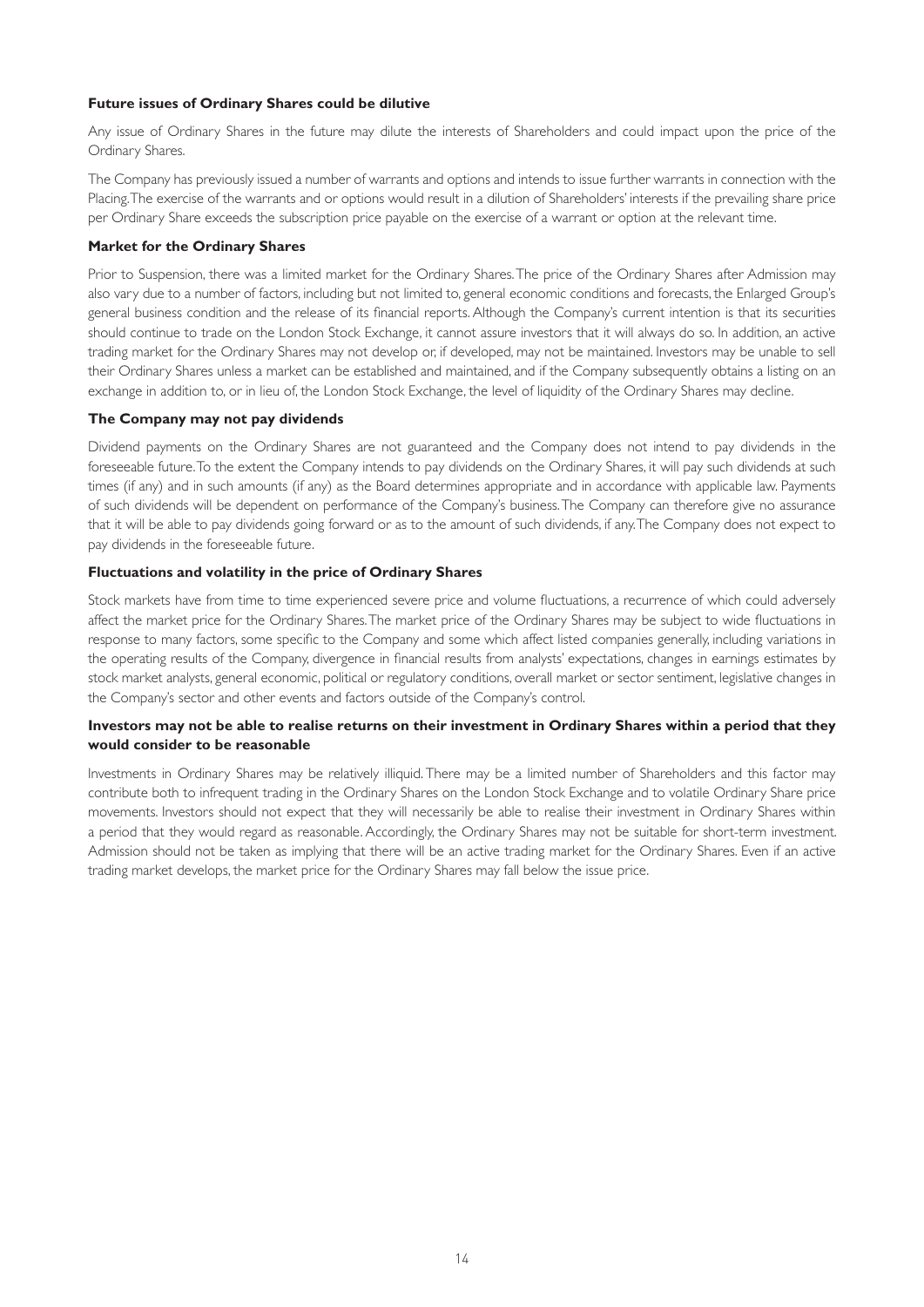**Future issues of Ordinary Shares could be dilutive**

Any issue of Ordinary Shares in the future may dilute the interests of Shareholders and could impact upon the price of the Ordinary Shares.

The Company has previously issued a number of warrants and options and intends to issue further warrants in connection with the Placing. The exercise of the warrants and or options would result in a dilution of Shareholders' interests if the prevailing share price per Ordinary Share exceeds the subscription price payable on the exercise of a warrant or option at the relevant time.

**Market for the Ordinary Shares**

Prior to Suspension, there was a limited market for the Ordinary Shares. The price of the Ordinary Shares after Admission may also vary due to a number of factors, including but not limited to, general economic conditions and forecasts, the Enlarged Group's general business condition and the release of its financial reports. Although the Company's current intention is that its securities should continue to trade on the London Stock Exchange, it cannot assure investors that it will always do so. In addition, an active trading market for the Ordinary Shares may not develop or, if developed, may not be maintained. Investors may be unable to sell their Ordinary Shares unless a market can be established and maintained, and if the Company subsequently obtains a listing on an exchange in addition to, or in lieu of, the London Stock Exchange, the level of liquidity of the Ordinary Shares may decline.

**The Company may not pay dividends**

Dividend payments on the Ordinary Shares are not guaranteed and the Company does not intend to pay dividends in the foreseeable future. To the extent the Company intends to pay dividends on the Ordinary Shares, it will pay such dividends at such times (if any) and in such amounts (if any) as the Board determines appropriate and in accordance with applicable law. Payments of such dividends will be dependent on performance of the Company's business. The Company can therefore give no assurance that it will be able to pay dividends going forward or as to the amount of such dividends, if any. The Company does not expect to pay dividends in the foreseeable future.

**Fluctuations and volatility in the price of Ordinary Shares**

Stock markets have from time to time experienced severe price and volume fluctuations, a recurrence of which could adversely affect the market price for the Ordinary Shares. The market price of the Ordinary Shares may be subject to wide fluctuations in response to many factors, some specific to the Company and some which affect listed companies generally, including variations in the operating results of the Company, divergence in financial results from analysts' expectations, changes in earnings estimates by stock market analysts, general economic, political or regulatory conditions, overall market or sector sentiment, legislative changes in the Company's sector and other events and factors outside of the Company's control.

**Investors may not be able to realise returns on their investment in Ordinary Shares within a period that they would consider to be reasonable**

Investments in Ordinary Shares may be relatively illiquid. There may be a limited number of Shareholders and this factor may contribute both to infrequent trading in the Ordinary Shares on the London Stock Exchange and to volatile Ordinary Share price movements. Investors should not expect that they will necessarily be able to realise their investment in Ordinary Shares within a period that they would regard as reasonable. Accordingly, the Ordinary Shares may not be suitable for short-term investment. Admission should not be taken as implying that there will be an active trading market for the Ordinary Shares. Even if an active trading market develops, the market price for the Ordinary Shares may fall below the issue price.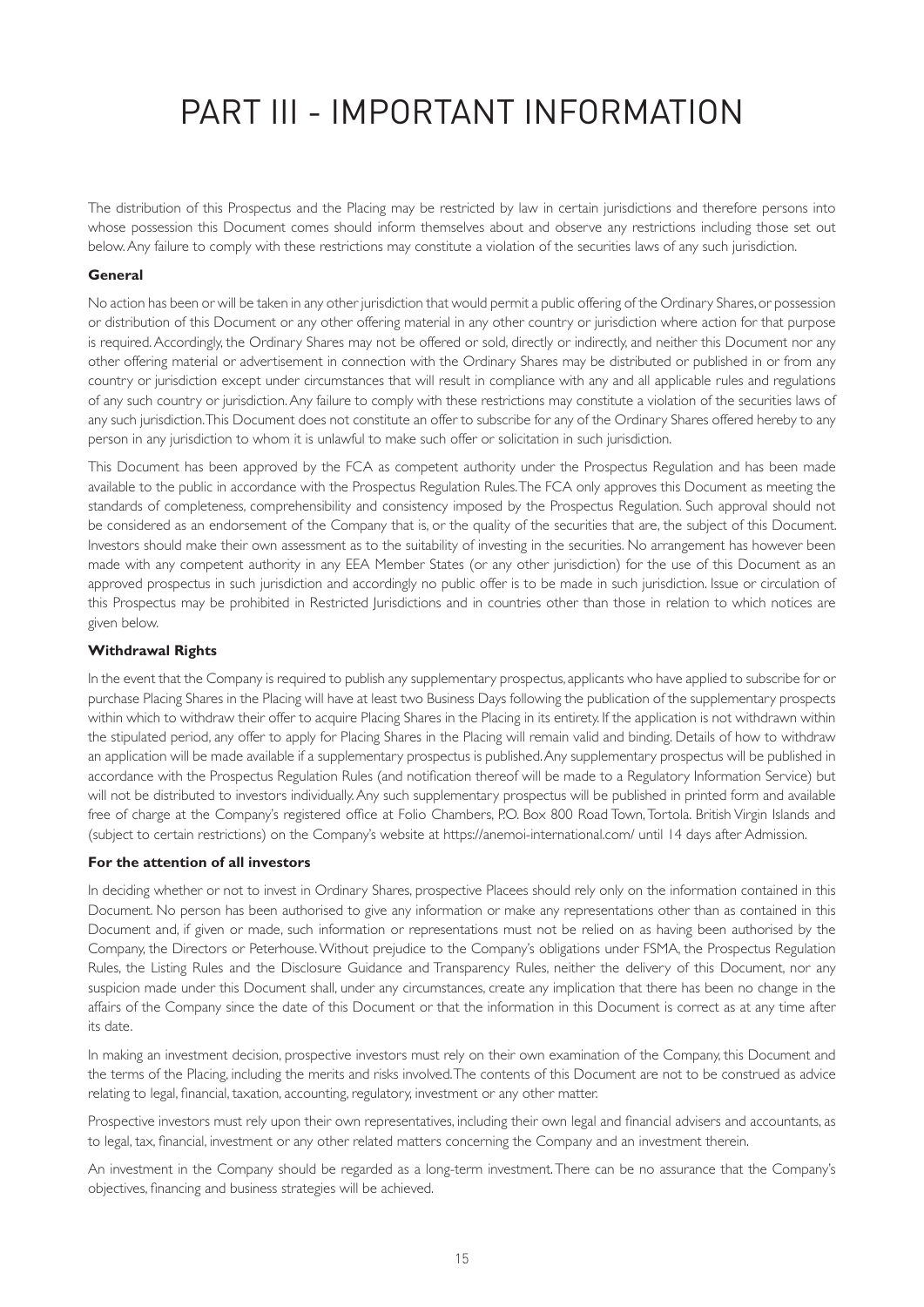# PART III - IMPORTANT INFORMATION

The distribution of this Prospectus and the Placing may be restricted by law in certain jurisdictions and therefore persons into whose possession this Document comes should inform themselves about and observe any restrictions including those set out below. Any failure to comply with these restrictions may constitute a violation of the securities laws of any such jurisdiction.

**General**

No action has been or will be taken in any other jurisdiction that would permit a public offering of the Ordinary Shares, or possession or distribution of this Document or any other offering material in any other country or jurisdiction where action for that purpose is required. Accordingly, the Ordinary Shares may not be offered or sold, directly or indirectly, and neither this Document nor any other offering material or advertisement in connection with the Ordinary Shares may be distributed or published in or from any country or jurisdiction except under circumstances that will result in compliance with any and all applicable rules and regulations of any such country or jurisdiction. Any failure to comply with these restrictions may constitute a violation of the securities laws of any such jurisdiction. This Document does not constitute an offer to subscribe for any of the Ordinary Shares offered hereby to any person in any jurisdiction to whom it is unlawful to make such offer or solicitation in such jurisdiction.

This Document has been approved by the FCA as competent authority under the Prospectus Regulation and has been made available to the public in accordance with the Prospectus Regulation Rules. The FCA only approves this Document as meeting the standards of completeness, comprehensibility and consistency imposed by the Prospectus Regulation. Such approval should not be considered as an endorsement of the Company that is, or the quality of the securities that are, the subject of this Document. Investors should make their own assessment as to the suitability of investing in the securities. No arrangement has however been made with any competent authority in any EEA Member States (or any other jurisdiction) for the use of this Document as an approved prospectus in such jurisdiction and accordingly no public offer is to be made in such jurisdiction. Issue or circulation of this Prospectus may be prohibited in Restricted Jurisdictions and in countries other than those in relation to which notices are given below.

**Withdrawal Rights**

In the event that the Company is required to publish any supplementary prospectus, applicants who have applied to subscribe for or purchase Placing Shares in the Placing will have at least two Business Days following the publication of the supplementary prospects within which to withdraw their offer to acquire Placing Shares in the Placing in its entirety. If the application is not withdrawn within the stipulated period, any offer to apply for Placing Shares in the Placing will remain valid and binding. Details of how to withdraw an application will be made available if a supplementary prospectus is published. Any supplementary prospectus will be published in accordance with the Prospectus Regulation Rules (and notification thereof will be made to a Regulatory Information Service) but will not be distributed to investors individually. Any such supplementary prospectus will be published in printed form and available free of charge at the Company's registered office at Folio Chambers, P.O. Box 800 Road Town, Tortola. British Virgin Islands and (subject to certain restrictions) on the Company's website at https://anemoi-international.com/ until 14 days after Admission.

**For the attention of all investors**

In deciding whether or not to invest in Ordinary Shares, prospective Placees should rely only on the information contained in this Document. No person has been authorised to give any information or make any representations other than as contained in this Document and, if given or made, such information or representations must not be relied on as having been authorised by the Company, the Directors or Peterhouse. Without prejudice to the Company's obligations under FSMA, the Prospectus Regulation Rules, the Listing Rules and the Disclosure Guidance and Transparency Rules, neither the delivery of this Document, nor any suspicion made under this Document shall, under any circumstances, create any implication that there has been no change in the affairs of the Company since the date of this Document or that the information in this Document is correct as at any time after its date.

In making an investment decision, prospective investors must rely on their own examination of the Company, this Document and the terms of the Placing, including the merits and risks involved. The contents of this Document are not to be construed as advice relating to legal, financial, taxation, accounting, regulatory, investment or any other matter.

Prospective investors must rely upon their own representatives, including their own legal and financial advisers and accountants, as to legal, tax, financial, investment or any other related matters concerning the Company and an investment therein.

An investment in the Company should be regarded as a long-term investment. There can be no assurance that the Company's objectives, financing and business strategies will be achieved.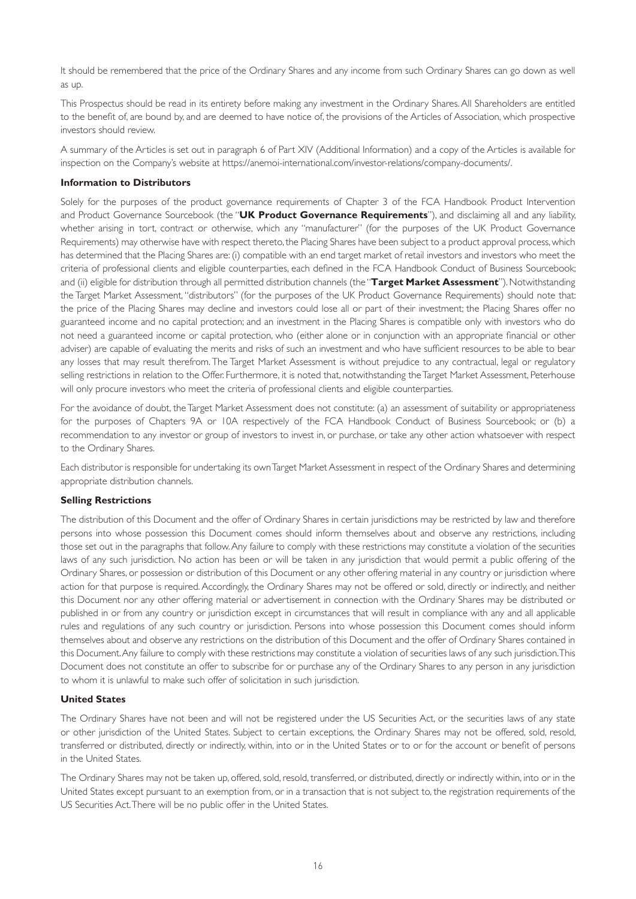It should be remembered that the price of the Ordinary Shares and any income from such Ordinary Shares can go down as well as up.

This Prospectus should be read in its entirety before making any investment in the Ordinary Shares. All Shareholders are entitled to the benefit of, are bound by, and are deemed to have notice of, the provisions of the Articles of Association, which prospective investors should review.

A summary of the Articles is set out in paragraph 6 of Part XIV (Additional Information) and a copy of the Articles is available for inspection on the Company's website at https://anemoi-international.com/investor-relations/company-documents/.

**Information to Distributors**

Solely for the purposes of the product governance requirements of Chapter 3 of the FCA Handbook Product Intervention and Product Governance Sourcebook (the "**UK Product Governance Requirements**"), and disclaiming all and any liability, whether arising in tort, contract or otherwise, which any "manufacturer" (for the purposes of the UK Product Governance Requirements) may otherwise have with respect thereto, the Placing Shares have been subject to a product approval process, which has determined that the Placing Shares are: (i) compatible with an end target market of retail investors and investors who meet the criteria of professional clients and eligible counterparties, each defined in the FCA Handbook Conduct of Business Sourcebook; and (ii) eligible for distribution through all permitted distribution channels (the "**Target Market Assessment**"). Notwithstanding the Target Market Assessment, "distributors" (for the purposes of the UK Product Governance Requirements) should note that: the price of the Placing Shares may decline and investors could lose all or part of their investment; the Placing Shares offer no guaranteed income and no capital protection; and an investment in the Placing Shares is compatible only with investors who do not need a guaranteed income or capital protection, who (either alone or in conjunction with an appropriate financial or other adviser) are capable of evaluating the merits and risks of such an investment and who have sufficient resources to be able to bear any losses that may result therefrom. The Target Market Assessment is without prejudice to any contractual, legal or regulatory selling restrictions in relation to the Offer. Furthermore, it is noted that, notwithstanding the Target Market Assessment, Peterhouse will only procure investors who meet the criteria of professional clients and eligible counterparties.

For the avoidance of doubt, the Target Market Assessment does not constitute: (a) an assessment of suitability or appropriateness for the purposes of Chapters 9A or 10A respectively of the FCA Handbook Conduct of Business Sourcebook; or (b) a recommendation to any investor or group of investors to invest in, or purchase, or take any other action whatsoever with respect to the Ordinary Shares.

Each distributor is responsible for undertaking its own Target Market Assessment in respect of the Ordinary Shares and determining appropriate distribution channels.

**Selling Restrictions**

The distribution of this Document and the offer of Ordinary Shares in certain jurisdictions may be restricted by law and therefore persons into whose possession this Document comes should inform themselves about and observe any restrictions, including those set out in the paragraphs that follow. Any failure to comply with these restrictions may constitute a violation of the securities laws of any such jurisdiction. No action has been or will be taken in any jurisdiction that would permit a public offering of the Ordinary Shares, or possession or distribution of this Document or any other offering material in any country or jurisdiction where action for that purpose is required. Accordingly, the Ordinary Shares may not be offered or sold, directly or indirectly, and neither this Document nor any other offering material or advertisement in connection with the Ordinary Shares may be distributed or published in or from any country or jurisdiction except in circumstances that will result in compliance with any and all applicable rules and regulations of any such country or jurisdiction. Persons into whose possession this Document comes should inform themselves about and observe any restrictions on the distribution of this Document and the offer of Ordinary Shares contained in this Document. Any failure to comply with these restrictions may constitute a violation of securities laws of any such jurisdiction. This Document does not constitute an offer to subscribe for or purchase any of the Ordinary Shares to any person in any jurisdiction to whom it is unlawful to make such offer of solicitation in such jurisdiction.

**United States**

The Ordinary Shares have not been and will not be registered under the US Securities Act, or the securities laws of any state or other jurisdiction of the United States. Subject to certain exceptions, the Ordinary Shares may not be offered, sold, resold, transferred or distributed, directly or indirectly, within, into or in the United States or to or for the account or benefit of persons in the United States.

The Ordinary Shares may not be taken up, offered, sold, resold, transferred, or distributed, directly or indirectly within, into or in the United States except pursuant to an exemption from, or in a transaction that is not subject to, the registration requirements of the US Securities Act. There will be no public offer in the United States.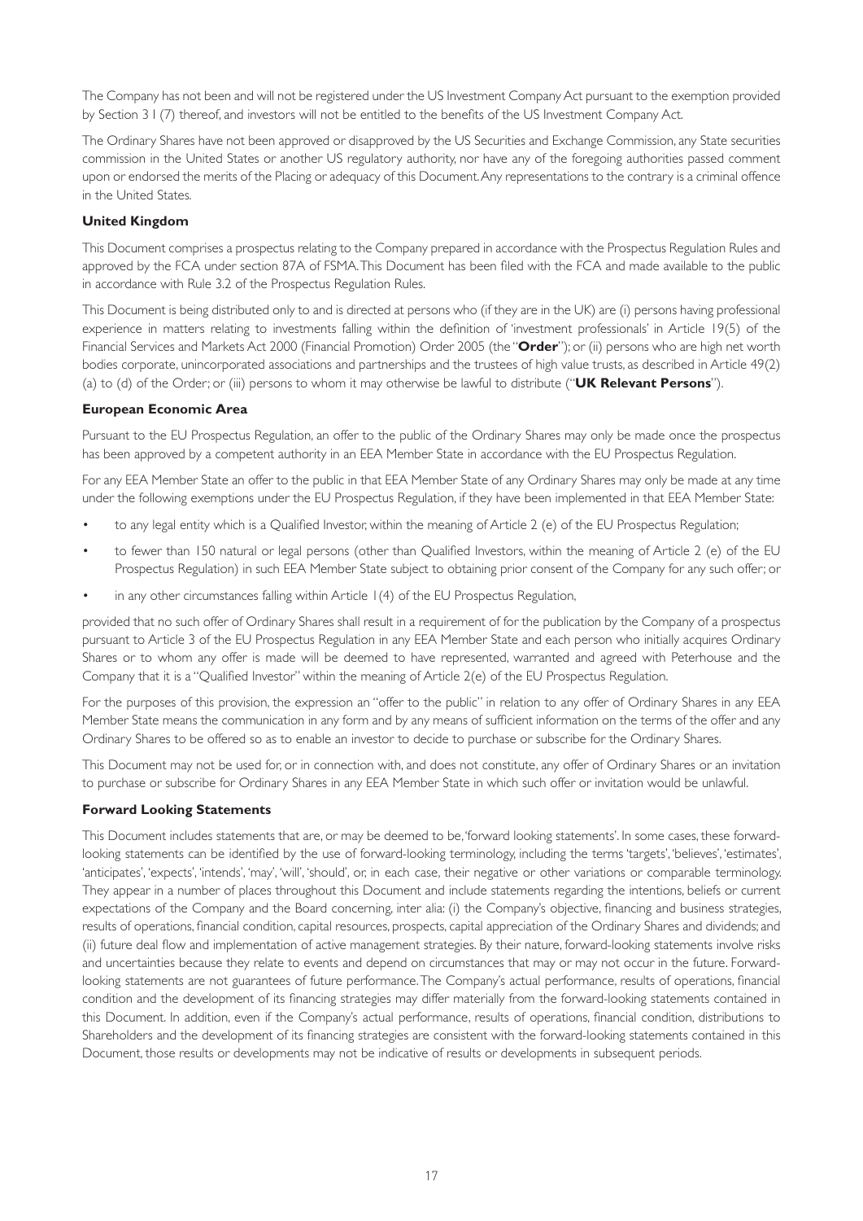The Company has not been and will not be registered under the US Investment Company Act pursuant to the exemption provided by Section 3 I (7) thereof, and investors will not be entitled to the benefits of the US Investment Company Act.

The Ordinary Shares have not been approved or disapproved by the US Securities and Exchange Commission, any State securities commission in the United States or another US regulatory authority, nor have any of the foregoing authorities passed comment upon or endorsed the merits of the Placing or adequacy of this Document. Any representations to the contrary is a criminal offence in the United States.

**United Kingdom**

This Document comprises a prospectus relating to the Company prepared in accordance with the Prospectus Regulation Rules and approved by the FCA under section 87A of FSMA. This Document has been filed with the FCA and made available to the public in accordance with Rule 3.2 of the Prospectus Regulation Rules.

This Document is being distributed only to and is directed at persons who (if they are in the UK) are (i) persons having professional experience in matters relating to investments falling within the definition of 'investment professionals' in Article 19(5) of the Financial Services and Markets Act 2000 (Financial Promotion) Order 2005 (the "**Order**"); or (ii) persons who are high net worth bodies corporate, unincorporated associations and partnerships and the trustees of high value trusts, as described in Article 49(2) (a) to (d) of the Order; or (iii) persons to whom it may otherwise be lawful to distribute ("**UK Relevant Persons**").

**European Economic Area**

Pursuant to the EU Prospectus Regulation, an offer to the public of the Ordinary Shares may only be made once the prospectus has been approved by a competent authority in an EEA Member State in accordance with the EU Prospectus Regulation.

For any EEA Member State an offer to the public in that EEA Member State of any Ordinary Shares may only be made at any time under the following exemptions under the EU Prospectus Regulation, if they have been implemented in that EEA Member State:

- to any legal entity which is a Qualified Investor, within the meaning of Article 2 (e) of the EU Prospectus Regulation;
- to fewer than 150 natural or legal persons (other than Qualified Investors, within the meaning of Article 2 (e) of the EU Prospectus Regulation) in such EEA Member State subject to obtaining prior consent of the Company for any such offer; or
- in any other circumstances falling within Article 1(4) of the EU Prospectus Regulation,

provided that no such offer of Ordinary Shares shall result in a requirement of for the publication by the Company of a prospectus pursuant to Article 3 of the EU Prospectus Regulation in any EEA Member State and each person who initially acquires Ordinary Shares or to whom any offer is made will be deemed to have represented, warranted and agreed with Peterhouse and the Company that it is a "Qualified Investor" within the meaning of Article 2(e) of the EU Prospectus Regulation.

For the purposes of this provision, the expression an "offer to the public" in relation to any offer of Ordinary Shares in any EEA Member State means the communication in any form and by any means of sufficient information on the terms of the offer and any Ordinary Shares to be offered so as to enable an investor to decide to purchase or subscribe for the Ordinary Shares.

This Document may not be used for, or in connection with, and does not constitute, any offer of Ordinary Shares or an invitation to purchase or subscribe for Ordinary Shares in any EEA Member State in which such offer or invitation would be unlawful.

**Forward Looking Statements**

This Document includes statements that are, or may be deemed to be, 'forward looking statements'. In some cases, these forward-looking statements can be identified by the use of forward-looking terminology, including the terms 'targets', 'believes', 'estimates', 'anticipates', 'expects', 'intends', 'may', 'will', 'should', or, in each case, their negative or other variations or comparable terminology. They appear in a number of places throughout this Document and include statements regarding the intentions, beliefs or current expectations of the Company and the Board concerning, inter alia: (i) the Company's objective, financing and business strategies, results of operations, financial condition, capital resources, prospects, capital appreciation of the Ordinary Shares and dividends; and (ii) future deal flow and implementation of active management strategies. By their nature, forward-looking statements involve risks and uncertainties because they relate to events and depend on circumstances that may or may not occur in the future. Forward-looking statements are not guarantees of future performance. The Company's actual performance, results of operations, financial condition and the development of its financing strategies may differ materially from the forward-looking statements contained in this Document. In addition, even if the Company's actual performance, results of operations, financial condition, distributions to Shareholders and the development of its financing strategies are consistent with the forward-looking statements contained in this Document, those results or developments may not be indicative of results or developments in subsequent periods.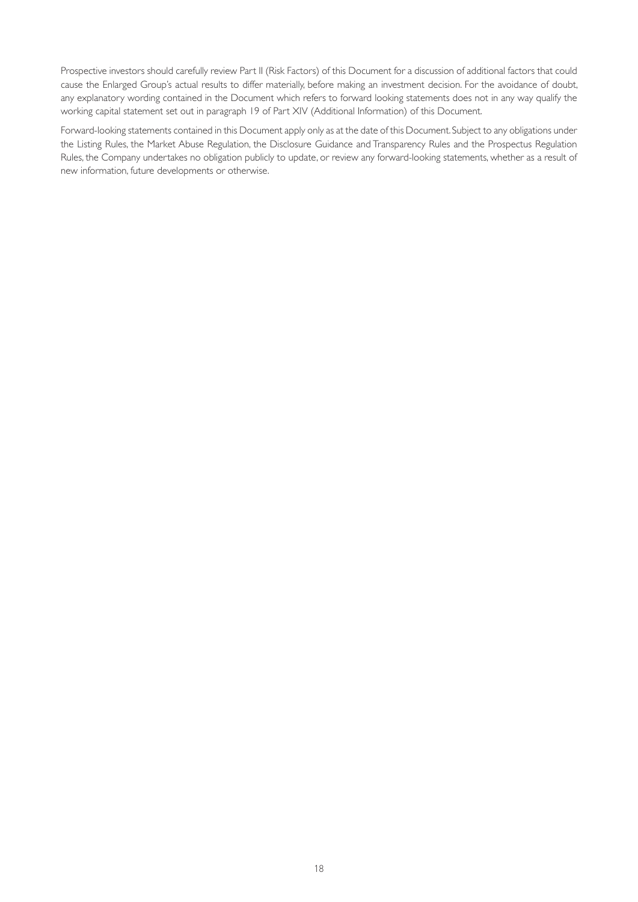Prospective investors should carefully review Part II (Risk Factors) of this Document for a discussion of additional factors that could cause the Enlarged Group's actual results to differ materially, before making an investment decision. For the avoidance of doubt, any explanatory wording contained in the Document which refers to forward looking statements does not in any way qualify the working capital statement set out in paragraph 19 of Part XIV (Additional Information) of this Document.

Forward-looking statements contained in this Document apply only as at the date of this Document. Subject to any obligations under the Listing Rules, the Market Abuse Regulation, the Disclosure Guidance and Transparency Rules and the Prospectus Regulation Rules, the Company undertakes no obligation publicly to update, or review any forward-looking statements, whether as a result of new information, future developments or otherwise.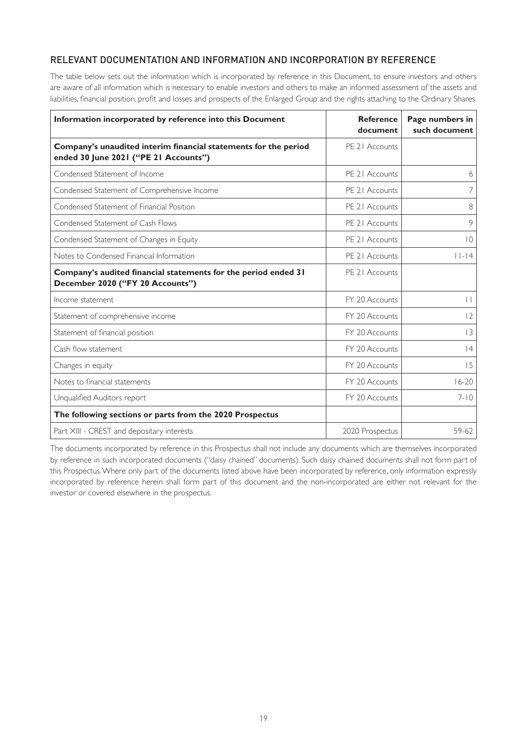## RELEVANT DOCUMENTATION AND INFORMATION AND INCORPORATION BY REFERENCE

The table below sets out the information which is incorporated by reference in this Document, to ensure investors and others are aware of all information which is necessary to enable investors and others to make an informed assessment of the assets and liabilities, financial position, profit and losses and prospects of the Enlarged Group and the rights attaching to the Ordinary Shares.

| Information incorporated by reference into this Document | Reference document | Page numbers in such document |
|---|---|---|
| **Company's unaudited interim financial statements for the period ended 30 June 2021 ("PE 21 Accounts")** | PE 21 Accounts | |
| Condensed Statement of Income | PE 21 Accounts | 6 |
| Condensed Statement of Comprehensive Income | PE 21 Accounts | 7 |
| Condensed Statement of Financial Position | PE 21 Accounts | 8 |
| Condensed Statement of Cash Flows | PE 21 Accounts | 9 |
| Condensed Statement of Changes in Equity | PE 21 Accounts | 10 |
| Notes to Condensed Financial Information | PE 21 Accounts | 11-14 |
| **Company's audited financial statements for the period ended 31 December 2020 ("FY 20 Accounts")** | PE 21 Accounts | |
| Income statement | FY 20 Accounts | 11 |
| Statement of comprehensive income | FY 20 Accounts | 12 |
| Statement of financial position | FY 20 Accounts | 13 |
| Cash flow statement | FY 20 Accounts | 14 |
| Changes in equity | FY 20 Accounts | 15 |
| Notes to financial statements | FY 20 Accounts | 16-20 |
| Unqualified Auditors report | FY 20 Accounts | 7-10 |
| **The following sections or parts from the 2020 Prospectus** | | |
| Part XIII - CREST and depositary interests | 2020 Prospectus | 59-62 |

The documents incorporated by reference in this Prospectus shall not include any documents which are themselves incorporated by reference in such incorporated documents ("daisy chained" documents). Such daisy chained documents shall not form part of this Prospectus. Where only part of the documents listed above have been incorporated by reference, only information expressly incorporated by reference herein shall form part of this document and the non-incorporated are either not relevant for the investor or covered elsewhere in the prospectus.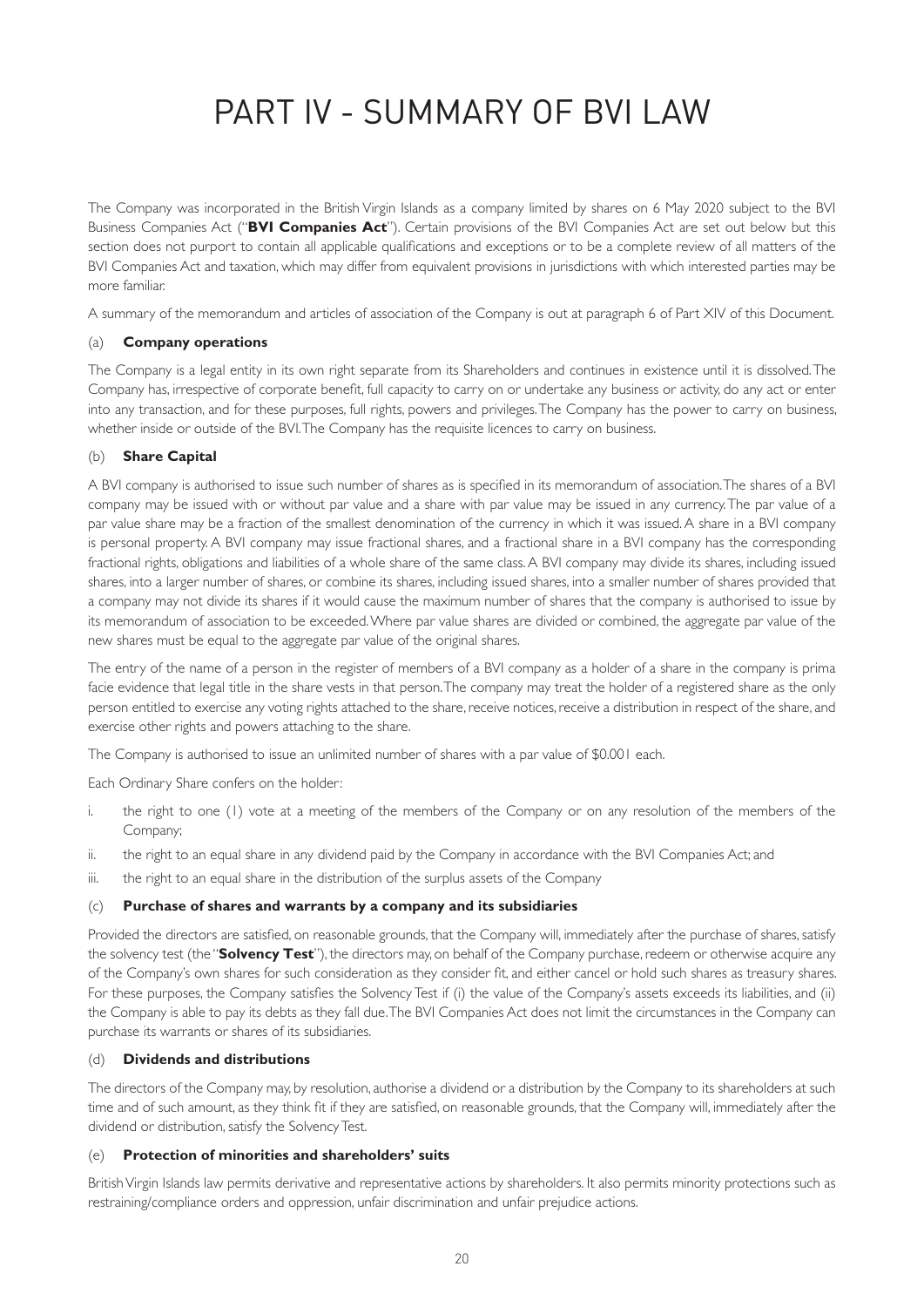# PART IV - SUMMARY OF BVI LAW

The Company was incorporated in the British Virgin Islands as a company limited by shares on 6 May 2020 subject to the BVI Business Companies Act ("**BVI Companies Act**"). Certain provisions of the BVI Companies Act are set out below but this section does not purport to contain all applicable qualifications and exceptions or to be a complete review of all matters of the BVI Companies Act and taxation, which may differ from equivalent provisions in jurisdictions with which interested parties may be more familiar.

A summary of the memorandum and articles of association of the Company is out at paragraph 6 of Part XIV of this Document.

### (a) **Company operations**

The Company is a legal entity in its own right separate from its Shareholders and continues in existence until it is dissolved. The Company has, irrespective of corporate benefit, full capacity to carry on or undertake any business or activity, do any act or enter into any transaction, and for these purposes, full rights, powers and privileges. The Company has the power to carry on business, whether inside or outside of the BVI. The Company has the requisite licences to carry on business.

### (b) **Share Capital**

A BVI company is authorised to issue such number of shares as is specified in its memorandum of association. The shares of a BVI company may be issued with or without par value and a share with par value may be issued in any currency. The par value of a par value share may be a fraction of the smallest denomination of the currency in which it was issued. A share in a BVI company is personal property. A BVI company may issue fractional shares, and a fractional share in a BVI company has the corresponding fractional rights, obligations and liabilities of a whole share of the same class. A BVI company may divide its shares, including issued shares, into a larger number of shares, or combine its shares, including issued shares, into a smaller number of shares provided that a company may not divide its shares if it would cause the maximum number of shares that the company is authorised to issue by its memorandum of association to be exceeded. Where par value shares are divided or combined, the aggregate par value of the new shares must be equal to the aggregate par value of the original shares.

The entry of the name of a person in the register of members of a BVI company as a holder of a share in the company is prima facie evidence that legal title in the share vests in that person. The company may treat the holder of a registered share as the only person entitled to exercise any voting rights attached to the share, receive notices, receive a distribution in respect of the share, and exercise other rights and powers attaching to the share.

The Company is authorised to issue an unlimited number of shares with a par value of $0.001 each.

Each Ordinary Share confers on the holder:

i. the right to one (1) vote at a meeting of the members of the Company or on any resolution of the members of the Company;
ii. the right to an equal share in any dividend paid by the Company in accordance with the BVI Companies Act; and
iii. the right to an equal share in the distribution of the surplus assets of the Company

### (c) **Purchase of shares and warrants by a company and its subsidiaries**

Provided the directors are satisfied, on reasonable grounds, that the Company will, immediately after the purchase of shares, satisfy the solvency test (the "**Solvency Test**"), the directors may, on behalf of the Company purchase, redeem or otherwise acquire any of the Company's own shares for such consideration as they consider fit, and either cancel or hold such shares as treasury shares. For these purposes, the Company satisfies the Solvency Test if (i) the value of the Company's assets exceeds its liabilities, and (ii) the Company is able to pay its debts as they fall due. The BVI Companies Act does not limit the circumstances in the Company can purchase its warrants or shares of its subsidiaries.

### (d) **Dividends and distributions**

The directors of the Company may, by resolution, authorise a dividend or a distribution by the Company to its shareholders at such time and of such amount, as they think fit if they are satisfied, on reasonable grounds, that the Company will, immediately after the dividend or distribution, satisfy the Solvency Test.

### (e) **Protection of minorities and shareholders' suits**

British Virgin Islands law permits derivative and representative actions by shareholders. It also permits minority protections such as restraining/compliance orders and oppression, unfair discrimination and unfair prejudice actions.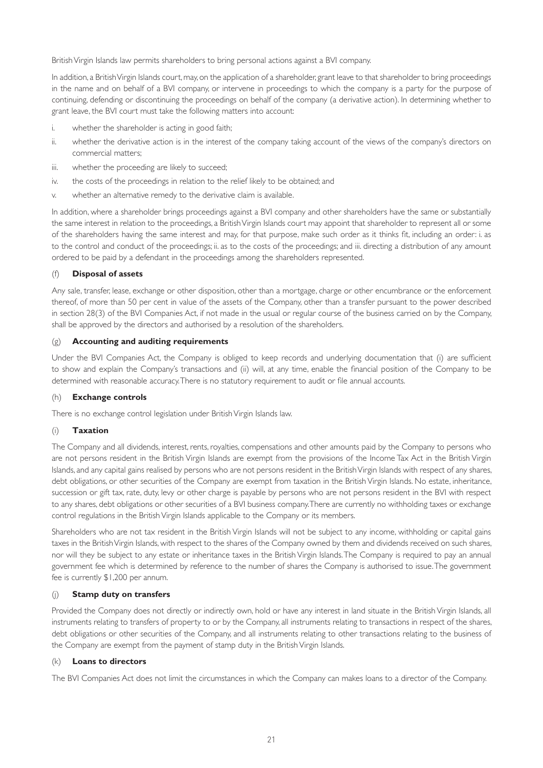British Virgin Islands law permits shareholders to bring personal actions against a BVI company.

In addition, a British Virgin Islands court, may, on the application of a shareholder, grant leave to that shareholder to bring proceedings in the name and on behalf of a BVI company, or intervene in proceedings to which the company is a party for the purpose of continuing, defending or discontinuing the proceedings on behalf of the company (a derivative action). In determining whether to grant leave, the BVI court must take the following matters into account:

i. whether the shareholder is acting in good faith;
ii. whether the derivative action is in the interest of the company taking account of the views of the company's directors on commercial matters;
iii. whether the proceeding are likely to succeed;
iv. the costs of the proceedings in relation to the relief likely to be obtained; and
v. whether an alternative remedy to the derivative claim is available.

In addition, where a shareholder brings proceedings against a BVI company and other shareholders have the same or substantially the same interest in relation to the proceedings, a British Virgin Islands court may appoint that shareholder to represent all or some of the shareholders having the same interest and may, for that purpose, make such order as it thinks fit, including an order: i. as to the control and conduct of the proceedings; ii. as to the costs of the proceedings; and iii. directing a distribution of any amount ordered to be paid by a defendant in the proceedings among the shareholders represented.

(f) **Disposal of assets**

Any sale, transfer, lease, exchange or other disposition, other than a mortgage, charge or other encumbrance or the enforcement thereof, of more than 50 per cent in value of the assets of the Company, other than a transfer pursuant to the power described in section 28(3) of the BVI Companies Act, if not made in the usual or regular course of the business carried on by the Company, shall be approved by the directors and authorised by a resolution of the shareholders.

(g) **Accounting and auditing requirements**

Under the BVI Companies Act, the Company is obliged to keep records and underlying documentation that (i) are sufficient to show and explain the Company's transactions and (ii) will, at any time, enable the financial position of the Company to be determined with reasonable accuracy. There is no statutory requirement to audit or file annual accounts.

(h) **Exchange controls**

There is no exchange control legislation under British Virgin Islands law.

(i) **Taxation**

The Company and all dividends, interest, rents, royalties, compensations and other amounts paid by the Company to persons who are not persons resident in the British Virgin Islands are exempt from the provisions of the Income Tax Act in the British Virgin Islands, and any capital gains realised by persons who are not persons resident in the British Virgin Islands with respect of any shares, debt obligations, or other securities of the Company are exempt from taxation in the British Virgin Islands. No estate, inheritance, succession or gift tax, rate, duty, levy or other charge is payable by persons who are not persons resident in the BVI with respect to any shares, debt obligations or other securities of a BVI business company. There are currently no withholding taxes or exchange control regulations in the British Virgin Islands applicable to the Company or its members.

Shareholders who are not tax resident in the British Virgin Islands will not be subject to any income, withholding or capital gains taxes in the British Virgin Islands, with respect to the shares of the Company owned by them and dividends received on such shares, nor will they be subject to any estate or inheritance taxes in the British Virgin Islands. The Company is required to pay an annual government fee which is determined by reference to the number of shares the Company is authorised to issue. The government fee is currently $1,200 per annum.

(j) **Stamp duty on transfers**

Provided the Company does not directly or indirectly own, hold or have any interest in land situate in the British Virgin Islands, all instruments relating to transfers of property to or by the Company, all instruments relating to transactions in respect of the shares, debt obligations or other securities of the Company, and all instruments relating to other transactions relating to the business of the Company are exempt from the payment of stamp duty in the British Virgin Islands.

(k) **Loans to directors**

The BVI Companies Act does not limit the circumstances in which the Company can makes loans to a director of the Company.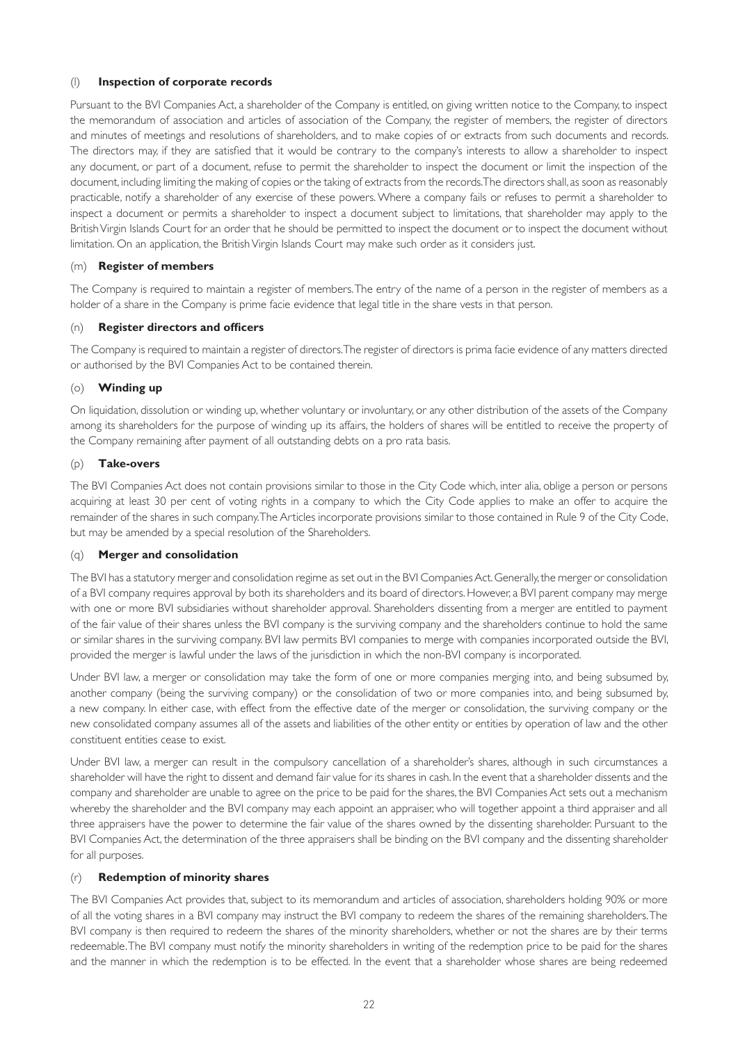### (l) **Inspection of corporate records**

Pursuant to the BVI Companies Act, a shareholder of the Company is entitled, on giving written notice to the Company, to inspect the memorandum of association and articles of association of the Company, the register of members, the register of directors and minutes of meetings and resolutions of shareholders, and to make copies of or extracts from such documents and records. The directors may, if they are satisfied that it would be contrary to the company's interests to allow a shareholder to inspect any document, or part of a document, refuse to permit the shareholder to inspect the document or limit the inspection of the document, including limiting the making of copies or the taking of extracts from the records. The directors shall, as soon as reasonably practicable, notify a shareholder of any exercise of these powers. Where a company fails or refuses to permit a shareholder to inspect a document or permits a shareholder to inspect a document subject to limitations, that shareholder may apply to the British Virgin Islands Court for an order that he should be permitted to inspect the document or to inspect the document without limitation. On an application, the British Virgin Islands Court may make such order as it considers just.

### (m) **Register of members**

The Company is required to maintain a register of members. The entry of the name of a person in the register of members as a holder of a share in the Company is prime facie evidence that legal title in the share vests in that person.

### (n) **Register directors and officers**

The Company is required to maintain a register of directors. The register of directors is prima facie evidence of any matters directed or authorised by the BVI Companies Act to be contained therein.

### (o) **Winding up**

On liquidation, dissolution or winding up, whether voluntary or involuntary, or any other distribution of the assets of the Company among its shareholders for the purpose of winding up its affairs, the holders of shares will be entitled to receive the property of the Company remaining after payment of all outstanding debts on a pro rata basis.

### (p) **Take-overs**

The BVI Companies Act does not contain provisions similar to those in the City Code which, inter alia, oblige a person or persons acquiring at least 30 per cent of voting rights in a company to which the City Code applies to make an offer to acquire the remainder of the shares in such company. The Articles incorporate provisions similar to those contained in Rule 9 of the City Code, but may be amended by a special resolution of the Shareholders.

### (q) **Merger and consolidation**

The BVI has a statutory merger and consolidation regime as set out in the BVI Companies Act. Generally, the merger or consolidation of a BVI company requires approval by both its shareholders and its board of directors. However, a BVI parent company may merge with one or more BVI subsidiaries without shareholder approval. Shareholders dissenting from a merger are entitled to payment of the fair value of their shares unless the BVI company is the surviving company and the shareholders continue to hold the same or similar shares in the surviving company. BVI law permits BVI companies to merge with companies incorporated outside the BVI, provided the merger is lawful under the laws of the jurisdiction in which the non-BVI company is incorporated.

Under BVI law, a merger or consolidation may take the form of one or more companies merging into, and being subsumed by, another company (being the surviving company) or the consolidation of two or more companies into, and being subsumed by, a new company. In either case, with effect from the effective date of the merger or consolidation, the surviving company or the new consolidated company assumes all of the assets and liabilities of the other entity or entities by operation of law and the other constituent entities cease to exist.

Under BVI law, a merger can result in the compulsory cancellation of a shareholder's shares, although in such circumstances a shareholder will have the right to dissent and demand fair value for its shares in cash. In the event that a shareholder dissents and the company and shareholder are unable to agree on the price to be paid for the shares, the BVI Companies Act sets out a mechanism whereby the shareholder and the BVI company may each appoint an appraiser, who will together appoint a third appraiser and all three appraisers have the power to determine the fair value of the shares owned by the dissenting shareholder. Pursuant to the BVI Companies Act, the determination of the three appraisers shall be binding on the BVI company and the dissenting shareholder for all purposes.

### (r) **Redemption of minority shares**

The BVI Companies Act provides that, subject to its memorandum and articles of association, shareholders holding 90% or more of all the voting shares in a BVI company may instruct the BVI company to redeem the shares of the remaining shareholders. The BVI company is then required to redeem the shares of the minority shareholders, whether or not the shares are by their terms redeemable. The BVI company must notify the minority shareholders in writing of the redemption price to be paid for the shares and the manner in which the redemption is to be effected. In the event that a shareholder whose shares are being redeemed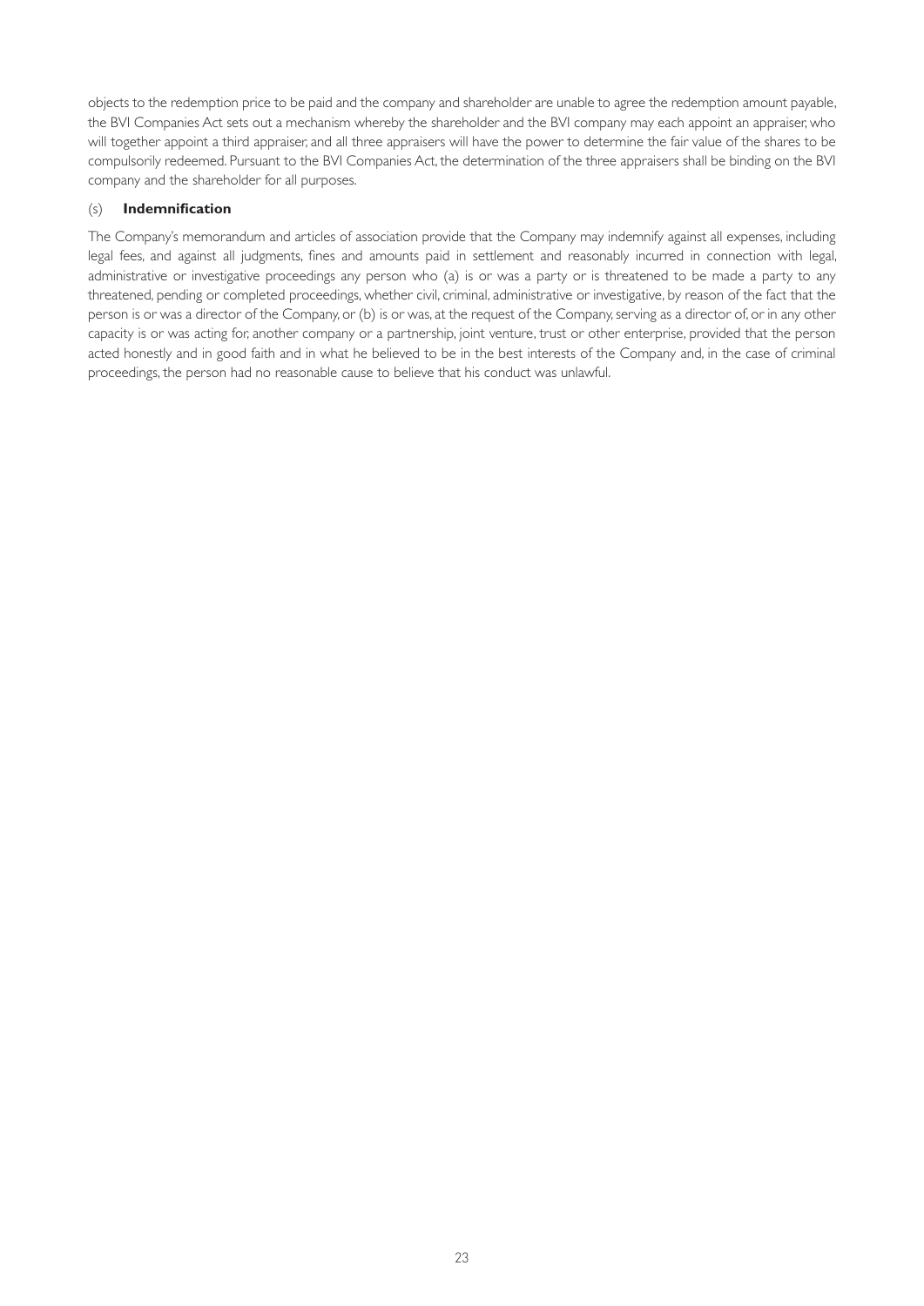objects to the redemption price to be paid and the company and shareholder are unable to agree the redemption amount payable, the BVI Companies Act sets out a mechanism whereby the shareholder and the BVI company may each appoint an appraiser, who will together appoint a third appraiser, and all three appraisers will have the power to determine the fair value of the shares to be compulsorily redeemed. Pursuant to the BVI Companies Act, the determination of the three appraisers shall be binding on the BVI company and the shareholder for all purposes.

(s) **Indemnification**

The Company's memorandum and articles of association provide that the Company may indemnify against all expenses, including legal fees, and against all judgments, fines and amounts paid in settlement and reasonably incurred in connection with legal, administrative or investigative proceedings any person who (a) is or was a party or is threatened to be made a party to any threatened, pending or completed proceedings, whether civil, criminal, administrative or investigative, by reason of the fact that the person is or was a director of the Company, or (b) is or was, at the request of the Company, serving as a director of, or in any other capacity is or was acting for, another company or a partnership, joint venture, trust or other enterprise, provided that the person acted honestly and in good faith and in what he believed to be in the best interests of the Company and, in the case of criminal proceedings, the person had no reasonable cause to believe that his conduct was unlawful.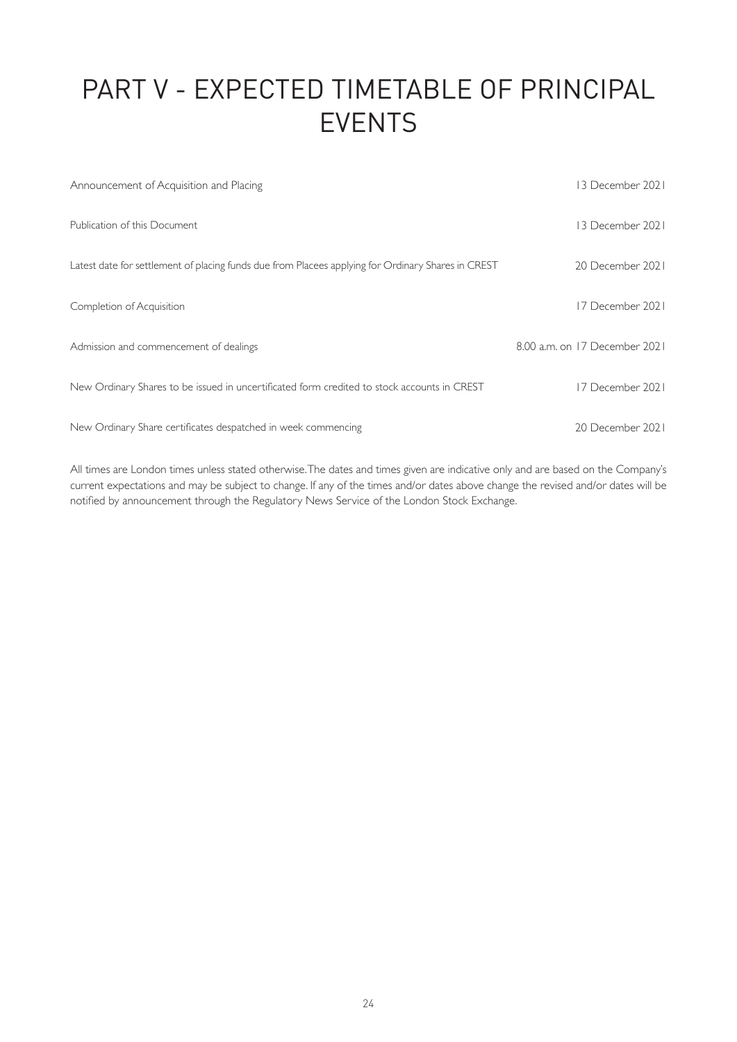# PART V - EXPECTED TIMETABLE OF PRINCIPAL EVENTS

| | |
|---|---|
| Announcement of Acquisition and Placing | 13 December 2021 |
| Publication of this Document | 13 December 2021 |
| Latest date for settlement of placing funds due from Placees applying for Ordinary Shares in CREST | 20 December 2021 |
| Completion of Acquisition | 17 December 2021 |
| Admission and commencement of dealings | 8.00 a.m. on 17 December 2021 |
| New Ordinary Shares to be issued in uncertificated form credited to stock accounts in CREST | 17 December 2021 |
| New Ordinary Share certificates despatched in week commencing | 20 December 2021 |

All times are London times unless stated otherwise. The dates and times given are indicative only and are based on the Company's current expectations and may be subject to change. If any of the times and/or dates above change the revised and/or dates will be notified by announcement through the Regulatory News Service of the London Stock Exchange.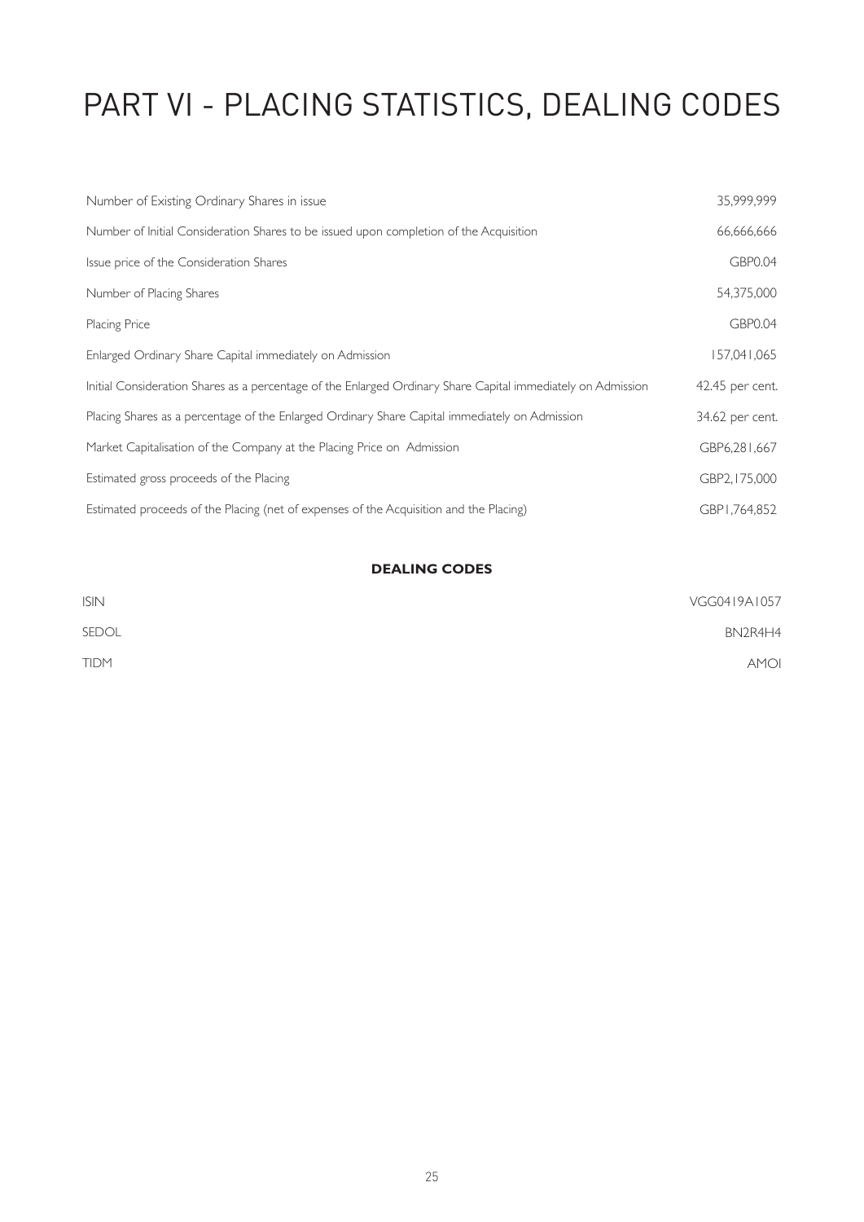# PART VI - PLACING STATISTICS, DEALING CODES

| | |
|---|---|
| Number of Existing Ordinary Shares in issue | 35,999,999 |
| Number of Initial Consideration Shares to be issued upon completion of the Acquisition | 66,666,666 |
| Issue price of the Consideration Shares | GBP0.04 |
| Number of Placing Shares | 54,375,000 |
| Placing Price | GBP0.04 |
| Enlarged Ordinary Share Capital immediately on Admission | 157,041,065 |
| Initial Consideration Shares as a percentage of the Enlarged Ordinary Share Capital immediately on Admission | 42.45 per cent. |
| Placing Shares as a percentage of the Enlarged Ordinary Share Capital immediately on Admission | 34.62 per cent. |
| Market Capitalisation of the Company at the Placing Price on Admission | GBP6,281,667 |
| Estimated gross proceeds of the Placing | GBP2,175,000 |
| Estimated proceeds of the Placing (net of expenses of the Acquisition and the Placing) | GBP1,764,852 |

**DEALING CODES**

| | |
|---|---|
| ISIN | VGG0419A1057 |
| SEDOL | BN2R4H4 |
| TIDM | AMOI |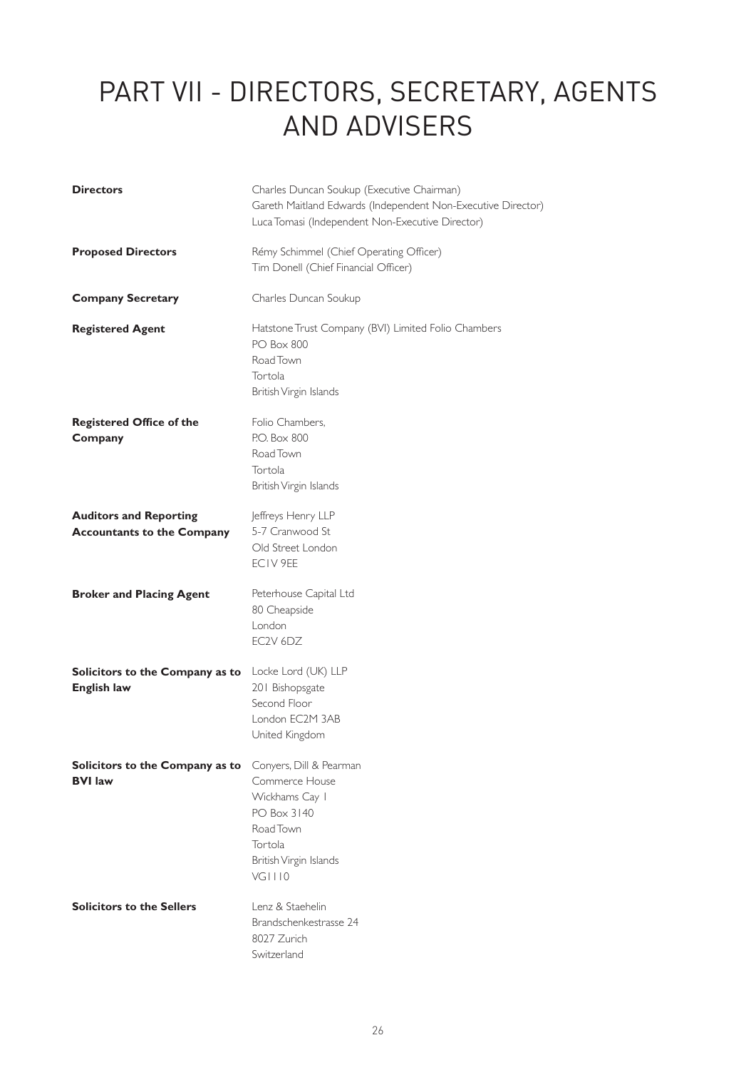# PART VII - DIRECTORS, SECRETARY, AGENTS AND ADVISERS

| | |
|---|---|
| **Directors** | Charles Duncan Soukup (Executive Chairman)<br>Gareth Maitland Edwards (Independent Non-Executive Director)<br>Luca Tomasi (Independent Non-Executive Director) |
| **Proposed Directors** | Rémy Schimmel (Chief Operating Officer)<br>Tim Donell (Chief Financial Officer) |
| **Company Secretary** | Charles Duncan Soukup |
| **Registered Agent** | Hatstone Trust Company (BVI) Limited Folio Chambers<br>PO Box 800<br>Road Town<br>Tortola<br>British Virgin Islands |
| **Registered Office of the Company** | Folio Chambers,<br>P.O. Box 800<br>Road Town<br>Tortola<br>British Virgin Islands |
| **Auditors and Reporting Accountants to the Company** | Jeffreys Henry LLP<br>5-7 Cranwood St<br>Old Street London<br>EC1V 9EE |
| **Broker and Placing Agent** | Peterhouse Capital Ltd<br>80 Cheapside<br>London<br>EC2V 6DZ |
| **Solicitors to the Company as to English law** | Locke Lord (UK) LLP<br>201 Bishopsgate<br>Second Floor<br>London EC2M 3AB<br>United Kingdom |
| **Solicitors to the Company as to BVI law** | Conyers, Dill & Pearman<br>Commerce House<br>Wickhams Cay 1<br>PO Box 3140<br>Road Town<br>Tortola<br>British Virgin Islands<br>VG1110 |
| **Solicitors to the Sellers** | Lenz & Staehelin<br>Brandschenkestrasse 24<br>8027 Zurich<br>Switzerland |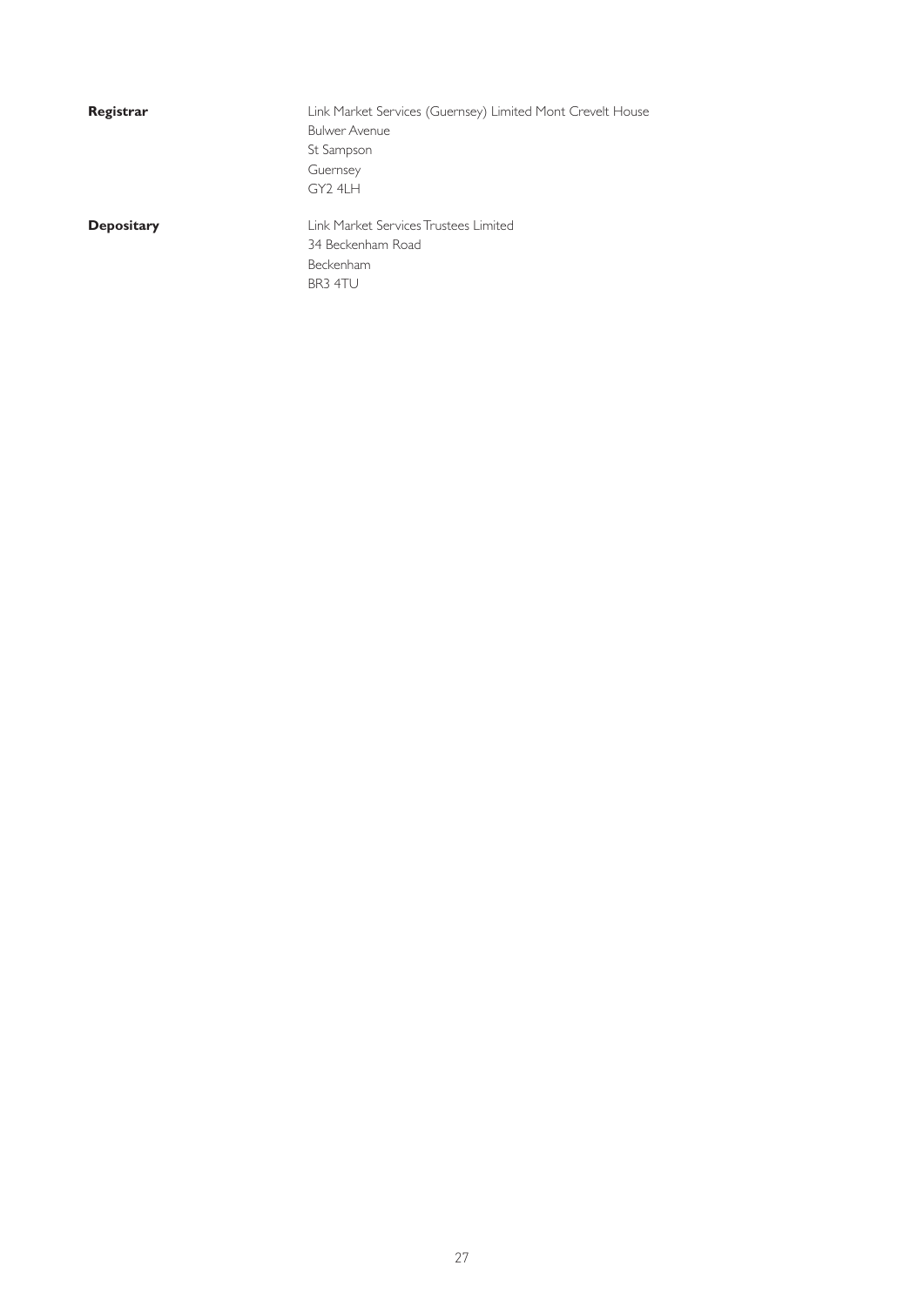**Registrar**

Link Market Services (Guernsey) Limited Mont Crevelt House
Bulwer Avenue
St Sampson
Guernsey
GY2 4LH

**Depositary**

Link Market Services Trustees Limited
34 Beckenham Road
Beckenham
BR3 4TU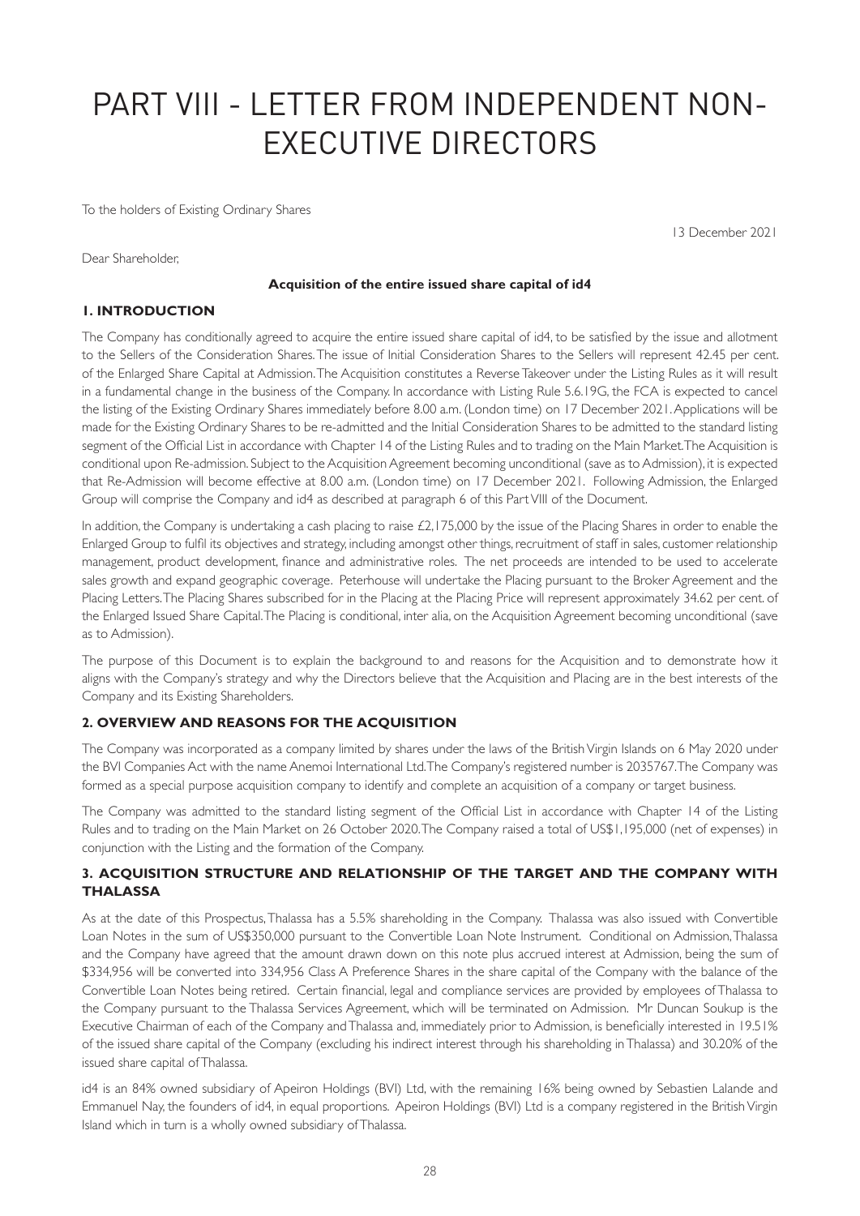# PART VIII - LETTER FROM INDEPENDENT NON-EXECUTIVE DIRECTORS

To the holders of Existing Ordinary Shares

13 December 2021

Dear Shareholder,

**Acquisition of the entire issued share capital of id4**

## 1. INTRODUCTION

The Company has conditionally agreed to acquire the entire issued share capital of id4, to be satisfied by the issue and allotment to the Sellers of the Consideration Shares. The issue of Initial Consideration Shares to the Sellers will represent 42.45 per cent. of the Enlarged Share Capital at Admission. The Acquisition constitutes a Reverse Takeover under the Listing Rules as it will result in a fundamental change in the business of the Company. In accordance with Listing Rule 5.6.19G, the FCA is expected to cancel the listing of the Existing Ordinary Shares immediately before 8.00 a.m. (London time) on 17 December 2021. Applications will be made for the Existing Ordinary Shares to be re-admitted and the Initial Consideration Shares to be admitted to the standard listing segment of the Official List in accordance with Chapter 14 of the Listing Rules and to trading on the Main Market. The Acquisition is conditional upon Re-admission. Subject to the Acquisition Agreement becoming unconditional (save as to Admission), it is expected that Re-Admission will become effective at 8.00 a.m. (London time) on 17 December 2021. Following Admission, the Enlarged Group will comprise the Company and id4 as described at paragraph 6 of this Part VIII of the Document.

In addition, the Company is undertaking a cash placing to raise £2,175,000 by the issue of the Placing Shares in order to enable the Enlarged Group to fulfil its objectives and strategy, including amongst other things, recruitment of staff in sales, customer relationship management, product development, finance and administrative roles. The net proceeds are intended to be used to accelerate sales growth and expand geographic coverage. Peterhouse will undertake the Placing pursuant to the Broker Agreement and the Placing Letters. The Placing Shares subscribed for in the Placing at the Placing Price will represent approximately 34.62 per cent. of the Enlarged Issued Share Capital. The Placing is conditional, inter alia, on the Acquisition Agreement becoming unconditional (save as to Admission).

The purpose of this Document is to explain the background to and reasons for the Acquisition and to demonstrate how it aligns with the Company's strategy and why the Directors believe that the Acquisition and Placing are in the best interests of the Company and its Existing Shareholders.

## 2. OVERVIEW AND REASONS FOR THE ACQUISITION

The Company was incorporated as a company limited by shares under the laws of the British Virgin Islands on 6 May 2020 under the BVI Companies Act with the name Anemoi International Ltd. The Company's registered number is 2035767. The Company was formed as a special purpose acquisition company to identify and complete an acquisition of a company or target business.

The Company was admitted to the standard listing segment of the Official List in accordance with Chapter 14 of the Listing Rules and to trading on the Main Market on 26 October 2020. The Company raised a total of US$1,195,000 (net of expenses) in conjunction with the Listing and the formation of the Company.

## 3. ACQUISITION STRUCTURE AND RELATIONSHIP OF THE TARGET AND THE COMPANY WITH THALASSA

As at the date of this Prospectus, Thalassa has a 5.5% shareholding in the Company. Thalassa was also issued with Convertible Loan Notes in the sum of US$350,000 pursuant to the Convertible Loan Note Instrument. Conditional on Admission, Thalassa and the Company have agreed that the amount drawn down on this note plus accrued interest at Admission, being the sum of $334,956 will be converted into 334,956 Class A Preference Shares in the share capital of the Company with the balance of the Convertible Loan Notes being retired. Certain financial, legal and compliance services are provided by employees of Thalassa to the Company pursuant to the Thalassa Services Agreement, which will be terminated on Admission. Mr Duncan Soukup is the Executive Chairman of each of the Company and Thalassa and, immediately prior to Admission, is beneficially interested in 19.51% of the issued share capital of the Company (excluding his indirect interest through his shareholding in Thalassa) and 30.20% of the issued share capital of Thalassa.

id4 is an 84% owned subsidiary of Apeiron Holdings (BVI) Ltd, with the remaining 16% being owned by Sebastien Lalande and Emmanuel Nay, the founders of id4, in equal proportions. Apeiron Holdings (BVI) Ltd is a company registered in the British Virgin Island which in turn is a wholly owned subsidiary of Thalassa.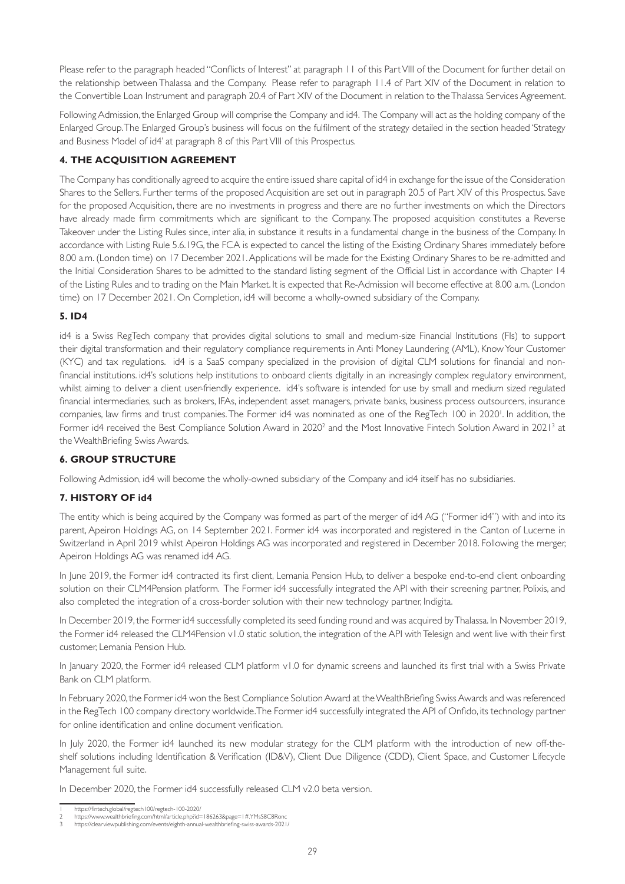Please refer to the paragraph headed "Conflicts of Interest" at paragraph 11 of this Part VIII of the Document for further detail on the relationship between Thalassa and the Company. Please refer to paragraph 11.4 of Part XIV of the Document in relation to the Convertible Loan Instrument and paragraph 20.4 of Part XIV of the Document in relation to the Thalassa Services Agreement.

Following Admission, the Enlarged Group will comprise the Company and id4. The Company will act as the holding company of the Enlarged Group. The Enlarged Group's business will focus on the fulfilment of the strategy detailed in the section headed 'Strategy and Business Model of id4' at paragraph 8 of this Part VIII of this Prospectus.

## 4. THE ACQUISITION AGREEMENT

The Company has conditionally agreed to acquire the entire issued share capital of id4 in exchange for the issue of the Consideration Shares to the Sellers. Further terms of the proposed Acquisition are set out in paragraph 20.5 of Part XIV of this Prospectus. Save for the proposed Acquisition, there are no investments in progress and there are no further investments on which the Directors have already made firm commitments which are significant to the Company. The proposed acquisition constitutes a Reverse Takeover under the Listing Rules since, inter alia, in substance it results in a fundamental change in the business of the Company. In accordance with Listing Rule 5.6.19G, the FCA is expected to cancel the listing of the Existing Ordinary Shares immediately before 8.00 a.m. (London time) on 17 December 2021. Applications will be made for the Existing Ordinary Shares to be re-admitted and the Initial Consideration Shares to be admitted to the standard listing segment of the Official List in accordance with Chapter 14 of the Listing Rules and to trading on the Main Market. It is expected that Re-Admission will become effective at 8.00 a.m. (London time) on 17 December 2021. On Completion, id4 will become a wholly-owned subsidiary of the Company.

## 5. ID4

id4 is a Swiss RegTech company that provides digital solutions to small and medium-size Financial Institutions (FIs) to support their digital transformation and their regulatory compliance requirements in Anti Money Laundering (AML), Know Your Customer (KYC) and tax regulations. id4 is a SaaS company specialized in the provision of digital CLM solutions for financial and non-financial institutions. id4's solutions help institutions to onboard clients digitally in an increasingly complex regulatory environment, whilst aiming to deliver a client user-friendly experience. id4's software is intended for use by small and medium sized regulated financial intermediaries, such as brokers, IFAs, independent asset managers, private banks, business process outsourcers, insurance companies, law firms and trust companies. The Former id4 was nominated as one of the RegTech 100 in 2020[1]. In addition, the Former id4 received the Best Compliance Solution Award in 2020[2] and the Most Innovative Fintech Solution Award in 2021[3] at the WealthBriefing Swiss Awards.

## 6. GROUP STRUCTURE

Following Admission, id4 will become the wholly-owned subsidiary of the Company and id4 itself has no subsidiaries.

## 7. HISTORY OF id4

The entity which is being acquired by the Company was formed as part of the merger of id4 AG ("Former id4") with and into its parent, Apeiron Holdings AG, on 14 September 2021. Former id4 was incorporated and registered in the Canton of Lucerne in Switzerland in April 2019 whilst Apeiron Holdings AG was incorporated and registered in December 2018. Following the merger, Apeiron Holdings AG was renamed id4 AG.

In June 2019, the Former id4 contracted its first client, Lemania Pension Hub, to deliver a bespoke end-to-end client onboarding solution on their CLM4Pension platform. The Former id4 successfully integrated the API with their screening partner, Polixis, and also completed the integration of a cross-border solution with their new technology partner, Indigita.

In December 2019, the Former id4 successfully completed its seed funding round and was acquired by Thalassa. In November 2019, the Former id4 released the CLM4Pension v1.0 static solution, the integration of the API with Telesign and went live with their first customer, Lemania Pension Hub.

In January 2020, the Former id4 released CLM platform v1.0 for dynamic screens and launched its first trial with a Swiss Private Bank on CLM platform.

In February 2020, the Former id4 won the Best Compliance Solution Award at the WealthBriefing Swiss Awards and was referenced in the RegTech 100 company directory worldwide. The Former id4 successfully integrated the API of Onfido, its technology partner for online identification and online document verification.

In July 2020, the Former id4 launched its new modular strategy for the CLM platform with the introduction of new off-the-shelf solutions including Identification & Verification (ID&V), Client Due Diligence (CDD), Client Space, and Customer Lifecycle Management full suite.

In December 2020, the Former id4 successfully released CLM v2.0 beta version.

---

1 https://fintech.global/regtech100/regtech-100-2020/

2 https://www.wealthbriefing.com/html/article.php?id=186263&page=1#.YMsS8C8Ronc

3 https://clearviewpublishing.com/events/eighth-annual-wealthbriefing-swiss-awards-2021/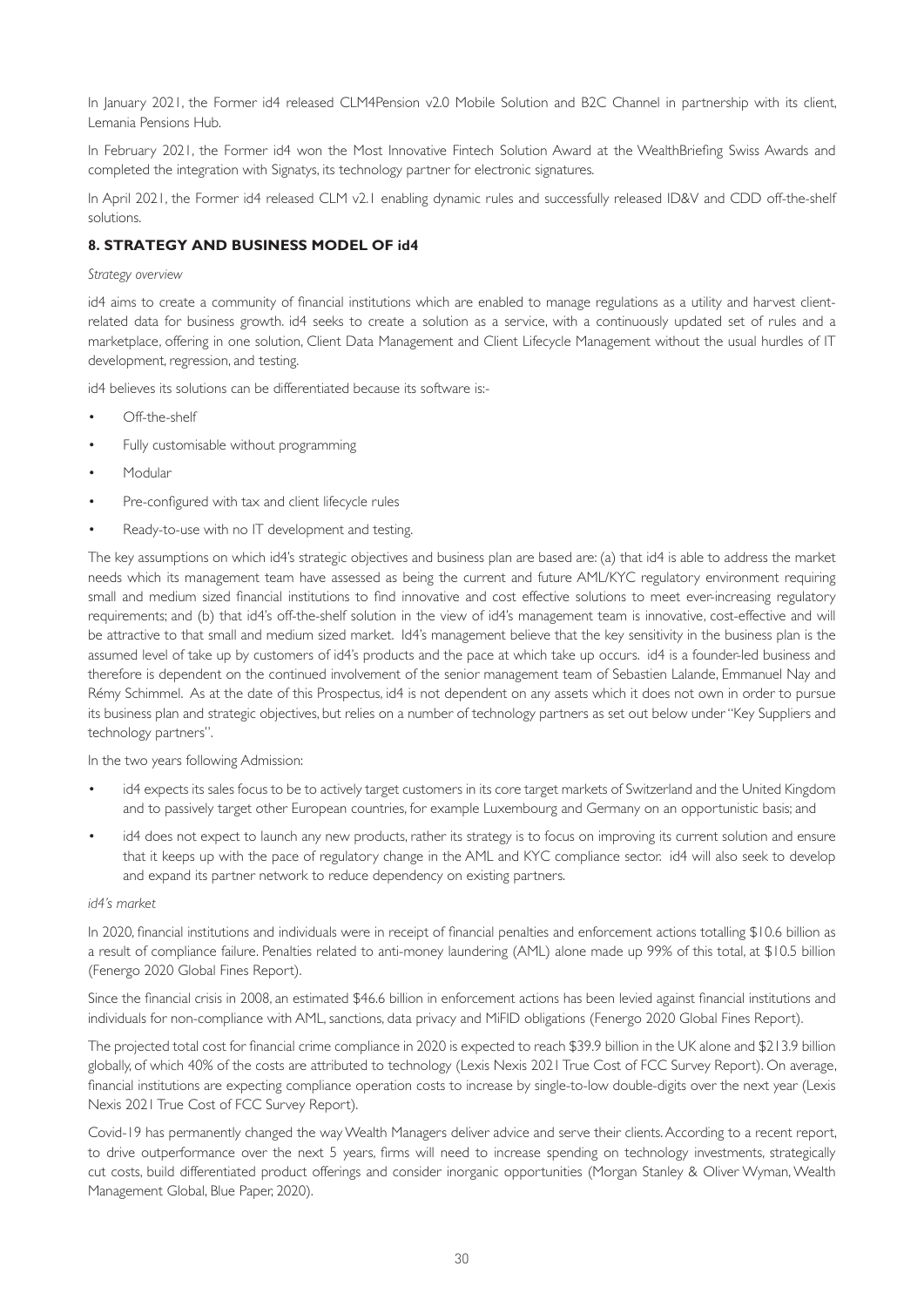In January 2021, the Former id4 released CLM4Pension v2.0 Mobile Solution and B2C Channel in partnership with its client, Lemania Pensions Hub.

In February 2021, the Former id4 won the Most Innovative Fintech Solution Award at the WealthBriefing Swiss Awards and completed the integration with Signatys, its technology partner for electronic signatures.

In April 2021, the Former id4 released CLM v2.1 enabling dynamic rules and successfully released ID&V and CDD off-the-shelf solutions.

## 8. STRATEGY AND BUSINESS MODEL OF id4

*Strategy overview*

id4 aims to create a community of financial institutions which are enabled to manage regulations as a utility and harvest client-related data for business growth. id4 seeks to create a solution as a service, with a continuously updated set of rules and a marketplace, offering in one solution, Client Data Management and Client Lifecycle Management without the usual hurdles of IT development, regression, and testing.

id4 believes its solutions can be differentiated because its software is:-

- Off-the-shelf
- Fully customisable without programming
- Modular
- Pre-configured with tax and client lifecycle rules
- Ready-to-use with no IT development and testing.

The key assumptions on which id4's strategic objectives and business plan are based are: (a) that id4 is able to address the market needs which its management team have assessed as being the current and future AML/KYC regulatory environment requiring small and medium sized financial institutions to find innovative and cost effective solutions to meet ever-increasing regulatory requirements; and (b) that id4's off-the-shelf solution in the view of id4's management team is innovative, cost-effective and will be attractive to that small and medium sized market. Id4's management believe that the key sensitivity in the business plan is the assumed level of take up by customers of id4's products and the pace at which take up occurs. id4 is a founder-led business and therefore is dependent on the continued involvement of the senior management team of Sebastien Lalande, Emmanuel Nay and Rémy Schimmel. As at the date of this Prospectus, id4 is not dependent on any assets which it does not own in order to pursue its business plan and strategic objectives, but relies on a number of technology partners as set out below under "Key Suppliers and technology partners".

In the two years following Admission:

- id4 expects its sales focus to be to actively target customers in its core target markets of Switzerland and the United Kingdom and to passively target other European countries, for example Luxembourg and Germany on an opportunistic basis; and
- id4 does not expect to launch any new products, rather its strategy is to focus on improving its current solution and ensure that it keeps up with the pace of regulatory change in the AML and KYC compliance sector. id4 will also seek to develop and expand its partner network to reduce dependency on existing partners.

*id4's market*

In 2020, financial institutions and individuals were in receipt of financial penalties and enforcement actions totalling $10.6 billion as a result of compliance failure. Penalties related to anti-money laundering (AML) alone made up 99% of this total, at $10.5 billion (Fenergo 2020 Global Fines Report).

Since the financial crisis in 2008, an estimated $46.6 billion in enforcement actions has been levied against financial institutions and individuals for non-compliance with AML, sanctions, data privacy and MiFID obligations (Fenergo 2020 Global Fines Report).

The projected total cost for financial crime compliance in 2020 is expected to reach $39.9 billion in the UK alone and $213.9 billion globally, of which 40% of the costs are attributed to technology (Lexis Nexis 2021 True Cost of FCC Survey Report). On average, financial institutions are expecting compliance operation costs to increase by single-to-low double-digits over the next year (Lexis Nexis 2021 True Cost of FCC Survey Report).

Covid-19 has permanently changed the way Wealth Managers deliver advice and serve their clients. According to a recent report, to drive outperformance over the next 5 years, firms will need to increase spending on technology investments, strategically cut costs, build differentiated product offerings and consider inorganic opportunities (Morgan Stanley & Oliver Wyman, Wealth Management Global, Blue Paper, 2020).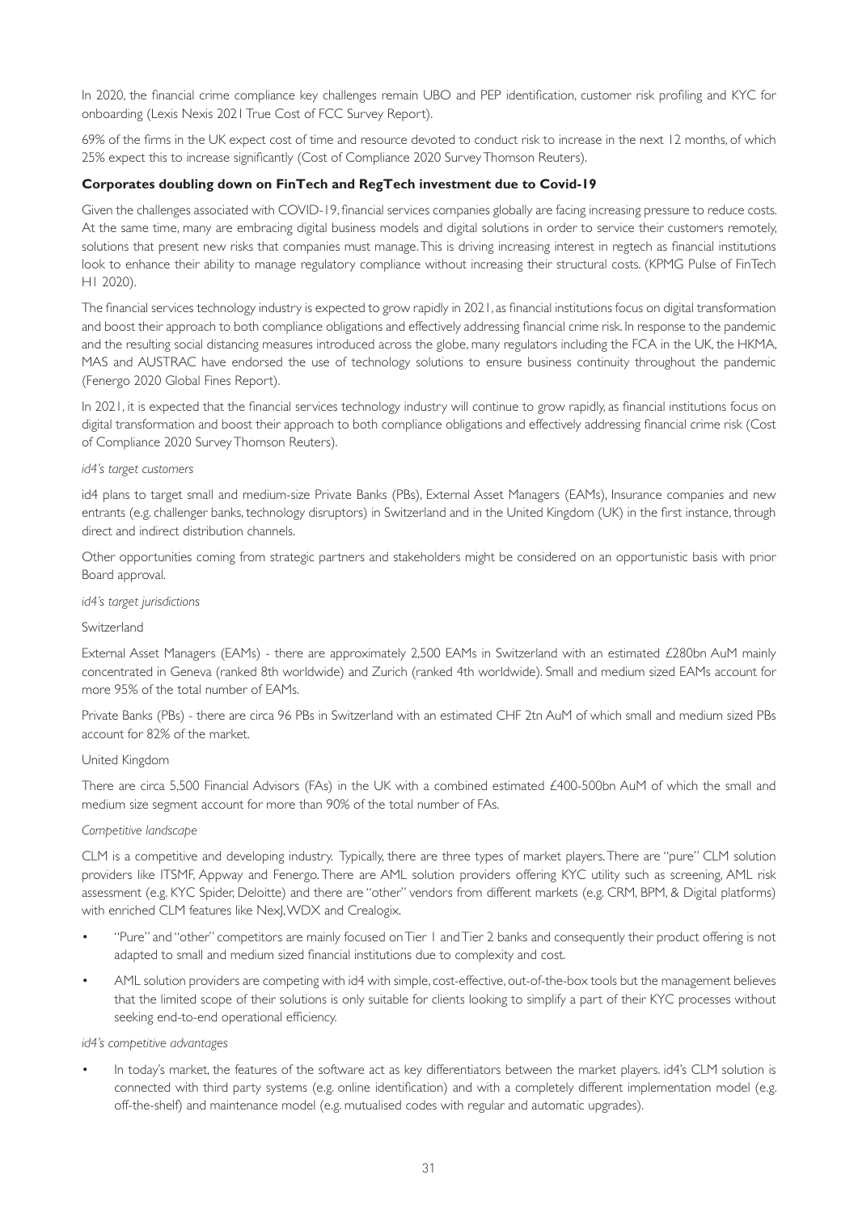In 2020, the financial crime compliance key challenges remain UBO and PEP identification, customer risk profiling and KYC for onboarding (Lexis Nexis 2021 True Cost of FCC Survey Report).

69% of the firms in the UK expect cost of time and resource devoted to conduct risk to increase in the next 12 months, of which 25% expect this to increase significantly (Cost of Compliance 2020 Survey Thomson Reuters).

**Corporates doubling down on FinTech and RegTech investment due to Covid-19**

Given the challenges associated with COVID-19, financial services companies globally are facing increasing pressure to reduce costs. At the same time, many are embracing digital business models and digital solutions in order to service their customers remotely, solutions that present new risks that companies must manage. This is driving increasing interest in regtech as financial institutions look to enhance their ability to manage regulatory compliance without increasing their structural costs. (KPMG Pulse of FinTech H1 2020).

The financial services technology industry is expected to grow rapidly in 2021, as financial institutions focus on digital transformation and boost their approach to both compliance obligations and effectively addressing financial crime risk. In response to the pandemic and the resulting social distancing measures introduced across the globe, many regulators including the FCA in the UK, the HKMA, MAS and AUSTRAC have endorsed the use of technology solutions to ensure business continuity throughout the pandemic (Fenergo 2020 Global Fines Report).

In 2021, it is expected that the financial services technology industry will continue to grow rapidly, as financial institutions focus on digital transformation and boost their approach to both compliance obligations and effectively addressing financial crime risk (Cost of Compliance 2020 Survey Thomson Reuters).

*id4's target customers*

id4 plans to target small and medium-size Private Banks (PBs), External Asset Managers (EAMs), Insurance companies and new entrants (e.g. challenger banks, technology disruptors) in Switzerland and in the United Kingdom (UK) in the first instance, through direct and indirect distribution channels.

Other opportunities coming from strategic partners and stakeholders might be considered on an opportunistic basis with prior Board approval.

*id4's target jurisdictions*

Switzerland

External Asset Managers (EAMs) - there are approximately 2,500 EAMs in Switzerland with an estimated £280bn AuM mainly concentrated in Geneva (ranked 8th worldwide) and Zurich (ranked 4th worldwide). Small and medium sized EAMs account for more 95% of the total number of EAMs.

Private Banks (PBs) - there are circa 96 PBs in Switzerland with an estimated CHF 2tn AuM of which small and medium sized PBs account for 82% of the market.

United Kingdom

There are circa 5,500 Financial Advisors (FAs) in the UK with a combined estimated £400-500bn AuM of which the small and medium size segment account for more than 90% of the total number of FAs.

*Competitive landscape*

CLM is a competitive and developing industry. Typically, there are three types of market players. There are "pure" CLM solution providers like ITSMF, Appway and Fenergo. There are AML solution providers offering KYC utility such as screening, AML risk assessment (e.g. KYC Spider, Deloitte) and there are "other" vendors from different markets (e.g. CRM, BPM, & Digital platforms) with enriched CLM features like NexJ, WDX and Crealogix.

- "Pure" and "other" competitors are mainly focused on Tier 1 and Tier 2 banks and consequently their product offering is not adapted to small and medium sized financial institutions due to complexity and cost.
- AML solution providers are competing with id4 with simple, cost-effective, out-of-the-box tools but the management believes that the limited scope of their solutions is only suitable for clients looking to simplify a part of their KYC processes without seeking end-to-end operational efficiency.

*id4's competitive advantages*

- In today's market, the features of the software act as key differentiators between the market players. id4's CLM solution is connected with third party systems (e.g. online identification) and with a completely different implementation model (e.g. off-the-shelf) and maintenance model (e.g. mutualised codes with regular and automatic upgrades).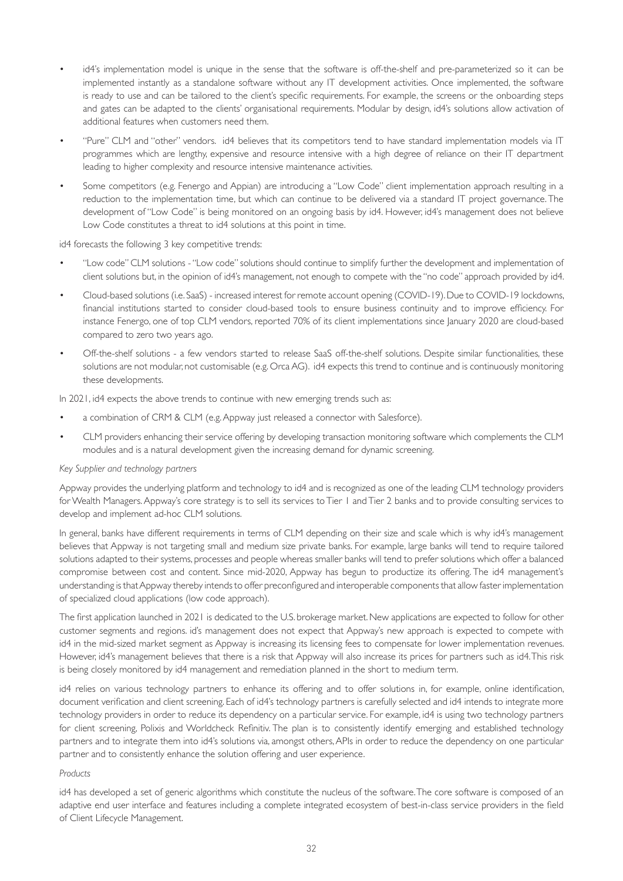- id4's implementation model is unique in the sense that the software is off-the-shelf and pre-parameterized so it can be implemented instantly as a standalone software without any IT development activities. Once implemented, the software is ready to use and can be tailored to the client's specific requirements. For example, the screens or the onboarding steps and gates can be adapted to the clients' organisational requirements. Modular by design, id4's solutions allow activation of additional features when customers need them.
- "Pure" CLM and "other" vendors. id4 believes that its competitors tend to have standard implementation models via IT programmes which are lengthy, expensive and resource intensive with a high degree of reliance on their IT department leading to higher complexity and resource intensive maintenance activities.
- Some competitors (e.g. Fenergo and Appian) are introducing a "Low Code" client implementation approach resulting in a reduction to the implementation time, but which can continue to be delivered via a standard IT project governance. The development of "Low Code" is being monitored on an ongoing basis by id4. However, id4's management does not believe Low Code constitutes a threat to id4 solutions at this point in time.

id4 forecasts the following 3 key competitive trends:

- "Low code" CLM solutions - "Low code" solutions should continue to simplify further the development and implementation of client solutions but, in the opinion of id4's management, not enough to compete with the "no code" approach provided by id4.
- Cloud-based solutions (i.e. SaaS) - increased interest for remote account opening (COVID-19). Due to COVID-19 lockdowns, financial institutions started to consider cloud-based tools to ensure business continuity and to improve efficiency. For instance Fenergo, one of top CLM vendors, reported 70% of its client implementations since January 2020 are cloud-based compared to zero two years ago.
- Off-the-shelf solutions - a few vendors started to release SaaS off-the-shelf solutions. Despite similar functionalities, these solutions are not modular, not customisable (e.g. Orca AG). id4 expects this trend to continue and is continuously monitoring these developments.

In 2021, id4 expects the above trends to continue with new emerging trends such as:

- a combination of CRM & CLM (e.g. Appway just released a connector with Salesforce).
- CLM providers enhancing their service offering by developing transaction monitoring software which complements the CLM modules and is a natural development given the increasing demand for dynamic screening.

*Key Supplier and technology partners*

Appway provides the underlying platform and technology to id4 and is recognized as one of the leading CLM technology providers for Wealth Managers. Appway's core strategy is to sell its services to Tier 1 and Tier 2 banks and to provide consulting services to develop and implement ad-hoc CLM solutions.

In general, banks have different requirements in terms of CLM depending on their size and scale which is why id4's management believes that Appway is not targeting small and medium size private banks. For example, large banks will tend to require tailored solutions adapted to their systems, processes and people whereas smaller banks will tend to prefer solutions which offer a balanced compromise between cost and content. Since mid-2020, Appway has begun to productize its offering. The id4 management's understanding is that Appway thereby intends to offer preconfigured and interoperable components that allow faster implementation of specialized cloud applications (low code approach).

The first application launched in 2021 is dedicated to the U.S. brokerage market. New applications are expected to follow for other customer segments and regions. id's management does not expect that Appway's new approach is expected to compete with id4 in the mid-sized market segment as Appway is increasing its licensing fees to compensate for lower implementation revenues. However, id4's management believes that there is a risk that Appway will also increase its prices for partners such as id4. This risk is being closely monitored by id4 management and remediation planned in the short to medium term.

id4 relies on various technology partners to enhance its offering and to offer solutions in, for example, online identification, document verification and client screening. Each of id4's technology partners is carefully selected and id4 intends to integrate more technology providers in order to reduce its dependency on a particular service. For example, id4 is using two technology partners for client screening, Polixis and Worldcheck Refinitiv. The plan is to consistently identify emerging and established technology partners and to integrate them into id4's solutions via, amongst others, APIs in order to reduce the dependency on one particular partner and to consistently enhance the solution offering and user experience.

*Products*

id4 has developed a set of generic algorithms which constitute the nucleus of the software. The core software is composed of an adaptive end user interface and features including a complete integrated ecosystem of best-in-class service providers in the field of Client Lifecycle Management.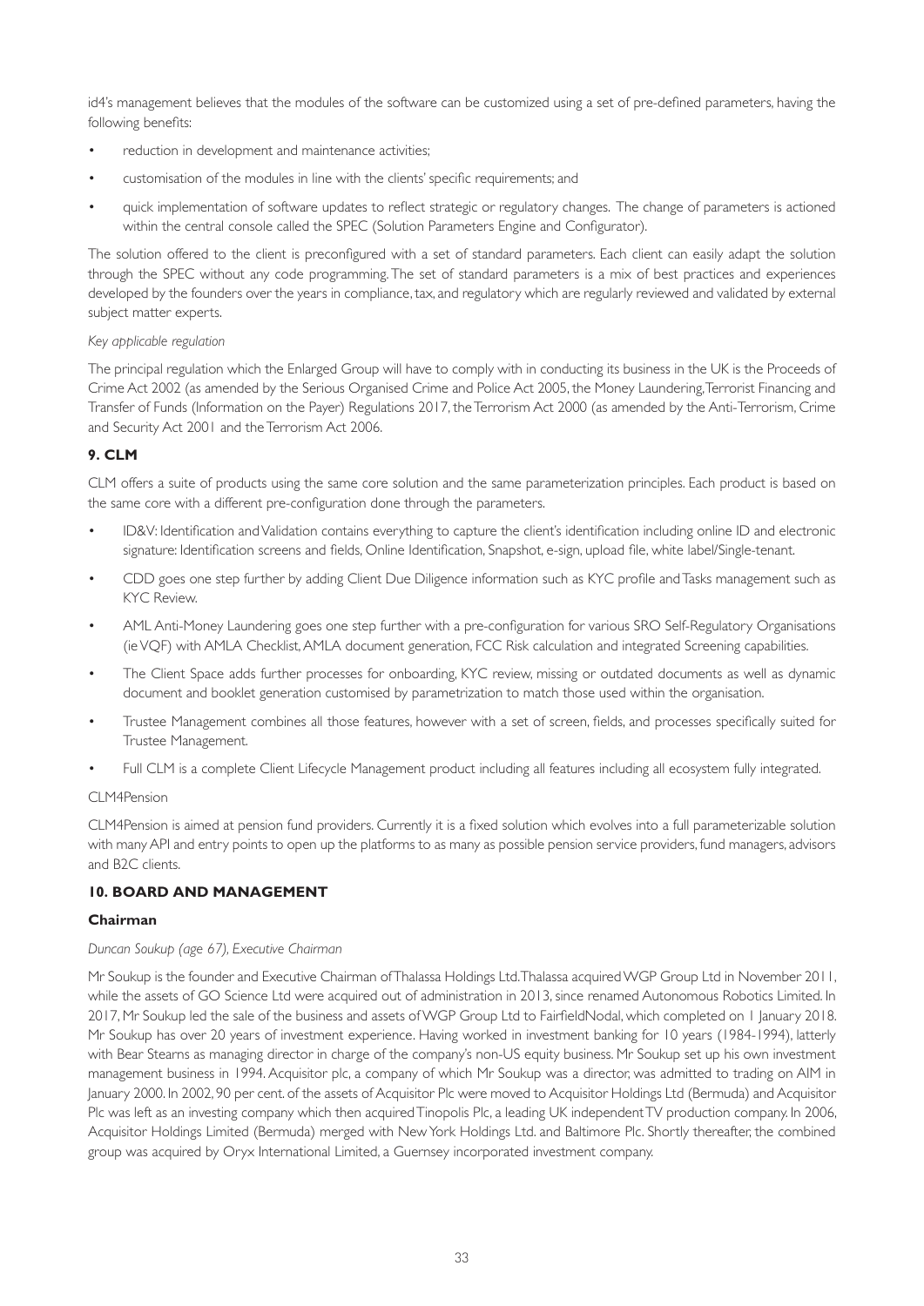id4's management believes that the modules of the software can be customized using a set of pre-defined parameters, having the following benefits:

- reduction in development and maintenance activities;
- customisation of the modules in line with the clients' specific requirements; and
- quick implementation of software updates to reflect strategic or regulatory changes. The change of parameters is actioned within the central console called the SPEC (Solution Parameters Engine and Configurator).

The solution offered to the client is preconfigured with a set of standard parameters. Each client can easily adapt the solution through the SPEC without any code programming. The set of standard parameters is a mix of best practices and experiences developed by the founders over the years in compliance, tax, and regulatory which are regularly reviewed and validated by external subject matter experts.

*Key applicable regulation*

The principal regulation which the Enlarged Group will have to comply with in conducting its business in the UK is the Proceeds of Crime Act 2002 (as amended by the Serious Organised Crime and Police Act 2005, the Money Laundering, Terrorist Financing and Transfer of Funds (Information on the Payer) Regulations 2017, the Terrorism Act 2000 (as amended by the Anti-Terrorism, Crime and Security Act 2001 and the Terrorism Act 2006.

## 9. CLM

CLM offers a suite of products using the same core solution and the same parameterization principles. Each product is based on the same core with a different pre-configuration done through the parameters.

- ID&V: Identification and Validation contains everything to capture the client's identification including online ID and electronic signature: Identification screens and fields, Online Identification, Snapshot, e-sign, upload file, white label/Single-tenant.
- CDD goes one step further by adding Client Due Diligence information such as KYC profile and Tasks management such as KYC Review.
- AML Anti-Money Laundering goes one step further with a pre-configuration for various SRO Self-Regulatory Organisations (ie VQF) with AMLA Checklist, AMLA document generation, FCC Risk calculation and integrated Screening capabilities.
- The Client Space adds further processes for onboarding, KYC review, missing or outdated documents as well as dynamic document and booklet generation customised by parametrization to match those used within the organisation.
- Trustee Management combines all those features, however with a set of screen, fields, and processes specifically suited for Trustee Management.
- Full CLM is a complete Client Lifecycle Management product including all features including all ecosystem fully integrated.

CLM4Pension

CLM4Pension is aimed at pension fund providers. Currently it is a fixed solution which evolves into a full parameterizable solution with many API and entry points to open up the platforms to as many as possible pension service providers, fund managers, advisors and B2C clients.

## 10. BOARD AND MANAGEMENT

### Chairman

*Duncan Soukup (age 67), Executive Chairman*

Mr Soukup is the founder and Executive Chairman of Thalassa Holdings Ltd. Thalassa acquired WGP Group Ltd in November 2011, while the assets of GO Science Ltd were acquired out of administration in 2013, since renamed Autonomous Robotics Limited. In 2017, Mr Soukup led the sale of the business and assets of WGP Group Ltd to FairfieldNodal, which completed on 1 January 2018. Mr Soukup has over 20 years of investment experience. Having worked in investment banking for 10 years (1984-1994), latterly with Bear Stearns as managing director in charge of the company's non-US equity business. Mr Soukup set up his own investment management business in 1994. Acquisitor plc, a company of which Mr Soukup was a director, was admitted to trading on AIM in January 2000. In 2002, 90 per cent. of the assets of Acquisitor Plc were moved to Acquisitor Holdings Ltd (Bermuda) and Acquisitor Plc was left as an investing company which then acquired Tinopolis Plc, a leading UK independent TV production company. In 2006, Acquisitor Holdings Limited (Bermuda) merged with New York Holdings Ltd. and Baltimore Plc. Shortly thereafter, the combined group was acquired by Oryx International Limited, a Guernsey incorporated investment company.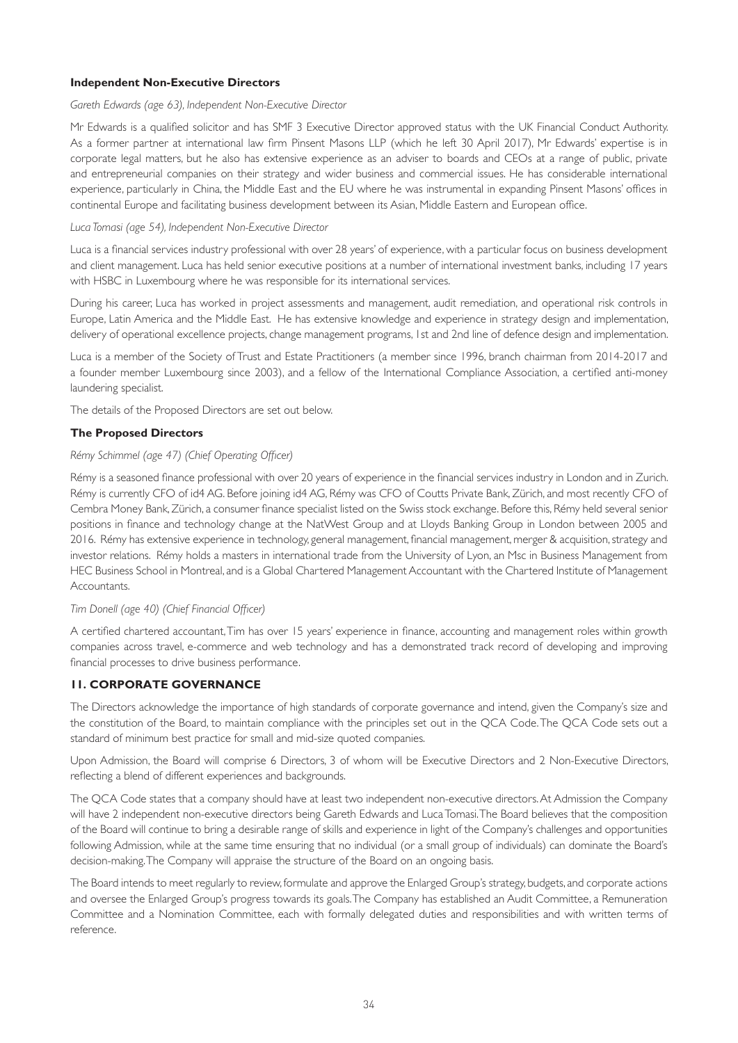**Independent Non-Executive Directors**

*Gareth Edwards (age 63), Independent Non-Executive Director*

Mr Edwards is a qualified solicitor and has SMF 3 Executive Director approved status with the UK Financial Conduct Authority. As a former partner at international law firm Pinsent Masons LLP (which he left 30 April 2017), Mr Edwards' expertise is in corporate legal matters, but he also has extensive experience as an adviser to boards and CEOs at a range of public, private and entrepreneurial companies on their strategy and wider business and commercial issues. He has considerable international experience, particularly in China, the Middle East and the EU where he was instrumental in expanding Pinsent Masons' offices in continental Europe and facilitating business development between its Asian, Middle Eastern and European office.

*Luca Tomasi (age 54), Independent Non-Executive Director*

Luca is a financial services industry professional with over 28 years' of experience, with a particular focus on business development and client management. Luca has held senior executive positions at a number of international investment banks, including 17 years with HSBC in Luxembourg where he was responsible for its international services.

During his career, Luca has worked in project assessments and management, audit remediation, and operational risk controls in Europe, Latin America and the Middle East. He has extensive knowledge and experience in strategy design and implementation, delivery of operational excellence projects, change management programs, 1st and 2nd line of defence design and implementation.

Luca is a member of the Society of Trust and Estate Practitioners (a member since 1996, branch chairman from 2014-2017 and a founder member Luxembourg since 2003), and a fellow of the International Compliance Association, a certified anti-money laundering specialist.

The details of the Proposed Directors are set out below.

**The Proposed Directors**

*Rémy Schimmel (age 47) (Chief Operating Officer)*

Rémy is a seasoned finance professional with over 20 years of experience in the financial services industry in London and in Zurich. Rémy is currently CFO of id4 AG. Before joining id4 AG, Rémy was CFO of Coutts Private Bank, Zürich, and most recently CFO of Cembra Money Bank, Zürich, a consumer finance specialist listed on the Swiss stock exchange. Before this, Rémy held several senior positions in finance and technology change at the NatWest Group and at Lloyds Banking Group in London between 2005 and 2016. Rémy has extensive experience in technology, general management, financial management, merger & acquisition, strategy and investor relations. Rémy holds a masters in international trade from the University of Lyon, an Msc in Business Management from HEC Business School in Montreal, and is a Global Chartered Management Accountant with the Chartered Institute of Management Accountants.

*Tim Donell (age 40) (Chief Financial Officer)*

A certified chartered accountant, Tim has over 15 years' experience in finance, accounting and management roles within growth companies across travel, e-commerce and web technology and has a demonstrated track record of developing and improving financial processes to drive business performance.

## 11. CORPORATE GOVERNANCE

The Directors acknowledge the importance of high standards of corporate governance and intend, given the Company's size and the constitution of the Board, to maintain compliance with the principles set out in the QCA Code. The QCA Code sets out a standard of minimum best practice for small and mid-size quoted companies.

Upon Admission, the Board will comprise 6 Directors, 3 of whom will be Executive Directors and 2 Non-Executive Directors, reflecting a blend of different experiences and backgrounds.

The QCA Code states that a company should have at least two independent non-executive directors. At Admission the Company will have 2 independent non-executive directors being Gareth Edwards and Luca Tomasi. The Board believes that the composition of the Board will continue to bring a desirable range of skills and experience in light of the Company's challenges and opportunities following Admission, while at the same time ensuring that no individual (or a small group of individuals) can dominate the Board's decision-making. The Company will appraise the structure of the Board on an ongoing basis.

The Board intends to meet regularly to review, formulate and approve the Enlarged Group's strategy, budgets, and corporate actions and oversee the Enlarged Group's progress towards its goals. The Company has established an Audit Committee, a Remuneration Committee and a Nomination Committee, each with formally delegated duties and responsibilities and with written terms of reference.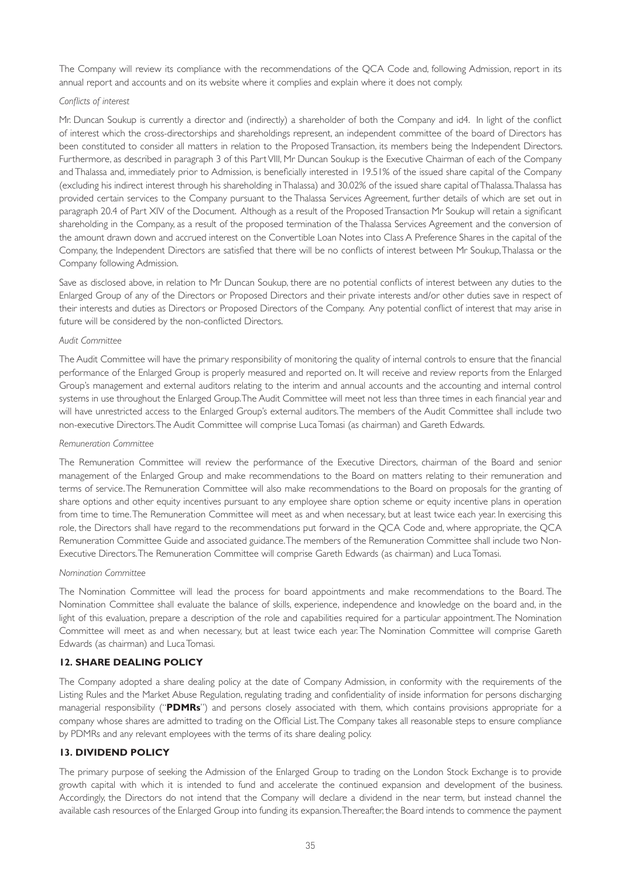The Company will review its compliance with the recommendations of the QCA Code and, following Admission, report in its annual report and accounts and on its website where it complies and explain where it does not comply.

*Conflicts of interest*

Mr. Duncan Soukup is currently a director and (indirectly) a shareholder of both the Company and id4. In light of the conflict of interest which the cross-directorships and shareholdings represent, an independent committee of the board of Directors has been constituted to consider all matters in relation to the Proposed Transaction, its members being the Independent Directors. Furthermore, as described in paragraph 3 of this Part VIII, Mr Duncan Soukup is the Executive Chairman of each of the Company and Thalassa and, immediately prior to Admission, is beneficially interested in 19.51% of the issued share capital of the Company (excluding his indirect interest through his shareholding in Thalassa) and 30.02% of the issued share capital of Thalassa. Thalassa has provided certain services to the Company pursuant to the Thalassa Services Agreement, further details of which are set out in paragraph 20.4 of Part XIV of the Document. Although as a result of the Proposed Transaction Mr Soukup will retain a significant shareholding in the Company, as a result of the proposed termination of the Thalassa Services Agreement and the conversion of the amount drawn down and accrued interest on the Convertible Loan Notes into Class A Preference Shares in the capital of the Company, the Independent Directors are satisfied that there will be no conflicts of interest between Mr Soukup, Thalassa or the Company following Admission.

Save as disclosed above, in relation to Mr Duncan Soukup, there are no potential conflicts of interest between any duties to the Enlarged Group of any of the Directors or Proposed Directors and their private interests and/or other duties save in respect of their interests and duties as Directors or Proposed Directors of the Company. Any potential conflict of interest that may arise in future will be considered by the non-conflicted Directors.

*Audit Committee*

The Audit Committee will have the primary responsibility of monitoring the quality of internal controls to ensure that the financial performance of the Enlarged Group is properly measured and reported on. It will receive and review reports from the Enlarged Group's management and external auditors relating to the interim and annual accounts and the accounting and internal control systems in use throughout the Enlarged Group. The Audit Committee will meet not less than three times in each financial year and will have unrestricted access to the Enlarged Group's external auditors. The members of the Audit Committee shall include two non-executive Directors. The Audit Committee will comprise Luca Tomasi (as chairman) and Gareth Edwards.

*Remuneration Committee*

The Remuneration Committee will review the performance of the Executive Directors, chairman of the Board and senior management of the Enlarged Group and make recommendations to the Board on matters relating to their remuneration and terms of service. The Remuneration Committee will also make recommendations to the Board on proposals for the granting of share options and other equity incentives pursuant to any employee share option scheme or equity incentive plans in operation from time to time. The Remuneration Committee will meet as and when necessary, but at least twice each year. In exercising this role, the Directors shall have regard to the recommendations put forward in the QCA Code and, where appropriate, the QCA Remuneration Committee Guide and associated guidance. The members of the Remuneration Committee shall include two Non-Executive Directors. The Remuneration Committee will comprise Gareth Edwards (as chairman) and Luca Tomasi.

*Nomination Committee*

The Nomination Committee will lead the process for board appointments and make recommendations to the Board. The Nomination Committee shall evaluate the balance of skills, experience, independence and knowledge on the board and, in the light of this evaluation, prepare a description of the role and capabilities required for a particular appointment. The Nomination Committee will meet as and when necessary, but at least twice each year. The Nomination Committee will comprise Gareth Edwards (as chairman) and Luca Tomasi.

## 12. SHARE DEALING POLICY

The Company adopted a share dealing policy at the date of Company Admission, in conformity with the requirements of the Listing Rules and the Market Abuse Regulation, regulating trading and confidentiality of inside information for persons discharging managerial responsibility ("**PDMRs**") and persons closely associated with them, which contains provisions appropriate for a company whose shares are admitted to trading on the Official List. The Company takes all reasonable steps to ensure compliance by PDMRs and any relevant employees with the terms of its share dealing policy.

## 13. DIVIDEND POLICY

The primary purpose of seeking the Admission of the Enlarged Group to trading on the London Stock Exchange is to provide growth capital with which it is intended to fund and accelerate the continued expansion and development of the business. Accordingly, the Directors do not intend that the Company will declare a dividend in the near term, but instead channel the available cash resources of the Enlarged Group into funding its expansion. Thereafter, the Board intends to commence the payment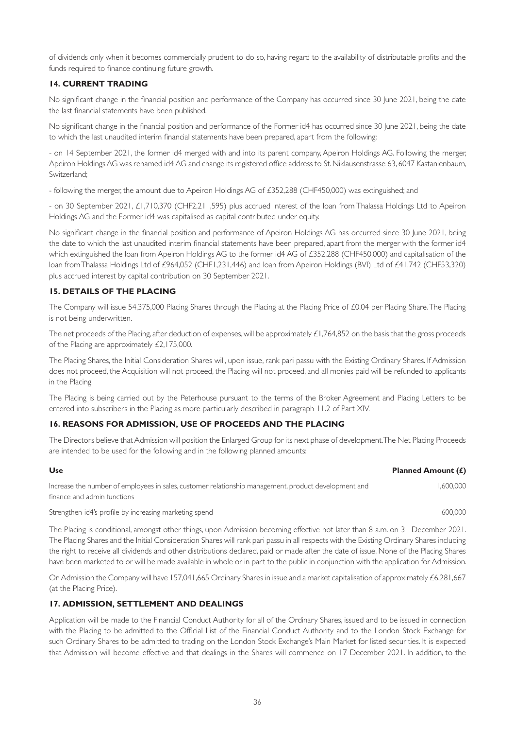of dividends only when it becomes commercially prudent to do so, having regard to the availability of distributable profits and the funds required to finance continuing future growth.

## 14. CURRENT TRADING

No significant change in the financial position and performance of the Company has occurred since 30 June 2021, being the date the last financial statements have been published.

No significant change in the financial position and performance of the Former id4 has occurred since 30 June 2021, being the date to which the last unaudited interim financial statements have been prepared, apart from the following:

- on 14 September 2021, the former id4 merged with and into its parent company, Apeiron Holdings AG. Following the merger, Apeiron Holdings AG was renamed id4 AG and change its registered office address to St. Niklausenstrasse 63, 6047 Kastanienbaum, Switzerland;

- following the merger, the amount due to Apeiron Holdings AG of £352,288 (CHF450,000) was extinguished; and

- on 30 September 2021, £1,710,370 (CHF2,211,595) plus accrued interest of the loan from Thalassa Holdings Ltd to Apeiron Holdings AG and the Former id4 was capitalised as capital contributed under equity.

No significant change in the financial position and performance of Apeiron Holdings AG has occurred since 30 June 2021, being the date to which the last unaudited interim financial statements have been prepared, apart from the merger with the former id4 which extinguished the loan from Apeiron Holdings AG to the former id4 AG of £352,288 (CHF450,000) and capitalisation of the loan from Thalassa Holdings Ltd of £964,052 (CHF1,231,446) and loan from Apeiron Holdings (BVI) Ltd of £41,742 (CHF53,320) plus accrued interest by capital contribution on 30 September 2021.

## 15. DETAILS OF THE PLACING

The Company will issue 54,375,000 Placing Shares through the Placing at the Placing Price of £0.04 per Placing Share. The Placing is not being underwritten.

The net proceeds of the Placing, after deduction of expenses, will be approximately £1,764,852 on the basis that the gross proceeds of the Placing are approximately £2,175,000.

The Placing Shares, the Initial Consideration Shares will, upon issue, rank pari passu with the Existing Ordinary Shares. If Admission does not proceed, the Acquisition will not proceed, the Placing will not proceed, and all monies paid will be refunded to applicants in the Placing.

The Placing is being carried out by the Peterhouse pursuant to the terms of the Broker Agreement and Placing Letters to be entered into subscribers in the Placing as more particularly described in paragraph 11.2 of Part XIV.

## 16. REASONS FOR ADMISSION, USE OF PROCEEDS AND THE PLACING

The Directors believe that Admission will position the Enlarged Group for its next phase of development. The Net Placing Proceeds are intended to be used for the following and in the following planned amounts:

| Use | Planned Amount (£) |
|---|---|
| Increase the number of employees in sales, customer relationship management, product development and finance and admin functions | 1,600,000 |
| Strengthen id4's profile by increasing marketing spend | 600,000 |

The Placing is conditional, amongst other things, upon Admission becoming effective not later than 8 a.m. on 31 December 2021. The Placing Shares and the Initial Consideration Shares will rank pari passu in all respects with the Existing Ordinary Shares including the right to receive all dividends and other distributions declared, paid or made after the date of issue. None of the Placing Shares have been marketed to or will be made available in whole or in part to the public in conjunction with the application for Admission.

On Admission the Company will have 157,041,665 Ordinary Shares in issue and a market capitalisation of approximately £6,281,667 (at the Placing Price).

## 17. ADMISSION, SETTLEMENT AND DEALINGS

Application will be made to the Financial Conduct Authority for all of the Ordinary Shares, issued and to be issued in connection with the Placing to be admitted to the Official List of the Financial Conduct Authority and to the London Stock Exchange for such Ordinary Shares to be admitted to trading on the London Stock Exchange's Main Market for listed securities. It is expected that Admission will become effective and that dealings in the Shares will commence on 17 December 2021. In addition, to the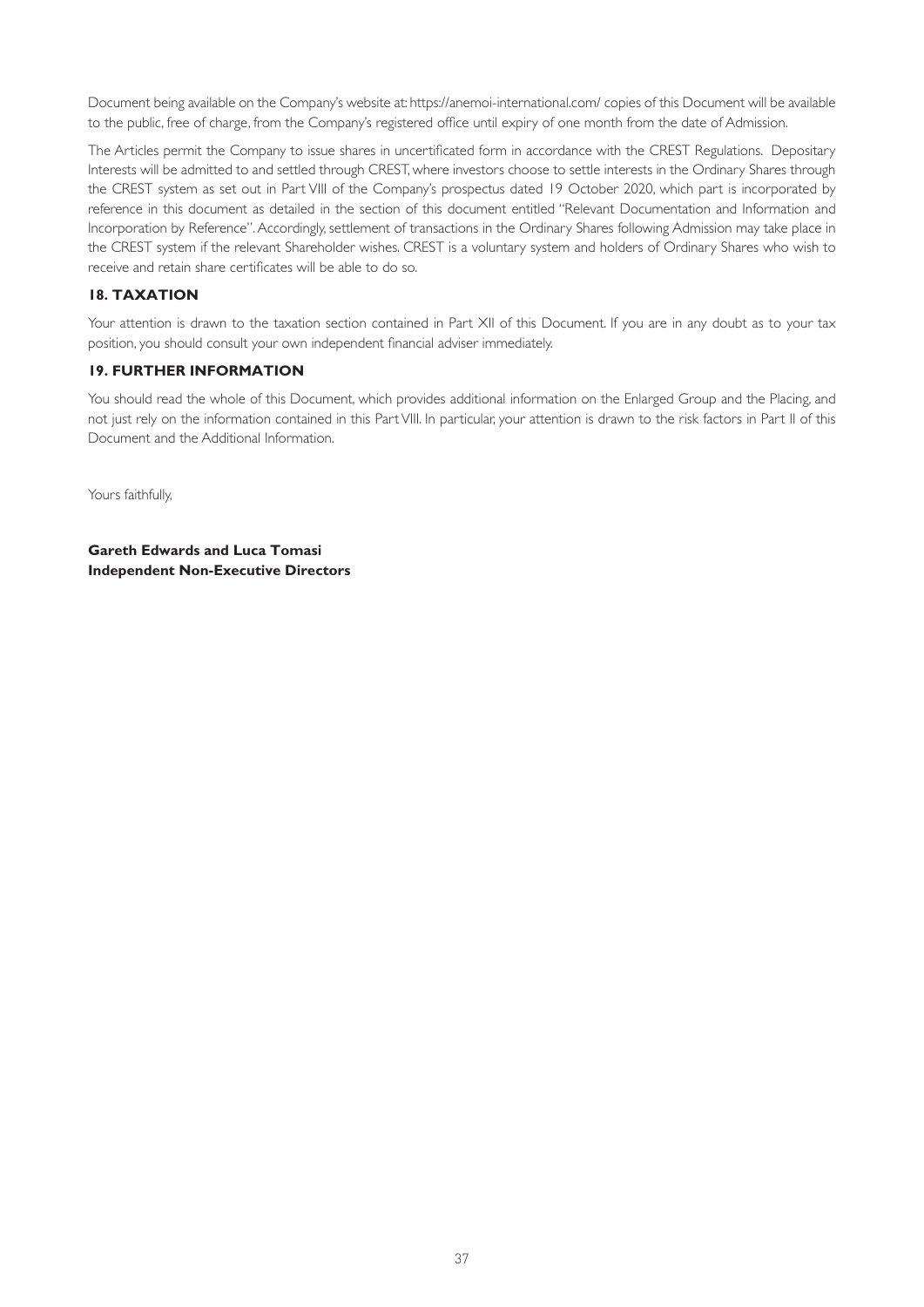Document being available on the Company's website at: https://anemoi-international.com/ copies of this Document will be available to the public, free of charge, from the Company's registered office until expiry of one month from the date of Admission.

The Articles permit the Company to issue shares in uncertificated form in accordance with the CREST Regulations. Depositary Interests will be admitted to and settled through CREST, where investors choose to settle interests in the Ordinary Shares through the CREST system as set out in Part VIII of the Company's prospectus dated 19 October 2020, which part is incorporated by reference in this document as detailed in the section of this document entitled "Relevant Documentation and Information and Incorporation by Reference". Accordingly, settlement of transactions in the Ordinary Shares following Admission may take place in the CREST system if the relevant Shareholder wishes. CREST is a voluntary system and holders of Ordinary Shares who wish to receive and retain share certificates will be able to do so.

## 18. TAXATION

Your attention is drawn to the taxation section contained in Part XII of this Document. If you are in any doubt as to your tax position, you should consult your own independent financial adviser immediately.

## 19. FURTHER INFORMATION

You should read the whole of this Document, which provides additional information on the Enlarged Group and the Placing, and not just rely on the information contained in this Part VIII. In particular, your attention is drawn to the risk factors in Part II of this Document and the Additional Information.

Yours faithfully,

**Gareth Edwards and Luca Tomasi**
**Independent Non-Executive Directors**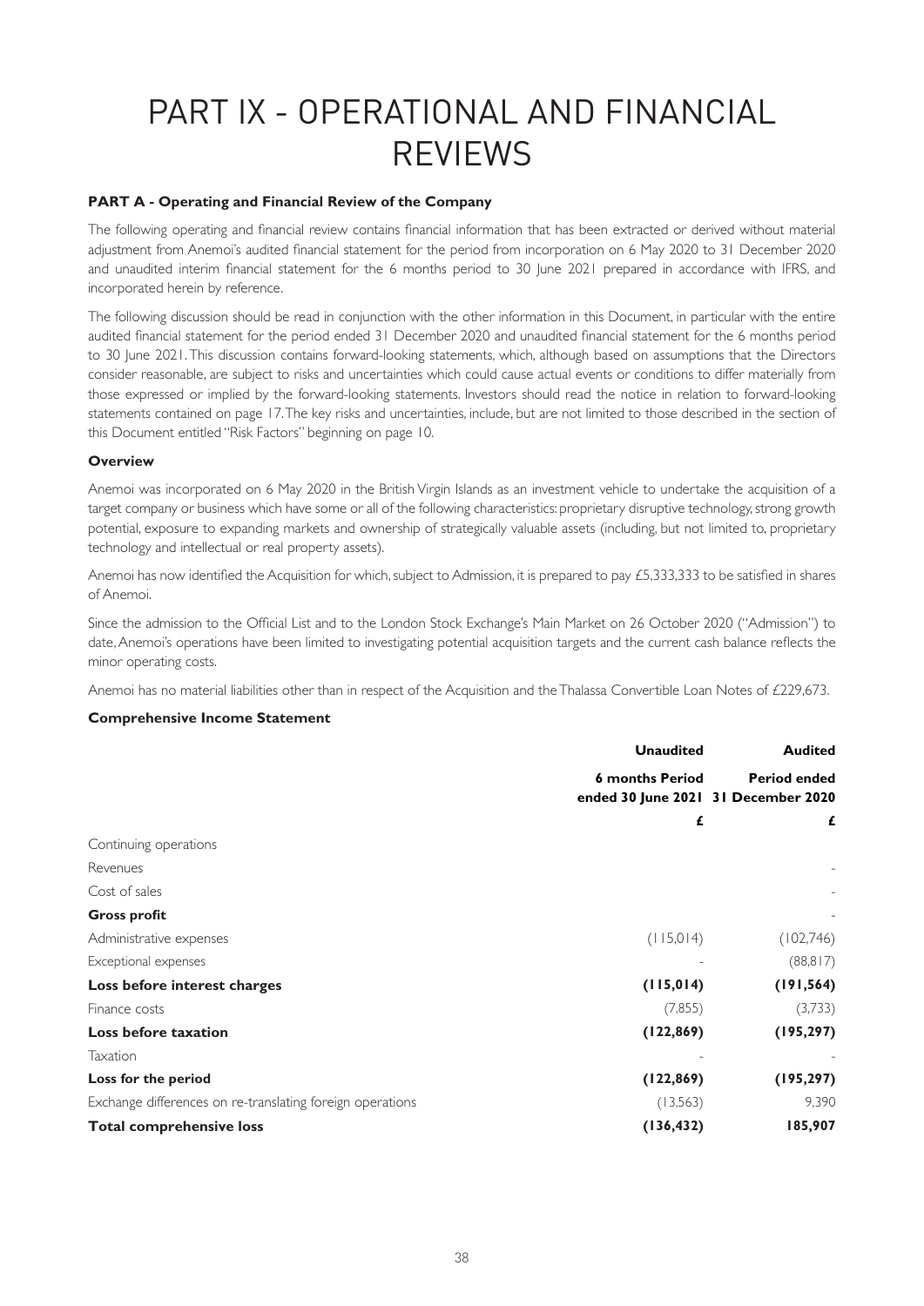# PART IX - OPERATIONAL AND FINANCIAL REVIEWS

**PART A - Operating and Financial Review of the Company**

The following operating and financial review contains financial information that has been extracted or derived without material adjustment from Anemoi's audited financial statement for the period from incorporation on 6 May 2020 to 31 December 2020 and unaudited interim financial statement for the 6 months period to 30 June 2021 prepared in accordance with IFRS, and incorporated herein by reference.

The following discussion should be read in conjunction with the other information in this Document, in particular with the entire audited financial statement for the period ended 31 December 2020 and unaudited financial statement for the 6 months period to 30 June 2021. This discussion contains forward-looking statements, which, although based on assumptions that the Directors consider reasonable, are subject to risks and uncertainties which could cause actual events or conditions to differ materially from those expressed or implied by the forward-looking statements. Investors should read the notice in relation to forward-looking statements contained on page 17. The key risks and uncertainties, include, but are not limited to those described in the section of this Document entitled "Risk Factors" beginning on page 10.

**Overview**

Anemoi was incorporated on 6 May 2020 in the British Virgin Islands as an investment vehicle to undertake the acquisition of a target company or business which have some or all of the following characteristics: proprietary disruptive technology, strong growth potential, exposure to expanding markets and ownership of strategically valuable assets (including, but not limited to, proprietary technology and intellectual or real property assets).

Anemoi has now identified the Acquisition for which, subject to Admission, it is prepared to pay £5,333,333 to be satisfied in shares of Anemoi.

Since the admission to the Official List and to the London Stock Exchange's Main Market on 26 October 2020 ("Admission") to date, Anemoi's operations have been limited to investigating potential acquisition targets and the current cash balance reflects the minor operating costs.

Anemoi has no material liabilities other than in respect of the Acquisition and the Thalassa Convertible Loan Notes of £229,673.

**Comprehensive Income Statement**

| | **Unaudited** | **Audited** |
|---|---|---|
| | **6 months Period ended 30 June 2021** | **Period ended 31 December 2020** |
| | **£** | **£** |
| Continuing operations | | |
| Revenues | | - |
| Cost of sales | | - |
| **Gross profit** | | - |
| Administrative expenses | (115,014) | (102,746) |
| Exceptional expenses | - | (88,817) |
| **Loss before interest charges** | **(115,014)** | **(191,564)** |
| Finance costs | (7,855) | (3,733) |
| **Loss before taxation** | **(122,869)** | **(195,297)** |
| Taxation | - | - |
| **Loss for the period** | **(122,869)** | **(195,297)** |
| Exchange differences on re-translating foreign operations | (13,563) | 9,390 |
| **Total comprehensive loss** | **(136,432)** | **185,907** |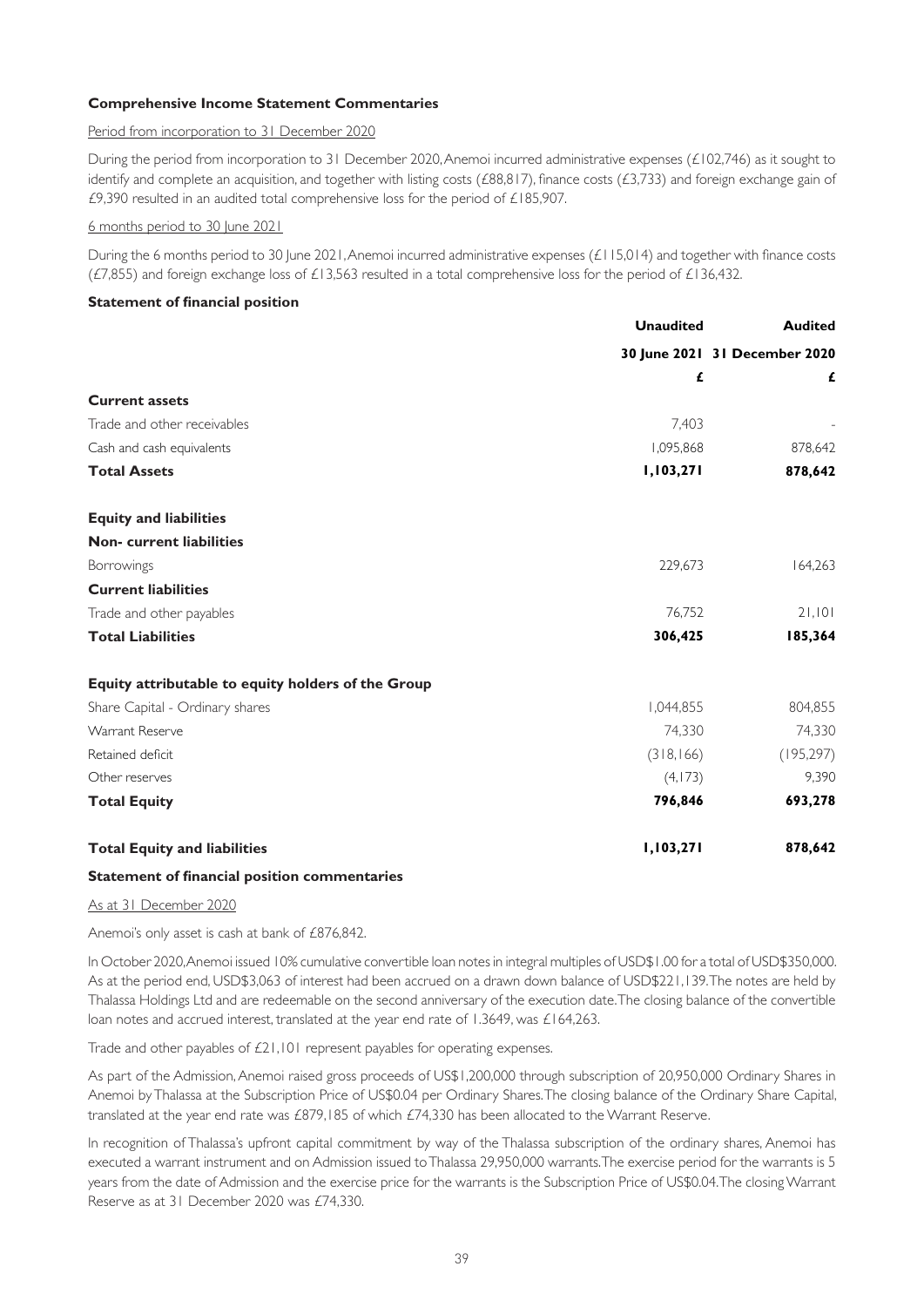**Comprehensive Income Statement Commentaries**

Period from incorporation to 31 December 2020

During the period from incorporation to 31 December 2020, Anemoi incurred administrative expenses (£102,746) as it sought to identify and complete an acquisition, and together with listing costs (£88,817), finance costs (£3,733) and foreign exchange gain of £9,390 resulted in an audited total comprehensive loss for the period of £185,907.

6 months period to 30 June 2021

During the 6 months period to 30 June 2021, Anemoi incurred administrative expenses (£115,014) and together with finance costs (£7,855) and foreign exchange loss of £13,563 resulted in a total comprehensive loss for the period of £136,432.

**Statement of financial position**

| | Unaudited | Audited |
|---|---|---|
| | 30 June 2021 | 31 December 2020 |
| | £ | £ |
| **Current assets** | | |
| Trade and other receivables | 7,403 | - |
| Cash and cash equivalents | 1,095,868 | 878,642 |
| **Total Assets** | **1,103,271** | **878,642** |
| | | |
| **Equity and liabilities** | | |
| **Non- current liabilities** | | |
| Borrowings | 229,673 | 164,263 |
| **Current liabilities** | | |
| Trade and other payables | 76,752 | 21,101 |
| **Total Liabilities** | **306,425** | **185,364** |
| | | |
| **Equity attributable to equity holders of the Group** | | |
| Share Capital - Ordinary shares | 1,044,855 | 804,855 |
| Warrant Reserve | 74,330 | 74,330 |
| Retained deficit | (318,166) | (195,297) |
| Other reserves | (4,173) | 9,390 |
| **Total Equity** | **796,846** | **693,278** |
| | | |
| **Total Equity and liabilities** | **1,103,271** | **878,642** |

**Statement of financial position commentaries**

As at 31 December 2020

Anemoi's only asset is cash at bank of £876,842.

In October 2020, Anemoi issued 10% cumulative convertible loan notes in integral multiples of USD$1.00 for a total of USD$350,000. As at the period end, USD$3,063 of interest had been accrued on a drawn down balance of USD$221,139. The notes are held by Thalassa Holdings Ltd and are redeemable on the second anniversary of the execution date. The closing balance of the convertible loan notes and accrued interest, translated at the year end rate of 1.3649, was £164,263.

Trade and other payables of £21,101 represent payables for operating expenses.

As part of the Admission, Anemoi raised gross proceeds of US$1,200,000 through subscription of 20,950,000 Ordinary Shares in Anemoi by Thalassa at the Subscription Price of US$0.04 per Ordinary Shares. The closing balance of the Ordinary Share Capital, translated at the year end rate was £879,185 of which £74,330 has been allocated to the Warrant Reserve.

In recognition of Thalassa's upfront capital commitment by way of the Thalassa subscription of the ordinary shares, Anemoi has executed a warrant instrument and on Admission issued to Thalassa 29,950,000 warrants. The exercise period for the warrants is 5 years from the date of Admission and the exercise price for the warrants is the Subscription Price of US$0.04. The closing Warrant Reserve as at 31 December 2020 was £74,330.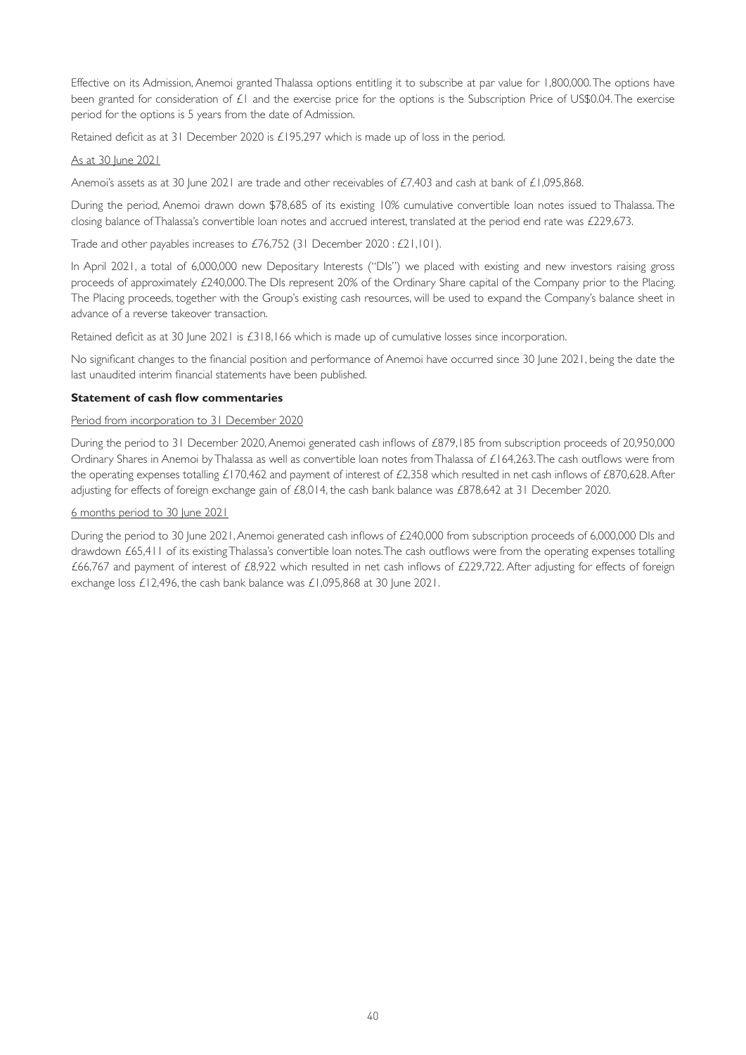Effective on its Admission, Anemoi granted Thalassa options entitling it to subscribe at par value for 1,800,000. The options have been granted for consideration of £1 and the exercise price for the options is the Subscription Price of US$0.04. The exercise period for the options is 5 years from the date of Admission.

Retained deficit as at 31 December 2020 is £195,297 which is made up of loss in the period.

As at 30 June 2021

Anemoi's assets as at 30 June 2021 are trade and other receivables of £7,403 and cash at bank of £1,095,868.

During the period, Anemoi drawn down $78,685 of its existing 10% cumulative convertible loan notes issued to Thalassa. The closing balance of Thalassa's convertible loan notes and accrued interest, translated at the period end rate was £229,673.

Trade and other payables increases to £76,752 (31 December 2020 : £21,101).

In April 2021, a total of 6,000,000 new Depositary Interests ("DIs") we placed with existing and new investors raising gross proceeds of approximately £240,000. The DIs represent 20% of the Ordinary Share capital of the Company prior to the Placing. The Placing proceeds, together with the Group's existing cash resources, will be used to expand the Company's balance sheet in advance of a reverse takeover transaction.

Retained deficit as at 30 June 2021 is £318,166 which is made up of cumulative losses since incorporation.

No significant changes to the financial position and performance of Anemoi have occurred since 30 June 2021, being the date the last unaudited interim financial statements have been published.

**Statement of cash flow commentaries**

Period from incorporation to 31 December 2020

During the period to 31 December 2020, Anemoi generated cash inflows of £879,185 from subscription proceeds of 20,950,000 Ordinary Shares in Anemoi by Thalassa as well as convertible loan notes from Thalassa of £164,263. The cash outflows were from the operating expenses totalling £170,462 and payment of interest of £2,358 which resulted in net cash inflows of £870,628. After adjusting for effects of foreign exchange gain of £8,014, the cash bank balance was £878,642 at 31 December 2020.

6 months period to 30 June 2021

During the period to 30 June 2021, Anemoi generated cash inflows of £240,000 from subscription proceeds of 6,000,000 DIs and drawdown £65,411 of its existing Thalassa's convertible loan notes. The cash outflows were from the operating expenses totalling £66,767 and payment of interest of £8,922 which resulted in net cash inflows of £229,722. After adjusting for effects of foreign exchange loss £12,496, the cash bank balance was £1,095,868 at 30 June 2021.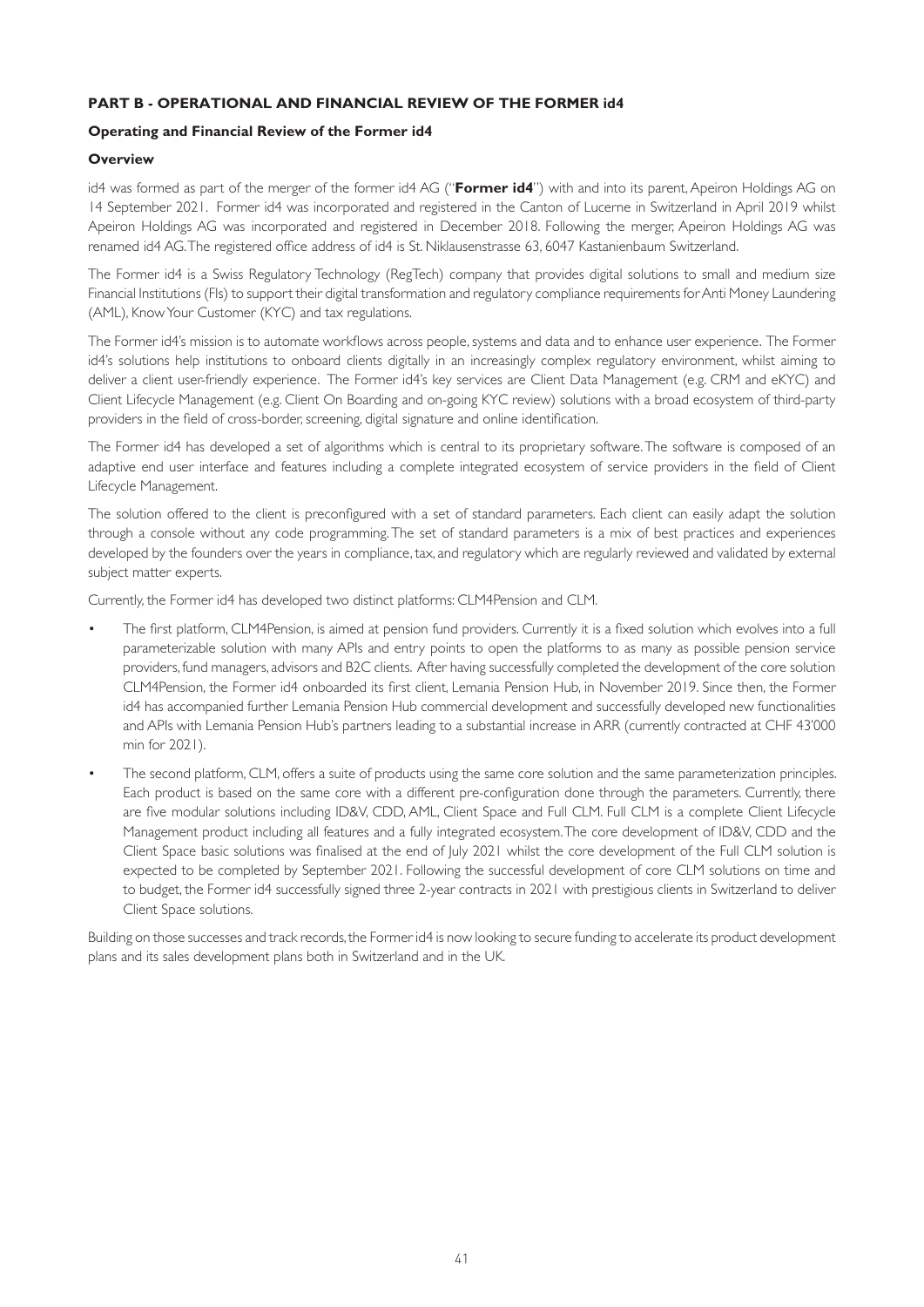## PART B - OPERATIONAL AND FINANCIAL REVIEW OF THE FORMER id4

### Operating and Financial Review of the Former id4

#### Overview

id4 was formed as part of the merger of the former id4 AG ("**Former id4**") with and into its parent, Apeiron Holdings AG on 14 September 2021. Former id4 was incorporated and registered in the Canton of Lucerne in Switzerland in April 2019 whilst Apeiron Holdings AG was incorporated and registered in December 2018. Following the merger, Apeiron Holdings AG was renamed id4 AG. The registered office address of id4 is St. Niklausenstrasse 63, 6047 Kastanienbaum Switzerland.

The Former id4 is a Swiss Regulatory Technology (RegTech) company that provides digital solutions to small and medium size Financial Institutions (FIs) to support their digital transformation and regulatory compliance requirements for Anti Money Laundering (AML), Know Your Customer (KYC) and tax regulations.

The Former id4's mission is to automate workflows across people, systems and data and to enhance user experience. The Former id4's solutions help institutions to onboard clients digitally in an increasingly complex regulatory environment, whilst aiming to deliver a client user-friendly experience. The Former id4's key services are Client Data Management (e.g. CRM and eKYC) and Client Lifecycle Management (e.g. Client On Boarding and on-going KYC review) solutions with a broad ecosystem of third-party providers in the field of cross-border, screening, digital signature and online identification.

The Former id4 has developed a set of algorithms which is central to its proprietary software. The software is composed of an adaptive end user interface and features including a complete integrated ecosystem of service providers in the field of Client Lifecycle Management.

The solution offered to the client is preconfigured with a set of standard parameters. Each client can easily adapt the solution through a console without any code programming. The set of standard parameters is a mix of best practices and experiences developed by the founders over the years in compliance, tax, and regulatory which are regularly reviewed and validated by external subject matter experts.

Currently, the Former id4 has developed two distinct platforms: CLM4Pension and CLM.

- The first platform, CLM4Pension, is aimed at pension fund providers. Currently it is a fixed solution which evolves into a full parameterizable solution with many APIs and entry points to open the platforms to as many as possible pension service providers, fund managers, advisors and B2C clients. After having successfully completed the development of the core solution CLM4Pension, the Former id4 onboarded its first client, Lemania Pension Hub, in November 2019. Since then, the Former id4 has accompanied further Lemania Pension Hub commercial development and successfully developed new functionalities and APIs with Lemania Pension Hub's partners leading to a substantial increase in ARR (currently contracted at CHF 43'000 min for 2021).
- The second platform, CLM, offers a suite of products using the same core solution and the same parameterization principles. Each product is based on the same core with a different pre-configuration done through the parameters. Currently, there are five modular solutions including ID&V, CDD, AML, Client Space and Full CLM. Full CLM is a complete Client Lifecycle Management product including all features and a fully integrated ecosystem. The core development of ID&V, CDD and the Client Space basic solutions was finalised at the end of July 2021 whilst the core development of the Full CLM solution is expected to be completed by September 2021. Following the successful development of core CLM solutions on time and to budget, the Former id4 successfully signed three 2-year contracts in 2021 with prestigious clients in Switzerland to deliver Client Space solutions.

Building on those successes and track records, the Former id4 is now looking to secure funding to accelerate its product development plans and its sales development plans both in Switzerland and in the UK.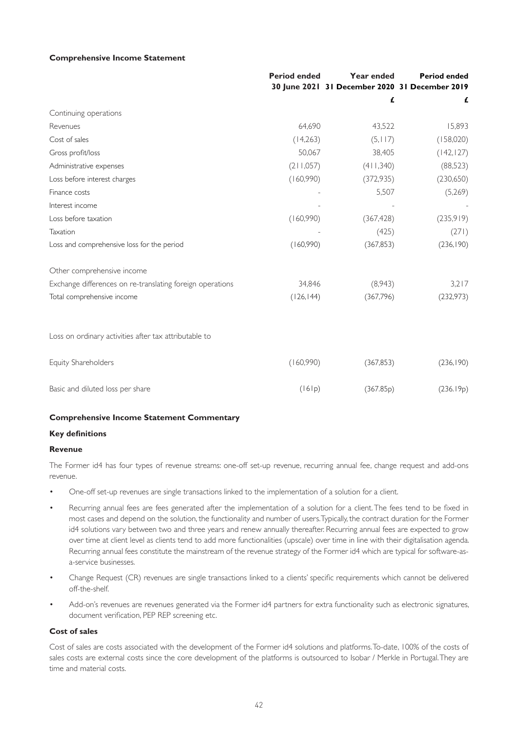**Comprehensive Income Statement**

| | Period ended 30 June 2021 | Year ended 31 December 2020 | Period ended 31 December 2019 |
|---|---|---|---|
| | | £ | £ |
| Continuing operations | | | |
| Revenues | 64,690 | 43,522 | 15,893 |
| Cost of sales | (14,263) | (5,117) | (158,020) |
| Gross profit/loss | 50,067 | 38,405 | (142,127) |
| Administrative expenses | (211,057) | (411,340) | (88,523) |
| Loss before interest charges | (160,990) | (372,935) | (230,650) |
| Finance costs | - | 5,507 | (5,269) |
| Interest income | - | - | - |
| Loss before taxation | (160,990) | (367,428) | (235,919) |
| Taxation | - | (425) | (271) |
| Loss and comprehensive loss for the period | (160,990) | (367,853) | (236,190) |
| | | | |
| Other comprehensive income | | | |
| Exchange differences on re-translating foreign operations | 34,846 | (8,943) | 3,217 |
| Total comprehensive income | (126,144) | (367,796) | (232,973) |
| | | | |
| Loss on ordinary activities after tax attributable to | | | |
| Equity Shareholders | (160,990) | (367,853) | (236,190) |
| Basic and diluted loss per share | (161p) | (367.85p) | (236.19p) |

**Comprehensive Income Statement Commentary**

**Key definitions**

**Revenue**

The Former id4 has four types of revenue streams: one-off set-up revenue, recurring annual fee, change request and add-ons revenue.

- One-off set-up revenues are single transactions linked to the implementation of a solution for a client.
- Recurring annual fees are fees generated after the implementation of a solution for a client. The fees tend to be fixed in most cases and depend on the solution, the functionality and number of users. Typically, the contract duration for the Former id4 solutions vary between two and three years and renew annually thereafter. Recurring annual fees are expected to grow over time at client level as clients tend to add more functionalities (upscale) over time in line with their digitalisation agenda. Recurring annual fees constitute the mainstream of the revenue strategy of the Former id4 which are typical for software-as-a-service businesses.
- Change Request (CR) revenues are single transactions linked to a clients' specific requirements which cannot be delivered off-the-shelf.
- Add-on's revenues are revenues generated via the Former id4 partners for extra functionality such as electronic signatures, document verification, PEP REP screening etc.

**Cost of sales**

Cost of sales are costs associated with the development of the Former id4 solutions and platforms. To-date, 100% of the costs of sales costs are external costs since the core development of the platforms is outsourced to Isobar / Merkle in Portugal. They are time and material costs.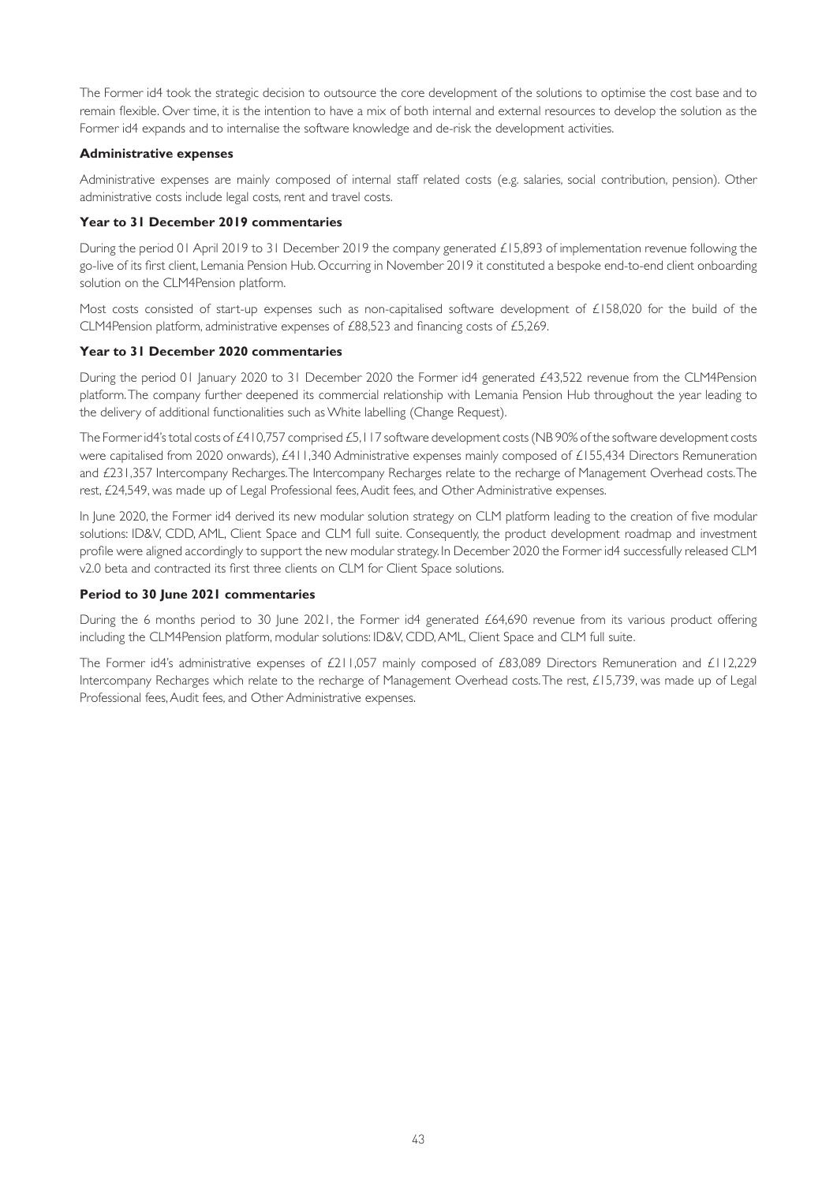The Former id4 took the strategic decision to outsource the core development of the solutions to optimise the cost base and to remain flexible. Over time, it is the intention to have a mix of both internal and external resources to develop the solution as the Former id4 expands and to internalise the software knowledge and de-risk the development activities.

**Administrative expenses**

Administrative expenses are mainly composed of internal staff related costs (e.g. salaries, social contribution, pension). Other administrative costs include legal costs, rent and travel costs.

**Year to 31 December 2019 commentaries**

During the period 01 April 2019 to 31 December 2019 the company generated £15,893 of implementation revenue following the go-live of its first client, Lemania Pension Hub. Occurring in November 2019 it constituted a bespoke end-to-end client onboarding solution on the CLM4Pension platform.

Most costs consisted of start-up expenses such as non-capitalised software development of £158,020 for the build of the CLM4Pension platform, administrative expenses of £88,523 and financing costs of £5,269.

**Year to 31 December 2020 commentaries**

During the period 01 January 2020 to 31 December 2020 the Former id4 generated £43,522 revenue from the CLM4Pension platform. The company further deepened its commercial relationship with Lemania Pension Hub throughout the year leading to the delivery of additional functionalities such as White labelling (Change Request).

The Former id4's total costs of £410,757 comprised £5,117 software development costs (NB 90% of the software development costs were capitalised from 2020 onwards), £411,340 Administrative expenses mainly composed of £155,434 Directors Remuneration and £231,357 Intercompany Recharges. The Intercompany Recharges relate to the recharge of Management Overhead costs. The rest, £24,549, was made up of Legal Professional fees, Audit fees, and Other Administrative expenses.

In June 2020, the Former id4 derived its new modular solution strategy on CLM platform leading to the creation of five modular solutions: ID&V, CDD, AML, Client Space and CLM full suite. Consequently, the product development roadmap and investment profile were aligned accordingly to support the new modular strategy. In December 2020 the Former id4 successfully released CLM v2.0 beta and contracted its first three clients on CLM for Client Space solutions.

**Period to 30 June 2021 commentaries**

During the 6 months period to 30 June 2021, the Former id4 generated £64,690 revenue from its various product offering including the CLM4Pension platform, modular solutions: ID&V, CDD, AML, Client Space and CLM full suite.

The Former id4's administrative expenses of £211,057 mainly composed of £83,089 Directors Remuneration and £112,229 Intercompany Recharges which relate to the recharge of Management Overhead costs. The rest, £15,739, was made up of Legal Professional fees, Audit fees, and Other Administrative expenses.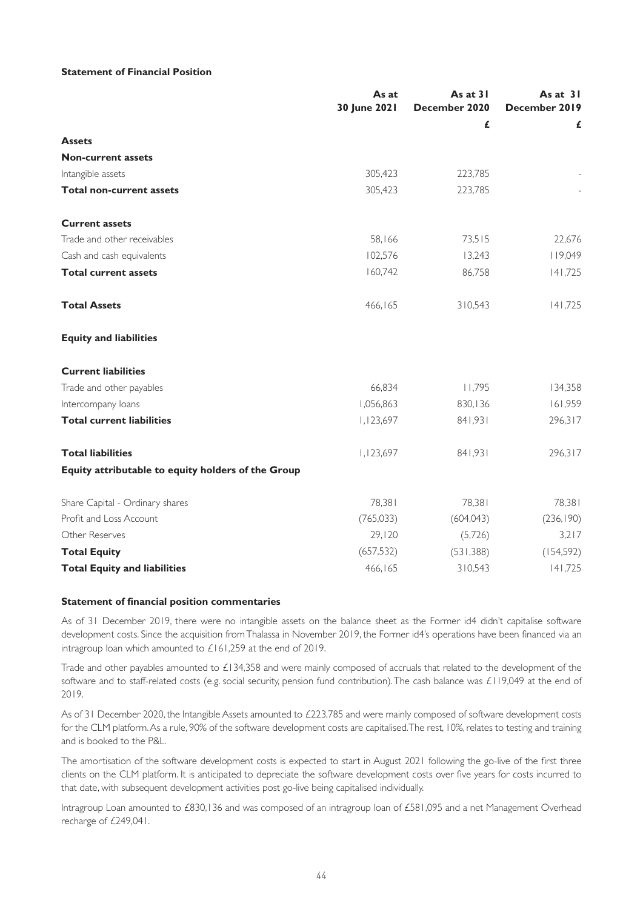**Statement of Financial Position**

| | As at 30 June 2021 | As at 31 December 2020 | As at 31 December 2019 |
|---|---|---|---|
| | | £ | £ |
| **Assets** | | | |
| **Non-current assets** | | | |
| Intangible assets | 305,423 | 223,785 | - |
| **Total non-current assets** | 305,423 | 223,785 | - |
| | | | |
| **Current assets** | | | |
| Trade and other receivables | 58,166 | 73,515 | 22,676 |
| Cash and cash equivalents | 102,576 | 13,243 | 119,049 |
| **Total current assets** | 160,742 | 86,758 | 141,725 |
| | | | |
| **Total Assets** | 466,165 | 310,543 | 141,725 |
| | | | |
| **Equity and liabilities** | | | |
| | | | |
| **Current liabilities** | | | |
| Trade and other payables | 66,834 | 11,795 | 134,358 |
| Intercompany loans | 1,056,863 | 830,136 | 161,959 |
| **Total current liabilities** | 1,123,697 | 841,931 | 296,317 |
| | | | |
| **Total liabilities** | 1,123,697 | 841,931 | 296,317 |
| **Equity attributable to equity holders of the Group** | | | |
| | | | |
| Share Capital - Ordinary shares | 78,381 | 78,381 | 78,381 |
| Profit and Loss Account | (765,033) | (604,043) | (236,190) |
| Other Reserves | 29,120 | (5,726) | 3,217 |
| **Total Equity** | (657,532) | (531,388) | (154,592) |
| **Total Equity and liabilities** | 466,165 | 310,543 | 141,725 |

**Statement of financial position commentaries**

As of 31 December 2019, there were no intangible assets on the balance sheet as the Former id4 didn't capitalise software development costs. Since the acquisition from Thalassa in November 2019, the Former id4's operations have been financed via an intragroup loan which amounted to £161,259 at the end of 2019.

Trade and other payables amounted to £134,358 and were mainly composed of accruals that related to the development of the software and to staff-related costs (e.g. social security, pension fund contribution). The cash balance was £119,049 at the end of 2019.

As of 31 December 2020, the Intangible Assets amounted to £223,785 and were mainly composed of software development costs for the CLM platform. As a rule, 90% of the software development costs are capitalised. The rest, 10%, relates to testing and training and is booked to the P&L.

The amortisation of the software development costs is expected to start in August 2021 following the go-live of the first three clients on the CLM platform. It is anticipated to depreciate the software development costs over five years for costs incurred to that date, with subsequent development activities post go-live being capitalised individually.

Intragroup Loan amounted to £830,136 and was composed of an intragroup loan of £581,095 and a net Management Overhead recharge of £249,041.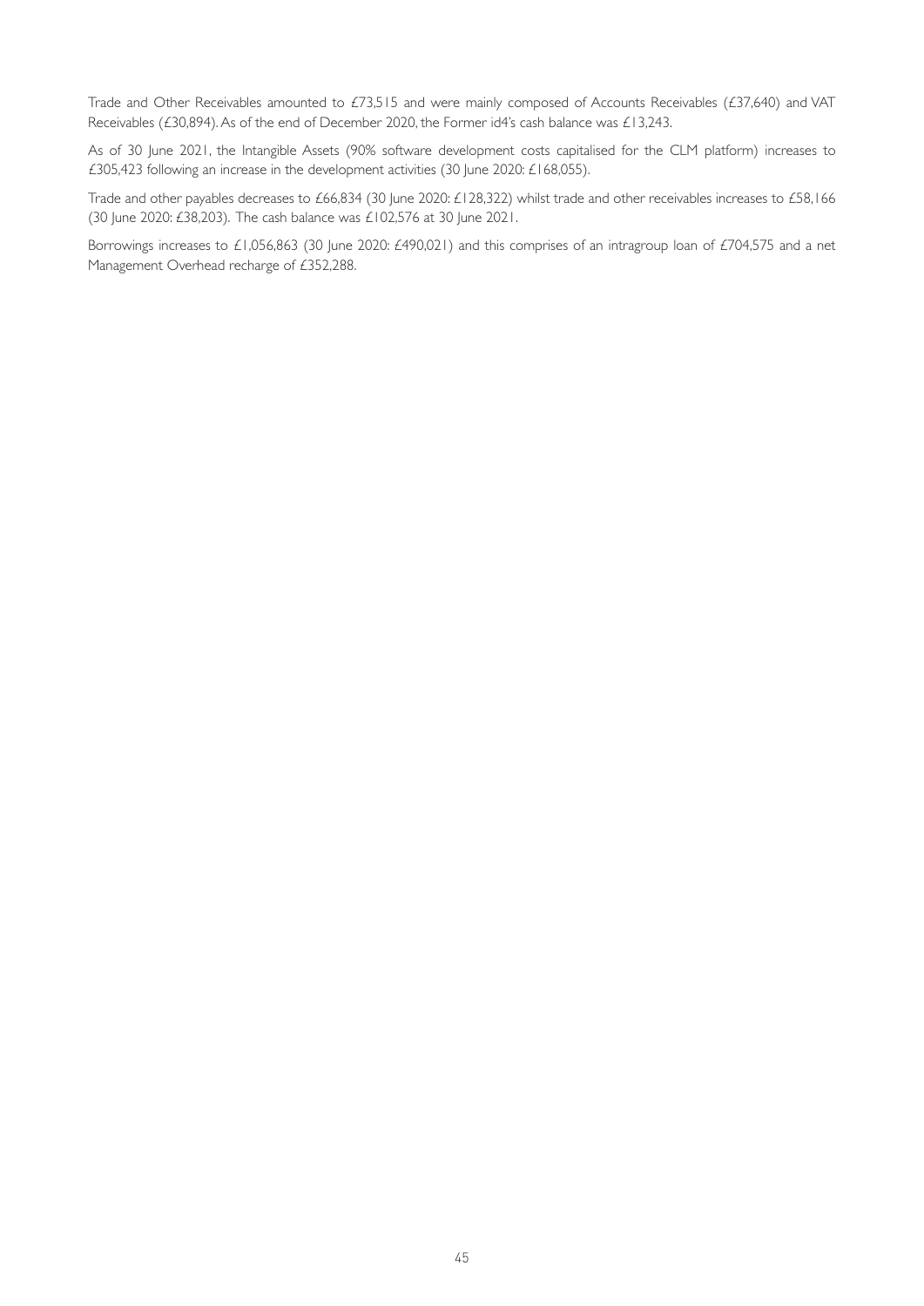Trade and Other Receivables amounted to £73,515 and were mainly composed of Accounts Receivables (£37,640) and VAT Receivables (£30,894). As of the end of December 2020, the Former id4's cash balance was £13,243.

As of 30 June 2021, the Intangible Assets (90% software development costs capitalised for the CLM platform) increases to £305,423 following an increase in the development activities (30 June 2020: £168,055).

Trade and other payables decreases to £66,834 (30 June 2020: £128,322) whilst trade and other receivables increases to £58,166 (30 June 2020: £38,203). The cash balance was £102,576 at 30 June 2021.

Borrowings increases to £1,056,863 (30 June 2020: £490,021) and this comprises of an intragroup loan of £704,575 and a net Management Overhead recharge of £352,288.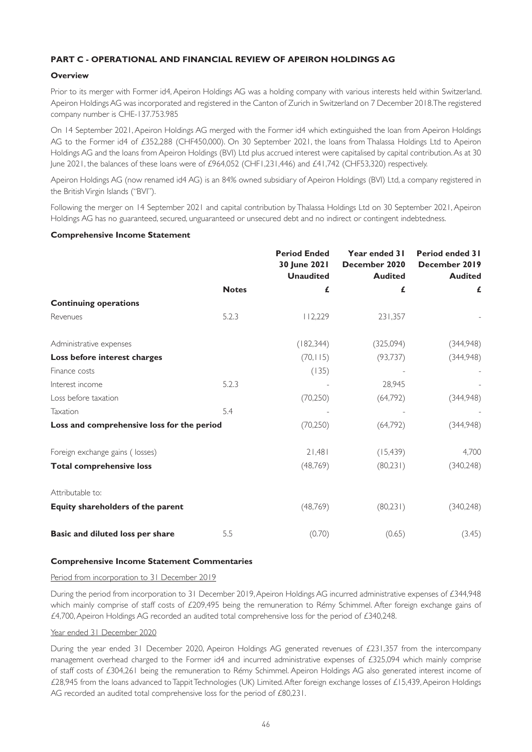**PART C - OPERATIONAL AND FINANCIAL REVIEW OF APEIRON HOLDINGS AG**

**Overview**

Prior to its merger with Former id4, Apeiron Holdings AG was a holding company with various interests held within Switzerland. Apeiron Holdings AG was incorporated and registered in the Canton of Zurich in Switzerland on 7 December 2018. The registered company number is CHE-137.753.985

On 14 September 2021, Apeiron Holdings AG merged with the Former id4 which extinguished the loan from Apeiron Holdings AG to the Former id4 of £352,288 (CHF450,000). On 30 September 2021, the loans from Thalassa Holdings Ltd to Apeiron Holdings AG and the loans from Apeiron Holdings (BVI) Ltd plus accrued interest were capitalised by capital contribution. As at 30 June 2021, the balances of these loans were of £964,052 (CHF1,231,446) and £41,742 (CHF53,320) respectively.

Apeiron Holdings AG (now renamed id4 AG) is an 84% owned subsidiary of Apeiron Holdings (BVI) Ltd, a company registered in the British Virgin Islands ("BVI").

Following the merger on 14 September 2021 and capital contribution by Thalassa Holdings Ltd on 30 September 2021, Apeiron Holdings AG has no guaranteed, secured, unguaranteed or unsecured debt and no indirect or contingent indebtedness.

**Comprehensive Income Statement**

| | Notes | Period Ended 30 June 2021 Unaudited | Year ended 31 December 2020 Audited | Period ended 31 December 2019 Audited |
|---|---|---|---|---|
| | | £ | £ | £ |
| **Continuing operations** | | | | |
| Revenues | 5.2.3 | 112,229 | 231,357 | - |
| Administrative expenses | | (182,344) | (325,094) | (344,948) |
| **Loss before interest charges** | | (70,115) | (93,737) | (344,948) |
| Finance costs | | (135) | - | - |
| Interest income | 5.2.3 | - | 28,945 | - |
| Loss before taxation | | (70,250) | (64,792) | (344,948) |
| Taxation | 5.4 | - | - | - |
| **Loss and comprehensive loss for the period** | | (70,250) | (64,792) | (344,948) |
| Foreign exchange gains ( losses) | | 21,481 | (15,439) | 4,700 |
| **Total comprehensive loss** | | (48,769) | (80,231) | (340,248) |
| Attributable to: | | | | |
| **Equity shareholders of the parent** | | (48,769) | (80,231) | (340,248) |
| **Basic and diluted loss per share** | 5.5 | (0.70) | (0.65) | (3.45) |

**Comprehensive Income Statement Commentaries**

Period from incorporation to 31 December 2019

During the period from incorporation to 31 December 2019, Apeiron Holdings AG incurred administrative expenses of £344,948 which mainly comprise of staff costs of £209,495 being the remuneration to Rémy Schimmel. After foreign exchange gains of £4,700, Apeiron Holdings AG recorded an audited total comprehensive loss for the period of £340,248.

Year ended 31 December 2020

During the year ended 31 December 2020, Apeiron Holdings AG generated revenues of £231,357 from the intercompany management overhead charged to the Former id4 and incurred administrative expenses of £325,094 which mainly comprise of staff costs of £304,261 being the remuneration to Rémy Schimmel. Apeiron Holdings AG also generated interest income of £28,945 from the loans advanced to Tappit Technologies (UK) Limited. After foreign exchange losses of £15,439, Apeiron Holdings AG recorded an audited total comprehensive loss for the period of £80,231.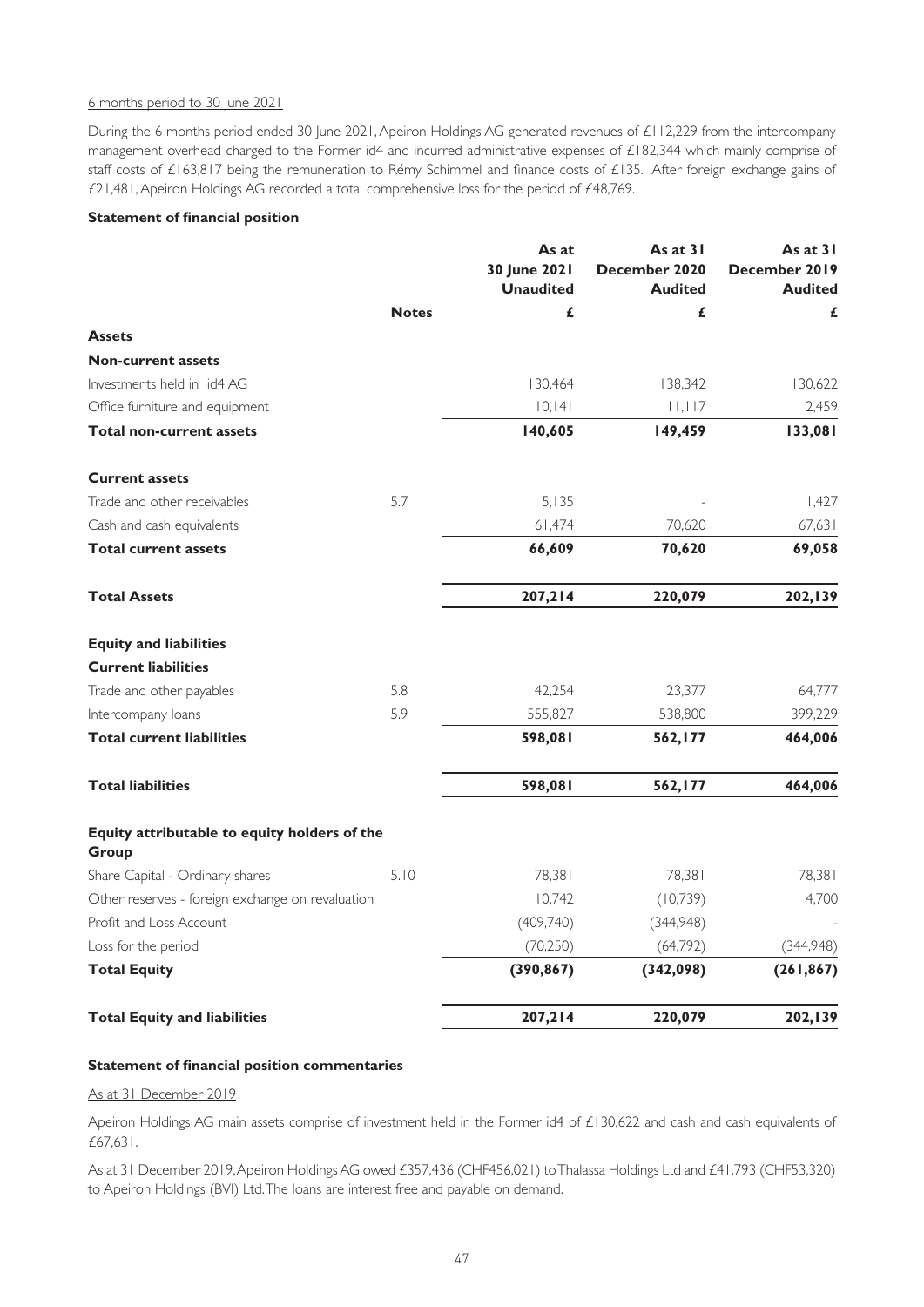6 months period to 30 June 2021

During the 6 months period ended 30 June 2021, Apeiron Holdings AG generated revenues of £112,229 from the intercompany management overhead charged to the Former id4 and incurred administrative expenses of £182,344 which mainly comprise of staff costs of £163,817 being the remuneration to Rémy Schimmel and finance costs of £135. After foreign exchange gains of £21,481, Apeiron Holdings AG recorded a total comprehensive loss for the period of £48,769.

**Statement of financial position**

| | Notes | As at 30 June 2021 Unaudited | As at 31 December 2020 Audited | As at 31 December 2019 Audited |
|---|---|---|---|---|
| | | £ | £ | £ |
| **Assets** | | | | |
| **Non-current assets** | | | | |
| Investments held in id4 AG | | 130,464 | 138,342 | 130,622 |
| Office furniture and equipment | | 10,141 | 11,117 | 2,459 |
| **Total non-current assets** | | **140,605** | **149,459** | **133,081** |
| **Current assets** | | | | |
| Trade and other receivables | 5.7 | 5,135 | - | 1,427 |
| Cash and cash equivalents | | 61,474 | 70,620 | 67,631 |
| **Total current assets** | | **66,609** | **70,620** | **69,058** |
| **Total Assets** | | **207,214** | **220,079** | **202,139** |
| **Equity and liabilities** | | | | |
| **Current liabilities** | | | | |
| Trade and other payables | 5.8 | 42,254 | 23,377 | 64,777 |
| Intercompany loans | 5.9 | 555,827 | 538,800 | 399,229 |
| **Total current liabilities** | | **598,081** | **562,177** | **464,006** |
| **Total liabilities** | | **598,081** | **562,177** | **464,006** |
| **Equity attributable to equity holders of the Group** | | | | |
| Share Capital - Ordinary shares | 5.10 | 78,381 | 78,381 | 78,381 |
| Other reserves - foreign exchange on revaluation | | 10,742 | (10,739) | 4,700 |
| Profit and Loss Account | | (409,740) | (344,948) | - |
| Loss for the period | | (70,250) | (64,792) | (344,948) |
| **Total Equity** | | **(390,867)** | **(342,098)** | **(261,867)** |
| **Total Equity and liabilities** | | **207,214** | **220,079** | **202,139** |

**Statement of financial position commentaries**

As at 31 December 2019

Apeiron Holdings AG main assets comprise of investment held in the Former id4 of £130,622 and cash and cash equivalents of £67,631.

As at 31 December 2019, Apeiron Holdings AG owed £357,436 (CHF456,021) to Thalassa Holdings Ltd and £41,793 (CHF53,320) to Apeiron Holdings (BVI) Ltd. The loans are interest free and payable on demand.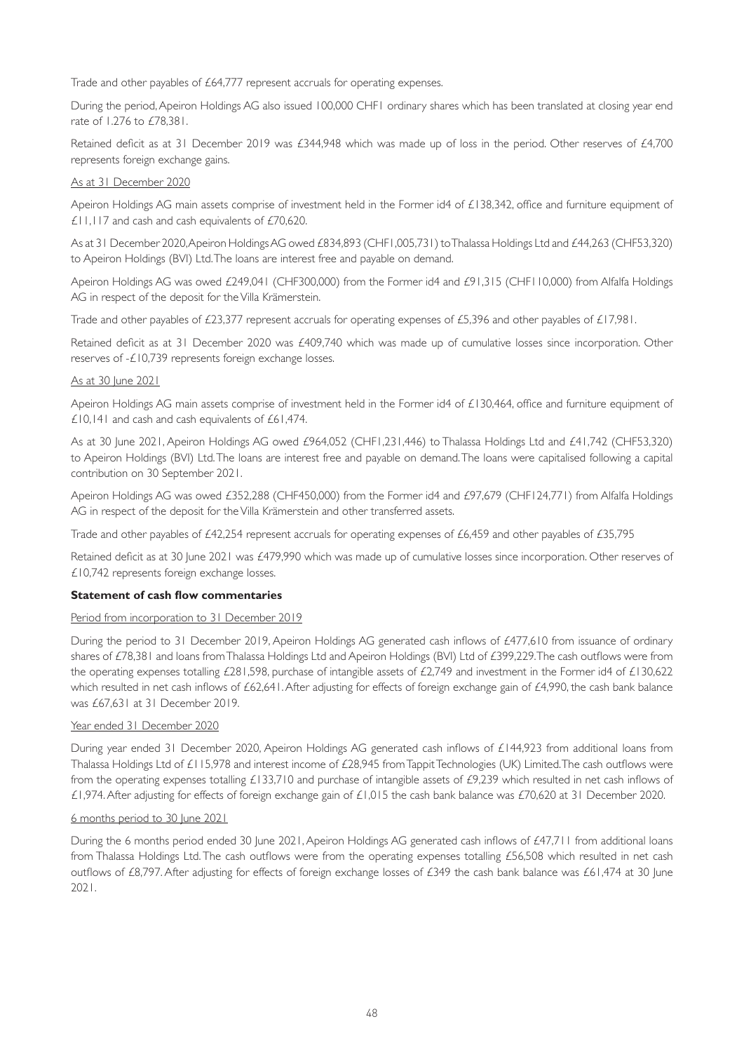Trade and other payables of £64,777 represent accruals for operating expenses.

During the period, Apeiron Holdings AG also issued 100,000 CHF1 ordinary shares which has been translated at closing year end rate of 1.276 to £78,381.

Retained deficit as at 31 December 2019 was £344,948 which was made up of loss in the period. Other reserves of £4,700 represents foreign exchange gains.

As at 31 December 2020

Apeiron Holdings AG main assets comprise of investment held in the Former id4 of £138,342, office and furniture equipment of £11,117 and cash and cash equivalents of £70,620.

As at 31 December 2020, Apeiron Holdings AG owed £834,893 (CHF1,005,731) to Thalassa Holdings Ltd and £44,263 (CHF53,320) to Apeiron Holdings (BVI) Ltd. The loans are interest free and payable on demand.

Apeiron Holdings AG was owed £249,041 (CHF300,000) from the Former id4 and £91,315 (CHF110,000) from Alfalfa Holdings AG in respect of the deposit for the Villa Krämerstein.

Trade and other payables of £23,377 represent accruals for operating expenses of £5,396 and other payables of £17,981.

Retained deficit as at 31 December 2020 was £409,740 which was made up of cumulative losses since incorporation. Other reserves of -£10,739 represents foreign exchange losses.

As at 30 June 2021

Apeiron Holdings AG main assets comprise of investment held in the Former id4 of £130,464, office and furniture equipment of £10,141 and cash and cash equivalents of £61,474.

As at 30 June 2021, Apeiron Holdings AG owed £964,052 (CHF1,231,446) to Thalassa Holdings Ltd and £41,742 (CHF53,320) to Apeiron Holdings (BVI) Ltd. The loans are interest free and payable on demand. The loans were capitalised following a capital contribution on 30 September 2021.

Apeiron Holdings AG was owed £352,288 (CHF450,000) from the Former id4 and £97,679 (CHF124,771) from Alfalfa Holdings AG in respect of the deposit for the Villa Krämerstein and other transferred assets.

Trade and other payables of £42,254 represent accruals for operating expenses of £6,459 and other payables of £35,795

Retained deficit as at 30 June 2021 was £479,990 which was made up of cumulative losses since incorporation. Other reserves of £10,742 represents foreign exchange losses.

**Statement of cash flow commentaries**

Period from incorporation to 31 December 2019

During the period to 31 December 2019, Apeiron Holdings AG generated cash inflows of £477,610 from issuance of ordinary shares of £78,381 and loans from Thalassa Holdings Ltd and Apeiron Holdings (BVI) Ltd of £399,229. The cash outflows were from the operating expenses totalling £281,598, purchase of intangible assets of £2,749 and investment in the Former id4 of £130,622 which resulted in net cash inflows of £62,641. After adjusting for effects of foreign exchange gain of £4,990, the cash bank balance was £67,631 at 31 December 2019.

Year ended 31 December 2020

During year ended 31 December 2020, Apeiron Holdings AG generated cash inflows of £144,923 from additional loans from Thalassa Holdings Ltd of £115,978 and interest income of £28,945 from Tappit Technologies (UK) Limited. The cash outflows were from the operating expenses totalling £133,710 and purchase of intangible assets of £9,239 which resulted in net cash inflows of £1,974. After adjusting for effects of foreign exchange gain of £1,015 the cash bank balance was £70,620 at 31 December 2020.

6 months period to 30 June 2021

During the 6 months period ended 30 June 2021, Apeiron Holdings AG generated cash inflows of £47,711 from additional loans from Thalassa Holdings Ltd. The cash outflows were from the operating expenses totalling £56,508 which resulted in net cash outflows of £8,797. After adjusting for effects of foreign exchange losses of £349 the cash bank balance was £61,474 at 30 June 2021.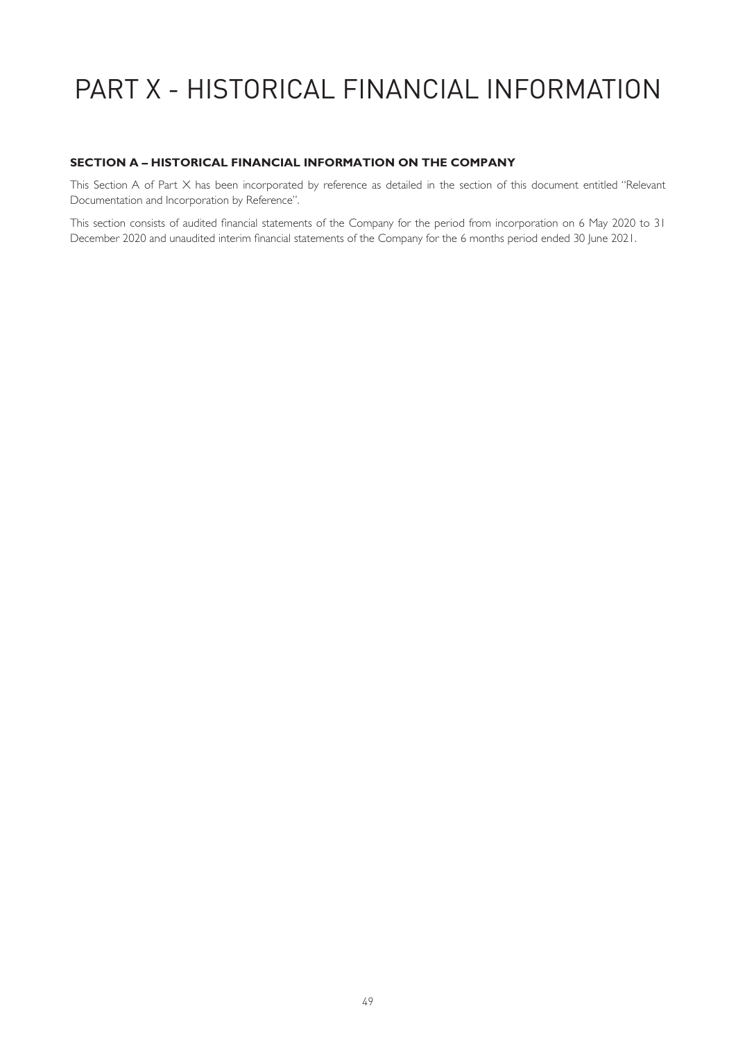# PART X - HISTORICAL FINANCIAL INFORMATION

**SECTION A – HISTORICAL FINANCIAL INFORMATION ON THE COMPANY**

This Section A of Part X has been incorporated by reference as detailed in the section of this document entitled "Relevant Documentation and Incorporation by Reference".

This section consists of audited financial statements of the Company for the period from incorporation on 6 May 2020 to 31 December 2020 and unaudited interim financial statements of the Company for the 6 months period ended 30 June 2021.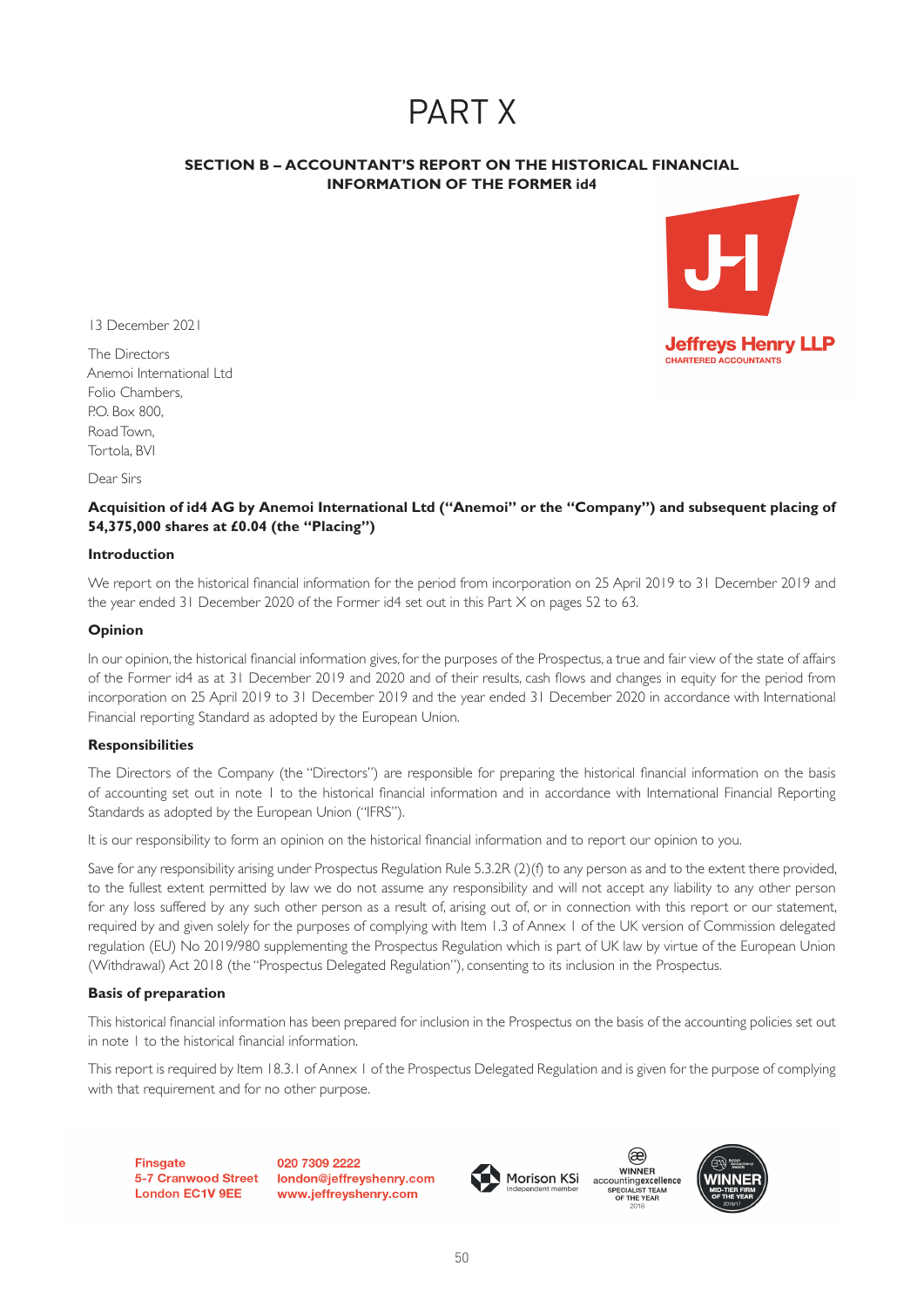# PART X

## SECTION B – ACCOUNTANT'S REPORT ON THE HISTORICAL FINANCIAL INFORMATION OF THE FORMER id4

Jeffreys Henry LLP
CHARTERED ACCOUNTANTS

13 December 2021

The Directors
Anemoi International Ltd
Folio Chambers,
P.O. Box 800,
Road Town,
Tortola, BVI

Dear Sirs

**Acquisition of id4 AG by Anemoi International Ltd ("Anemoi" or the "Company") and subsequent placing of 54,375,000 shares at £0.04 (the "Placing")**

**Introduction**

We report on the historical financial information for the period from incorporation on 25 April 2019 to 31 December 2019 and the year ended 31 December 2020 of the Former id4 set out in this Part X on pages 52 to 63.

**Opinion**

In our opinion, the historical financial information gives, for the purposes of the Prospectus, a true and fair view of the state of affairs of the Former id4 as at 31 December 2019 and 2020 and of their results, cash flows and changes in equity for the period from incorporation on 25 April 2019 to 31 December 2019 and the year ended 31 December 2020 in accordance with International Financial reporting Standard as adopted by the European Union.

**Responsibilities**

The Directors of the Company (the "Directors") are responsible for preparing the historical financial information on the basis of accounting set out in note 1 to the historical financial information and in accordance with International Financial Reporting Standards as adopted by the European Union ("IFRS").

It is our responsibility to form an opinion on the historical financial information and to report our opinion to you.

Save for any responsibility arising under Prospectus Regulation Rule 5.3.2R (2)(f) to any person as and to the extent there provided, to the fullest extent permitted by law we do not assume any responsibility and will not accept any liability to any other person for any loss suffered by any such other person as a result of, arising out of, or in connection with this report or our statement, required by and given solely for the purposes of complying with Item 1.3 of Annex 1 of the UK version of Commission delegated regulation (EU) No 2019/980 supplementing the Prospectus Regulation which is part of UK law by virtue of the European Union (Withdrawal) Act 2018 (the "Prospectus Delegated Regulation"), consenting to its inclusion in the Prospectus.

**Basis of preparation**

This historical financial information has been prepared for inclusion in the Prospectus on the basis of the accounting policies set out in note 1 to the historical financial information.

This report is required by Item 18.3.1 of Annex 1 of the Prospectus Delegated Regulation and is given for the purpose of complying with that requirement and for no other purpose.

Finsgate
5-7 Cranwood Street
London EC1V 9EE

020 7309 2222
london@jeffreyshenry.com
www.jeffreyshenry.com

Morison KSi Independent member

WINNER accountingexcellence SPECIALIST TEAM OF THE YEAR 2018

WINNER MID-TIER FIRM OF THE YEAR 2016/17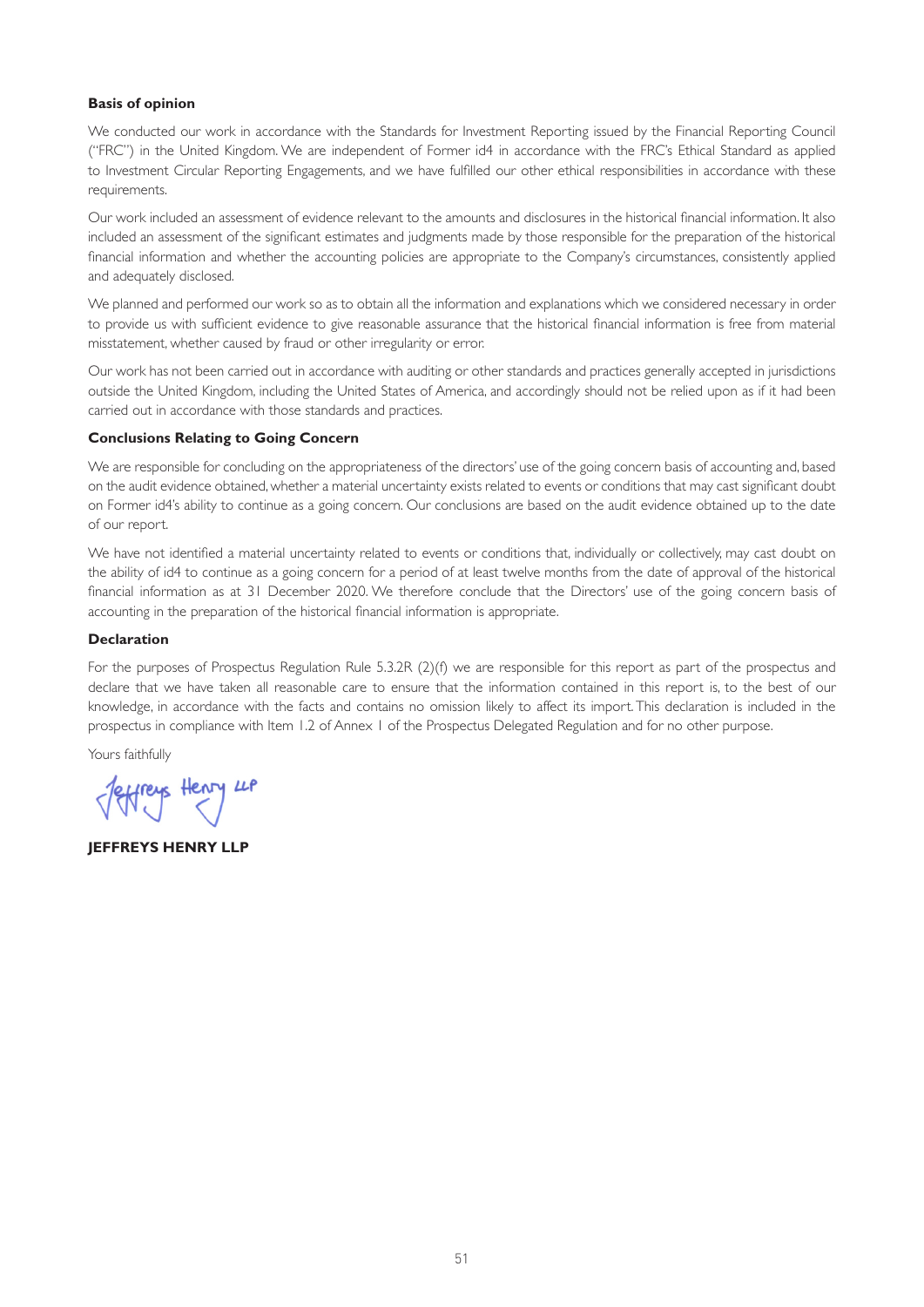**Basis of opinion**

We conducted our work in accordance with the Standards for Investment Reporting issued by the Financial Reporting Council ("FRC") in the United Kingdom. We are independent of Former id4 in accordance with the FRC's Ethical Standard as applied to Investment Circular Reporting Engagements, and we have fulfilled our other ethical responsibilities in accordance with these requirements.

Our work included an assessment of evidence relevant to the amounts and disclosures in the historical financial information. It also included an assessment of the significant estimates and judgments made by those responsible for the preparation of the historical financial information and whether the accounting policies are appropriate to the Company's circumstances, consistently applied and adequately disclosed.

We planned and performed our work so as to obtain all the information and explanations which we considered necessary in order to provide us with sufficient evidence to give reasonable assurance that the historical financial information is free from material misstatement, whether caused by fraud or other irregularity or error.

Our work has not been carried out in accordance with auditing or other standards and practices generally accepted in jurisdictions outside the United Kingdom, including the United States of America, and accordingly should not be relied upon as if it had been carried out in accordance with those standards and practices.

**Conclusions Relating to Going Concern**

We are responsible for concluding on the appropriateness of the directors' use of the going concern basis of accounting and, based on the audit evidence obtained, whether a material uncertainty exists related to events or conditions that may cast significant doubt on Former id4's ability to continue as a going concern. Our conclusions are based on the audit evidence obtained up to the date of our report.

We have not identified a material uncertainty related to events or conditions that, individually or collectively, may cast doubt on the ability of id4 to continue as a going concern for a period of at least twelve months from the date of approval of the historical financial information as at 31 December 2020. We therefore conclude that the Directors' use of the going concern basis of accounting in the preparation of the historical financial information is appropriate.

**Declaration**

For the purposes of Prospectus Regulation Rule 5.3.2R (2)(f) we are responsible for this report as part of the prospectus and declare that we have taken all reasonable care to ensure that the information contained in this report is, to the best of our knowledge, in accordance with the facts and contains no omission likely to affect its import. This declaration is included in the prospectus in compliance with Item 1.2 of Annex 1 of the Prospectus Delegated Regulation and for no other purpose.

Yours faithfully

Jeffreys Henry LLP

**JEFFREYS HENRY LLP**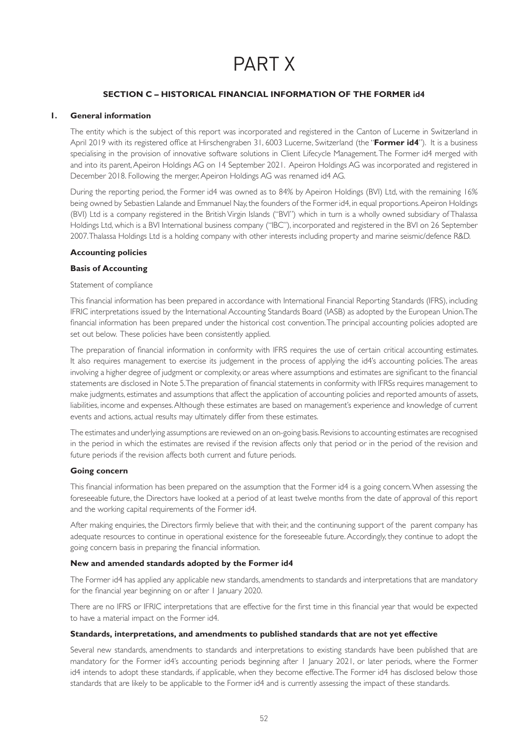# PART X

## SECTION C – HISTORICAL FINANCIAL INFORMATION OF THE FORMER id4

### 1. General information

The entity which is the subject of this report was incorporated and registered in the Canton of Lucerne in Switzerland in April 2019 with its registered office at Hirschengraben 31, 6003 Lucerne, Switzerland (the "**Former id4**"). It is a business specialising in the provision of innovative software solutions in Client Lifecycle Management. The Former id4 merged with and into its parent, Apeiron Holdings AG on 14 September 2021. Apeiron Holdings AG was incorporated and registered in December 2018. Following the merger, Apeiron Holdings AG was renamed id4 AG.

During the reporting period, the Former id4 was owned as to 84% by Apeiron Holdings (BVI) Ltd, with the remaining 16% being owned by Sebastien Lalande and Emmanuel Nay, the founders of the Former id4, in equal proportions. Apeiron Holdings (BVI) Ltd is a company registered in the British Virgin Islands ("BVI") which in turn is a wholly owned subsidiary of Thalassa Holdings Ltd, which is a BVI International business company ("IBC"), incorporated and registered in the BVI on 26 September 2007. Thalassa Holdings Ltd is a holding company with other interests including property and marine seismic/defence R&D.

**Accounting policies**

**Basis of Accounting**

Statement of compliance

This financial information has been prepared in accordance with International Financial Reporting Standards (IFRS), including IFRIC interpretations issued by the International Accounting Standards Board (IASB) as adopted by the European Union. The financial information has been prepared under the historical cost convention. The principal accounting policies adopted are set out below. These policies have been consistently applied.

The preparation of financial information in conformity with IFRS requires the use of certain critical accounting estimates. It also requires management to exercise its judgement in the process of applying the id4's accounting policies. The areas involving a higher degree of judgment or complexity, or areas where assumptions and estimates are significant to the financial statements are disclosed in Note 5. The preparation of financial statements in conformity with IFRSs requires management to make judgments, estimates and assumptions that affect the application of accounting policies and reported amounts of assets, liabilities, income and expenses. Although these estimates are based on management's experience and knowledge of current events and actions, actual results may ultimately differ from these estimates.

The estimates and underlying assumptions are reviewed on an on-going basis. Revisions to accounting estimates are recognised in the period in which the estimates are revised if the revision affects only that period or in the period of the revision and future periods if the revision affects both current and future periods.

**Going concern**

This financial information has been prepared on the assumption that the Former id4 is a going concern. When assessing the foreseeable future, the Directors have looked at a period of at least twelve months from the date of approval of this report and the working capital requirements of the Former id4.

After making enquiries, the Directors firmly believe that with their, and the continuning support of the parent company has adequate resources to continue in operational existence for the foreseeable future. Accordingly, they continue to adopt the going concern basis in preparing the financial information.

**New and amended standards adopted by the Former id4**

The Former id4 has applied any applicable new standards, amendments to standards and interpretations that are mandatory for the financial year beginning on or after 1 January 2020.

There are no IFRS or IFRIC interpretations that are effective for the first time in this financial year that would be expected to have a material impact on the Former id4.

**Standards, interpretations, and amendments to published standards that are not yet effective**

Several new standards, amendments to standards and interpretations to existing standards have been published that are mandatory for the Former id4's accounting periods beginning after 1 January 2021, or later periods, where the Former id4 intends to adopt these standards, if applicable, when they become effective. The Former id4 has disclosed below those standards that are likely to be applicable to the Former id4 and is currently assessing the impact of these standards.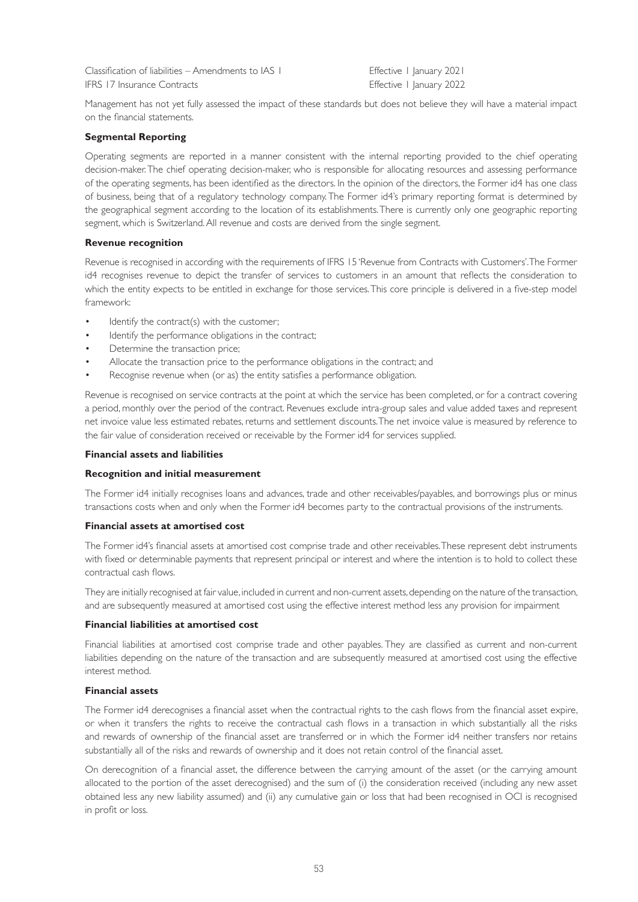| | |
|---|---|
| Classification of liabilities – Amendments to IAS 1 | Effective 1 January 2021 |
| IFRS 17 Insurance Contracts | Effective 1 January 2022 |

Management has not yet fully assessed the impact of these standards but does not believe they will have a material impact on the financial statements.

**Segmental Reporting**

Operating segments are reported in a manner consistent with the internal reporting provided to the chief operating decision-maker. The chief operating decision-maker, who is responsible for allocating resources and assessing performance of the operating segments, has been identified as the directors. In the opinion of the directors, the Former id4 has one class of business, being that of a regulatory technology company. The Former id4's primary reporting format is determined by the geographical segment according to the location of its establishments. There is currently only one geographic reporting segment, which is Switzerland. All revenue and costs are derived from the single segment.

**Revenue recognition**

Revenue is recognised in according with the requirements of IFRS 15 'Revenue from Contracts with Customers'. The Former id4 recognises revenue to depict the transfer of services to customers in an amount that reflects the consideration to which the entity expects to be entitled in exchange for those services. This core principle is delivered in a five-step model framework:

- Identify the contract(s) with the customer;
- Identify the performance obligations in the contract;
- Determine the transaction price;
- Allocate the transaction price to the performance obligations in the contract; and
- Recognise revenue when (or as) the entity satisfies a performance obligation.

Revenue is recognised on service contracts at the point at which the service has been completed, or for a contract covering a period, monthly over the period of the contract. Revenues exclude intra-group sales and value added taxes and represent net invoice value less estimated rebates, returns and settlement discounts. The net invoice value is measured by reference to the fair value of consideration received or receivable by the Former id4 for services supplied.

**Financial assets and liabilities**

**Recognition and initial measurement**

The Former id4 initially recognises loans and advances, trade and other receivables/payables, and borrowings plus or minus transactions costs when and only when the Former id4 becomes party to the contractual provisions of the instruments.

**Financial assets at amortised cost**

The Former id4's financial assets at amortised cost comprise trade and other receivables. These represent debt instruments with fixed or determinable payments that represent principal or interest and where the intention is to hold to collect these contractual cash flows.

They are initially recognised at fair value, included in current and non-current assets, depending on the nature of the transaction, and are subsequently measured at amortised cost using the effective interest method less any provision for impairment

**Financial liabilities at amortised cost**

Financial liabilities at amortised cost comprise trade and other payables. They are classified as current and non-current liabilities depending on the nature of the transaction and are subsequently measured at amortised cost using the effective interest method.

**Financial assets**

The Former id4 derecognises a financial asset when the contractual rights to the cash flows from the financial asset expire, or when it transfers the rights to receive the contractual cash flows in a transaction in which substantially all the risks and rewards of ownership of the financial asset are transferred or in which the Former id4 neither transfers nor retains substantially all of the risks and rewards of ownership and it does not retain control of the financial asset.

On derecognition of a financial asset, the difference between the carrying amount of the asset (or the carrying amount allocated to the portion of the asset derecognised) and the sum of (i) the consideration received (including any new asset obtained less any new liability assumed) and (ii) any cumulative gain or loss that had been recognised in OCI is recognised in profit or loss.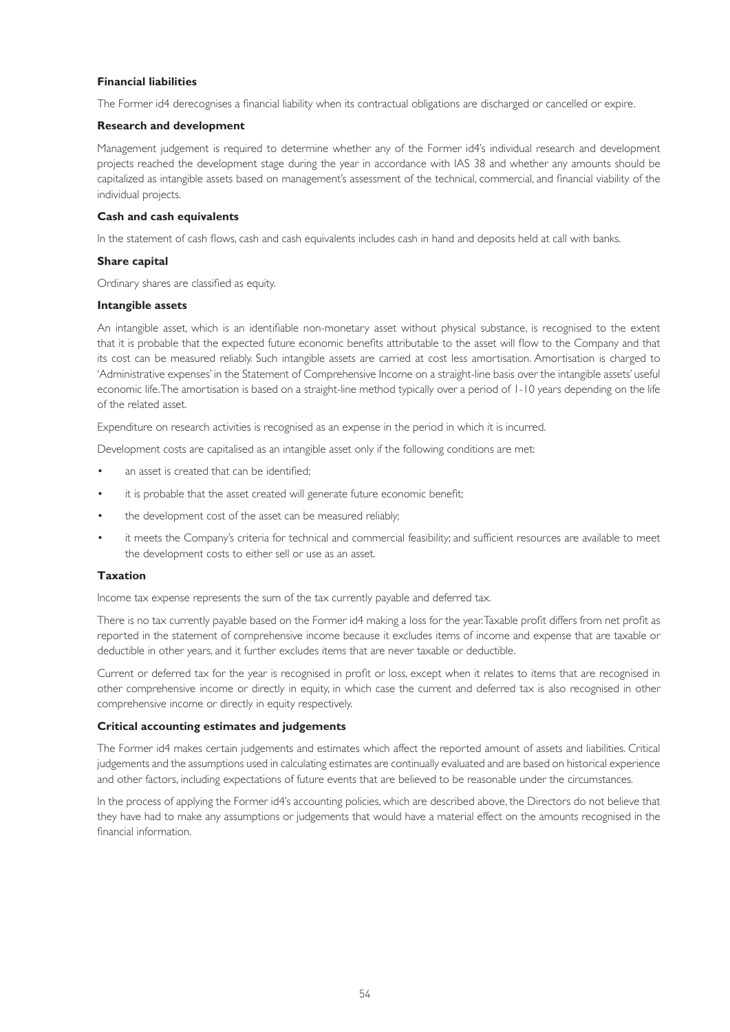**Financial liabilities**

The Former id4 derecognises a financial liability when its contractual obligations are discharged or cancelled or expire.

**Research and development**

Management judgement is required to determine whether any of the Former id4's individual research and development projects reached the development stage during the year in accordance with IAS 38 and whether any amounts should be capitalized as intangible assets based on management's assessment of the technical, commercial, and financial viability of the individual projects.

**Cash and cash equivalents**

In the statement of cash flows, cash and cash equivalents includes cash in hand and deposits held at call with banks.

**Share capital**

Ordinary shares are classified as equity.

**Intangible assets**

An intangible asset, which is an identifiable non-monetary asset without physical substance, is recognised to the extent that it is probable that the expected future economic benefits attributable to the asset will flow to the Company and that its cost can be measured reliably. Such intangible assets are carried at cost less amortisation. Amortisation is charged to 'Administrative expenses' in the Statement of Comprehensive Income on a straight-line basis over the intangible assets' useful economic life. The amortisation is based on a straight-line method typically over a period of 1-10 years depending on the life of the related asset.

Expenditure on research activities is recognised as an expense in the period in which it is incurred.

Development costs are capitalised as an intangible asset only if the following conditions are met:

- an asset is created that can be identified;
- it is probable that the asset created will generate future economic benefit;
- the development cost of the asset can be measured reliably;
- it meets the Company's criteria for technical and commercial feasibility; and sufficient resources are available to meet the development costs to either sell or use as an asset.

**Taxation**

Income tax expense represents the sum of the tax currently payable and deferred tax.

There is no tax currently payable based on the Former id4 making a loss for the year. Taxable profit differs from net profit as reported in the statement of comprehensive income because it excludes items of income and expense that are taxable or deductible in other years, and it further excludes items that are never taxable or deductible.

Current or deferred tax for the year is recognised in profit or loss, except when it relates to items that are recognised in other comprehensive income or directly in equity, in which case the current and deferred tax is also recognised in other comprehensive income or directly in equity respectively.

**Critical accounting estimates and judgements**

The Former id4 makes certain judgements and estimates which affect the reported amount of assets and liabilities. Critical judgements and the assumptions used in calculating estimates are continually evaluated and are based on historical experience and other factors, including expectations of future events that are believed to be reasonable under the circumstances.

In the process of applying the Former id4's accounting policies, which are described above, the Directors do not believe that they have had to make any assumptions or judgements that would have a material effect on the amounts recognised in the financial information.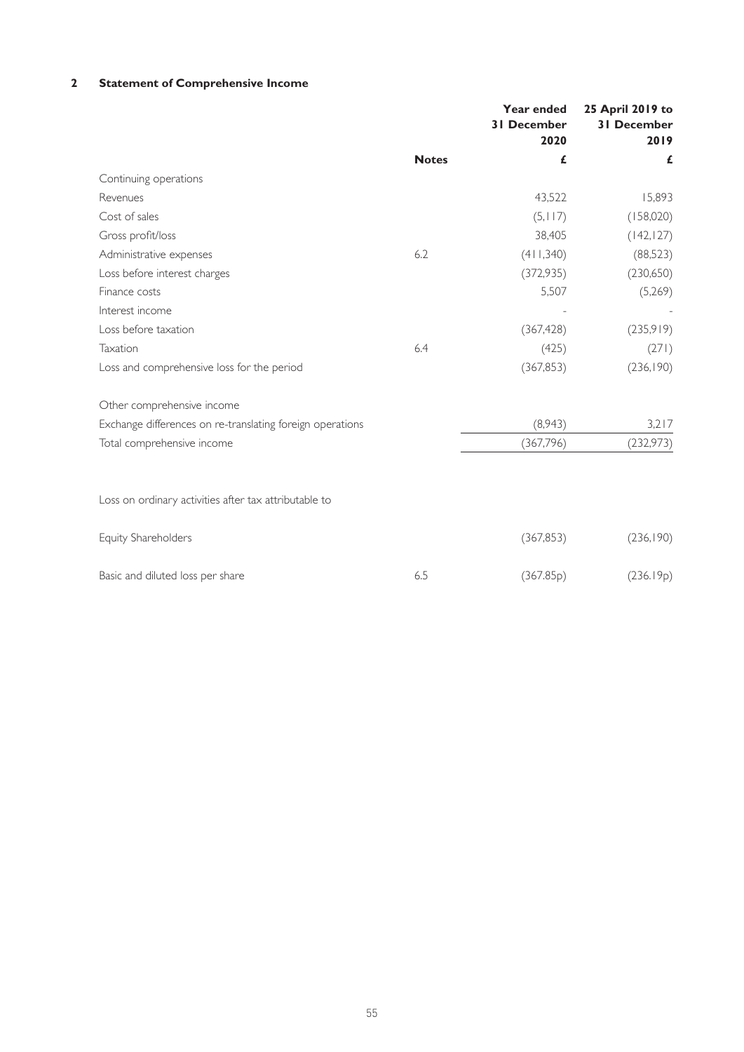## 2 Statement of Comprehensive Income

| | Notes | Year ended 31 December 2020 | 25 April 2019 to 31 December 2019 |
|---|---|---|---|
| | | £ | £ |
| Continuing operations | | | |
| Revenues | | 43,522 | 15,893 |
| Cost of sales | | (5,117) | (158,020) |
| Gross profit/loss | | 38,405 | (142,127) |
| Administrative expenses | 6.2 | (411,340) | (88,523) |
| Loss before interest charges | | (372,935) | (230,650) |
| Finance costs | | 5,507 | (5,269) |
| Interest income | | - | - |
| Loss before taxation | | (367,428) | (235,919) |
| Taxation | 6.4 | (425) | (271) |
| Loss and comprehensive loss for the period | | (367,853) | (236,190) |
| Other comprehensive income | | | |
| Exchange differences on re-translating foreign operations | | (8,943) | 3,217 |
| Total comprehensive income | | (367,796) | (232,973) |
| Loss on ordinary activities after tax attributable to | | | |
| Equity Shareholders | | (367,853) | (236,190) |
| Basic and diluted loss per share | 6.5 | (367.85p) | (236.19p) |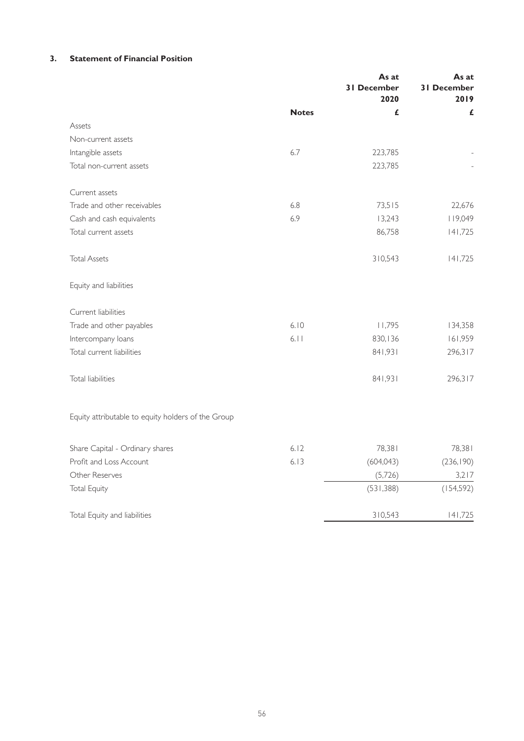### 3. Statement of Financial Position

| | Notes | As at 31 December 2020 £ | As at 31 December 2019 £ |
|---|---|---|---|
| Assets | | | |
| Non-current assets | | | |
| Intangible assets | 6.7 | 223,785 | - |
| Total non-current assets | | 223,785 | - |
| | | | |
| Current assets | | | |
| Trade and other receivables | 6.8 | 73,515 | 22,676 |
| Cash and cash equivalents | 6.9 | 13,243 | 119,049 |
| Total current assets | | 86,758 | 141,725 |
| | | | |
| Total Assets | | 310,543 | 141,725 |
| | | | |
| Equity and liabilities | | | |
| | | | |
| Current liabilities | | | |
| Trade and other payables | 6.10 | 11,795 | 134,358 |
| Intercompany loans | 6.11 | 830,136 | 161,959 |
| Total current liabilities | | 841,931 | 296,317 |
| | | | |
| Total liabilities | | 841,931 | 296,317 |
| | | | |
| Equity attributable to equity holders of the Group | | | |
| | | | |
| Share Capital - Ordinary shares | 6.12 | 78,381 | 78,381 |
| Profit and Loss Account | 6.13 | (604,043) | (236,190) |
| Other Reserves | | (5,726) | 3,217 |
| Total Equity | | (531,388) | (154,592) |
| | | | |
| Total Equity and liabilities | | 310,543 | 141,725 |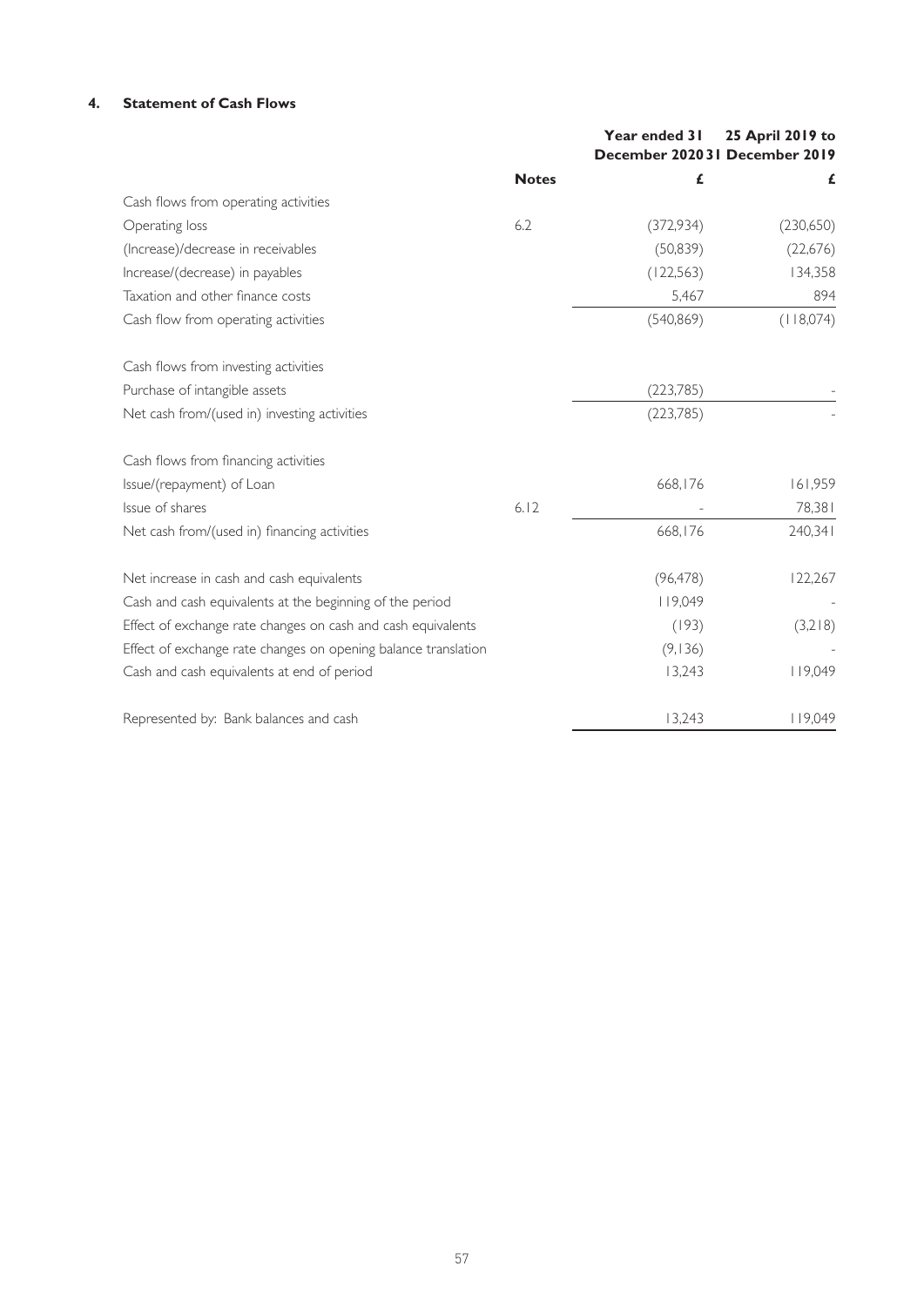## 4. Statement of Cash Flows

| | Notes | Year ended 31 December 2020 | 25 April 2019 to 31 December 2019 |
|---|---|---|---|
| | | £ | £ |
| Cash flows from operating activities | | | |
| Operating loss | 6.2 | (372,934) | (230,650) |
| (Increase)/decrease in receivables | | (50,839) | (22,676) |
| Increase/(decrease) in payables | | (122,563) | 134,358 |
| Taxation and other finance costs | | 5,467 | 894 |
| Cash flow from operating activities | | (540,869) | (118,074) |
| | | | |
| Cash flows from investing activities | | | |
| Purchase of intangible assets | | (223,785) | - |
| Net cash from/(used in) investing activities | | (223,785) | - |
| | | | |
| Cash flows from financing activities | | | |
| Issue/(repayment) of Loan | | 668,176 | 161,959 |
| Issue of shares | 6.12 | - | 78,381 |
| Net cash from/(used in) financing activities | | 668,176 | 240,341 |
| | | | |
| Net increase in cash and cash equivalents | | (96,478) | 122,267 |
| Cash and cash equivalents at the beginning of the period | | 119,049 | - |
| Effect of exchange rate changes on cash and cash equivalents | | (193) | (3,218) |
| Effect of exchange rate changes on opening balance translation | | (9,136) | - |
| Cash and cash equivalents at end of period | | 13,243 | 119,049 |
| | | | |
| Represented by: Bank balances and cash | | 13,243 | 119,049 |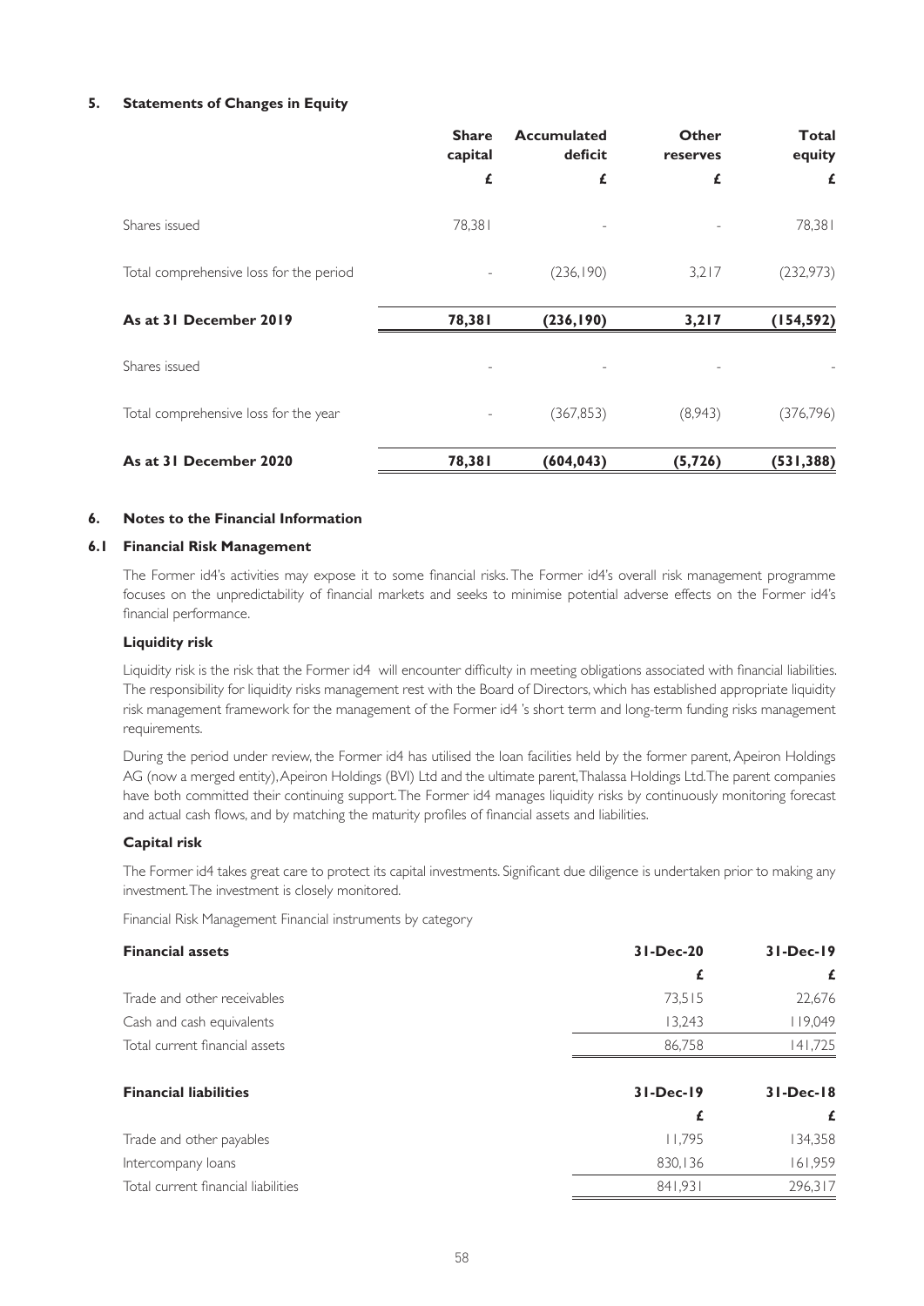## 5. Statements of Changes in Equity

| | Share capital | Accumulated deficit | Other reserves | Total equity |
|---|---|---|---|---|
| | £ | £ | £ | £ |
| Shares issued | 78,381 | - | - | 78,381 |
| Total comprehensive loss for the period | - | (236,190) | 3,217 | (232,973) |
| **As at 31 December 2019** | **78,381** | **(236,190)** | **3,217** | **(154,592)** |
| Shares issued | - | - | - | - |
| Total comprehensive loss for the year | - | (367,853) | (8,943) | (376,796) |
| **As at 31 December 2020** | **78,381** | **(604,043)** | **(5,726)** | **(531,388)** |

## 6. Notes to the Financial Information

### 6.1 Financial Risk Management

The Former id4's activities may expose it to some financial risks. The Former id4's overall risk management programme focuses on the unpredictability of financial markets and seeks to minimise potential adverse effects on the Former id4's financial performance.

**Liquidity risk**

Liquidity risk is the risk that the Former id4 will encounter difficulty in meeting obligations associated with financial liabilities. The responsibility for liquidity risks management rest with the Board of Directors, which has established appropriate liquidity risk management framework for the management of the Former id4 's short term and long-term funding risks management requirements.

During the period under review, the Former id4 has utilised the loan facilities held by the former parent, Apeiron Holdings AG (now a merged entity), Apeiron Holdings (BVI) Ltd and the ultimate parent, Thalassa Holdings Ltd. The parent companies have both committed their continuing support. The Former id4 manages liquidity risks by continuously monitoring forecast and actual cash flows, and by matching the maturity profiles of financial assets and liabilities.

**Capital risk**

The Former id4 takes great care to protect its capital investments. Significant due diligence is undertaken prior to making any investment. The investment is closely monitored.

Financial Risk Management Financial instruments by category

| **Financial assets** | **31-Dec-20** | **31-Dec-19** |
|---|---|---|
| | £ | £ |
| Trade and other receivables | 73,515 | 22,676 |
| Cash and cash equivalents | 13,243 | 119,049 |
| Total current financial assets | 86,758 | 141,725 |

| **Financial liabilities** | **31-Dec-19** | **31-Dec-18** |
|---|---|---|
| | £ | £ |
| Trade and other payables | 11,795 | 134,358 |
| Intercompany loans | 830,136 | 161,959 |
| Total current financial liabilities | 841,931 | 296,317 |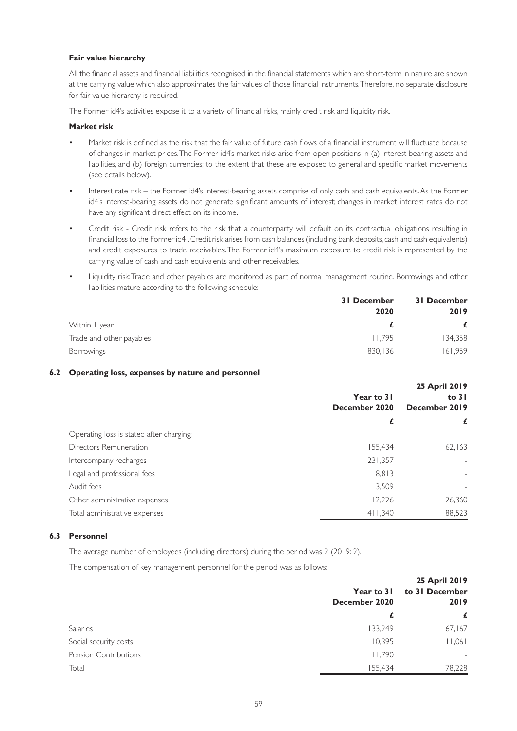**Fair value hierarchy**

All the financial assets and financial liabilities recognised in the financial statements which are short-term in nature are shown at the carrying value which also approximates the fair values of those financial instruments. Therefore, no separate disclosure for fair value hierarchy is required.

The Former id4's activities expose it to a variety of financial risks, mainly credit risk and liquidity risk.

**Market risk**

- Market risk is defined as the risk that the fair value of future cash flows of a financial instrument will fluctuate because of changes in market prices. The Former id4's market risks arise from open positions in (a) interest bearing assets and liabilities, and (b) foreign currencies; to the extent that these are exposed to general and specific market movements (see details below).
- Interest rate risk – the Former id4's interest-bearing assets comprise of only cash and cash equivalents. As the Former id4's interest-bearing assets do not generate significant amounts of interest; changes in market interest rates do not have any significant direct effect on its income.
- Credit risk - Credit risk refers to the risk that a counterparty will default on its contractual obligations resulting in financial loss to the Former id4 . Credit risk arises from cash balances (including bank deposits, cash and cash equivalents) and credit exposures to trade receivables. The Former id4's maximum exposure to credit risk is represented by the carrying value of cash and cash equivalents and other receivables.
- Liquidity risk: Trade and other payables are monitored as part of normal management routine. Borrowings and other liabilities mature according to the following schedule:

| | 31 December 2020 | 31 December 2019 |
|---|---|---|
| Within 1 year | £ | £ |
| Trade and other payables | 11,795 | 134,358 |
| Borrowings | 830,136 | 161,959 |

### 6.2 Operating loss, expenses by nature and personnel

| | Year to 31 December 2020 | 25 April 2019 to 31 December 2019 |
|---|---|---|
| | £ | £ |
| Operating loss is stated after charging: | | |
| Directors Remuneration | 155,434 | 62,163 |
| Intercompany recharges | 231,357 | - |
| Legal and professional fees | 8,813 | - |
| Audit fees | 3,509 | - |
| Other administrative expenses | 12,226 | 26,360 |
| Total administrative expenses | 411,340 | 88,523 |

### 6.3 Personnel

The average number of employees (including directors) during the period was 2 (2019: 2).

The compensation of key management personnel for the period was as follows:

| | Year to 31 December 2020 | 25 April 2019 to 31 December 2019 |
|---|---|---|
| | £ | £ |
| Salaries | 133,249 | 67,167 |
| Social security costs | 10,395 | 11,061 |
| Pension Contributions | 11,790 | - |
| Total | 155,434 | 78,228 |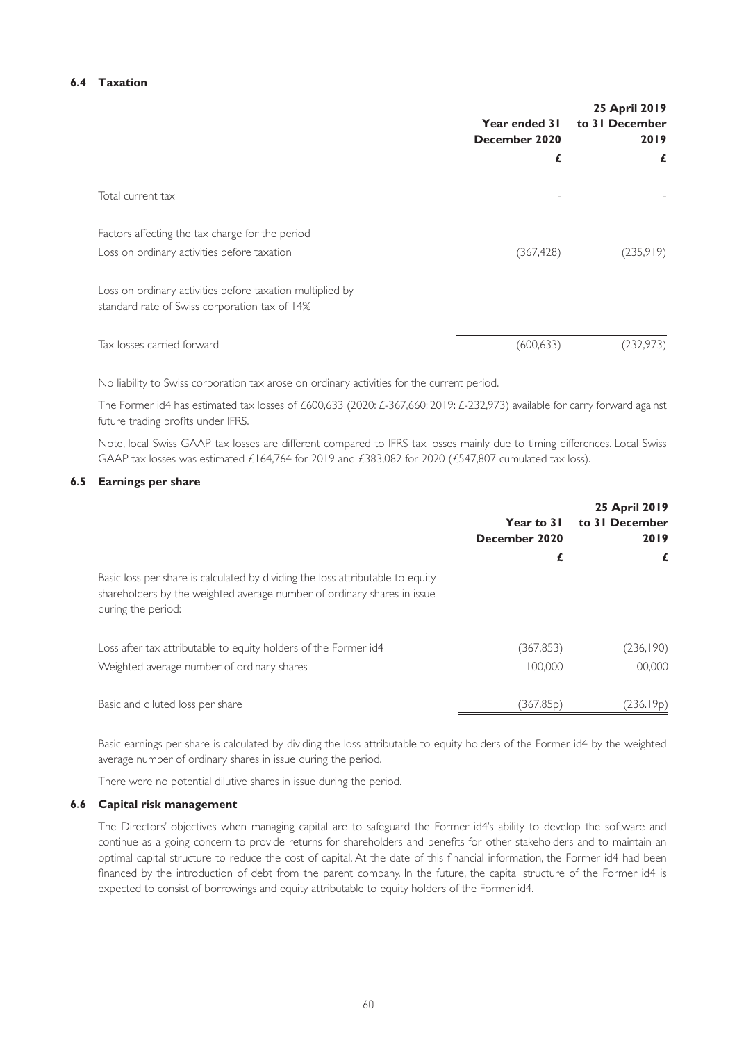### 6.4 Taxation

| | Year ended 31 December 2020 | 25 April 2019 to 31 December 2019 |
|---|---|---|
| | £ | £ |
| Total current tax | - | - |
| Factors affecting the tax charge for the period | | |
| Loss on ordinary activities before taxation | (367,428) | (235,919) |
| Loss on ordinary activities before taxation multiplied by standard rate of Swiss corporation tax of 14% | | |
| Tax losses carried forward | (600,633) | (232,973) |

No liability to Swiss corporation tax arose on ordinary activities for the current period.

The Former id4 has estimated tax losses of £600,633 (2020: £-367,660; 2019: £-232,973) available for carry forward against future trading profits under IFRS.

Note, local Swiss GAAP tax losses are different compared to IFRS tax losses mainly due to timing differences. Local Swiss GAAP tax losses was estimated £164,764 for 2019 and £383,082 for 2020 (£547,807 cumulated tax loss).

### 6.5 Earnings per share

| | Year to 31 December 2020 | 25 April 2019 to 31 December 2019 |
|---|---|---|
| | £ | £ |
| Basic loss per share is calculated by dividing the loss attributable to equity shareholders by the weighted average number of ordinary shares in issue during the period: | | |
| Loss after tax attributable to equity holders of the Former id4 | (367,853) | (236,190) |
| Weighted average number of ordinary shares | 100,000 | 100,000 |
| Basic and diluted loss per share | (367.85p) | (236.19p) |

Basic earnings per share is calculated by dividing the loss attributable to equity holders of the Former id4 by the weighted average number of ordinary shares in issue during the period.

There were no potential dilutive shares in issue during the period.

### 6.6 Capital risk management

The Directors' objectives when managing capital are to safeguard the Former id4's ability to develop the software and continue as a going concern to provide returns for shareholders and benefits for other stakeholders and to maintain an optimal capital structure to reduce the cost of capital. At the date of this financial information, the Former id4 had been financed by the introduction of debt from the parent company. In the future, the capital structure of the Former id4 is expected to consist of borrowings and equity attributable to equity holders of the Former id4.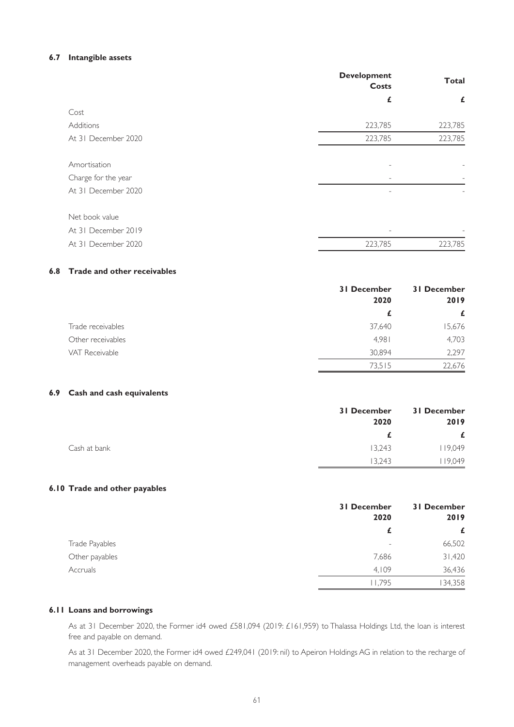### 6.7 Intangible assets

| | Development Costs | Total |
|---|---|---|
| | £ | £ |
| Cost | | |
| Additions | 223,785 | 223,785 |
| At 31 December 2020 | 223,785 | 223,785 |
| | | |
| Amortisation | - | - |
| Charge for the year | - | - |
| At 31 December 2020 | - | - |
| | | |
| Net book value | | |
| At 31 December 2019 | - | - |
| At 31 December 2020 | 223,785 | 223,785 |

### 6.8 Trade and other receivables

| | 31 December 2020 | 31 December 2019 |
|---|---|---|
| | £ | £ |
| Trade receivables | 37,640 | 15,676 |
| Other receivables | 4,981 | 4,703 |
| VAT Receivable | 30,894 | 2,297 |
| | 73,515 | 22,676 |

### 6.9 Cash and cash equivalents

| | 31 December 2020 | 31 December 2019 |
|---|---|---|
| | £ | £ |
| Cash at bank | 13,243 | 119,049 |
| | 13,243 | 119,049 |

### 6.10 Trade and other payables

| | 31 December 2020 | 31 December 2019 |
|---|---|---|
| | £ | £ |
| Trade Payables | - | 66,502 |
| Other payables | 7,686 | 31,420 |
| Accruals | 4,109 | 36,436 |
| | 11,795 | 134,358 |

### 6.11 Loans and borrowings

As at 31 December 2020, the Former id4 owed £581,094 (2019: £161,959) to Thalassa Holdings Ltd, the loan is interest free and payable on demand.

As at 31 December 2020, the Former id4 owed £249,041 (2019: nil) to Apeiron Holdings AG in relation to the recharge of management overheads payable on demand.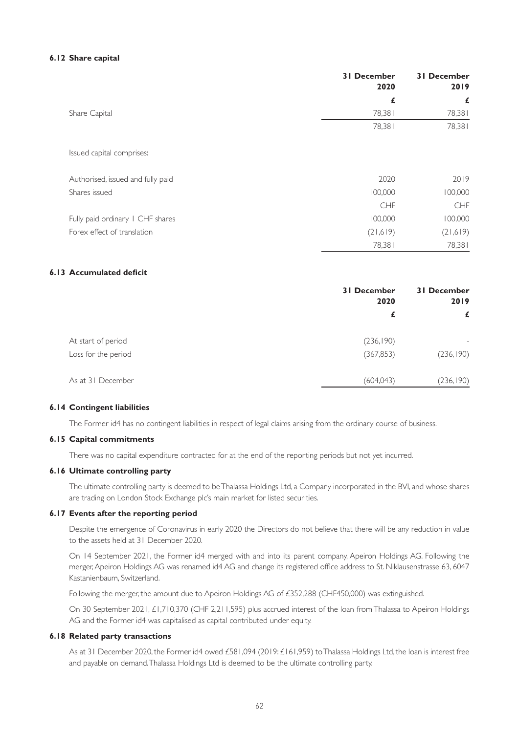### 6.12 Share capital

| | 31 December 2020 | 31 December 2019 |
|---|---|---|
| | £ | £ |
| Share Capital | 78,381 | 78,381 |
| | 78,381 | 78,381 |

Issued capital comprises:

| | | |
|---|---|---|
| Authorised, issued and fully paid | 2020 | 2019 |
| Shares issued | 100,000 | 100,000 |
| | CHF | CHF |
| Fully paid ordinary 1 CHF shares | 100,000 | 100,000 |
| Forex effect of translation | (21,619) | (21,619) |
| | 78,381 | 78,381 |

### 6.13 Accumulated deficit

| | 31 December 2020 | 31 December 2019 |
|---|---|---|
| | £ | £ |
| At start of period | (236,190) | - |
| Loss for the period | (367,853) | (236,190) |
| As at 31 December | (604,043) | (236,190) |

### 6.14 Contingent liabilities

The Former id4 has no contingent liabilities in respect of legal claims arising from the ordinary course of business.

### 6.15 Capital commitments

There was no capital expenditure contracted for at the end of the reporting periods but not yet incurred.

### 6.16 Ultimate controlling party

The ultimate controlling party is deemed to be Thalassa Holdings Ltd, a Company incorporated in the BVI, and whose shares are trading on London Stock Exchange plc's main market for listed securities.

### 6.17 Events after the reporting period

Despite the emergence of Coronavirus in early 2020 the Directors do not believe that there will be any reduction in value to the assets held at 31 December 2020.

On 14 September 2021, the Former id4 merged with and into its parent company, Apeiron Holdings AG. Following the merger, Apeiron Holdings AG was renamed id4 AG and change its registered office address to St. Niklausenstrasse 63, 6047 Kastanienbaum, Switzerland.

Following the merger, the amount due to Apeiron Holdings AG of £352,288 (CHF450,000) was extinguished.

On 30 September 2021, £1,710,370 (CHF 2,211,595) plus accrued interest of the loan from Thalassa to Apeiron Holdings AG and the Former id4 was capitalised as capital contributed under equity.

### 6.18 Related party transactions

As at 31 December 2020, the Former id4 owed £581,094 (2019: £161,959) to Thalassa Holdings Ltd, the loan is interest free and payable on demand. Thalassa Holdings Ltd is deemed to be the ultimate controlling party.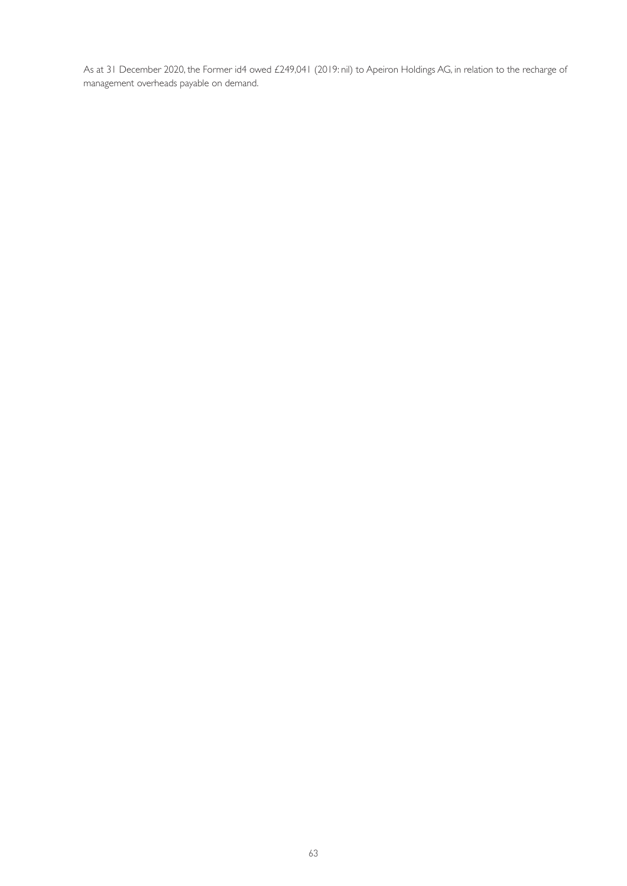As at 31 December 2020, the Former id4 owed £249,041 (2019: nil) to Apeiron Holdings AG, in relation to the recharge of management overheads payable on demand.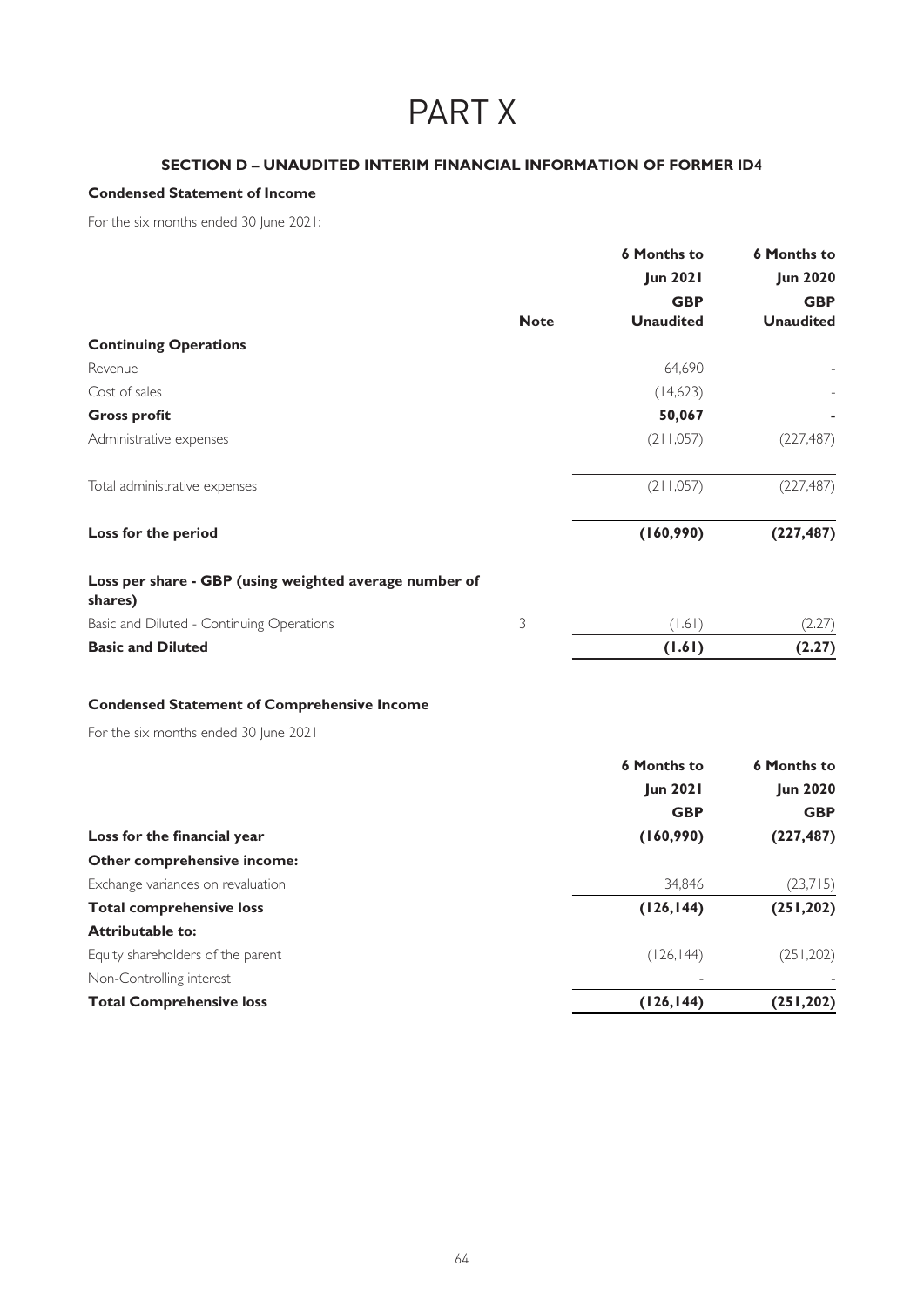# PART X

### SECTION D – UNAUDITED INTERIM FINANCIAL INFORMATION OF FORMER ID4

**Condensed Statement of Income**

For the six months ended 30 June 2021:

| | Note | 6 Months to Jun 2021 GBP Unaudited | 6 Months to Jun 2020 GBP Unaudited |
|---|---|---|---|
| **Continuing Operations** | | | |
| Revenue | | 64,690 | - |
| Cost of sales | | (14,623) | - |
| **Gross profit** | | **50,067** | **-** |
| Administrative expenses | | (211,057) | (227,487) |
| Total administrative expenses | | (211,057) | (227,487) |
| **Loss for the period** | | **(160,990)** | **(227,487)** |
| **Loss per share - GBP (using weighted average number of shares)** | | | |
| Basic and Diluted - Continuing Operations | 3 | (1.61) | (2.27) |
| **Basic and Diluted** | | **(1.61)** | **(2.27)** |

**Condensed Statement of Comprehensive Income**

For the six months ended 30 June 2021

| | 6 Months to Jun 2021 GBP | 6 Months to Jun 2020 GBP |
|---|---|---|
| **Loss for the financial year** | **(160,990)** | **(227,487)** |
| **Other comprehensive income:** | | |
| Exchange variances on revaluation | 34,846 | (23,715) |
| **Total comprehensive loss** | **(126,144)** | **(251,202)** |
| **Attributable to:** | | |
| Equity shareholders of the parent | (126,144) | (251,202) |
| Non-Controlling interest | - | - |
| **Total Comprehensive loss** | **(126,144)** | **(251,202)** |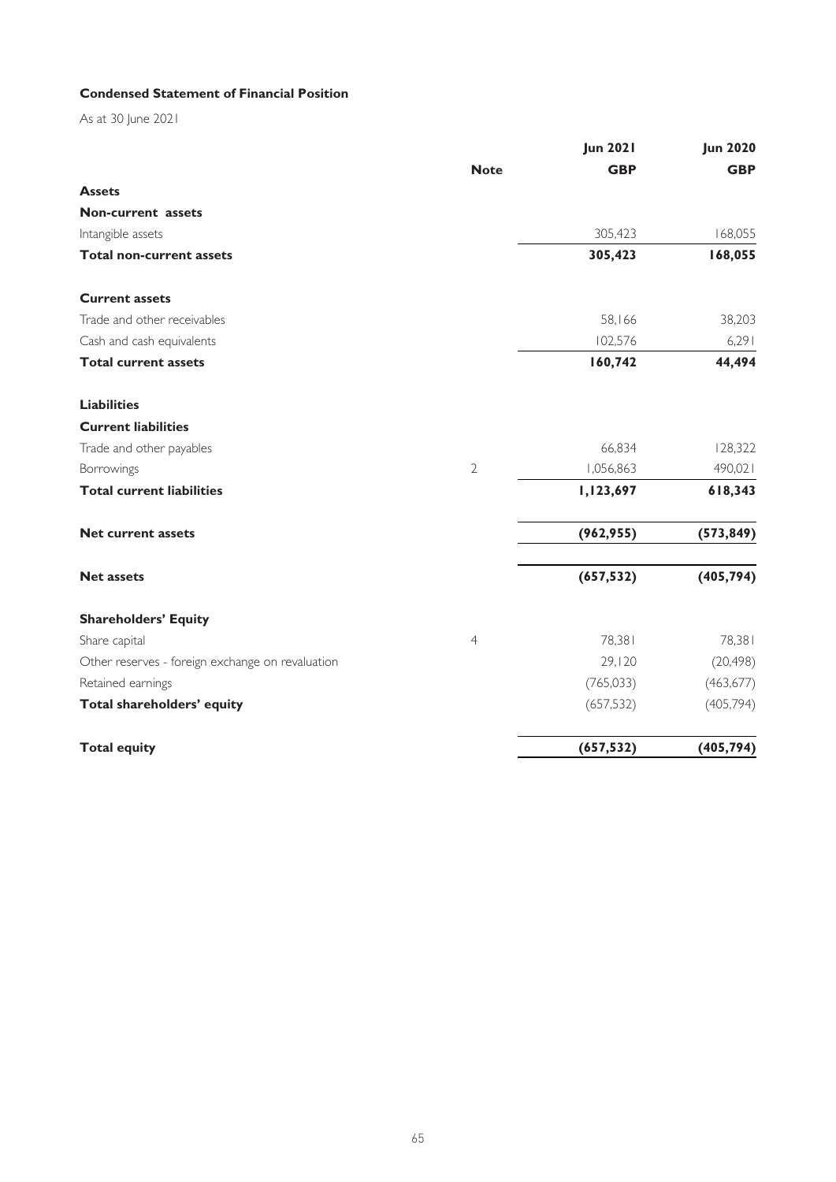**Condensed Statement of Financial Position**

As at 30 June 2021

| | Note | Jun 2021 GBP | Jun 2020 GBP |
|---|---|---|---|
| **Assets** | | | |
| **Non-current assets** | | | |
| Intangible assets | | 305,423 | 168,055 |
| **Total non-current assets** | | **305,423** | **168,055** |
| **Current assets** | | | |
| Trade and other receivables | | 58,166 | 38,203 |
| Cash and cash equivalents | | 102,576 | 6,291 |
| **Total current assets** | | **160,742** | **44,494** |
| **Liabilities** | | | |
| **Current liabilities** | | | |
| Trade and other payables | | 66,834 | 128,322 |
| Borrowings | 2 | 1,056,863 | 490,021 |
| **Total current liabilities** | | **1,123,697** | **618,343** |
| **Net current assets** | | **(962,955)** | **(573,849)** |
| **Net assets** | | **(657,532)** | **(405,794)** |
| **Shareholders' Equity** | | | |
| Share capital | 4 | 78,381 | 78,381 |
| Other reserves - foreign exchange on revaluation | | 29,120 | (20,498) |
| Retained earnings | | (765,033) | (463,677) |
| **Total shareholders' equity** | | (657,532) | (405,794) |
| **Total equity** | | **(657,532)** | **(405,794)** |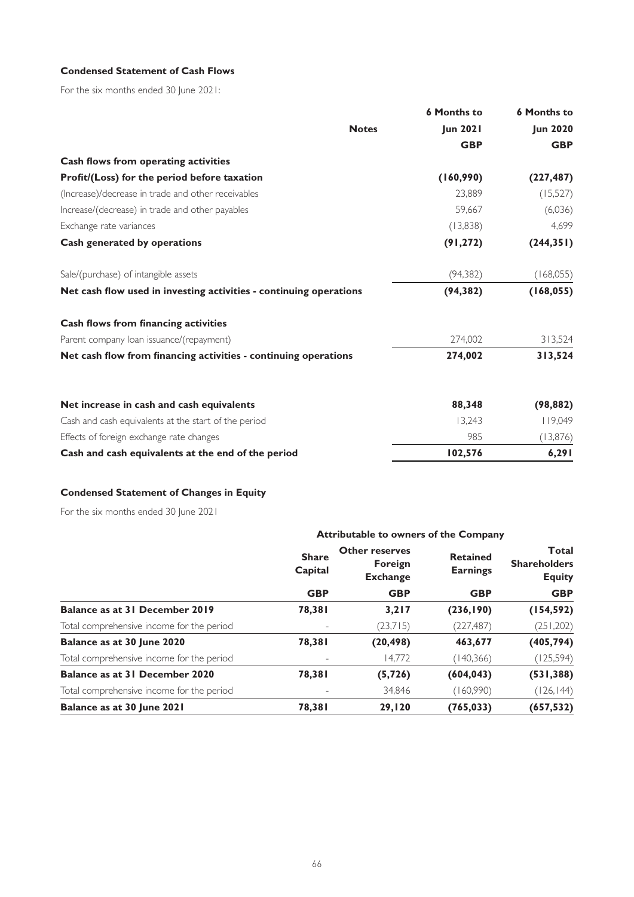**Condensed Statement of Cash Flows**

For the six months ended 30 June 2021:

| | Notes | 6 Months to Jun 2021 GBP | 6 Months to Jun 2020 GBP |
|---|---|---|---|
| **Cash flows from operating activities** | | | |
| **Profit/(Loss) for the period before taxation** | | **(160,990)** | **(227,487)** |
| (Increase)/decrease in trade and other receivables | | 23,889 | (15,527) |
| Increase/(decrease) in trade and other payables | | 59,667 | (6,036) |
| Exchange rate variances | | (13,838) | 4,699 |
| **Cash generated by operations** | | **(91,272)** | **(244,351)** |
| Sale/(purchase) of intangible assets | | (94,382) | (168,055) |
| **Net cash flow used in investing activities - continuing operations** | | **(94,382)** | **(168,055)** |
| **Cash flows from financing activities** | | | |
| Parent company loan issuance/(repayment) | | 274,002 | 313,524 |
| **Net cash flow from financing activities - continuing operations** | | **274,002** | **313,524** |
| **Net increase in cash and cash equivalents** | | **88,348** | **(98,882)** |
| Cash and cash equivalents at the start of the period | | 13,243 | 119,049 |
| Effects of foreign exchange rate changes | | 985 | (13,876) |
| **Cash and cash equivalents at the end of the period** | | **102,576** | **6,291** |

**Condensed Statement of Changes in Equity**

For the six months ended 30 June 2021

| | Attributable to owners of the Company | | | |
|---|---|---|---|---|
| | **Share Capital** | **Other reserves Foreign Exchange** | **Retained Earnings** | **Total Shareholders Equity** |
| | **GBP** | **GBP** | **GBP** | **GBP** |
| **Balance as at 31 December 2019** | **78,381** | **3,217** | **(236,190)** | **(154,592)** |
| Total comprehensive income for the period | - | (23,715) | (227,487) | (251,202) |
| **Balance as at 30 June 2020** | **78,381** | **(20,498)** | **463,677** | **(405,794)** |
| Total comprehensive income for the period | - | 14,772 | (140,366) | (125,594) |
| **Balance as at 31 December 2020** | **78,381** | **(5,726)** | **(604,043)** | **(531,388)** |
| Total comprehensive income for the period | - | 34,846 | (160,990) | (126,144) |
| **Balance as at 30 June 2021** | **78,381** | **29,120** | **(765,033)** | **(657,532)** |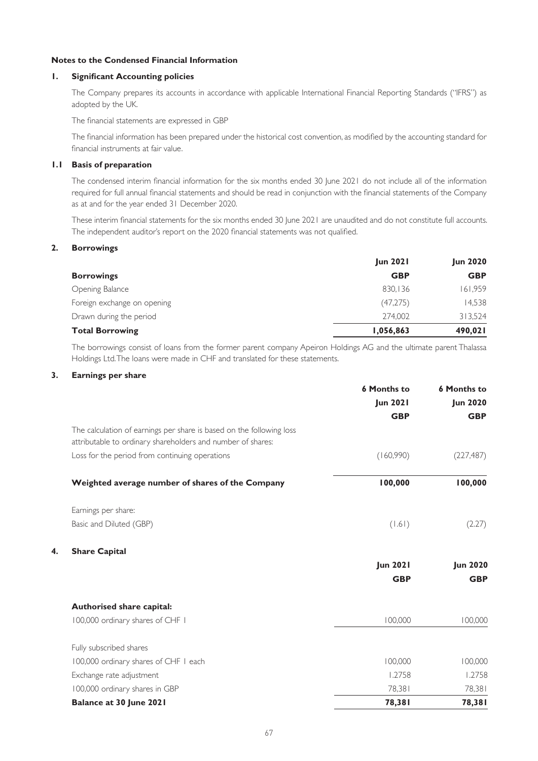**Notes to the Condensed Financial Information**

## 1. Significant Accounting policies

The Company prepares its accounts in accordance with applicable International Financial Reporting Standards ("IFRS") as adopted by the UK.

The financial statements are expressed in GBP

The financial information has been prepared under the historical cost convention, as modified by the accounting standard for financial instruments at fair value.

### 1.1 Basis of preparation

The condensed interim financial information for the six months ended 30 June 2021 do not include all of the information required for full annual financial statements and should be read in conjunction with the financial statements of the Company as at and for the year ended 31 December 2020.

These interim financial statements for the six months ended 30 June 2021 are unaudited and do not constitute full accounts. The independent auditor's report on the 2020 financial statements was not qualified.

## 2. Borrowings

| | **Jun 2021** | **Jun 2020** |
|---|---|---|
| **Borrowings** | **GBP** | **GBP** |
| Opening Balance | 830,136 | 161,959 |
| Foreign exchange on opening | (47,275) | 14,538 |
| Drawn during the period | 274,002 | 313,524 |
| **Total Borrowing** | **1,056,863** | **490,021** |

The borrowings consist of loans from the former parent company Apeiron Holdings AG and the ultimate parent Thalassa Holdings Ltd. The loans were made in CHF and translated for these statements.

## 3. Earnings per share

| | **6 Months to Jun 2021 GBP** | **6 Months to Jun 2020 GBP** |
|---|---|---|
| The calculation of earnings per share is based on the following loss attributable to ordinary shareholders and number of shares: | | |
| Loss for the period from continuing operations | (160,990) | (227,487) |
| **Weighted average number of shares of the Company** | **100,000** | **100,000** |
| Earnings per share: | | |
| Basic and Diluted (GBP) | (1.61) | (2.27) |

## 4. Share Capital

| | **Jun 2021 GBP** | **Jun 2020 GBP** |
|---|---|---|
| **Authorised share capital:** | | |
| 100,000 ordinary shares of CHF 1 | 100,000 | 100,000 |
| Fully subscribed shares | | |
| 100,000 ordinary shares of CHF 1 each | 100,000 | 100,000 |
| Exchange rate adjustment | 1.2758 | 1.2758 |
| 100,000 ordinary shares in GBP | 78,381 | 78,381 |
| **Balance at 30 June 2021** | **78,381** | **78,381** |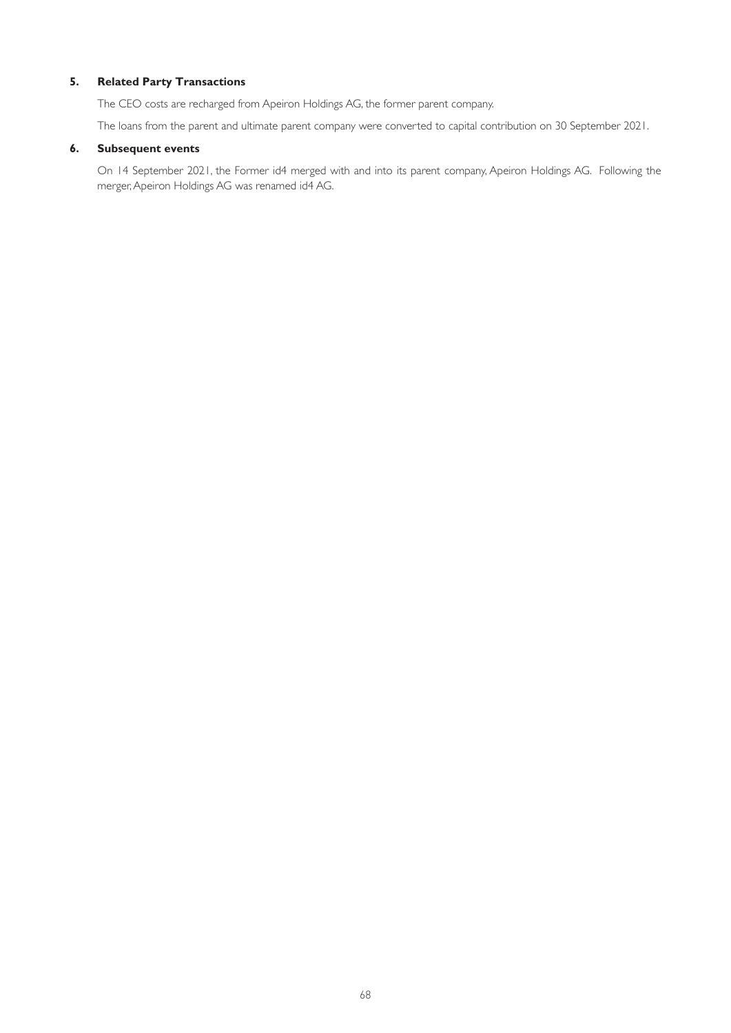### 5. Related Party Transactions

The CEO costs are recharged from Apeiron Holdings AG, the former parent company.

The loans from the parent and ultimate parent company were converted to capital contribution on 30 September 2021.

### 6. Subsequent events

On 14 September 2021, the Former id4 merged with and into its parent company, Apeiron Holdings AG. Following the merger, Apeiron Holdings AG was renamed id4 AG.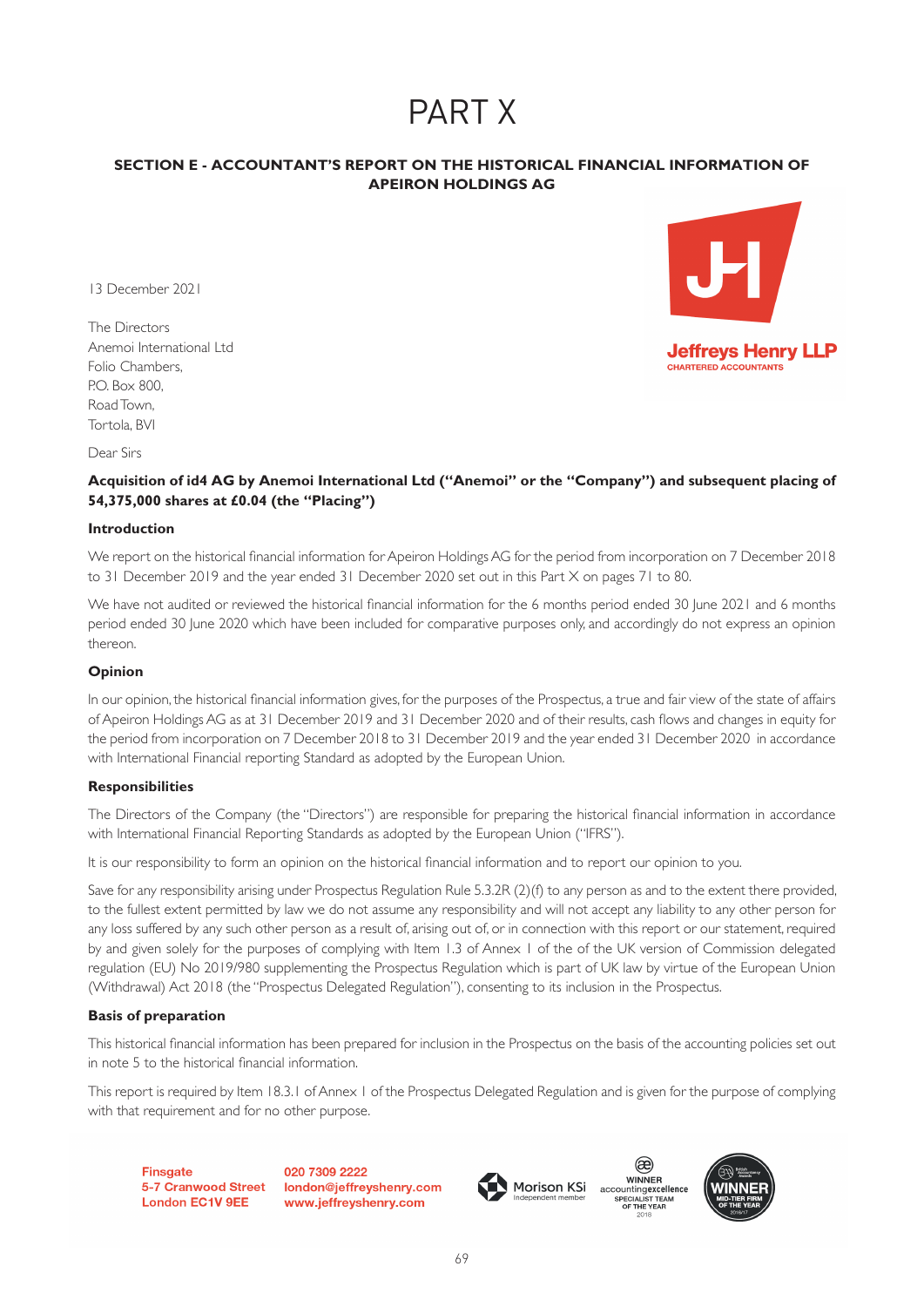# PART X

## SECTION E - ACCOUNTANT'S REPORT ON THE HISTORICAL FINANCIAL INFORMATION OF APEIRON HOLDINGS AG

Jeffreys Henry LLP
CHARTERED ACCOUNTANTS

13 December 2021

The Directors
Anemoi International Ltd
Folio Chambers,
P.O. Box 800,
Road Town,
Tortola, BVI

Dear Sirs

**Acquisition of id4 AG by Anemoi International Ltd ("Anemoi" or the "Company") and subsequent placing of 54,375,000 shares at £0.04 (the "Placing")**

**Introduction**

We report on the historical financial information for Apeiron Holdings AG for the period from incorporation on 7 December 2018 to 31 December 2019 and the year ended 31 December 2020 set out in this Part X on pages 71 to 80.

We have not audited or reviewed the historical financial information for the 6 months period ended 30 June 2021 and 6 months period ended 30 June 2020 which have been included for comparative purposes only, and accordingly do not express an opinion thereon.

**Opinion**

In our opinion, the historical financial information gives, for the purposes of the Prospectus, a true and fair view of the state of affairs of Apeiron Holdings AG as at 31 December 2019 and 31 December 2020 and of their results, cash flows and changes in equity for the period from incorporation on 7 December 2018 to 31 December 2019 and the year ended 31 December 2020 in accordance with International Financial reporting Standard as adopted by the European Union.

**Responsibilities**

The Directors of the Company (the "Directors") are responsible for preparing the historical financial information in accordance with International Financial Reporting Standards as adopted by the European Union ("IFRS").

It is our responsibility to form an opinion on the historical financial information and to report our opinion to you.

Save for any responsibility arising under Prospectus Regulation Rule 5.3.2R (2)(f) to any person as and to the extent there provided, to the fullest extent permitted by law we do not assume any responsibility and will not accept any liability to any other person for any loss suffered by any such other person as a result of, arising out of, or in connection with this report or our statement, required by and given solely for the purposes of complying with Item 1.3 of Annex 1 of the of the UK version of Commission delegated regulation (EU) No 2019/980 supplementing the Prospectus Regulation which is part of UK law by virtue of the European Union (Withdrawal) Act 2018 (the "Prospectus Delegated Regulation"), consenting to its inclusion in the Prospectus.

**Basis of preparation**

This historical financial information has been prepared for inclusion in the Prospectus on the basis of the accounting policies set out in note 5 to the historical financial information.

This report is required by Item 18.3.1 of Annex 1 of the Prospectus Delegated Regulation and is given for the purpose of complying with that requirement and for no other purpose.

Finsgate
5-7 Cranwood Street
London EC1V 9EE

020 7309 2222
london@jeffreyshenry.com
www.jeffreyshenry.com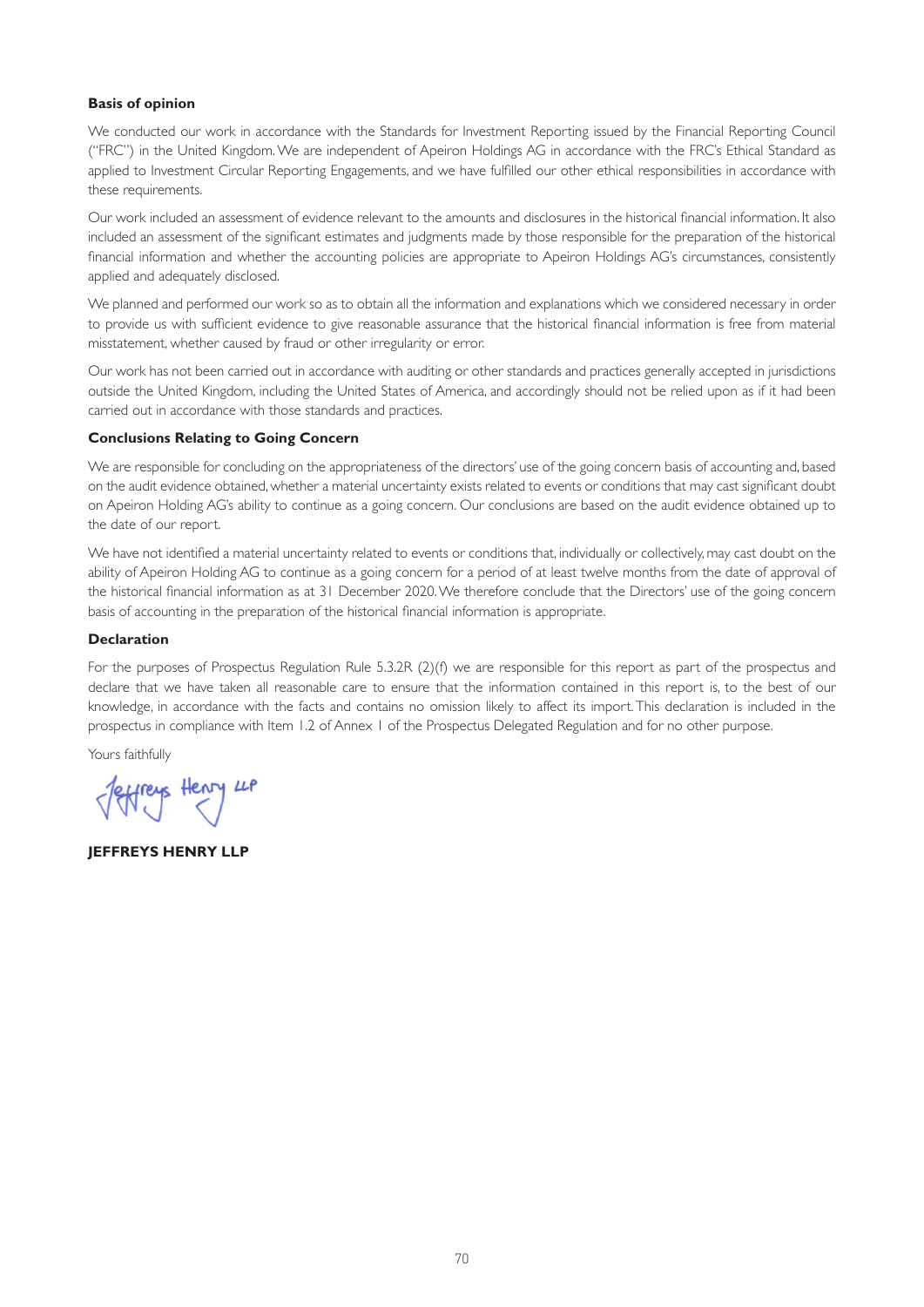**Basis of opinion**

We conducted our work in accordance with the Standards for Investment Reporting issued by the Financial Reporting Council ("FRC") in the United Kingdom. We are independent of Apeiron Holdings AG in accordance with the FRC's Ethical Standard as applied to Investment Circular Reporting Engagements, and we have fulfilled our other ethical responsibilities in accordance with these requirements.

Our work included an assessment of evidence relevant to the amounts and disclosures in the historical financial information. It also included an assessment of the significant estimates and judgments made by those responsible for the preparation of the historical financial information and whether the accounting policies are appropriate to Apeiron Holdings AG's circumstances, consistently applied and adequately disclosed.

We planned and performed our work so as to obtain all the information and explanations which we considered necessary in order to provide us with sufficient evidence to give reasonable assurance that the historical financial information is free from material misstatement, whether caused by fraud or other irregularity or error.

Our work has not been carried out in accordance with auditing or other standards and practices generally accepted in jurisdictions outside the United Kingdom, including the United States of America, and accordingly should not be relied upon as if it had been carried out in accordance with those standards and practices.

**Conclusions Relating to Going Concern**

We are responsible for concluding on the appropriateness of the directors' use of the going concern basis of accounting and, based on the audit evidence obtained, whether a material uncertainty exists related to events or conditions that may cast significant doubt on Apeiron Holding AG's ability to continue as a going concern. Our conclusions are based on the audit evidence obtained up to the date of our report.

We have not identified a material uncertainty related to events or conditions that, individually or collectively, may cast doubt on the ability of Apeiron Holding AG to continue as a going concern for a period of at least twelve months from the date of approval of the historical financial information as at 31 December 2020. We therefore conclude that the Directors' use of the going concern basis of accounting in the preparation of the historical financial information is appropriate.

**Declaration**

For the purposes of Prospectus Regulation Rule 5.3.2R (2)(f) we are responsible for this report as part of the prospectus and declare that we have taken all reasonable care to ensure that the information contained in this report is, to the best of our knowledge, in accordance with the facts and contains no omission likely to affect its import. This declaration is included in the prospectus in compliance with Item 1.2 of Annex 1 of the Prospectus Delegated Regulation and for no other purpose.

Yours faithfully

Jeffreys Henry LLP

**JEFFREYS HENRY LLP**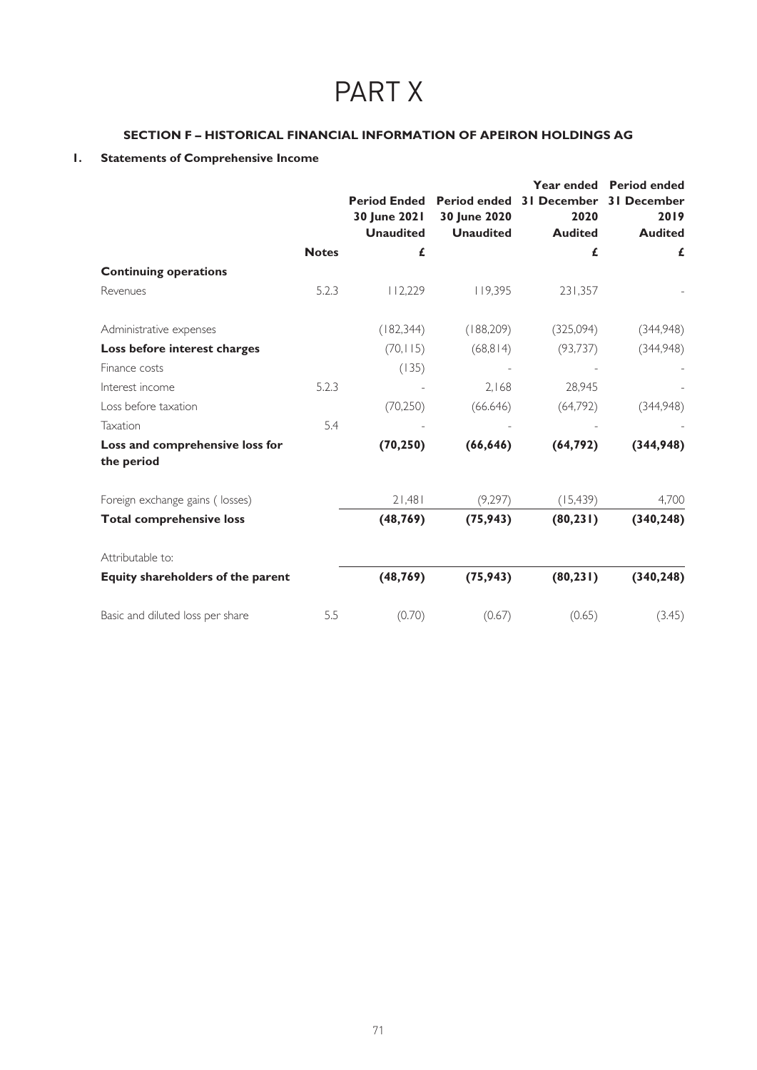# PART X

## SECTION F – HISTORICAL FINANCIAL INFORMATION OF APEIRON HOLDINGS AG

### 1. Statements of Comprehensive Income

| | Notes | Period Ended 30 June 2021 Unaudited | Period ended 30 June 2020 Unaudited | Year ended 31 December 2020 Audited | Period ended 31 December 2019 Audited |
|---|---|---|---|---|---|
| | | £ | | £ | £ |
| **Continuing operations** | | | | | |
| Revenues | 5.2.3 | 112,229 | 119,395 | 231,357 | - |
| Administrative expenses | | (182,344) | (188,209) | (325,094) | (344,948) |
| **Loss before interest charges** | | (70,115) | (68,814) | (93,737) | (344,948) |
| Finance costs | | (135) | - | - | - |
| Interest income | 5.2.3 | - | 2,168 | 28,945 | - |
| Loss before taxation | | (70,250) | (66.646) | (64,792) | (344,948) |
| Taxation | 5.4 | - | - | - | - |
| **Loss and comprehensive loss for the period** | | **(70,250)** | **(66,646)** | **(64,792)** | **(344,948)** |
| Foreign exchange gains ( losses) | | 21,481 | (9,297) | (15,439) | 4,700 |
| **Total comprehensive loss** | | **(48,769)** | **(75,943)** | **(80,231)** | **(340,248)** |
| Attributable to: | | | | | |
| **Equity shareholders of the parent** | | **(48,769)** | **(75,943)** | **(80,231)** | **(340,248)** |
| Basic and diluted loss per share | 5.5 | (0.70) | (0.67) | (0.65) | (3.45) |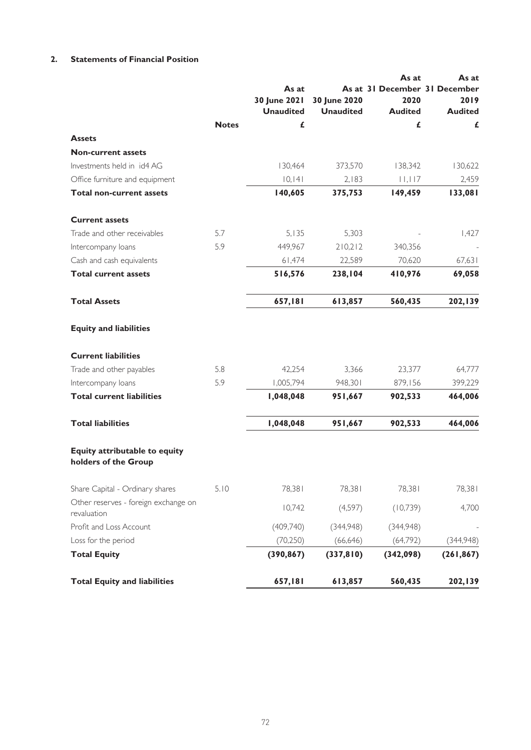## 2. Statements of Financial Position

| | Notes | As at 30 June 2021 Unaudited | As at 30 June 2020 Unaudited | As at 31 December 2020 Audited | As at 31 December 2019 Audited |
|---|---|---|---|---|---|
| | | £ | | £ | £ |
| **Assets** | | | | | |
| **Non-current assets** | | | | | |
| Investments held in id4 AG | | 130,464 | 373,570 | 138,342 | 130,622 |
| Office furniture and equipment | | 10,141 | 2,183 | 11,117 | 2,459 |
| **Total non-current assets** | | **140,605** | **375,753** | **149,459** | **133,081** |
| **Current assets** | | | | | |
| Trade and other receivables | 5.7 | 5,135 | 5,303 | - | 1,427 |
| Intercompany loans | 5.9 | 449,967 | 210,212 | 340,356 | - |
| Cash and cash equivalents | | 61,474 | 22,589 | 70,620 | 67,631 |
| **Total current assets** | | **516,576** | **238,104** | **410,976** | **69,058** |
| **Total Assets** | | **657,181** | **613,857** | **560,435** | **202,139** |
| **Equity and liabilities** | | | | | |
| **Current liabilities** | | | | | |
| Trade and other payables | 5.8 | 42,254 | 3,366 | 23,377 | 64,777 |
| Intercompany loans | 5.9 | 1,005,794 | 948,301 | 879,156 | 399,229 |
| **Total current liabilities** | | **1,048,048** | **951,667** | **902,533** | **464,006** |
| **Total liabilities** | | **1,048,048** | **951,667** | **902,533** | **464,006** |
| **Equity attributable to equity holders of the Group** | | | | | |
| Share Capital - Ordinary shares | 5.10 | 78,381 | 78,381 | 78,381 | 78,381 |
| Other reserves - foreign exchange on revaluation | | 10,742 | (4,597) | (10,739) | 4,700 |
| Profit and Loss Account | | (409,740) | (344,948) | (344,948) | - |
| Loss for the period | | (70,250) | (66,646) | (64,792) | (344,948) |
| **Total Equity** | | **(390,867)** | **(337,810)** | **(342,098)** | **(261,867)** |
| **Total Equity and liabilities** | | **657,181** | **613,857** | **560,435** | **202,139** |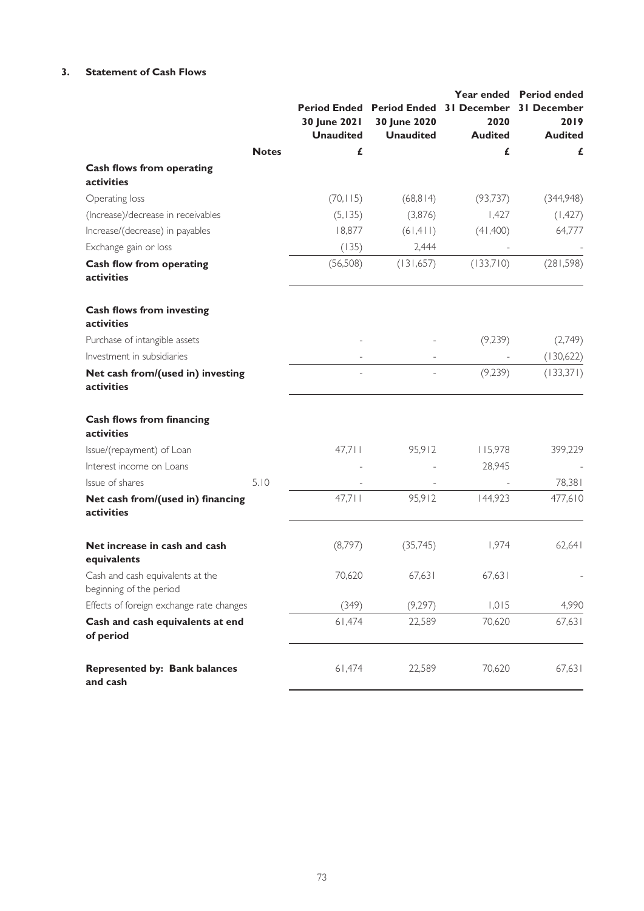### 3. Statement of Cash Flows

| | Notes | Period Ended 30 June 2021 Unaudited | Period Ended 30 June 2020 Unaudited | Year ended 31 December 2020 Audited | Period ended 31 December 2019 Audited |
|---|---|---|---|---|---|
| | | £ | | £ | £ |
| **Cash flows from operating activities** | | | | | |
| Operating loss | | (70,115) | (68,814) | (93,737) | (344,948) |
| (Increase)/decrease in receivables | | (5,135) | (3,876) | 1,427 | (1,427) |
| Increase/(decrease) in payables | | 18,877 | (61,411) | (41,400) | 64,777 |
| Exchange gain or loss | | (135) | 2,444 | - | - |
| **Cash flow from operating activities** | | (56,508) | (131,657) | (133,710) | (281,598) |
| **Cash flows from investing activities** | | | | | |
| Purchase of intangible assets | | - | - | (9,239) | (2,749) |
| Investment in subsidiaries | | - | - | - | (130,622) |
| **Net cash from/(used in) investing activities** | | - | - | (9,239) | (133,371) |
| **Cash flows from financing activities** | | | | | |
| Issue/(repayment) of Loan | | 47,711 | 95,912 | 115,978 | 399,229 |
| Interest income on Loans | | - | - | 28,945 | - |
| Issue of shares | 5.10 | - | - | - | 78,381 |
| **Net cash from/(used in) financing activities** | | 47,711 | 95,912 | 144,923 | 477,610 |
| **Net increase in cash and cash equivalents** | | (8,797) | (35,745) | 1,974 | 62,641 |
| Cash and cash equivalents at the beginning of the period | | 70,620 | 67,631 | 67,631 | - |
| Effects of foreign exchange rate changes | | (349) | (9,297) | 1,015 | 4,990 |
| **Cash and cash equivalents at end of period** | | 61,474 | 22,589 | 70,620 | 67,631 |
| **Represented by: Bank balances and cash** | | 61,474 | 22,589 | 70,620 | 67,631 |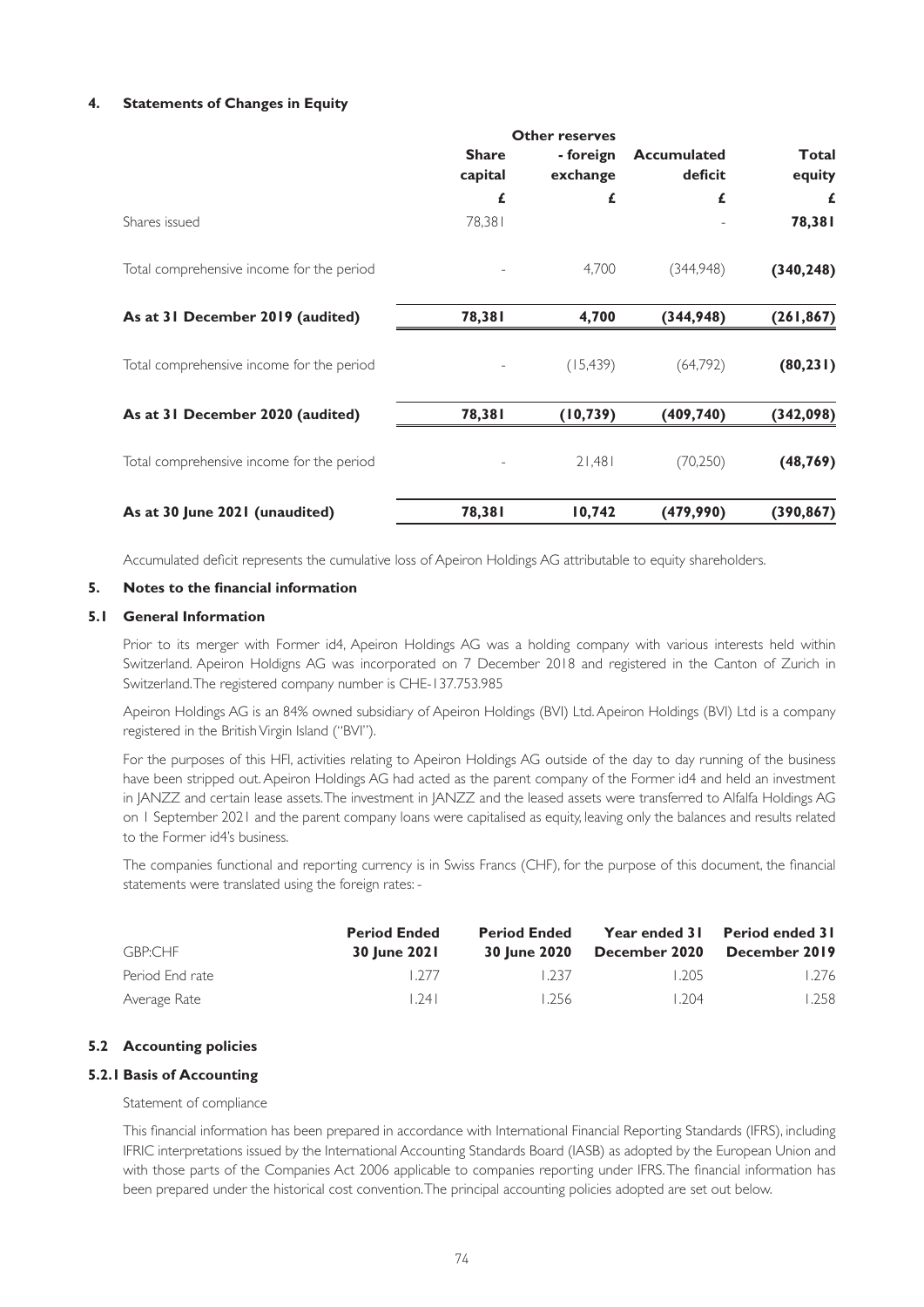## 4. Statements of Changes in Equity

| | Share capital | Other reserves - foreign exchange | Accumulated deficit | Total equity |
|---|---|---|---|---|
| | £ | £ | £ | £ |
| Shares issued | 78,381 | | - | **78,381** |
| Total comprehensive income for the period | - | 4,700 | (344,948) | **(340,248)** |
| **As at 31 December 2019 (audited)** | **78,381** | **4,700** | **(344,948)** | **(261,867)** |
| Total comprehensive income for the period | - | (15,439) | (64,792) | **(80,231)** |
| **As at 31 December 2020 (audited)** | **78,381** | **(10,739)** | **(409,740)** | **(342,098)** |
| Total comprehensive income for the period | - | 21,481 | (70,250) | **(48,769)** |
| **As at 30 June 2021 (unaudited)** | **78,381** | **10,742** | **(479,990)** | **(390,867)** |

Accumulated deficit represents the cumulative loss of Apeiron Holdings AG attributable to equity shareholders.

## 5. Notes to the financial information

### 5.1 General Information

Prior to its merger with Former id4, Apeiron Holdings AG was a holding company with various interests held within Switzerland. Apeiron Holdigns AG was incorporated on 7 December 2018 and registered in the Canton of Zurich in Switzerland. The registered company number is CHE-137.753.985

Apeiron Holdings AG is an 84% owned subsidiary of Apeiron Holdings (BVI) Ltd. Apeiron Holdings (BVI) Ltd is a company registered in the British Virgin Island ("BVI").

For the purposes of this HFI, activities relating to Apeiron Holdings AG outside of the day to day running of the business have been stripped out. Apeiron Holdings AG had acted as the parent company of the Former id4 and held an investment in JANZZ and certain lease assets. The investment in JANZZ and the leased assets were transferred to Alfalfa Holdings AG on 1 September 2021 and the parent company loans were capitalised as equity, leaving only the balances and results related to the Former id4's business.

The companies functional and reporting currency is in Swiss Francs (CHF), for the purpose of this document, the financial statements were translated using the foreign rates: -

| GBP:CHF | Period Ended 30 June 2021 | Period Ended 30 June 2020 | Year ended 31 December 2020 | Period ended 31 December 2019 |
|---|---|---|---|---|
| Period End rate | 1.277 | 1.237 | 1.205 | 1.276 |
| Average Rate | 1.241 | 1.256 | 1.204 | 1.258 |

### 5.2 Accounting policies

#### 5.2.1 Basis of Accounting

Statement of compliance

This financial information has been prepared in accordance with International Financial Reporting Standards (IFRS), including IFRIC interpretations issued by the International Accounting Standards Board (IASB) as adopted by the European Union and with those parts of the Companies Act 2006 applicable to companies reporting under IFRS. The financial information has been prepared under the historical cost convention. The principal accounting policies adopted are set out below.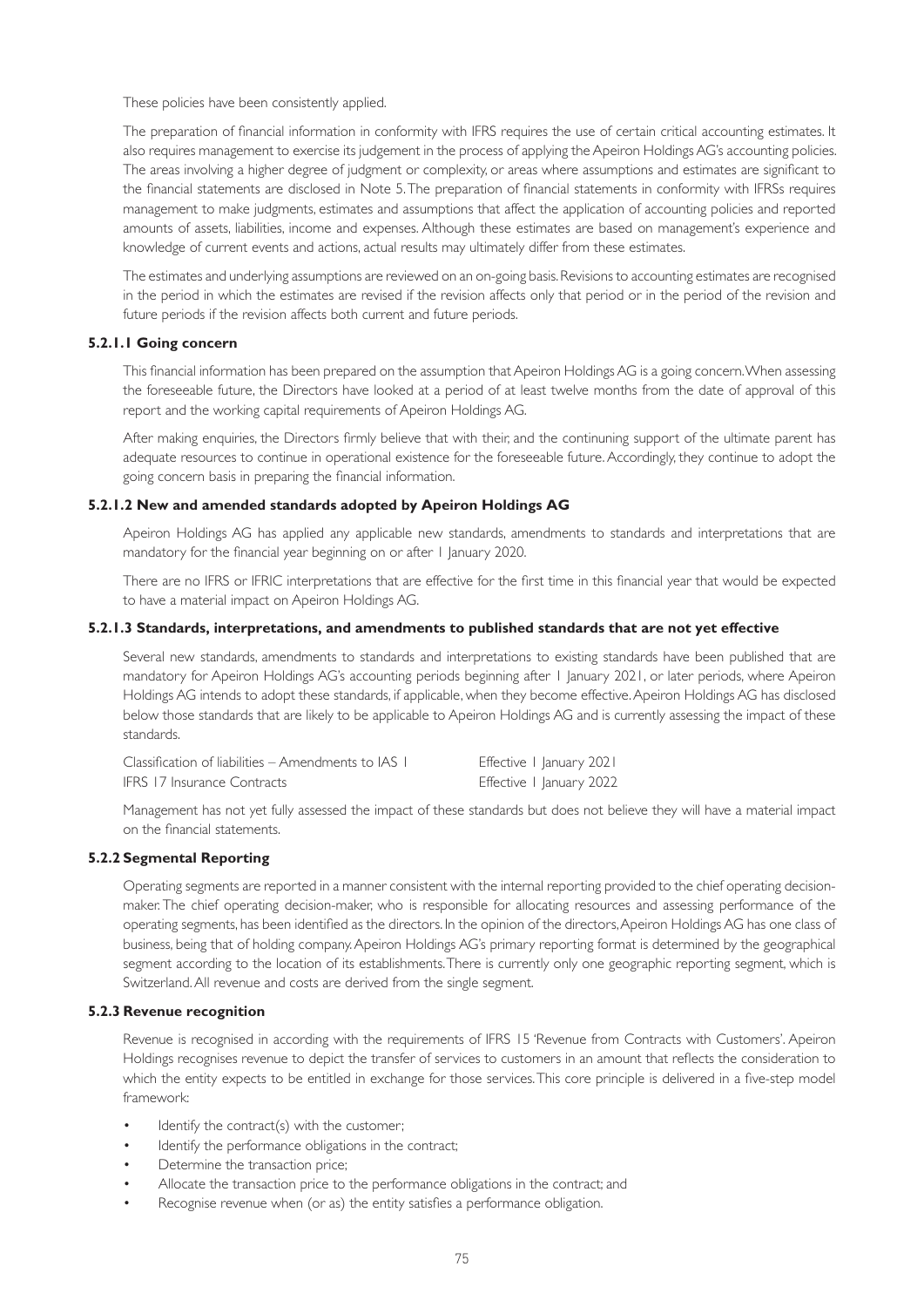These policies have been consistently applied.

The preparation of financial information in conformity with IFRS requires the use of certain critical accounting estimates. It also requires management to exercise its judgement in the process of applying the Apeiron Holdings AG's accounting policies. The areas involving a higher degree of judgment or complexity, or areas where assumptions and estimates are significant to the financial statements are disclosed in Note 5. The preparation of financial statements in conformity with IFRSs requires management to make judgments, estimates and assumptions that affect the application of accounting policies and reported amounts of assets, liabilities, income and expenses. Although these estimates are based on management's experience and knowledge of current events and actions, actual results may ultimately differ from these estimates.

The estimates and underlying assumptions are reviewed on an on-going basis. Revisions to accounting estimates are recognised in the period in which the estimates are revised if the revision affects only that period or in the period of the revision and future periods if the revision affects both current and future periods.

#### 5.2.1.1 Going concern

This financial information has been prepared on the assumption that Apeiron Holdings AG is a going concern. When assessing the foreseeable future, the Directors have looked at a period of at least twelve months from the date of approval of this report and the working capital requirements of Apeiron Holdings AG.

After making enquiries, the Directors firmly believe that with their, and the continuning support of the ultimate parent has adequate resources to continue in operational existence for the foreseeable future. Accordingly, they continue to adopt the going concern basis in preparing the financial information.

#### 5.2.1.2 New and amended standards adopted by Apeiron Holdings AG

Apeiron Holdings AG has applied any applicable new standards, amendments to standards and interpretations that are mandatory for the financial year beginning on or after 1 January 2020.

There are no IFRS or IFRIC interpretations that are effective for the first time in this financial year that would be expected to have a material impact on Apeiron Holdings AG.

#### 5.2.1.3 Standards, interpretations, and amendments to published standards that are not yet effective

Several new standards, amendments to standards and interpretations to existing standards have been published that are mandatory for Apeiron Holdings AG's accounting periods beginning after 1 January 2021, or later periods, where Apeiron Holdings AG intends to adopt these standards, if applicable, when they become effective. Apeiron Holdings AG has disclosed below those standards that are likely to be applicable to Apeiron Holdings AG and is currently assessing the impact of these standards.

| | |
|---|---|
| Classification of liabilities – Amendments to IAS 1 | Effective 1 January 2021 |
| IFRS 17 Insurance Contracts | Effective 1 January 2022 |

Management has not yet fully assessed the impact of these standards but does not believe they will have a material impact on the financial statements.

### 5.2.2 Segmental Reporting

Operating segments are reported in a manner consistent with the internal reporting provided to the chief operating decision-maker. The chief operating decision-maker, who is responsible for allocating resources and assessing performance of the operating segments, has been identified as the directors. In the opinion of the directors, Apeiron Holdings AG has one class of business, being that of holding company. Apeiron Holdings AG's primary reporting format is determined by the geographical segment according to the location of its establishments. There is currently only one geographic reporting segment, which is Switzerland. All revenue and costs are derived from the single segment.

### 5.2.3 Revenue recognition

Revenue is recognised in according with the requirements of IFRS 15 'Revenue from Contracts with Customers'. Apeiron Holdings recognises revenue to depict the transfer of services to customers in an amount that reflects the consideration to which the entity expects to be entitled in exchange for those services. This core principle is delivered in a five-step model framework:

- Identify the contract(s) with the customer;
- Identify the performance obligations in the contract;
- Determine the transaction price;
- Allocate the transaction price to the performance obligations in the contract; and
- Recognise revenue when (or as) the entity satisfies a performance obligation.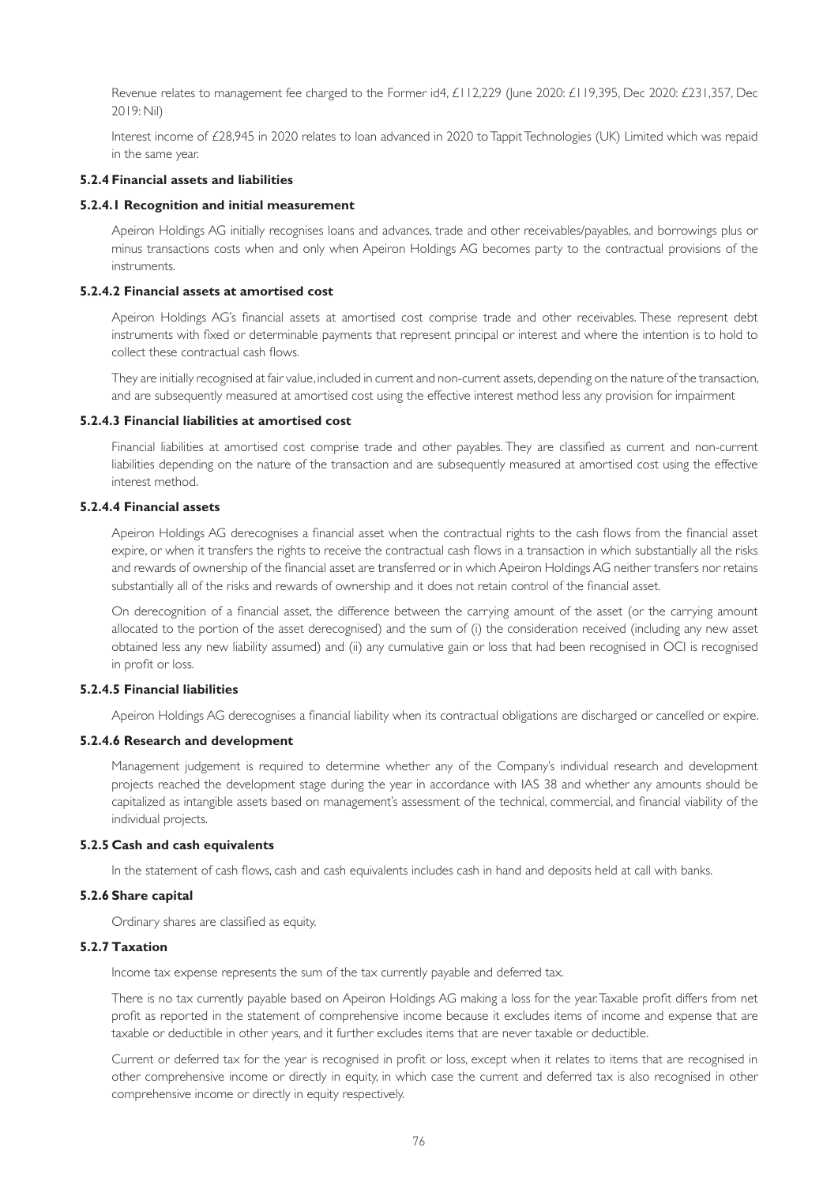Revenue relates to management fee charged to the Former id4, £112,229 (June 2020: £119,395, Dec 2020: £231,357, Dec 2019: Nil)

Interest income of £28,945 in 2020 relates to loan advanced in 2020 to Tappit Technologies (UK) Limited which was repaid in the same year.

### 5.2.4 Financial assets and liabilities

#### 5.2.4.1 Recognition and initial measurement

Apeiron Holdings AG initially recognises loans and advances, trade and other receivables/payables, and borrowings plus or minus transactions costs when and only when Apeiron Holdings AG becomes party to the contractual provisions of the instruments.

#### 5.2.4.2 Financial assets at amortised cost

Apeiron Holdings AG's financial assets at amortised cost comprise trade and other receivables. These represent debt instruments with fixed or determinable payments that represent principal or interest and where the intention is to hold to collect these contractual cash flows.

They are initially recognised at fair value, included in current and non-current assets, depending on the nature of the transaction, and are subsequently measured at amortised cost using the effective interest method less any provision for impairment

#### 5.2.4.3 Financial liabilities at amortised cost

Financial liabilities at amortised cost comprise trade and other payables. They are classified as current and non-current liabilities depending on the nature of the transaction and are subsequently measured at amortised cost using the effective interest method.

#### 5.2.4.4 Financial assets

Apeiron Holdings AG derecognises a financial asset when the contractual rights to the cash flows from the financial asset expire, or when it transfers the rights to receive the contractual cash flows in a transaction in which substantially all the risks and rewards of ownership of the financial asset are transferred or in which Apeiron Holdings AG neither transfers nor retains substantially all of the risks and rewards of ownership and it does not retain control of the financial asset.

On derecognition of a financial asset, the difference between the carrying amount of the asset (or the carrying amount allocated to the portion of the asset derecognised) and the sum of (i) the consideration received (including any new asset obtained less any new liability assumed) and (ii) any cumulative gain or loss that had been recognised in OCI is recognised in profit or loss.

#### 5.2.4.5 Financial liabilities

Apeiron Holdings AG derecognises a financial liability when its contractual obligations are discharged or cancelled or expire.

#### 5.2.4.6 Research and development

Management judgement is required to determine whether any of the Company's individual research and development projects reached the development stage during the year in accordance with IAS 38 and whether any amounts should be capitalized as intangible assets based on management's assessment of the technical, commercial, and financial viability of the individual projects.

### 5.2.5 Cash and cash equivalents

In the statement of cash flows, cash and cash equivalents includes cash in hand and deposits held at call with banks.

### 5.2.6 Share capital

Ordinary shares are classified as equity.

### 5.2.7 Taxation

Income tax expense represents the sum of the tax currently payable and deferred tax.

There is no tax currently payable based on Apeiron Holdings AG making a loss for the year. Taxable profit differs from net profit as reported in the statement of comprehensive income because it excludes items of income and expense that are taxable or deductible in other years, and it further excludes items that are never taxable or deductible.

Current or deferred tax for the year is recognised in profit or loss, except when it relates to items that are recognised in other comprehensive income or directly in equity, in which case the current and deferred tax is also recognised in other comprehensive income or directly in equity respectively.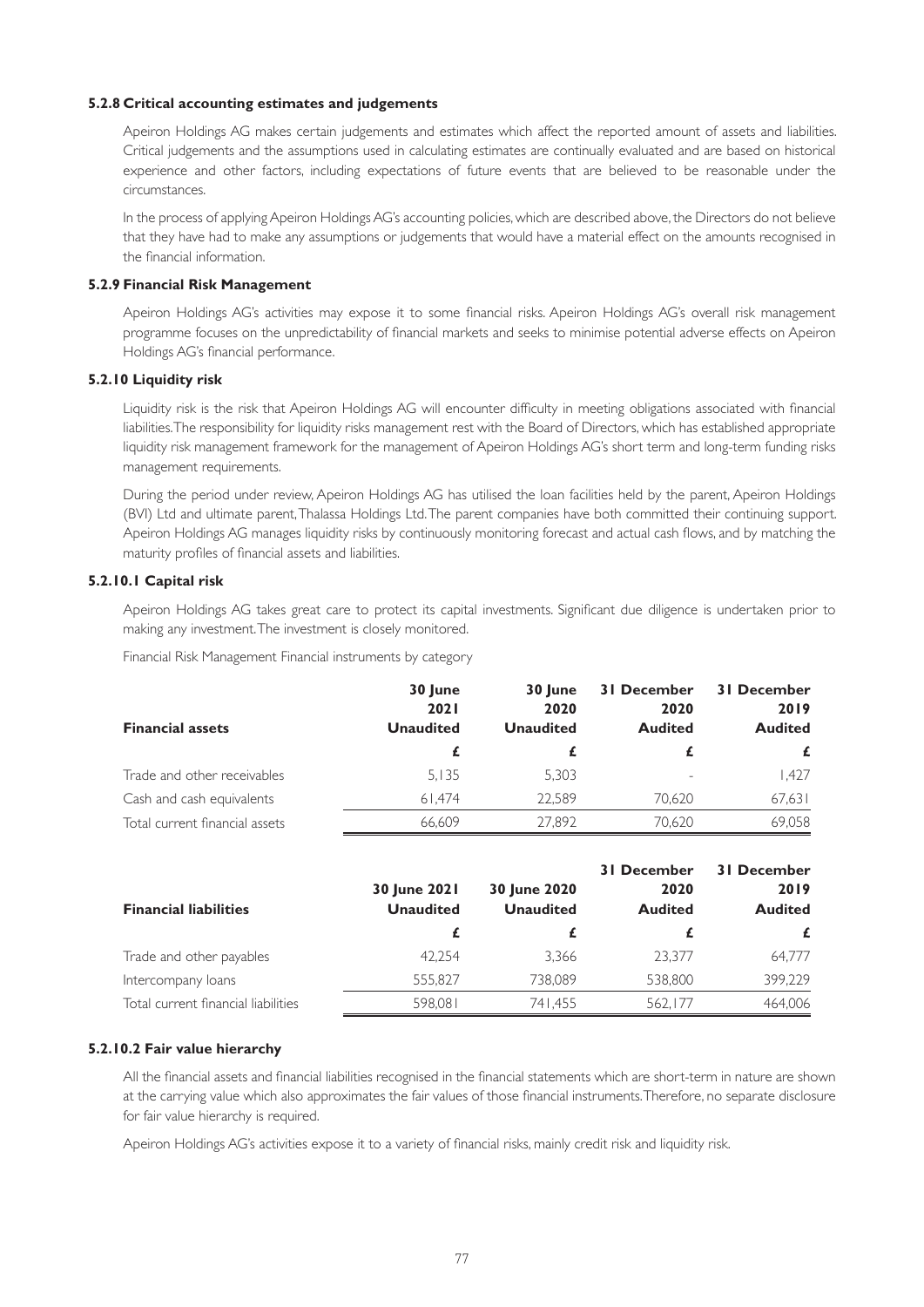### 5.2.8 Critical accounting estimates and judgements

Apeiron Holdings AG makes certain judgements and estimates which affect the reported amount of assets and liabilities. Critical judgements and the assumptions used in calculating estimates are continually evaluated and are based on historical experience and other factors, including expectations of future events that are believed to be reasonable under the circumstances.

In the process of applying Apeiron Holdings AG's accounting policies, which are described above, the Directors do not believe that they have had to make any assumptions or judgements that would have a material effect on the amounts recognised in the financial information.

### 5.2.9 Financial Risk Management

Apeiron Holdings AG's activities may expose it to some financial risks. Apeiron Holdings AG's overall risk management programme focuses on the unpredictability of financial markets and seeks to minimise potential adverse effects on Apeiron Holdings AG's financial performance.

### 5.2.10 Liquidity risk

Liquidity risk is the risk that Apeiron Holdings AG will encounter difficulty in meeting obligations associated with financial liabilities. The responsibility for liquidity risks management rest with the Board of Directors, which has established appropriate liquidity risk management framework for the management of Apeiron Holdings AG's short term and long-term funding risks management requirements.

During the period under review, Apeiron Holdings AG has utilised the loan facilities held by the parent, Apeiron Holdings (BVI) Ltd and ultimate parent, Thalassa Holdings Ltd. The parent companies have both committed their continuing support. Apeiron Holdings AG manages liquidity risks by continuously monitoring forecast and actual cash flows, and by matching the maturity profiles of financial assets and liabilities.

### 5.2.10.1 Capital risk

Apeiron Holdings AG takes great care to protect its capital investments. Significant due diligence is undertaken prior to making any investment. The investment is closely monitored.

Financial Risk Management Financial instruments by category

| Financial assets | 30 June 2021 Unaudited | 30 June 2020 Unaudited | 31 December 2020 Audited | 31 December 2019 Audited |
|---|---|---|---|---|
| | £ | £ | £ | £ |
| Trade and other receivables | 5,135 | 5,303 | - | 1,427 |
| Cash and cash equivalents | 61,474 | 22,589 | 70,620 | 67,631 |
| Total current financial assets | 66,609 | 27,892 | 70,620 | 69,058 |

| Financial liabilities | 30 June 2021 Unaudited | 30 June 2020 Unaudited | 31 December 2020 Audited | 31 December 2019 Audited |
|---|---|---|---|---|
| | £ | £ | £ | £ |
| Trade and other payables | 42,254 | 3,366 | 23,377 | 64,777 |
| Intercompany loans | 555,827 | 738,089 | 538,800 | 399,229 |
| Total current financial liabilities | 598,081 | 741,455 | 562,177 | 464,006 |

### 5.2.10.2 Fair value hierarchy

All the financial assets and financial liabilities recognised in the financial statements which are short-term in nature are shown at the carrying value which also approximates the fair values of those financial instruments. Therefore, no separate disclosure for fair value hierarchy is required.

Apeiron Holdings AG's activities expose it to a variety of financial risks, mainly credit risk and liquidity risk.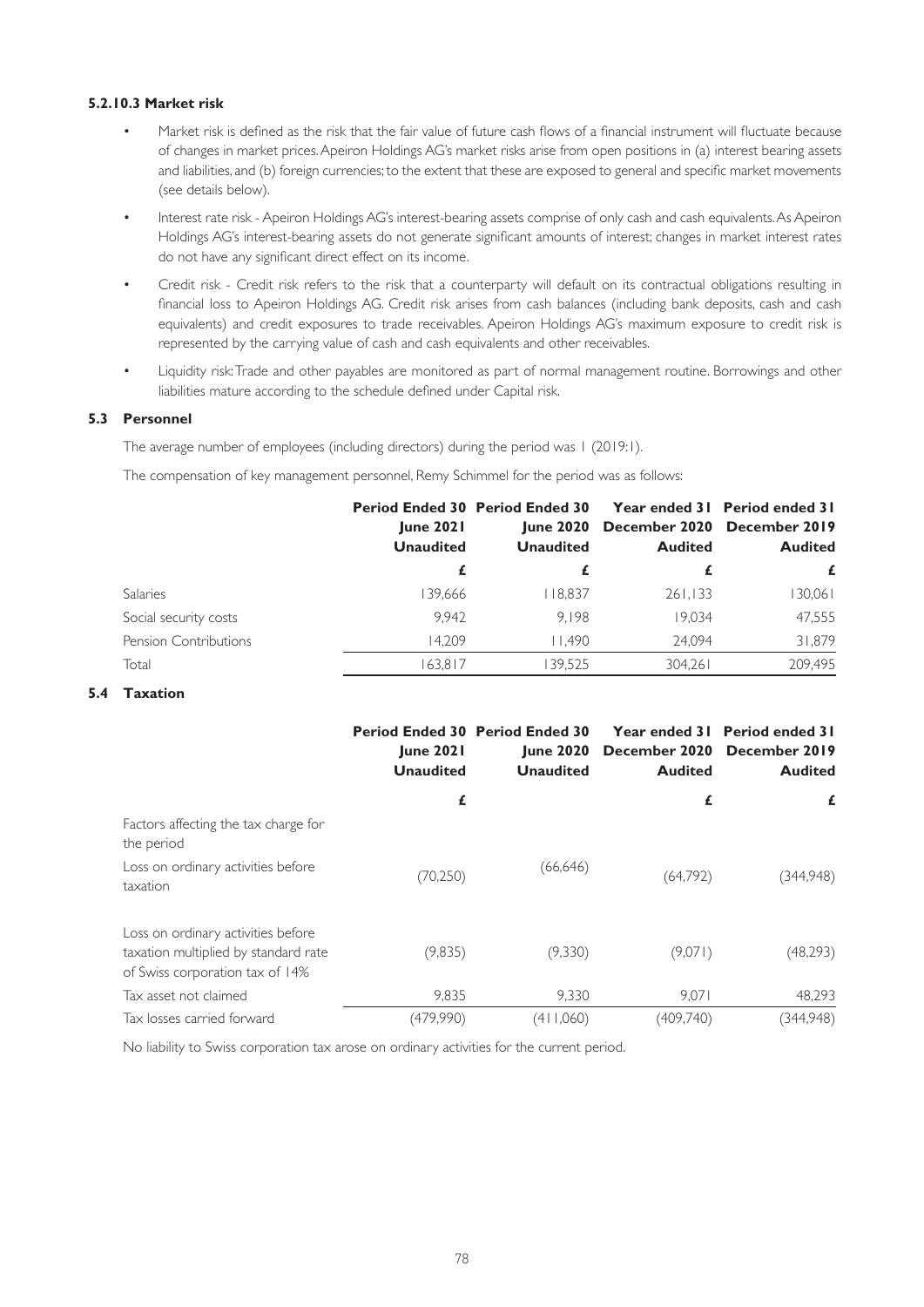#### 5.2.10.3 Market risk

- Market risk is defined as the risk that the fair value of future cash flows of a financial instrument will fluctuate because of changes in market prices. Apeiron Holdings AG's market risks arise from open positions in (a) interest bearing assets and liabilities, and (b) foreign currencies; to the extent that these are exposed to general and specific market movements (see details below).
- Interest rate risk - Apeiron Holdings AG's interest-bearing assets comprise of only cash and cash equivalents. As Apeiron Holdings AG's interest-bearing assets do not generate significant amounts of interest; changes in market interest rates do not have any significant direct effect on its income.
- Credit risk - Credit risk refers to the risk that a counterparty will default on its contractual obligations resulting in financial loss to Apeiron Holdings AG. Credit risk arises from cash balances (including bank deposits, cash and cash equivalents) and credit exposures to trade receivables. Apeiron Holdings AG's maximum exposure to credit risk is represented by the carrying value of cash and cash equivalents and other receivables.
- Liquidity risk: Trade and other payables are monitored as part of normal management routine. Borrowings and other liabilities mature according to the schedule defined under Capital risk.

### 5.3 Personnel

The average number of employees (including directors) during the period was 1 (2019:1).

The compensation of key management personnel, Remy Schimmel for the period was as follows:

| | Period Ended 30 June 2021 Unaudited | Period Ended 30 June 2020 Unaudited | Year ended 31 December 2020 Audited | Period ended 31 December 2019 Audited |
|---|---|---|---|---|
| | £ | £ | £ | £ |
| Salaries | 139,666 | 118,837 | 261,133 | 130,061 |
| Social security costs | 9,942 | 9,198 | 19,034 | 47,555 |
| Pension Contributions | 14,209 | 11,490 | 24,094 | 31,879 |
| Total | 163,817 | 139,525 | 304,261 | 209,495 |

### 5.4 Taxation

| | Period Ended 30 June 2021 Unaudited | Period Ended 30 June 2020 Unaudited | Year ended 31 December 2020 Audited | Period ended 31 December 2019 Audited |
|---|---|---|---|---|
| | £ | | £ | £ |
| Factors affecting the tax charge for the period | | | | |
| Loss on ordinary activities before taxation | (70,250) | (66,646) | (64,792) | (344,948) |
| Loss on ordinary activities before taxation multiplied by standard rate of Swiss corporation tax of 14% | (9,835) | (9,330) | (9,071) | (48,293) |
| Tax asset not claimed | 9,835 | 9,330 | 9,071 | 48,293 |
| Tax losses carried forward | (479,990) | (411,060) | (409,740) | (344,948) |

No liability to Swiss corporation tax arose on ordinary activities for the current period.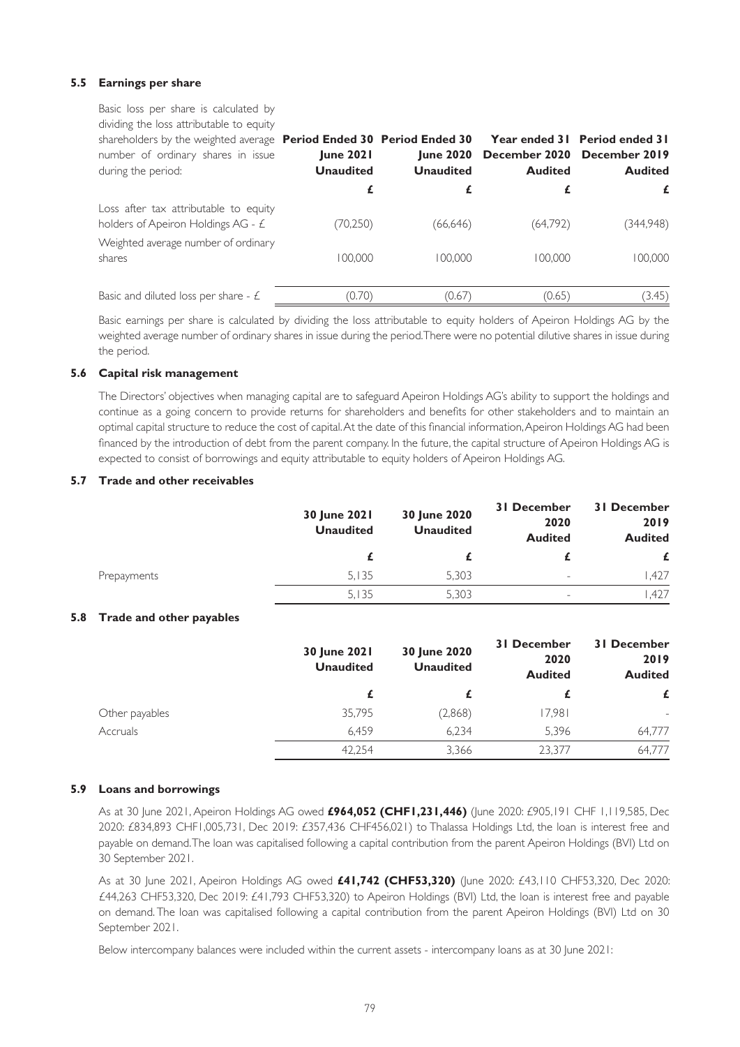### 5.5 Earnings per share

| Basic loss per share is calculated by dividing the loss attributable to equity shareholders by the weighted average number of ordinary shares in issue during the period: | Period Ended 30 June 2021 Unaudited | Period Ended 30 June 2020 Unaudited | Year ended 31 December 2020 Audited | Period ended 31 December 2019 Audited |
|---|---|---|---|---|
| | £ | £ | £ | £ |
| Loss after tax attributable to equity holders of Apeiron Holdings AG - £ | (70,250) | (66,646) | (64,792) | (344,948) |
| Weighted average number of ordinary shares | 100,000 | 100,000 | 100,000 | 100,000 |
| Basic and diluted loss per share - £ | (0.70) | (0.67) | (0.65) | (3.45) |

Basic earnings per share is calculated by dividing the loss attributable to equity holders of Apeiron Holdings AG by the weighted average number of ordinary shares in issue during the period. There were no potential dilutive shares in issue during the period.

### 5.6 Capital risk management

The Directors' objectives when managing capital are to safeguard Apeiron Holdings AG's ability to support the holdings and continue as a going concern to provide returns for shareholders and benefits for other stakeholders and to maintain an optimal capital structure to reduce the cost of capital. At the date of this financial information, Apeiron Holdings AG had been financed by the introduction of debt from the parent company. In the future, the capital structure of Apeiron Holdings AG is expected to consist of borrowings and equity attributable to equity holders of Apeiron Holdings AG.

### 5.7 Trade and other receivables

| | 30 June 2021 Unaudited | 30 June 2020 Unaudited | 31 December 2020 Audited | 31 December 2019 Audited |
|---|---|---|---|---|
| | £ | £ | £ | £ |
| Prepayments | 5,135 | 5,303 | - | 1,427 |
| | 5,135 | 5,303 | - | 1,427 |

### 5.8 Trade and other payables

| | 30 June 2021 Unaudited | 30 June 2020 Unaudited | 31 December 2020 Audited | 31 December 2019 Audited |
|---|---|---|---|---|
| | £ | £ | £ | £ |
| Other payables | 35,795 | (2,868) | 17,981 | - |
| Accruals | 6,459 | 6,234 | 5,396 | 64,777 |
| | 42,254 | 3,366 | 23,377 | 64,777 |

### 5.9 Loans and borrowings

As at 30 June 2021, Apeiron Holdings AG owed **£964,052 (CHF1,231,446)** (June 2020: £905,191 CHF 1,119,585, Dec 2020: £834,893 CHF1,005,731, Dec 2019: £357,436 CHF456,021) to Thalassa Holdings Ltd, the loan is interest free and payable on demand. The loan was capitalised following a capital contribution from the parent Apeiron Holdings (BVI) Ltd on 30 September 2021.

As at 30 June 2021, Apeiron Holdings AG owed **£41,742 (CHF53,320)** (June 2020: £43,110 CHF53,320, Dec 2020: £44,263 CHF53,320, Dec 2019: £41,793 CHF53,320) to Apeiron Holdings (BVI) Ltd, the loan is interest free and payable on demand. The loan was capitalised following a capital contribution from the parent Apeiron Holdings (BVI) Ltd on 30 September 2021.

Below intercompany balances were included within the current assets - intercompany loans as at 30 June 2021: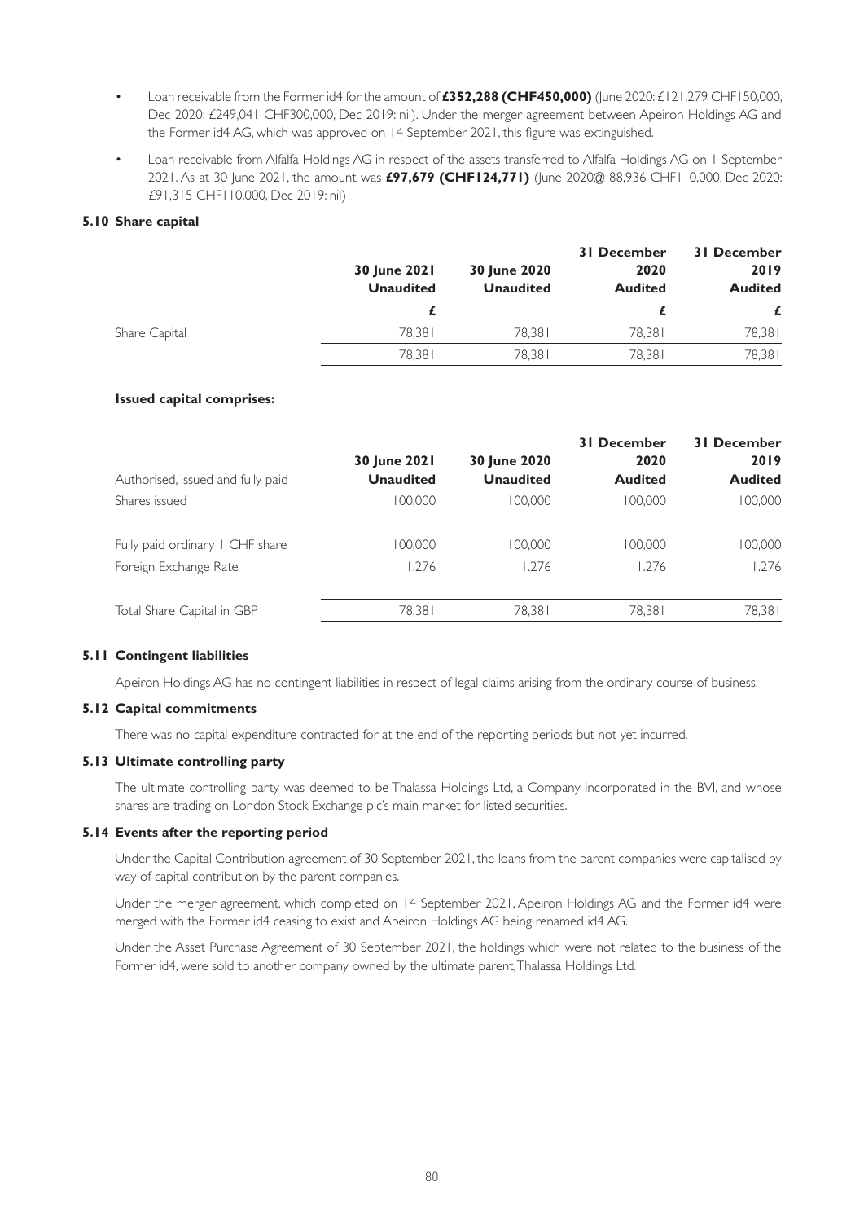- Loan receivable from the Former id4 for the amount of **£352,288 (CHF450,000)** (June 2020: £121,279 CHF150,000, Dec 2020: £249,041 CHF300,000, Dec 2019: nil). Under the merger agreement between Apeiron Holdings AG and the Former id4 AG, which was approved on 14 September 2021, this figure was extinguished.
- Loan receivable from Alfalfa Holdings AG in respect of the assets transferred to Alfalfa Holdings AG on 1 September 2021. As at 30 June 2021, the amount was **£97,679 (CHF124,771)** (June 2020@ 88,936 CHF110,000, Dec 2020: £91,315 CHF110,000, Dec 2019: nil)

### 5.10 Share capital

| | 30 June 2021 Unaudited | 30 June 2020 Unaudited | 31 December 2020 Audited | 31 December 2019 Audited |
|---|---|---|---|---|
| | £ | | £ | £ |
| Share Capital | 78,381 | 78,381 | 78,381 | 78,381 |
| | 78,381 | 78,381 | 78,381 | 78,381 |

**Issued capital comprises:**

| Authorised, issued and fully paid | 30 June 2021 Unaudited | 30 June 2020 Unaudited | 31 December 2020 Audited | 31 December 2019 Audited |
|---|---|---|---|---|
| Shares issued | 100,000 | 100,000 | 100,000 | 100,000 |
| Fully paid ordinary 1 CHF share | 100,000 | 100,000 | 100,000 | 100,000 |
| Foreign Exchange Rate | 1.276 | 1.276 | 1.276 | 1.276 |
| Total Share Capital in GBP | 78,381 | 78,381 | 78,381 | 78,381 |

### 5.11 Contingent liabilities

Apeiron Holdings AG has no contingent liabilities in respect of legal claims arising from the ordinary course of business.

### 5.12 Capital commitments

There was no capital expenditure contracted for at the end of the reporting periods but not yet incurred.

### 5.13 Ultimate controlling party

The ultimate controlling party was deemed to be Thalassa Holdings Ltd, a Company incorporated in the BVI, and whose shares are trading on London Stock Exchange plc's main market for listed securities.

### 5.14 Events after the reporting period

Under the Capital Contribution agreement of 30 September 2021, the loans from the parent companies were capitalised by way of capital contribution by the parent companies.

Under the merger agreement, which completed on 14 September 2021, Apeiron Holdings AG and the Former id4 were merged with the Former id4 ceasing to exist and Apeiron Holdings AG being renamed id4 AG.

Under the Asset Purchase Agreement of 30 September 2021, the holdings which were not related to the business of the Former id4, were sold to another company owned by the ultimate parent, Thalassa Holdings Ltd.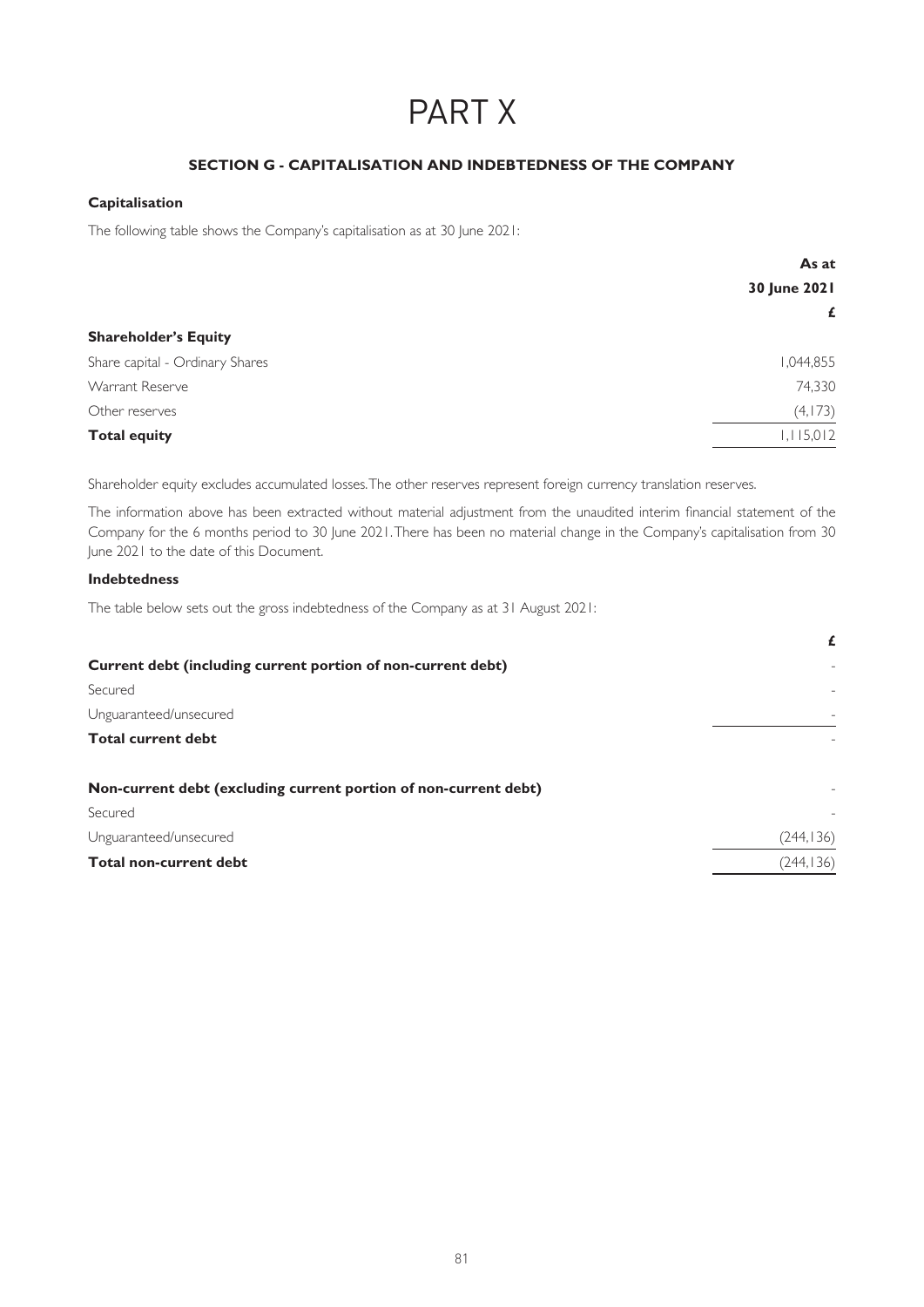# PART X

## SECTION G - CAPITALISATION AND INDEBTEDNESS OF THE COMPANY

### Capitalisation

The following table shows the Company's capitalisation as at 30 June 2021:

| | As at 30 June 2021 £ |
|---|---|
| **Shareholder's Equity** | |
| Share capital - Ordinary Shares | 1,044,855 |
| Warrant Reserve | 74,330 |
| Other reserves | (4,173) |
| **Total equity** | 1,115,012 |

Shareholder equity excludes accumulated losses. The other reserves represent foreign currency translation reserves.

The information above has been extracted without material adjustment from the unaudited interim financial statement of the Company for the 6 months period to 30 June 2021. There has been no material change in the Company's capitalisation from 30 June 2021 to the date of this Document.

### Indebtedness

The table below sets out the gross indebtedness of the Company as at 31 August 2021:

| | £ |
|---|---|
| **Current debt (including current portion of non-current debt)** | - |
| Secured | - |
| Unguaranteed/unsecured | - |
| **Total current debt** | - |
| | |
| **Non-current debt (excluding current portion of non-current debt)** | - |
| Secured | - |
| Unguaranteed/unsecured | (244,136) |
| **Total non-current debt** | (244,136) |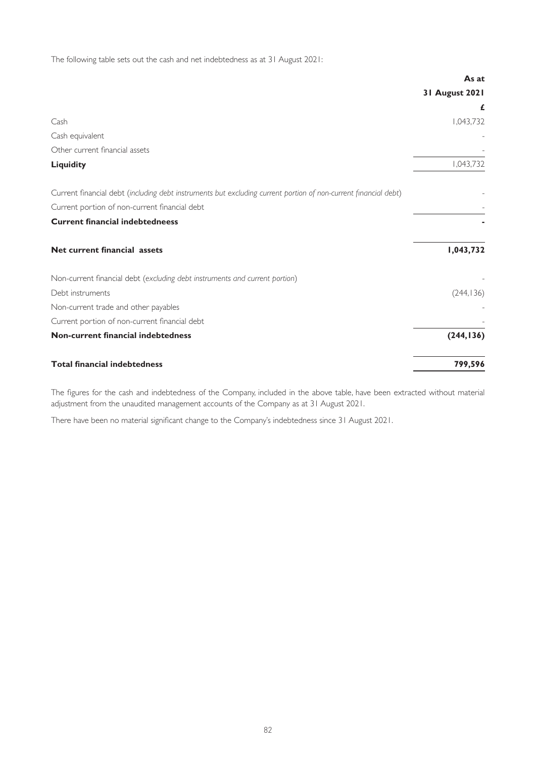The following table sets out the cash and net indebtedness as at 31 August 2021:

| | **As at 31 August 2021** |
|---|---|
| | **£** |
| Cash | 1,043,732 |
| Cash equivalent | - |
| Other current financial assets | - |
| **Liquidity** | 1,043,732 |
| Current financial debt (*including debt instruments but excluding current portion of non-current financial debt*) | - |
| Current portion of non-current financial debt | - |
| **Current financial indebtedneess** | **-** |
| **Net current financial assets** | **1,043,732** |
| Non-current financial debt (*excluding debt instruments and current portion*) | - |
| Debt instruments | (244,136) |
| Non-current trade and other payables | - |
| Current portion of non-current financial debt | - |
| **Non-current financial indebtedness** | **(244,136)** |
| **Total financial indebtedness** | **799,596** |

The figures for the cash and indebtedness of the Company, included in the above table, have been extracted without material adjustment from the unaudited management accounts of the Company as at 31 August 2021.

There have been no material significant change to the Company's indebtedness since 31 August 2021.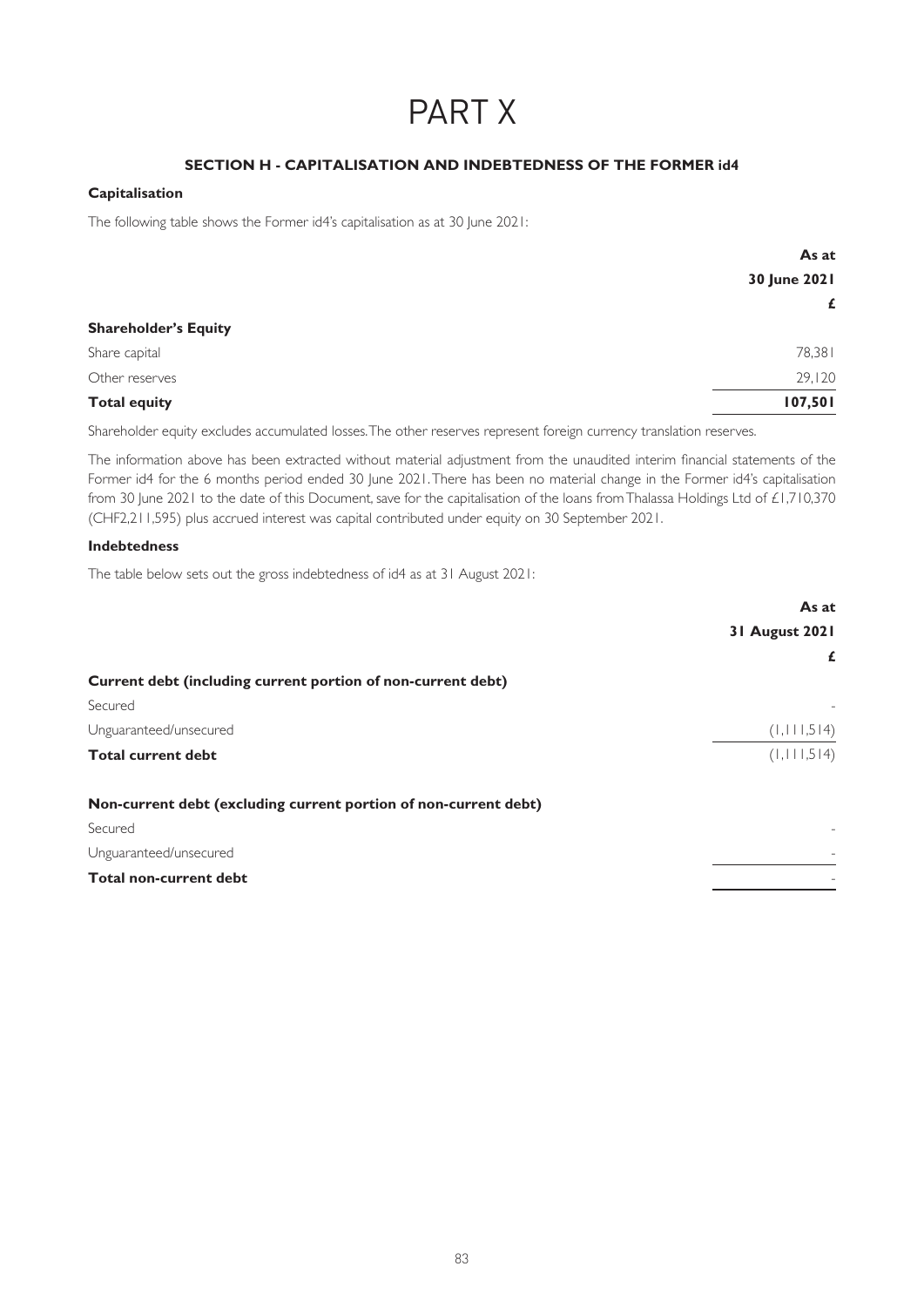# PART X

## SECTION H - CAPITALISATION AND INDEBTEDNESS OF THE FORMER id4

### Capitalisation

The following table shows the Former id4's capitalisation as at 30 June 2021:

| | As at 30 June 2021 £ |
|---|---|
| **Shareholder's Equity** | |
| Share capital | 78,381 |
| Other reserves | 29,120 |
| **Total equity** | **107,501** |

Shareholder equity excludes accumulated losses. The other reserves represent foreign currency translation reserves.

The information above has been extracted without material adjustment from the unaudited interim financial statements of the Former id4 for the 6 months period ended 30 June 2021. There has been no material change in the Former id4's capitalisation from 30 June 2021 to the date of this Document, save for the capitalisation of the loans from Thalassa Holdings Ltd of £1,710,370 (CHF2,211,595) plus accrued interest was capital contributed under equity on 30 September 2021.

### Indebtedness

The table below sets out the gross indebtedness of id4 as at 31 August 2021:

| | As at 31 August 2021 £ |
|---|---|
| **Current debt (including current portion of non-current debt)** | |
| Secured | - |
| Unguaranteed/unsecured | (1,111,514) |
| **Total current debt** | (1,111,514) |
| | |
| **Non-current debt (excluding current portion of non-current debt)** | |
| Secured | - |
| Unguaranteed/unsecured | - |
| **Total non-current debt** | - |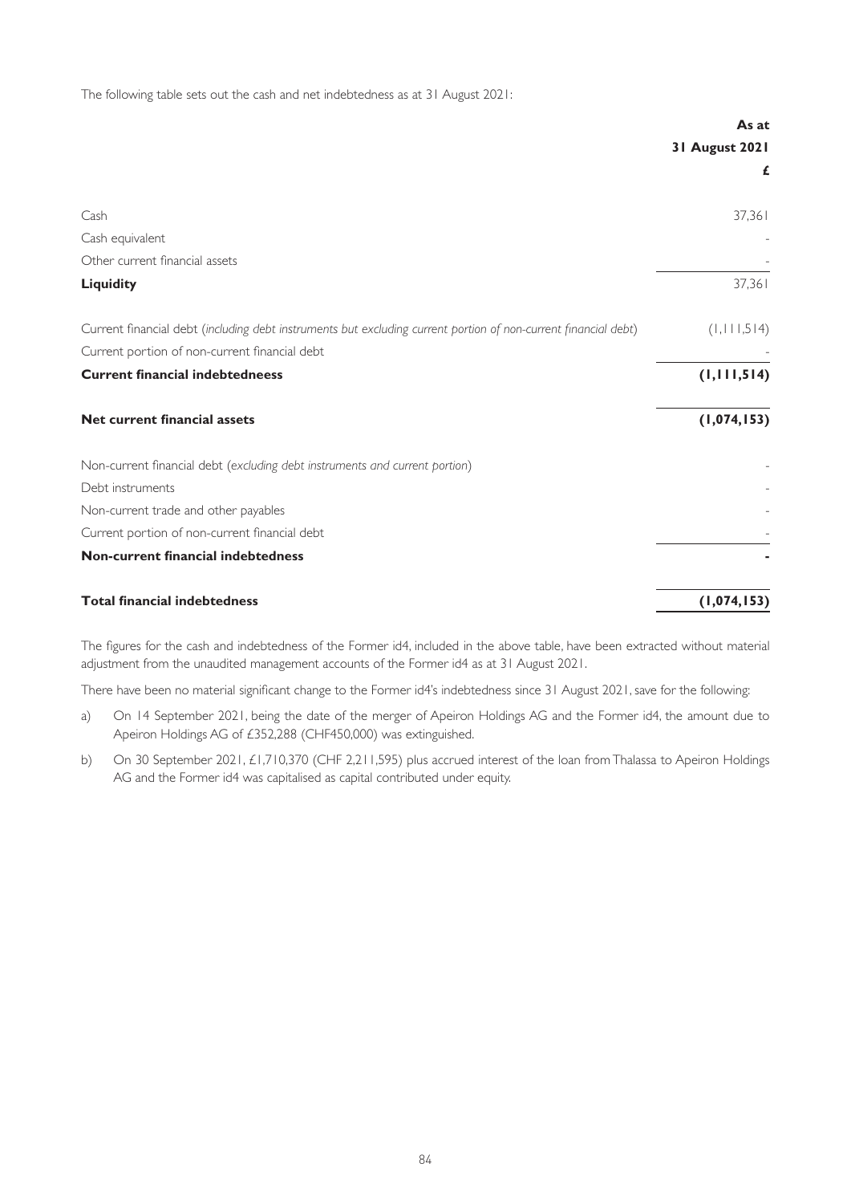The following table sets out the cash and net indebtedness as at 31 August 2021:

| | As at 31 August 2021 £ |
|---|---|
| Cash | 37,361 |
| Cash equivalent | - |
| Other current financial assets | - |
| **Liquidity** | 37,361 |
| Current financial debt (*including debt instruments but excluding current portion of non-current financial debt*) | (1,111,514) |
| Current portion of non-current financial debt | - |
| **Current financial indebtedneess** | **(1,111,514)** |
| **Net current financial assets** | **(1,074,153)** |
| Non-current financial debt (*excluding debt instruments and current portion*) | - |
| Debt instruments | - |
| Non-current trade and other payables | - |
| Current portion of non-current financial debt | - |
| **Non-current financial indebtedness** | **-** |
| **Total financial indebtedness** | **(1,074,153)** |

The figures for the cash and indebtedness of the Former id4, included in the above table, have been extracted without material adjustment from the unaudited management accounts of the Former id4 as at 31 August 2021.

There have been no material significant change to the Former id4's indebtedness since 31 August 2021, save for the following:

a) On 14 September 2021, being the date of the merger of Apeiron Holdings AG and the Former id4, the amount due to Apeiron Holdings AG of £352,288 (CHF450,000) was extinguished.

b) On 30 September 2021, £1,710,370 (CHF 2,211,595) plus accrued interest of the loan from Thalassa to Apeiron Holdings AG and the Former id4 was capitalised as capital contributed under equity.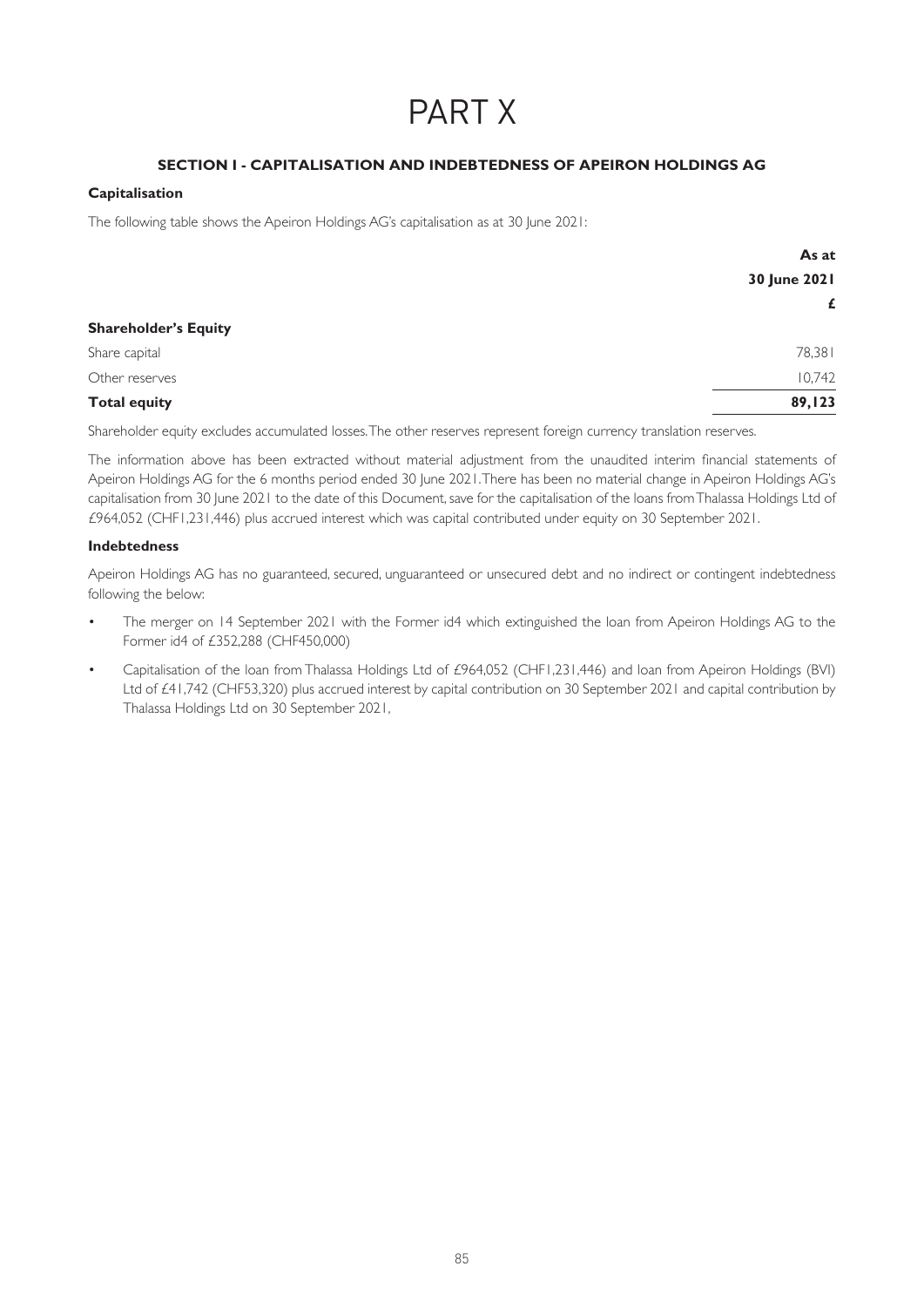# PART X

## SECTION I - CAPITALISATION AND INDEBTEDNESS OF APEIRON HOLDINGS AG

### Capitalisation

The following table shows the Apeiron Holdings AG's capitalisation as at 30 June 2021:

| | As at 30 June 2021 £ |
|---|---|
| **Shareholder's Equity** | |
| Share capital | 78,381 |
| Other reserves | 10,742 |
| **Total equity** | **89,123** |

Shareholder equity excludes accumulated losses. The other reserves represent foreign currency translation reserves.

The information above has been extracted without material adjustment from the unaudited interim financial statements of Apeiron Holdings AG for the 6 months period ended 30 June 2021. There has been no material change in Apeiron Holdings AG's capitalisation from 30 June 2021 to the date of this Document, save for the capitalisation of the loans from Thalassa Holdings Ltd of £964,052 (CHF1,231,446) plus accrued interest which was capital contributed under equity on 30 September 2021.

### Indebtedness

Apeiron Holdings AG has no guaranteed, secured, unguaranteed or unsecured debt and no indirect or contingent indebtedness following the below:

- The merger on 14 September 2021 with the Former id4 which extinguished the loan from Apeiron Holdings AG to the Former id4 of £352,288 (CHF450,000)
- Capitalisation of the loan from Thalassa Holdings Ltd of £964,052 (CHF1,231,446) and loan from Apeiron Holdings (BVI) Ltd of £41,742 (CHF53,320) plus accrued interest by capital contribution on 30 September 2021 and capital contribution by Thalassa Holdings Ltd on 30 September 2021,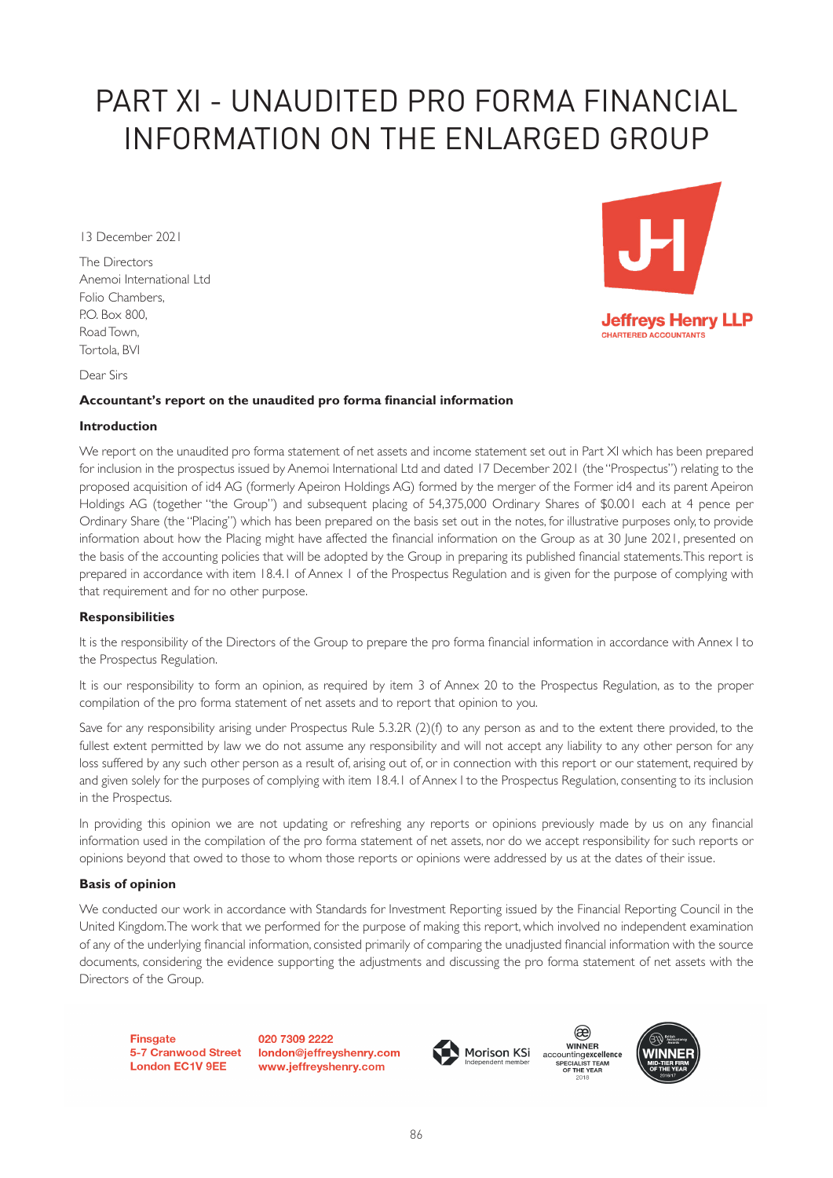# PART XI - UNAUDITED PRO FORMA FINANCIAL INFORMATION ON THE ENLARGED GROUP

13 December 2021

The Directors
Anemoi International Ltd
Folio Chambers,
P.O. Box 800,
Road Town,
Tortola, BVI

Jeffreys Henry LLP
CHARTERED ACCOUNTANTS

Dear Sirs

**Accountant's report on the unaudited pro forma financial information**

**Introduction**

We report on the unaudited pro forma statement of net assets and income statement set out in Part XI which has been prepared for inclusion in the prospectus issued by Anemoi International Ltd and dated 17 December 2021 (the "Prospectus") relating to the proposed acquisition of id4 AG (formerly Apeiron Holdings AG) formed by the merger of the Former id4 and its parent Apeiron Holdings AG (together "the Group") and subsequent placing of 54,375,000 Ordinary Shares of $0.001 each at 4 pence per Ordinary Share (the "Placing") which has been prepared on the basis set out in the notes, for illustrative purposes only, to provide information about how the Placing might have affected the financial information on the Group as at 30 June 2021, presented on the basis of the accounting policies that will be adopted by the Group in preparing its published financial statements. This report is prepared in accordance with item 18.4.1 of Annex 1 of the Prospectus Regulation and is given for the purpose of complying with that requirement and for no other purpose.

**Responsibilities**

It is the responsibility of the Directors of the Group to prepare the pro forma financial information in accordance with Annex I to the Prospectus Regulation.

It is our responsibility to form an opinion, as required by item 3 of Annex 20 to the Prospectus Regulation, as to the proper compilation of the pro forma statement of net assets and to report that opinion to you.

Save for any responsibility arising under Prospectus Rule 5.3.2R (2)(f) to any person as and to the extent there provided, to the fullest extent permitted by law we do not assume any responsibility and will not accept any liability to any other person for any loss suffered by any such other person as a result of, arising out of, or in connection with this report or our statement, required by and given solely for the purposes of complying with item 18.4.1 of Annex I to the Prospectus Regulation, consenting to its inclusion in the Prospectus.

In providing this opinion we are not updating or refreshing any reports or opinions previously made by us on any financial information used in the compilation of the pro forma statement of net assets, nor do we accept responsibility for such reports or opinions beyond that owed to those to whom those reports or opinions were addressed by us at the dates of their issue.

**Basis of opinion**

We conducted our work in accordance with Standards for Investment Reporting issued by the Financial Reporting Council in the United Kingdom. The work that we performed for the purpose of making this report, which involved no independent examination of any of the underlying financial information, consisted primarily of comparing the unadjusted financial information with the source documents, considering the evidence supporting the adjustments and discussing the pro forma statement of net assets with the Directors of the Group.

Finsgate
5-7 Cranwood Street
London EC1V 9EE

020 7309 2222
london@jeffreyshenry.com
www.jeffreyshenry.com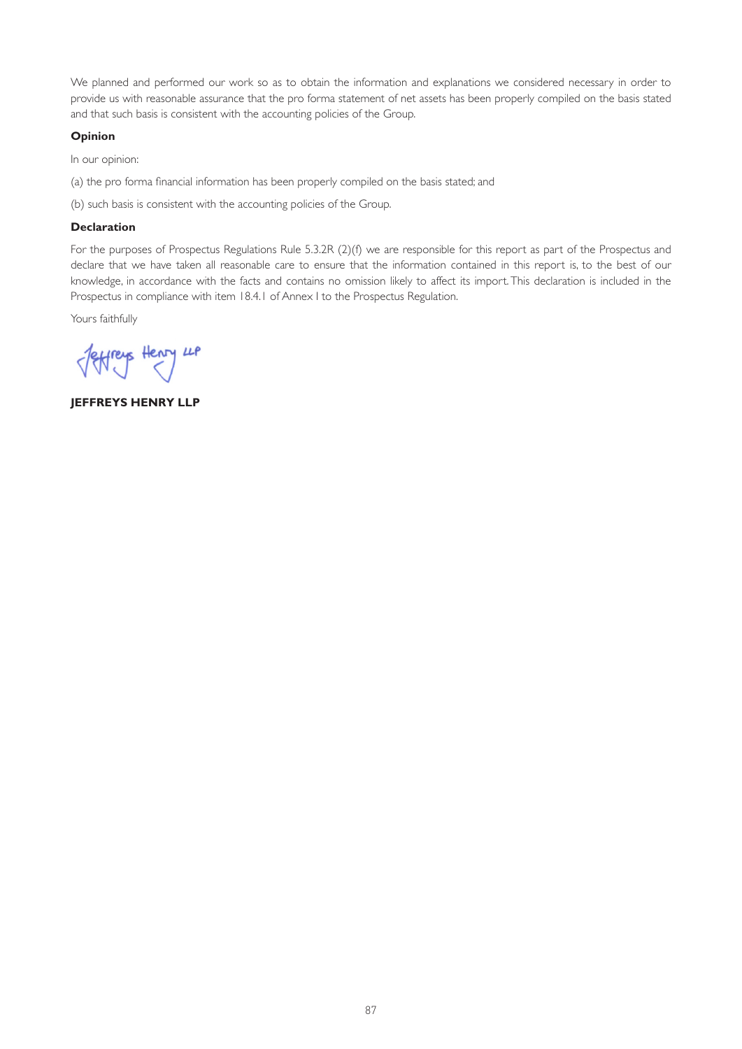We planned and performed our work so as to obtain the information and explanations we considered necessary in order to provide us with reasonable assurance that the pro forma statement of net assets has been properly compiled on the basis stated and that such basis is consistent with the accounting policies of the Group.

**Opinion**

In our opinion:

(a) the pro forma financial information has been properly compiled on the basis stated; and

(b) such basis is consistent with the accounting policies of the Group.

**Declaration**

For the purposes of Prospectus Regulations Rule 5.3.2R (2)(f) we are responsible for this report as part of the Prospectus and declare that we have taken all reasonable care to ensure that the information contained in this report is, to the best of our knowledge, in accordance with the facts and contains no omission likely to affect its import. This declaration is included in the Prospectus in compliance with item 18.4.1 of Annex I to the Prospectus Regulation.

Yours faithfully

Jeffreys Henry LLP

**JEFFREYS HENRY LLP**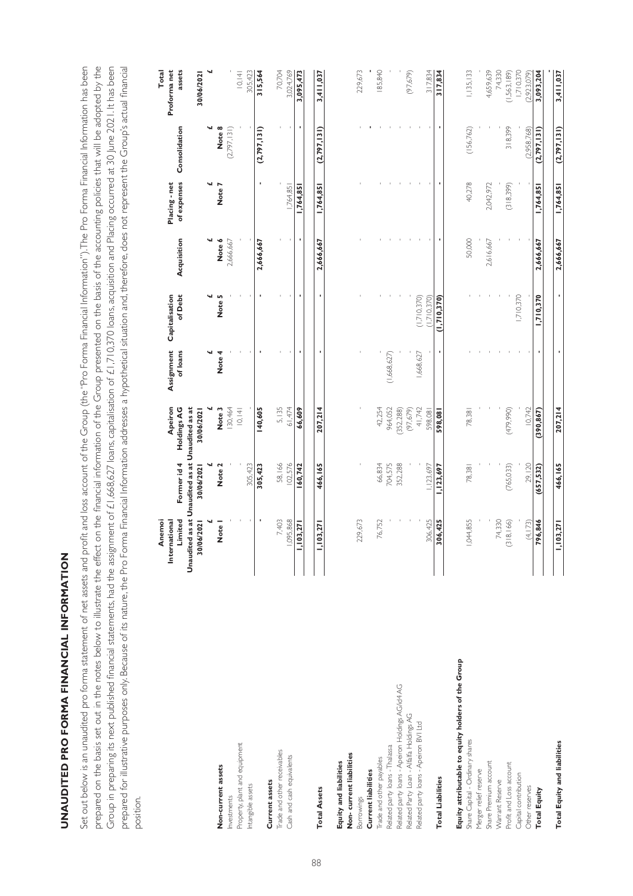# UNAUDITED PRO FORMA FINANCIAL INFORMATION

Set out below is an unaudited pro forma statement of net assets and profit and loss account of the Group (the "Pro Forma Financial Information"). The Pro Forma Financial Information has been prepared on the basis set out in the notes below to illustrate the effect on the financial information of the Group presented on the basis of the accounting policies that will be adopted by the Group in preparing its next published financial statements, had the assignment of £1,668,627 loans, capitalisation of £1,710,370 loans, acquisition and Placing occurred at 30 June 2021. It has been prepared for illustrative purposes only. Because of its nature, the Pro Forma Financial Information addresses a hypothetical situation and, therefore, does not represent the Group's actual financial position.

| | Anemoi International Limited Unaudited as at 30/06/2021 | Former id 4 Unaudited as at 30/06/2021 | Apeiron Holdings AG Unaudited as at 30/06/2021 | Assignment of loans | Capitalisation of Debt | Acquisition | Placing - net of expenses | Consolidation | Total Proforma net assets 30/06/2021 |
|---|---|---|---|---|---|---|---|---|---|
| | £ | £ | £ | £ | £ | £ | £ | £ | £ |
| | Note 1 | Note 2 | Note 3 | Note 4 | Note 5 | Note 6 | Note 7 | Note 8 | |
| **Non-current assets** | | | | | | | | | |
| Investments | - | - | 130,464 | - | - | 2,666,667 | - | (2,797,131) | - |
| Property, plant and equipment | - | - | 10,141 | - | - | - | - | - | 10,141 |
| Intangible assets | - | 305,423 | - | - | - | - | - | - | 305,423 |
| | **-** | **305,423** | **140,605** | **-** | **-** | **2,666,667** | **-** | **(2,797,131)** | **315,564** |
| **Current assets** | | | | | | | | | |
| Trade and other receivables | 7,403 | 58,166 | 5,135 | - | - | - | - | - | 70,704 |
| Cash and cash equivalents | 1,095,868 | 102,576 | 61,474 | - | - | - | 1,764,851 | - | 3,024,769 |
| | **1,103,271** | **160,742** | **66,609** | **-** | **-** | **-** | **1,764,851** | **-** | **3,095,473** |
| **Total Assets** | **1,103,271** | **466,165** | **207,214** | **-** | **-** | **2,666,667** | **1,764,851** | **(2,797,131)** | **3,411,037** |
| **Equity and liabilities** | | | | | | | | | |
| **Non- current liabilities** | | | | | | | | | |
| Borrowings | 229,673 | - | - | - | - | - | - | - | 229,673 |
| **Current liabilities** | | | | | | | | | - |
| Trade and other payables | 76,752 | 66,834 | 42,254 | - | - | - | - | - | 185,840 |
| Related party loans - Thalassa | - | 704,575 | 964,052 | (1,668,627) | - | - | - | - | - |
| Related party loans - Apeiron Holdings AG/id4 AG | - | 352,288 | (352,288) | - | - | - | - | - | - |
| Related Party Loan - Alfalfa Holdings AG | - | - | (97,679) | - | - | - | - | - | (97,679) |
| Related party loans - Apeiron BVI Ltd | - | - | 41,742 | 1,668,627 | (1,710,370) | - | - | - | - |
| | 306,425 | 1,123,697 | 598,081 | - | (1,710,370) | - | - | - | 317,834 |
| **Total Liabilities** | **306,425** | **1,123,697** | **598,081** | **-** | **(1,710,370)** | **-** | **-** | **-** | **317,834** |
| **Equity attributable to equity holders of the Group** | | | | | | | | | |
| Share Capital - Ordinary shares | 1,044,855 | 78,381 | 78,381 | - | - | 50,000 | 40,278 | (156,762) | 1,135,133 |
| Merger relief reserve | - | - | - | - | - | - | - | - | - |
| Share Premium account | - | - | - | - | - | 2,616,667 | 2,042,972 | - | 4,659,639 |
| Warrant Reserve | 74,330 | - | - | - | - | - | - | - | 74,330 |
| Profit and Loss account | (318,166) | (765,033) | (479,990) | - | - | - | (318,399) | 318,399 | (1,563,189) |
| Capital contribution | - | - | - | - | 1,710,370 | - | - | - | 1,710,370 |
| Other reserves | (4,173) | 29,120 | 10,742 | - | - | - | - | (2,958,768) | (2,923,079) |
| **Total Equity** | **796,846** | **(657,532)** | **(390,867)** | **-** | **1,710,370** | **2,666,667** | **1,764,851** | **(2,797,131)** | **3,093,204** |
| **Total Equity and liabilities** | **1,103,271** | **466,165** | **207,214** | **-** | **-** | **2,666,667** | **1,764,851** | **(2,797,131)** | **3,411,037** |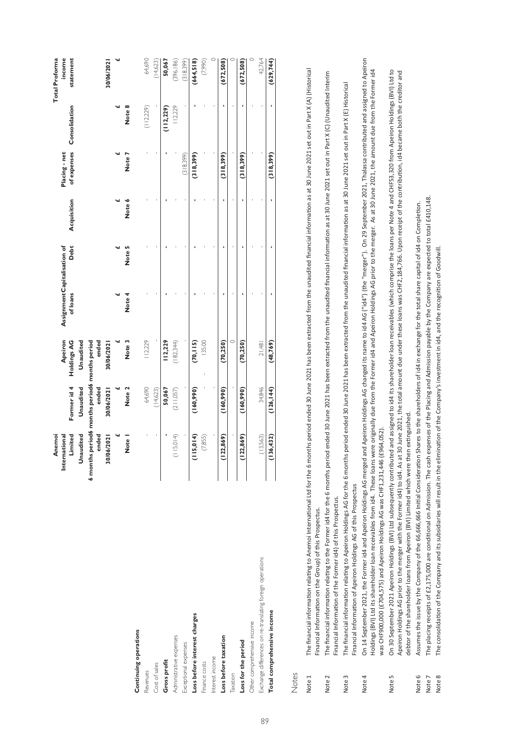| | Anemoi International Limited Unaudited 6 months period ended 30/06/2021 | Former id 4 Unaudited 6 months period ended 30/06/2021 | Apeiron Holdings AG Unaudited 6 months period ended 30/06/2021 | Assignment of loans | Capitalisation of Debt | Acquisition | Placing - net of expenses | Consolidation | Total Proforma income statement 30/06/2021 |
|---|---|---|---|---|---|---|---|---|---|
| | £ | £ | £ | £ | £ | £ | £ | £ | £ |
| | Note 1 | Note 2 | Note 3 | Note 4 | Note 5 | Note 6 | Note 7 | Note 8 | |
| **Continuing operations** | | | | | | | | | |
| Revenues | - | 64,690 | 112,229 | - | - | - | - | (112,229) | 64,690 |
| Cost of sales | - | (14,623) | - | - | - | - | - | - | (14,623) |
| **Gross profit** | - | 50,067 | 112,229 | - | - | - | - | (112,229) | 50,067 |
| Administrative expenses | (115,014) | (211,057) | (182,344) | - | - | - | - | 112,229 | (396,186) |
| Exceptional expenses | - | - | - | - | - | - | (318,399) | - | (318,399) |
| **Loss before interest charges** | (115,014) | (160,990) | (70,115) | - | - | - | (318,399) | - | (664,518) |
| Finance costs | (7,855) | - | 135.00 | - | - | - | - | - | (7,990) |
| Interest income | - | - | - | - | - | - | - | - | 0 |
| **Loss before taxation** | (122,869) | (160,990) | (70,250) | - | - | - | (318,399) | - | (672,508) |
| Taxation | - | - | 0 | - | - | - | - | - | 0 |
| **Loss for the period** | (122,869) | (160,990) | (70,250) | - | - | - | (318,399) | - | (672,508) |
| Other comprehensive income | | | | | | | | | 0 |
| Exchange differences on re-translating foreign operations | (13,563) | 34,846 | 21,481 | - | - | - | - | - | 42,764 |
| **Total comprehensive income** | (136,432) | (126,144) | (48,769) | - | - | - | (318,399) | - | (629,744) |

Notes

Note 1 The financial information relating to Anemoi International Ltd for the 6 months period ended 30 June 2021 has been extracted from the unaudited financial information as at 30 June 2021 set out in Part X (A) (Historical Financial Information on the Group) of this Prospectus.

Note 2 The financial information relating to the Former id4 for the 6 months period ended 30 June 2021 has been extracted from the unaudited financial information as at 30 June 2021 set out in Part X (C) (Unaudited Interim Financial Information of the Former id4) of this Prospectus.

Note 3 The financial information relating to Apeiron Holdings AG for the 6 months period ended 30 June 2021 has been extracted from the unaudited financial information as at 30 June 2021 set out in Part X (E) Historical Financial Information of Apeiron Holdings AG of this Prospectus

Note 4 On 14 September 2021, the Former id4 and Apeiron Holdings AG merged and Apeiron Holdings AG changed its name to id4 AG ("id4") (the "merger"). On 29 September 2021, Thalassa contributed and assigned to Apeiron Holdings (BVI) Ltd its shareholder loan receivables from id4. These loans were originally due from the Former id4 and Apeiron Holdings AG prior to the merger. As at 30 June 2021, the amount due from the Former id4 was CHF900,000 (£704,575) and Apeiron Holdings AG was CHF1,231,446 (£964,052).

Note 5 On 30 September 2021 Apeiron Holdings (BVI) Ltd subsequently contributed and assigned to id4 its shareholder loan receivables (which comprise the loans per Note 4 and CHF53,320 from Apeiron Holdings (BVI) Ltd to Apeiron Holdings AG prior to the merger with the Former id4) to id4. As at 30 June 2021, the total amount due under these loans was CHF2,184,766. Upon receipt of the contribution, id4 became both the creditor and debtor of the shareholder loans from Apeiron (BVI) Limited which were then extinguished.

Note 6 Assumes the issue by the Company of the 66,666,666 Initial Consideration Shares to the shareholders of id4 in exchange for the total share capital of id4 on Completion.

Note 7 The placing receipts of £2,175,000 are conditional on Admission. The cash expenses of the Placing and Admission payable by the Company are expected to total £410,148.

Note 8 The consolidation of the Company and its subsidiaries will result in the elimination of the Company's investment in id4, and the recognition of Goodwill.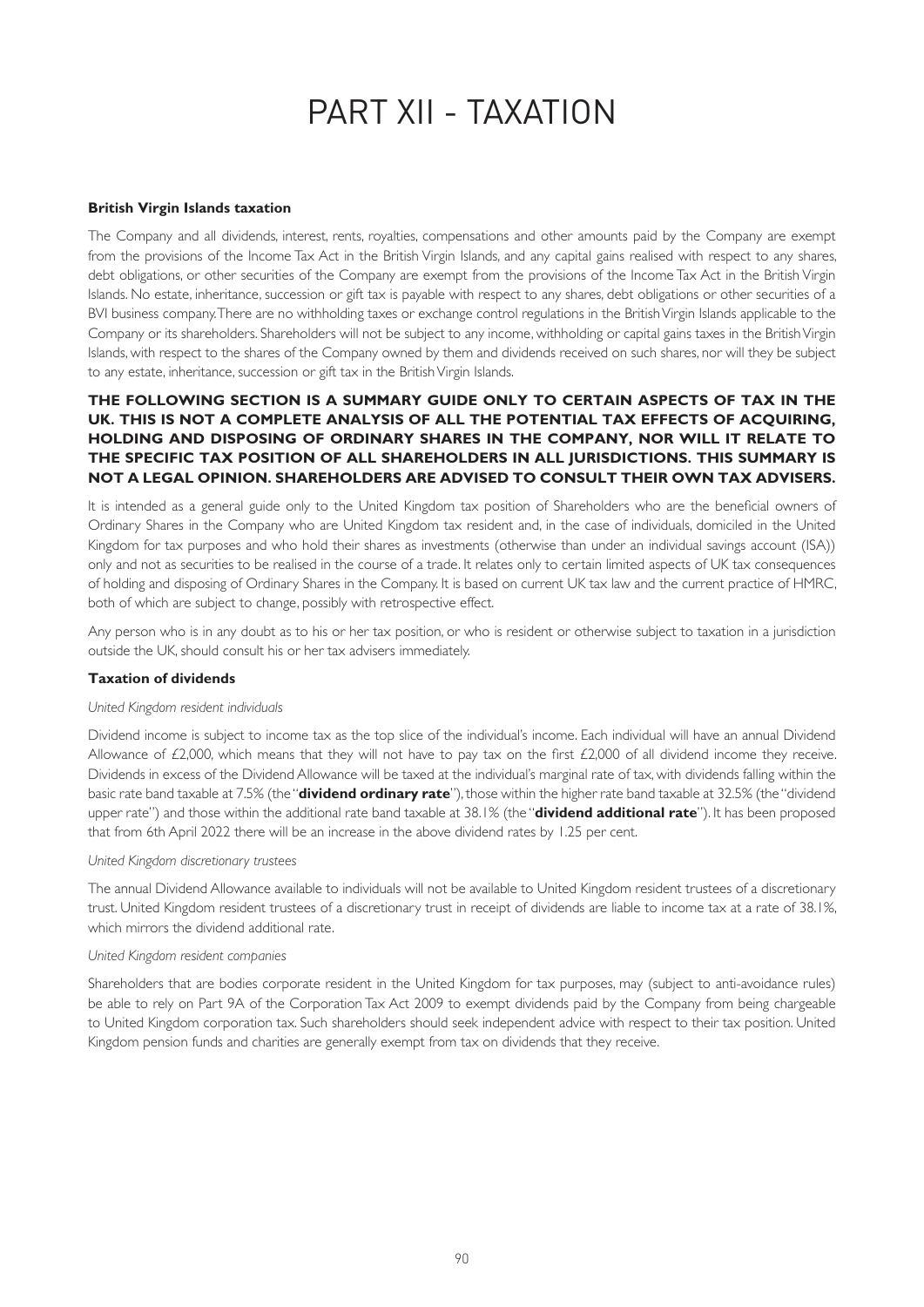# PART XII - TAXATION

**British Virgin Islands taxation**

The Company and all dividends, interest, rents, royalties, compensations and other amounts paid by the Company are exempt from the provisions of the Income Tax Act in the British Virgin Islands, and any capital gains realised with respect to any shares, debt obligations, or other securities of the Company are exempt from the provisions of the Income Tax Act in the British Virgin Islands. No estate, inheritance, succession or gift tax is payable with respect to any shares, debt obligations or other securities of a BVI business company. There are no withholding taxes or exchange control regulations in the British Virgin Islands applicable to the Company or its shareholders. Shareholders will not be subject to any income, withholding or capital gains taxes in the British Virgin Islands, with respect to the shares of the Company owned by them and dividends received on such shares, nor will they be subject to any estate, inheritance, succession or gift tax in the British Virgin Islands.

**THE FOLLOWING SECTION IS A SUMMARY GUIDE ONLY TO CERTAIN ASPECTS OF TAX IN THE UK. THIS IS NOT A COMPLETE ANALYSIS OF ALL THE POTENTIAL TAX EFFECTS OF ACQUIRING, HOLDING AND DISPOSING OF ORDINARY SHARES IN THE COMPANY, NOR WILL IT RELATE TO THE SPECIFIC TAX POSITION OF ALL SHAREHOLDERS IN ALL JURISDICTIONS. THIS SUMMARY IS NOT A LEGAL OPINION. SHAREHOLDERS ARE ADVISED TO CONSULT THEIR OWN TAX ADVISERS.**

It is intended as a general guide only to the United Kingdom tax position of Shareholders who are the beneficial owners of Ordinary Shares in the Company who are United Kingdom tax resident and, in the case of individuals, domiciled in the United Kingdom for tax purposes and who hold their shares as investments (otherwise than under an individual savings account (ISA)) only and not as securities to be realised in the course of a trade. It relates only to certain limited aspects of UK tax consequences of holding and disposing of Ordinary Shares in the Company. It is based on current UK tax law and the current practice of HMRC, both of which are subject to change, possibly with retrospective effect.

Any person who is in any doubt as to his or her tax position, or who is resident or otherwise subject to taxation in a jurisdiction outside the UK, should consult his or her tax advisers immediately.

**Taxation of dividends**

*United Kingdom resident individuals*

Dividend income is subject to income tax as the top slice of the individual's income. Each individual will have an annual Dividend Allowance of £2,000, which means that they will not have to pay tax on the first £2,000 of all dividend income they receive. Dividends in excess of the Dividend Allowance will be taxed at the individual's marginal rate of tax, with dividends falling within the basic rate band taxable at 7.5% (the "**dividend ordinary rate**"), those within the higher rate band taxable at 32.5% (the "dividend upper rate") and those within the additional rate band taxable at 38.1% (the "**dividend additional rate**"). It has been proposed that from 6th April 2022 there will be an increase in the above dividend rates by 1.25 per cent.

*United Kingdom discretionary trustees*

The annual Dividend Allowance available to individuals will not be available to United Kingdom resident trustees of a discretionary trust. United Kingdom resident trustees of a discretionary trust in receipt of dividends are liable to income tax at a rate of 38.1%, which mirrors the dividend additional rate.

*United Kingdom resident companies*

Shareholders that are bodies corporate resident in the United Kingdom for tax purposes, may (subject to anti-avoidance rules) be able to rely on Part 9A of the Corporation Tax Act 2009 to exempt dividends paid by the Company from being chargeable to United Kingdom corporation tax. Such shareholders should seek independent advice with respect to their tax position. United Kingdom pension funds and charities are generally exempt from tax on dividends that they receive.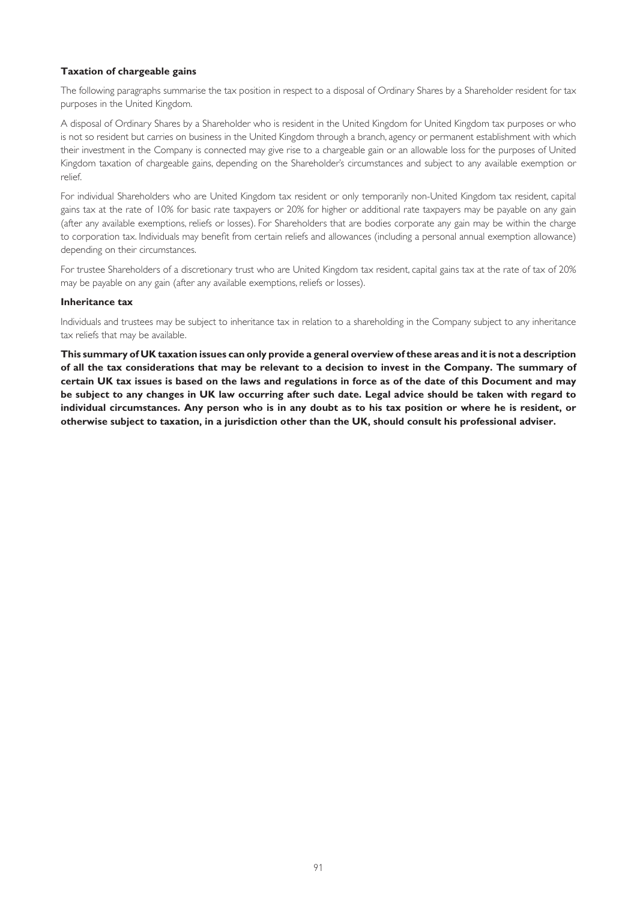**Taxation of chargeable gains**

The following paragraphs summarise the tax position in respect to a disposal of Ordinary Shares by a Shareholder resident for tax purposes in the United Kingdom.

A disposal of Ordinary Shares by a Shareholder who is resident in the United Kingdom for United Kingdom tax purposes or who is not so resident but carries on business in the United Kingdom through a branch, agency or permanent establishment with which their investment in the Company is connected may give rise to a chargeable gain or an allowable loss for the purposes of United Kingdom taxation of chargeable gains, depending on the Shareholder's circumstances and subject to any available exemption or relief.

For individual Shareholders who are United Kingdom tax resident or only temporarily non-United Kingdom tax resident, capital gains tax at the rate of 10% for basic rate taxpayers or 20% for higher or additional rate taxpayers may be payable on any gain (after any available exemptions, reliefs or losses). For Shareholders that are bodies corporate any gain may be within the charge to corporation tax. Individuals may benefit from certain reliefs and allowances (including a personal annual exemption allowance) depending on their circumstances.

For trustee Shareholders of a discretionary trust who are United Kingdom tax resident, capital gains tax at the rate of tax of 20% may be payable on any gain (after any available exemptions, reliefs or losses).

**Inheritance tax**

Individuals and trustees may be subject to inheritance tax in relation to a shareholding in the Company subject to any inheritance tax reliefs that may be available.

**This summary of UK taxation issues can only provide a general overview of these areas and it is not a description of all the tax considerations that may be relevant to a decision to invest in the Company. The summary of certain UK tax issues is based on the laws and regulations in force as of the date of this Document and may be subject to any changes in UK law occurring after such date. Legal advice should be taken with regard to individual circumstances. Any person who is in any doubt as to his tax position or where he is resident, or otherwise subject to taxation, in a jurisdiction other than the UK, should consult his professional adviser.**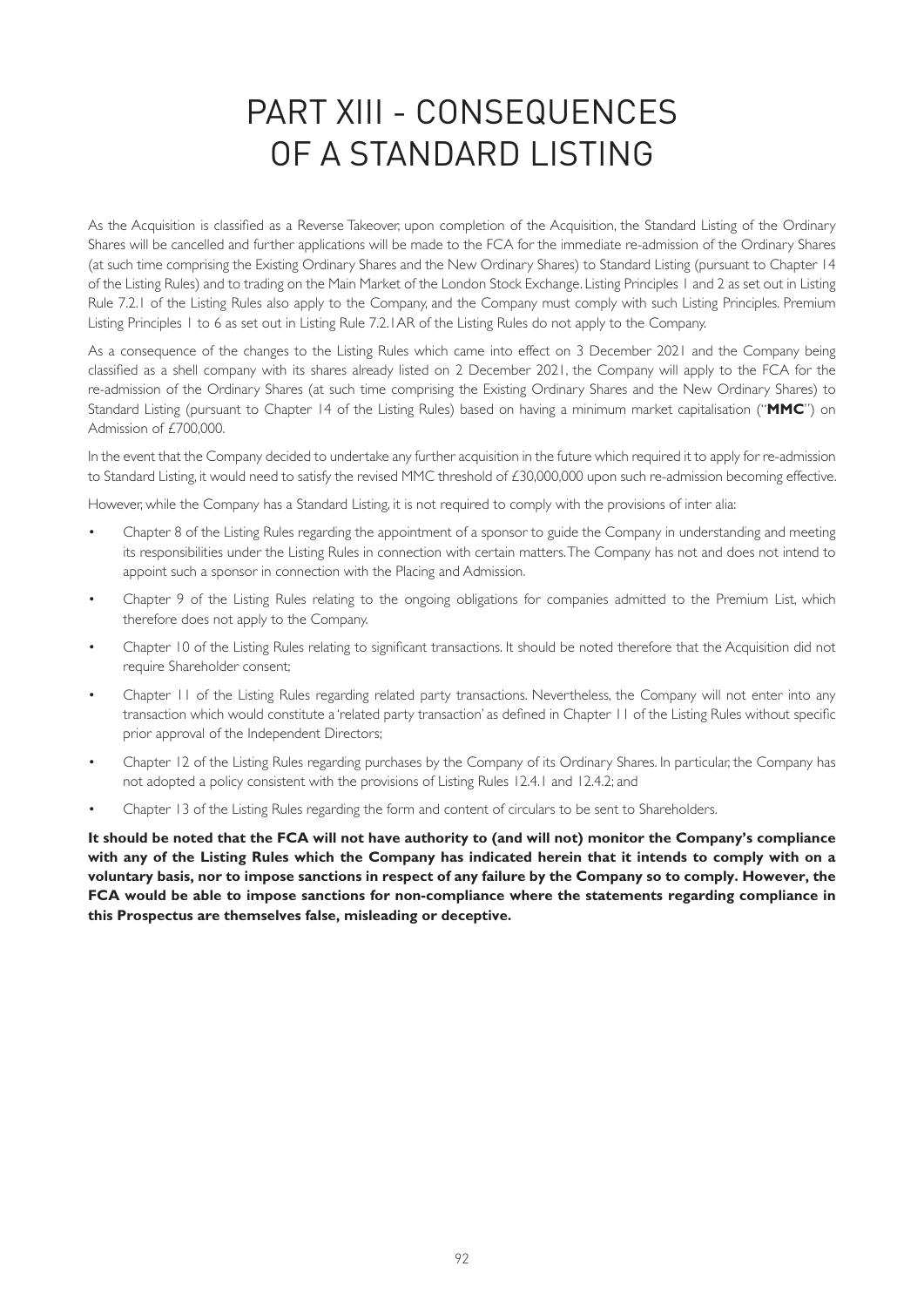# PART XIII - CONSEQUENCES OF A STANDARD LISTING

As the Acquisition is classified as a Reverse Takeover, upon completion of the Acquisition, the Standard Listing of the Ordinary Shares will be cancelled and further applications will be made to the FCA for the immediate re-admission of the Ordinary Shares (at such time comprising the Existing Ordinary Shares and the New Ordinary Shares) to Standard Listing (pursuant to Chapter 14 of the Listing Rules) and to trading on the Main Market of the London Stock Exchange. Listing Principles 1 and 2 as set out in Listing Rule 7.2.1 of the Listing Rules also apply to the Company, and the Company must comply with such Listing Principles. Premium Listing Principles 1 to 6 as set out in Listing Rule 7.2.1AR of the Listing Rules do not apply to the Company.

As a consequence of the changes to the Listing Rules which came into effect on 3 December 2021 and the Company being classified as a shell company with its shares already listed on 2 December 2021, the Company will apply to the FCA for the re-admission of the Ordinary Shares (at such time comprising the Existing Ordinary Shares and the New Ordinary Shares) to Standard Listing (pursuant to Chapter 14 of the Listing Rules) based on having a minimum market capitalisation ("**MMC**") on Admission of £700,000.

In the event that the Company decided to undertake any further acquisition in the future which required it to apply for re-admission to Standard Listing, it would need to satisfy the revised MMC threshold of £30,000,000 upon such re-admission becoming effective.

However, while the Company has a Standard Listing, it is not required to comply with the provisions of inter alia:

- Chapter 8 of the Listing Rules regarding the appointment of a sponsor to guide the Company in understanding and meeting its responsibilities under the Listing Rules in connection with certain matters. The Company has not and does not intend to appoint such a sponsor in connection with the Placing and Admission.
- Chapter 9 of the Listing Rules relating to the ongoing obligations for companies admitted to the Premium List, which therefore does not apply to the Company.
- Chapter 10 of the Listing Rules relating to significant transactions. It should be noted therefore that the Acquisition did not require Shareholder consent;
- Chapter 11 of the Listing Rules regarding related party transactions. Nevertheless, the Company will not enter into any transaction which would constitute a 'related party transaction' as defined in Chapter 11 of the Listing Rules without specific prior approval of the Independent Directors;
- Chapter 12 of the Listing Rules regarding purchases by the Company of its Ordinary Shares. In particular, the Company has not adopted a policy consistent with the provisions of Listing Rules 12.4.1 and 12.4.2; and
- Chapter 13 of the Listing Rules regarding the form and content of circulars to be sent to Shareholders.

**It should be noted that the FCA will not have authority to (and will not) monitor the Company's compliance with any of the Listing Rules which the Company has indicated herein that it intends to comply with on a voluntary basis, nor to impose sanctions in respect of any failure by the Company so to comply. However, the FCA would be able to impose sanctions for non-compliance where the statements regarding compliance in this Prospectus are themselves false, misleading or deceptive.**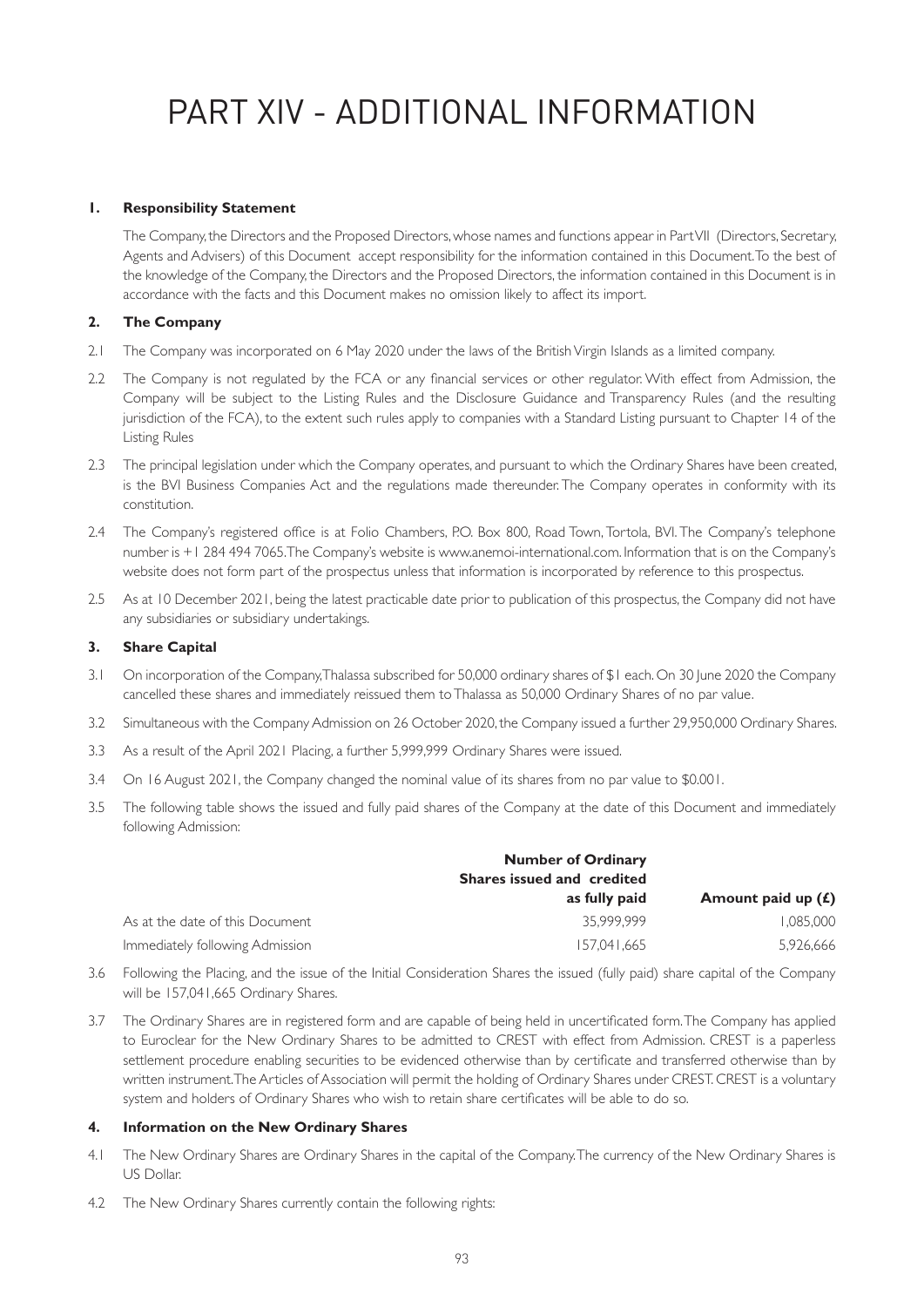# PART XIV - ADDITIONAL INFORMATION

**1. Responsibility Statement**

The Company, the Directors and the Proposed Directors, whose names and functions appear in Part VII (Directors, Secretary, Agents and Advisers) of this Document accept responsibility for the information contained in this Document. To the best of the knowledge of the Company, the Directors and the Proposed Directors, the information contained in this Document is in accordance with the facts and this Document makes no omission likely to affect its import.

**2. The Company**

2.1 The Company was incorporated on 6 May 2020 under the laws of the British Virgin Islands as a limited company.

2.2 The Company is not regulated by the FCA or any financial services or other regulator. With effect from Admission, the Company will be subject to the Listing Rules and the Disclosure Guidance and Transparency Rules (and the resulting jurisdiction of the FCA), to the extent such rules apply to companies with a Standard Listing pursuant to Chapter 14 of the Listing Rules

2.3 The principal legislation under which the Company operates, and pursuant to which the Ordinary Shares have been created, is the BVI Business Companies Act and the regulations made thereunder. The Company operates in conformity with its constitution.

2.4 The Company's registered office is at Folio Chambers, P.O. Box 800, Road Town, Tortola, BVI. The Company's telephone number is +1 284 494 7065. The Company's website is www.anemoi-international.com. Information that is on the Company's website does not form part of the prospectus unless that information is incorporated by reference to this prospectus.

2.5 As at 10 December 2021, being the latest practicable date prior to publication of this prospectus, the Company did not have any subsidiaries or subsidiary undertakings.

**3. Share Capital**

3.1 On incorporation of the Company, Thalassa subscribed for 50,000 ordinary shares of $1 each. On 30 June 2020 the Company cancelled these shares and immediately reissued them to Thalassa as 50,000 Ordinary Shares of no par value.

3.2 Simultaneous with the Company Admission on 26 October 2020, the Company issued a further 29,950,000 Ordinary Shares.

3.3 As a result of the April 2021 Placing, a further 5,999,999 Ordinary Shares were issued.

3.4 On 16 August 2021, the Company changed the nominal value of its shares from no par value to $0.001.

3.5 The following table shows the issued and fully paid shares of the Company at the date of this Document and immediately following Admission:

| | **Number of Ordinary Shares issued and credited as fully paid** | **Amount paid up (£)** |
|---|---|---|
| As at the date of this Document | 35,999,999 | 1,085,000 |
| Immediately following Admission | 157,041,665 | 5,926,666 |

3.6 Following the Placing, and the issue of the Initial Consideration Shares the issued (fully paid) share capital of the Company will be 157,041,665 Ordinary Shares.

3.7 The Ordinary Shares are in registered form and are capable of being held in uncertificated form. The Company has applied to Euroclear for the New Ordinary Shares to be admitted to CREST with effect from Admission. CREST is a paperless settlement procedure enabling securities to be evidenced otherwise than by certificate and transferred otherwise than by written instrument. The Articles of Association will permit the holding of Ordinary Shares under CREST. CREST is a voluntary system and holders of Ordinary Shares who wish to retain share certificates will be able to do so.

**4. Information on the New Ordinary Shares**

4.1 The New Ordinary Shares are Ordinary Shares in the capital of the Company. The currency of the New Ordinary Shares is US Dollar.

4.2 The New Ordinary Shares currently contain the following rights: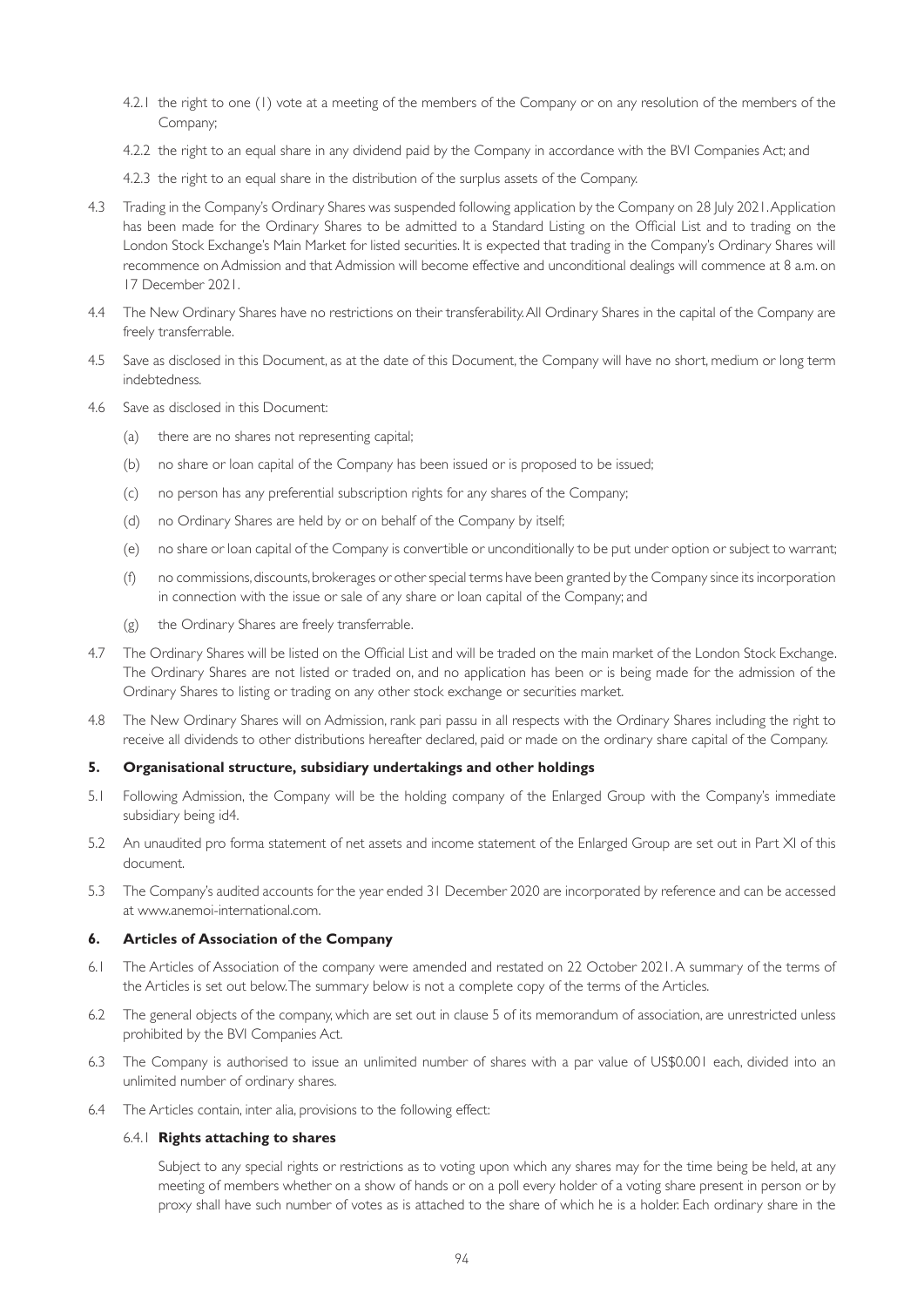4.2.1 the right to one (1) vote at a meeting of the members of the Company or on any resolution of the members of the Company;

4.2.2 the right to an equal share in any dividend paid by the Company in accordance with the BVI Companies Act; and

4.2.3 the right to an equal share in the distribution of the surplus assets of the Company.

4.3 Trading in the Company's Ordinary Shares was suspended following application by the Company on 28 July 2021. Application has been made for the Ordinary Shares to be admitted to a Standard Listing on the Official List and to trading on the London Stock Exchange's Main Market for listed securities. It is expected that trading in the Company's Ordinary Shares will recommence on Admission and that Admission will become effective and unconditional dealings will commence at 8 a.m. on 17 December 2021.

4.4 The New Ordinary Shares have no restrictions on their transferability. All Ordinary Shares in the capital of the Company are freely transferrable.

4.5 Save as disclosed in this Document, as at the date of this Document, the Company will have no short, medium or long term indebtedness.

4.6 Save as disclosed in this Document:

(a) there are no shares not representing capital;

(b) no share or loan capital of the Company has been issued or is proposed to be issued;

(c) no person has any preferential subscription rights for any shares of the Company;

(d) no Ordinary Shares are held by or on behalf of the Company by itself;

(e) no share or loan capital of the Company is convertible or unconditionally to be put under option or subject to warrant;

(f) no commissions, discounts, brokerages or other special terms have been granted by the Company since its incorporation in connection with the issue or sale of any share or loan capital of the Company; and

(g) the Ordinary Shares are freely transferrable.

4.7 The Ordinary Shares will be listed on the Official List and will be traded on the main market of the London Stock Exchange. The Ordinary Shares are not listed or traded on, and no application has been or is being made for the admission of the Ordinary Shares to listing or trading on any other stock exchange or securities market.

4.8 The New Ordinary Shares will on Admission, rank pari passu in all respects with the Ordinary Shares including the right to receive all dividends to other distributions hereafter declared, paid or made on the ordinary share capital of the Company.

## 5. Organisational structure, subsidiary undertakings and other holdings

5.1 Following Admission, the Company will be the holding company of the Enlarged Group with the Company's immediate subsidiary being id4.

5.2 An unaudited pro forma statement of net assets and income statement of the Enlarged Group are set out in Part XI of this document.

5.3 The Company's audited accounts for the year ended 31 December 2020 are incorporated by reference and can be accessed at www.anemoi-international.com.

## 6. Articles of Association of the Company

6.1 The Articles of Association of the company were amended and restated on 22 October 2021. A summary of the terms of the Articles is set out below. The summary below is not a complete copy of the terms of the Articles.

6.2 The general objects of the company, which are set out in clause 5 of its memorandum of association, are unrestricted unless prohibited by the BVI Companies Act.

6.3 The Company is authorised to issue an unlimited number of shares with a par value of US$0.001 each, divided into an unlimited number of ordinary shares.

6.4 The Articles contain, inter alia, provisions to the following effect:

### 6.4.1 **Rights attaching to shares**

Subject to any special rights or restrictions as to voting upon which any shares may for the time being be held, at any meeting of members whether on a show of hands or on a poll every holder of a voting share present in person or by proxy shall have such number of votes as is attached to the share of which he is a holder. Each ordinary share in the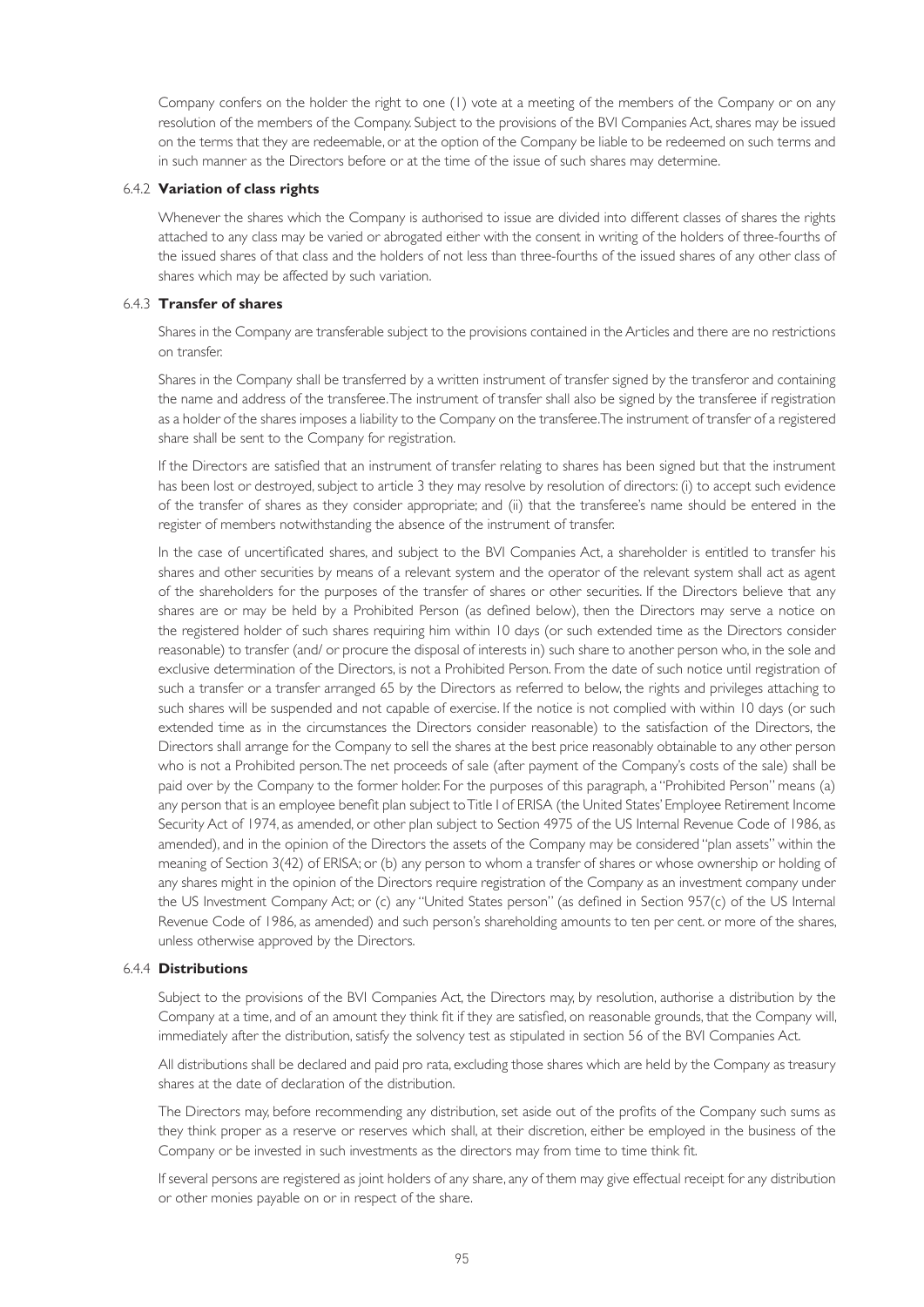Company confers on the holder the right to one (1) vote at a meeting of the members of the Company or on any resolution of the members of the Company. Subject to the provisions of the BVI Companies Act, shares may be issued on the terms that they are redeemable, or at the option of the Company be liable to be redeemed on such terms and in such manner as the Directors before or at the time of the issue of such shares may determine.

#### 6.4.2 Variation of class rights

Whenever the shares which the Company is authorised to issue are divided into different classes of shares the rights attached to any class may be varied or abrogated either with the consent in writing of the holders of three-fourths of the issued shares of that class and the holders of not less than three-fourths of the issued shares of any other class of shares which may be affected by such variation.

#### 6.4.3 Transfer of shares

Shares in the Company are transferable subject to the provisions contained in the Articles and there are no restrictions on transfer.

Shares in the Company shall be transferred by a written instrument of transfer signed by the transferor and containing the name and address of the transferee. The instrument of transfer shall also be signed by the transferee if registration as a holder of the shares imposes a liability to the Company on the transferee. The instrument of transfer of a registered share shall be sent to the Company for registration.

If the Directors are satisfied that an instrument of transfer relating to shares has been signed but that the instrument has been lost or destroyed, subject to article 3 they may resolve by resolution of directors: (i) to accept such evidence of the transfer of shares as they consider appropriate; and (ii) that the transferee's name should be entered in the register of members notwithstanding the absence of the instrument of transfer.

In the case of uncertificated shares, and subject to the BVI Companies Act, a shareholder is entitled to transfer his shares and other securities by means of a relevant system and the operator of the relevant system shall act as agent of the shareholders for the purposes of the transfer of shares or other securities. If the Directors believe that any shares are or may be held by a Prohibited Person (as defined below), then the Directors may serve a notice on the registered holder of such shares requiring him within 10 days (or such extended time as the Directors consider reasonable) to transfer (and/ or procure the disposal of interests in) such share to another person who, in the sole and exclusive determination of the Directors, is not a Prohibited Person. From the date of such notice until registration of such a transfer or a transfer arranged 65 by the Directors as referred to below, the rights and privileges attaching to such shares will be suspended and not capable of exercise. If the notice is not complied with within 10 days (or such extended time as in the circumstances the Directors consider reasonable) to the satisfaction of the Directors, the Directors shall arrange for the Company to sell the shares at the best price reasonably obtainable to any other person who is not a Prohibited person. The net proceeds of sale (after payment of the Company's costs of the sale) shall be paid over by the Company to the former holder. For the purposes of this paragraph, a "Prohibited Person" means (a) any person that is an employee benefit plan subject to Title I of ERISA (the United States' Employee Retirement Income Security Act of 1974, as amended, or other plan subject to Section 4975 of the US Internal Revenue Code of 1986, as amended), and in the opinion of the Directors the assets of the Company may be considered "plan assets" within the meaning of Section 3(42) of ERISA; or (b) any person to whom a transfer of shares or whose ownership or holding of any shares might in the opinion of the Directors require registration of the Company as an investment company under the US Investment Company Act; or (c) any "United States person" (as defined in Section 957(c) of the US Internal Revenue Code of 1986, as amended) and such person's shareholding amounts to ten per cent. or more of the shares, unless otherwise approved by the Directors.

#### 6.4.4 Distributions

Subject to the provisions of the BVI Companies Act, the Directors may, by resolution, authorise a distribution by the Company at a time, and of an amount they think fit if they are satisfied, on reasonable grounds, that the Company will, immediately after the distribution, satisfy the solvency test as stipulated in section 56 of the BVI Companies Act.

All distributions shall be declared and paid pro rata, excluding those shares which are held by the Company as treasury shares at the date of declaration of the distribution.

The Directors may, before recommending any distribution, set aside out of the profits of the Company such sums as they think proper as a reserve or reserves which shall, at their discretion, either be employed in the business of the Company or be invested in such investments as the directors may from time to time think fit.

If several persons are registered as joint holders of any share, any of them may give effectual receipt for any distribution or other monies payable on or in respect of the share.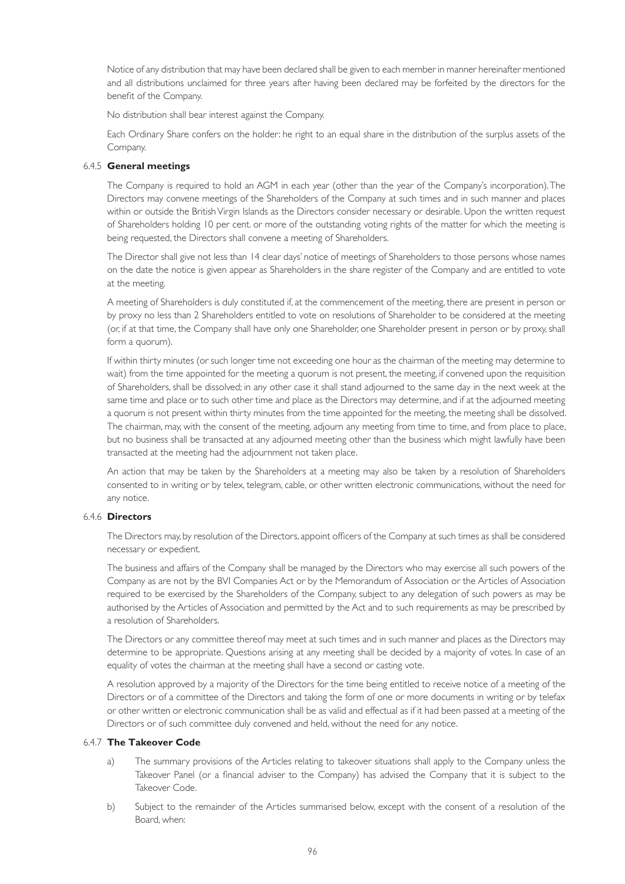Notice of any distribution that may have been declared shall be given to each member in manner hereinafter mentioned and all distributions unclaimed for three years after having been declared may be forfeited by the directors for the benefit of the Company.

No distribution shall bear interest against the Company.

Each Ordinary Share confers on the holder: he right to an equal share in the distribution of the surplus assets of the Company.

#### 6.4.5 **General meetings**

The Company is required to hold an AGM in each year (other than the year of the Company's incorporation). The Directors may convene meetings of the Shareholders of the Company at such times and in such manner and places within or outside the British Virgin Islands as the Directors consider necessary or desirable. Upon the written request of Shareholders holding 10 per cent. or more of the outstanding voting rights of the matter for which the meeting is being requested, the Directors shall convene a meeting of Shareholders.

The Director shall give not less than 14 clear days' notice of meetings of Shareholders to those persons whose names on the date the notice is given appear as Shareholders in the share register of the Company and are entitled to vote at the meeting.

A meeting of Shareholders is duly constituted if, at the commencement of the meeting, there are present in person or by proxy no less than 2 Shareholders entitled to vote on resolutions of Shareholder to be considered at the meeting (or, if at that time, the Company shall have only one Shareholder, one Shareholder present in person or by proxy, shall form a quorum).

If within thirty minutes (or such longer time not exceeding one hour as the chairman of the meeting may determine to wait) from the time appointed for the meeting a quorum is not present, the meeting, if convened upon the requisition of Shareholders, shall be dissolved; in any other case it shall stand adjourned to the same day in the next week at the same time and place or to such other time and place as the Directors may determine, and if at the adjourned meeting a quorum is not present within thirty minutes from the time appointed for the meeting, the meeting shall be dissolved. The chairman, may, with the consent of the meeting, adjourn any meeting from time to time, and from place to place, but no business shall be transacted at any adjourned meeting other than the business which might lawfully have been transacted at the meeting had the adjournment not taken place.

An action that may be taken by the Shareholders at a meeting may also be taken by a resolution of Shareholders consented to in writing or by telex, telegram, cable, or other written electronic communications, without the need for any notice.

#### 6.4.6 **Directors**

The Directors may, by resolution of the Directors, appoint officers of the Company at such times as shall be considered necessary or expedient.

The business and affairs of the Company shall be managed by the Directors who may exercise all such powers of the Company as are not by the BVI Companies Act or by the Memorandum of Association or the Articles of Association required to be exercised by the Shareholders of the Company, subject to any delegation of such powers as may be authorised by the Articles of Association and permitted by the Act and to such requirements as may be prescribed by a resolution of Shareholders.

The Directors or any committee thereof may meet at such times and in such manner and places as the Directors may determine to be appropriate. Questions arising at any meeting shall be decided by a majority of votes. In case of an equality of votes the chairman at the meeting shall have a second or casting vote.

A resolution approved by a majority of the Directors for the time being entitled to receive notice of a meeting of the Directors or of a committee of the Directors and taking the form of one or more documents in writing or by telefax or other written or electronic communication shall be as valid and effectual as if it had been passed at a meeting of the Directors or of such committee duly convened and held, without the need for any notice.

#### 6.4.7 **The Takeover Code**

a) The summary provisions of the Articles relating to takeover situations shall apply to the Company unless the Takeover Panel (or a financial adviser to the Company) has advised the Company that it is subject to the Takeover Code.

b) Subject to the remainder of the Articles summarised below, except with the consent of a resolution of the Board, when: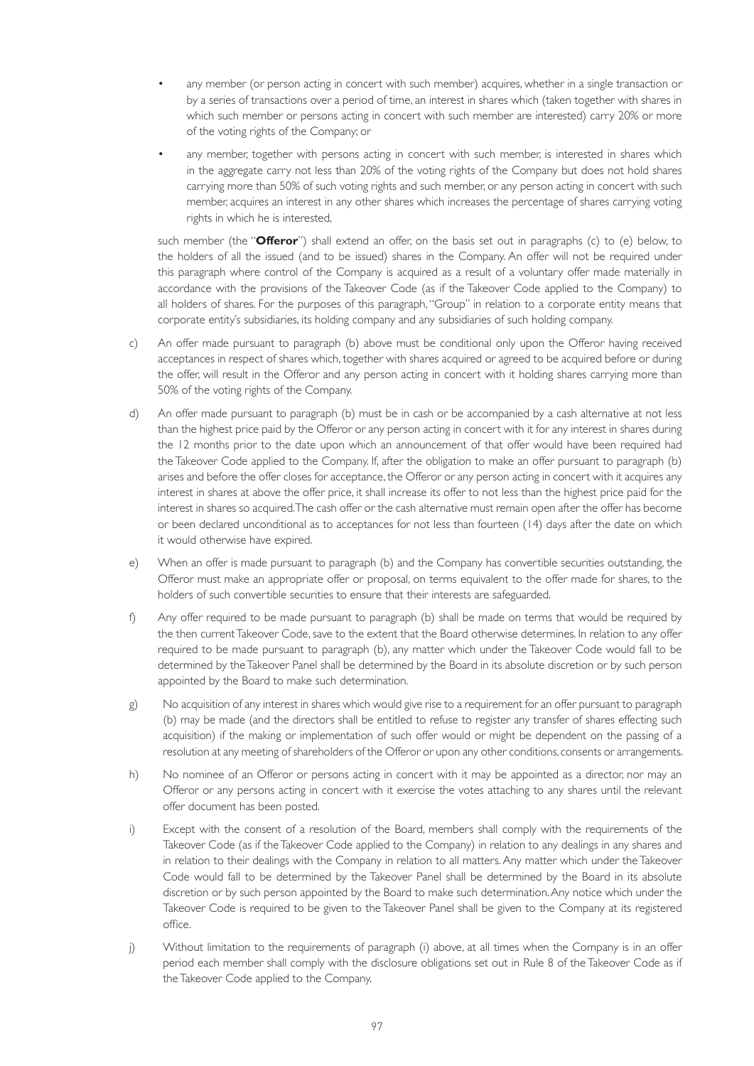- any member (or person acting in concert with such member) acquires, whether in a single transaction or by a series of transactions over a period of time, an interest in shares which (taken together with shares in which such member or persons acting in concert with such member are interested) carry 20% or more of the voting rights of the Company; or
- any member, together with persons acting in concert with such member, is interested in shares which in the aggregate carry not less than 20% of the voting rights of the Company but does not hold shares carrying more than 50% of such voting rights and such member, or any person acting in concert with such member, acquires an interest in any other shares which increases the percentage of shares carrying voting rights in which he is interested,

such member (the "**Offeror**") shall extend an offer, on the basis set out in paragraphs (c) to (e) below, to the holders of all the issued (and to be issued) shares in the Company. An offer will not be required under this paragraph where control of the Company is acquired as a result of a voluntary offer made materially in accordance with the provisions of the Takeover Code (as if the Takeover Code applied to the Company) to all holders of shares. For the purposes of this paragraph, "Group" in relation to a corporate entity means that corporate entity's subsidiaries, its holding company and any subsidiaries of such holding company.

c) An offer made pursuant to paragraph (b) above must be conditional only upon the Offeror having received acceptances in respect of shares which, together with shares acquired or agreed to be acquired before or during the offer, will result in the Offeror and any person acting in concert with it holding shares carrying more than 50% of the voting rights of the Company.

d) An offer made pursuant to paragraph (b) must be in cash or be accompanied by a cash alternative at not less than the highest price paid by the Offeror or any person acting in concert with it for any interest in shares during the 12 months prior to the date upon which an announcement of that offer would have been required had the Takeover Code applied to the Company. If, after the obligation to make an offer pursuant to paragraph (b) arises and before the offer closes for acceptance, the Offeror or any person acting in concert with it acquires any interest in shares at above the offer price, it shall increase its offer to not less than the highest price paid for the interest in shares so acquired. The cash offer or the cash alternative must remain open after the offer has become or been declared unconditional as to acceptances for not less than fourteen (14) days after the date on which it would otherwise have expired.

e) When an offer is made pursuant to paragraph (b) and the Company has convertible securities outstanding, the Offeror must make an appropriate offer or proposal, on terms equivalent to the offer made for shares, to the holders of such convertible securities to ensure that their interests are safeguarded.

f) Any offer required to be made pursuant to paragraph (b) shall be made on terms that would be required by the then current Takeover Code, save to the extent that the Board otherwise determines. In relation to any offer required to be made pursuant to paragraph (b), any matter which under the Takeover Code would fall to be determined by the Takeover Panel shall be determined by the Board in its absolute discretion or by such person appointed by the Board to make such determination.

g) No acquisition of any interest in shares which would give rise to a requirement for an offer pursuant to paragraph (b) may be made (and the directors shall be entitled to refuse to register any transfer of shares effecting such acquisition) if the making or implementation of such offer would or might be dependent on the passing of a resolution at any meeting of shareholders of the Offeror or upon any other conditions, consents or arrangements.

h) No nominee of an Offeror or persons acting in concert with it may be appointed as a director, nor may an Offeror or any persons acting in concert with it exercise the votes attaching to any shares until the relevant offer document has been posted.

i) Except with the consent of a resolution of the Board, members shall comply with the requirements of the Takeover Code (as if the Takeover Code applied to the Company) in relation to any dealings in any shares and in relation to their dealings with the Company in relation to all matters. Any matter which under the Takeover Code would fall to be determined by the Takeover Panel shall be determined by the Board in its absolute discretion or by such person appointed by the Board to make such determination. Any notice which under the Takeover Code is required to be given to the Takeover Panel shall be given to the Company at its registered office.

j) Without limitation to the requirements of paragraph (i) above, at all times when the Company is in an offer period each member shall comply with the disclosure obligations set out in Rule 8 of the Takeover Code as if the Takeover Code applied to the Company.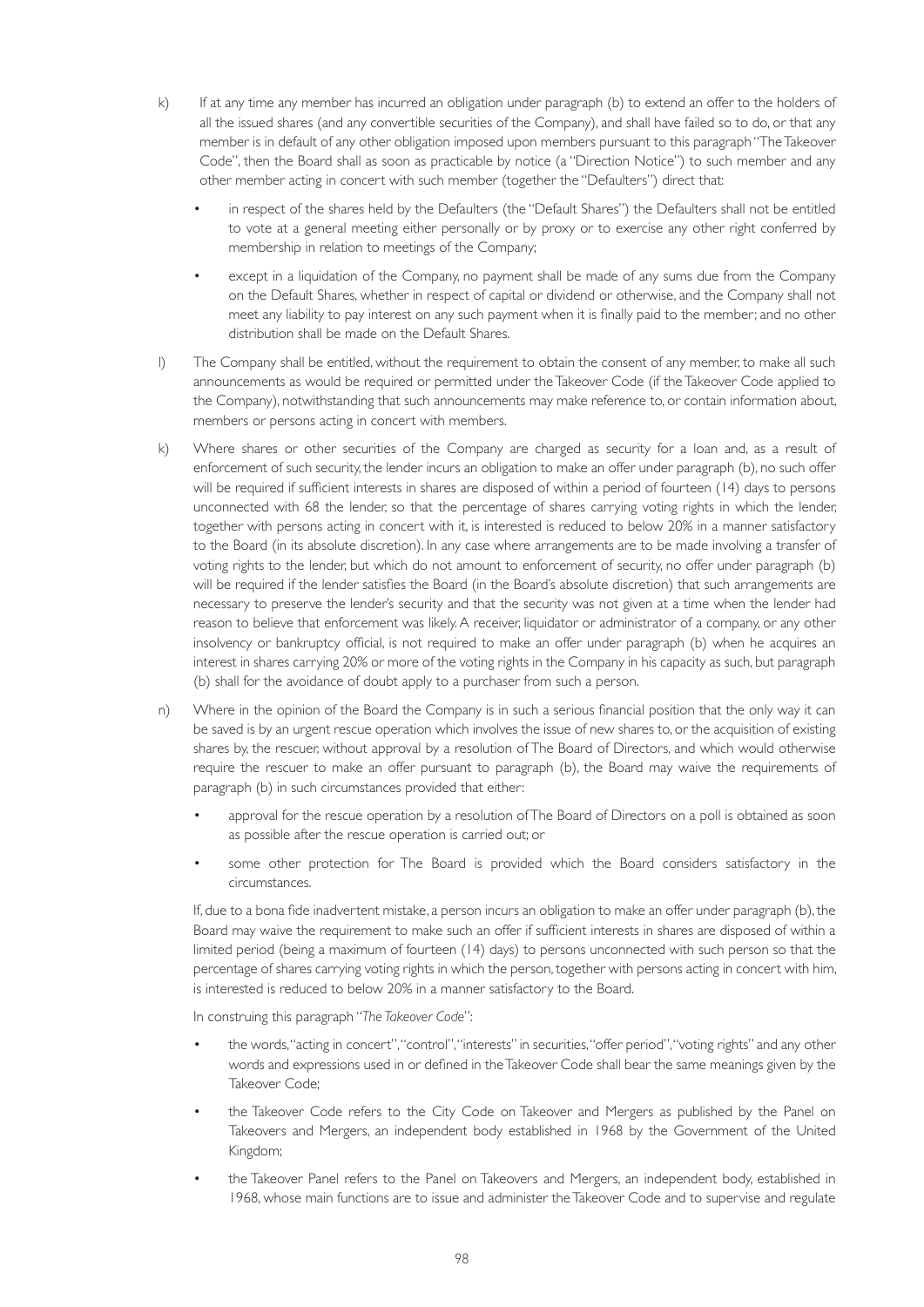k) If at any time any member has incurred an obligation under paragraph (b) to extend an offer to the holders of all the issued shares (and any convertible securities of the Company), and shall have failed so to do, or that any member is in default of any other obligation imposed upon members pursuant to this paragraph "The Takeover Code", then the Board shall as soon as practicable by notice (a "Direction Notice") to such member and any other member acting in concert with such member (together the "Defaulters") direct that:

- in respect of the shares held by the Defaulters (the "Default Shares") the Defaulters shall not be entitled to vote at a general meeting either personally or by proxy or to exercise any other right conferred by membership in relation to meetings of the Company;
- except in a liquidation of the Company, no payment shall be made of any sums due from the Company on the Default Shares, whether in respect of capital or dividend or otherwise, and the Company shall not meet any liability to pay interest on any such payment when it is finally paid to the member; and no other distribution shall be made on the Default Shares.

l) The Company shall be entitled, without the requirement to obtain the consent of any member, to make all such announcements as would be required or permitted under the Takeover Code (if the Takeover Code applied to the Company), notwithstanding that such announcements may make reference to, or contain information about, members or persons acting in concert with members.

k) Where shares or other securities of the Company are charged as security for a loan and, as a result of enforcement of such security, the lender incurs an obligation to make an offer under paragraph (b), no such offer will be required if sufficient interests in shares are disposed of within a period of fourteen (14) days to persons unconnected with 68 the lender, so that the percentage of shares carrying voting rights in which the lender, together with persons acting in concert with it, is interested is reduced to below 20% in a manner satisfactory to the Board (in its absolute discretion). In any case where arrangements are to be made involving a transfer of voting rights to the lender, but which do not amount to enforcement of security, no offer under paragraph (b) will be required if the lender satisfies the Board (in the Board's absolute discretion) that such arrangements are necessary to preserve the lender's security and that the security was not given at a time when the lender had reason to believe that enforcement was likely. A receiver, liquidator or administrator of a company, or any other insolvency or bankruptcy official, is not required to make an offer under paragraph (b) when he acquires an interest in shares carrying 20% or more of the voting rights in the Company in his capacity as such, but paragraph (b) shall for the avoidance of doubt apply to a purchaser from such a person.

n) Where in the opinion of the Board the Company is in such a serious financial position that the only way it can be saved is by an urgent rescue operation which involves the issue of new shares to, or the acquisition of existing shares by, the rescuer, without approval by a resolution of The Board of Directors, and which would otherwise require the rescuer to make an offer pursuant to paragraph (b), the Board may waive the requirements of paragraph (b) in such circumstances provided that either:

- approval for the rescue operation by a resolution of The Board of Directors on a poll is obtained as soon as possible after the rescue operation is carried out; or
- some other protection for The Board is provided which the Board considers satisfactory in the circumstances.

If, due to a bona fide inadvertent mistake, a person incurs an obligation to make an offer under paragraph (b), the Board may waive the requirement to make such an offer if sufficient interests in shares are disposed of within a limited period (being a maximum of fourteen (14) days) to persons unconnected with such person so that the percentage of shares carrying voting rights in which the person, together with persons acting in concert with him, is interested is reduced to below 20% in a manner satisfactory to the Board.

In construing this paragraph "*The Takeover Code*":

- the words, "acting in concert", "control", "interests" in securities, "offer period", "voting rights" and any other words and expressions used in or defined in the Takeover Code shall bear the same meanings given by the Takeover Code;
- the Takeover Code refers to the City Code on Takeover and Mergers as published by the Panel on Takeovers and Mergers, an independent body established in 1968 by the Government of the United Kingdom;
- the Takeover Panel refers to the Panel on Takeovers and Mergers, an independent body, established in 1968, whose main functions are to issue and administer the Takeover Code and to supervise and regulate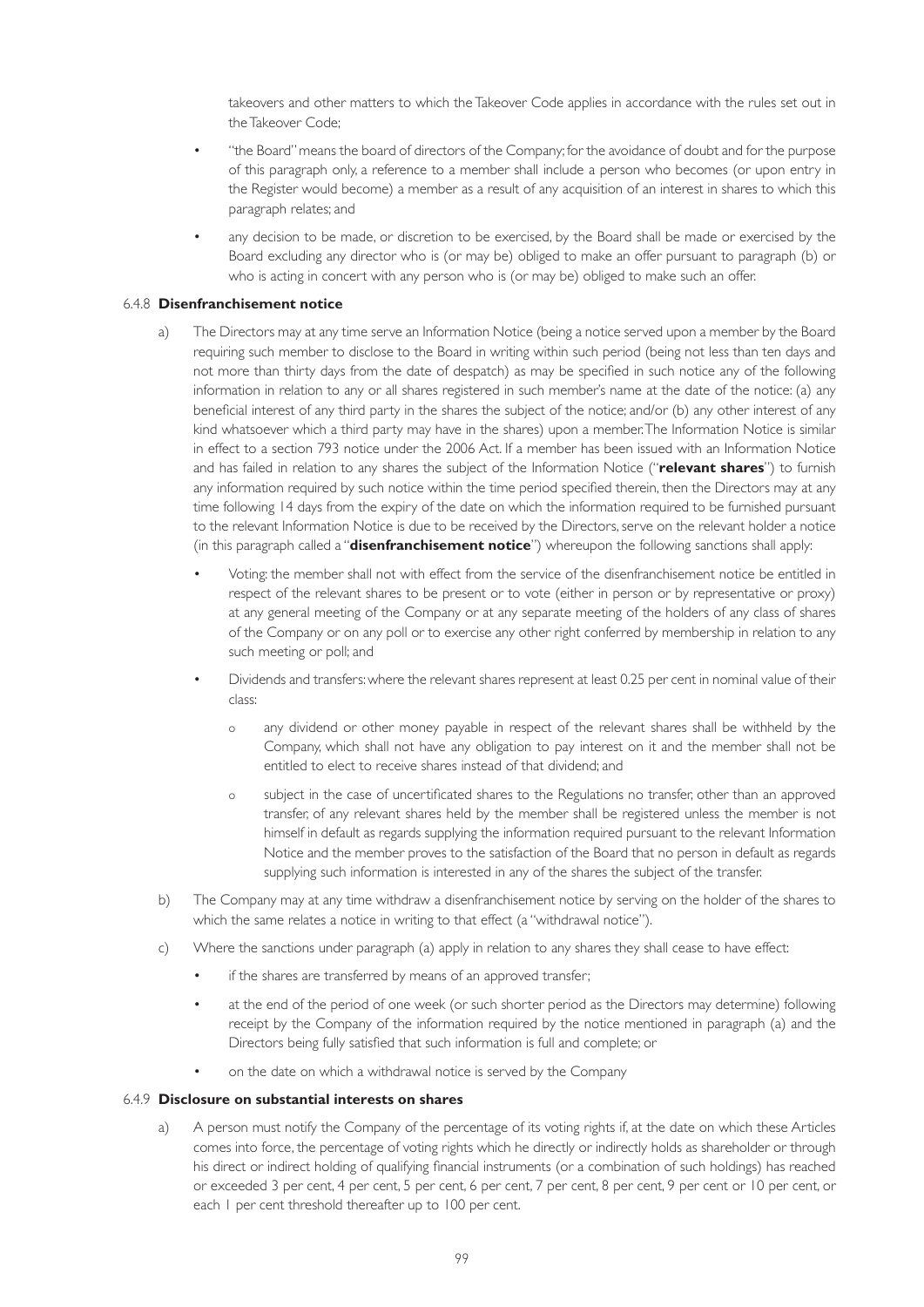takeovers and other matters to which the Takeover Code applies in accordance with the rules set out in the Takeover Code;

- "the Board" means the board of directors of the Company; for the avoidance of doubt and for the purpose of this paragraph only, a reference to a member shall include a person who becomes (or upon entry in the Register would become) a member as a result of any acquisition of an interest in shares to which this paragraph relates; and
- any decision to be made, or discretion to be exercised, by the Board shall be made or exercised by the Board excluding any director who is (or may be) obliged to make an offer pursuant to paragraph (b) or who is acting in concert with any person who is (or may be) obliged to make such an offer.

#### 6.4.8 **Disenfranchisement notice**

a) The Directors may at any time serve an Information Notice (being a notice served upon a member by the Board requiring such member to disclose to the Board in writing within such period (being not less than ten days and not more than thirty days from the date of despatch) as may be specified in such notice any of the following information in relation to any or all shares registered in such member's name at the date of the notice: (a) any beneficial interest of any third party in the shares the subject of the notice; and/or (b) any other interest of any kind whatsoever which a third party may have in the shares) upon a member. The Information Notice is similar in effect to a section 793 notice under the 2006 Act. If a member has been issued with an Information Notice and has failed in relation to any shares the subject of the Information Notice ("**relevant shares**") to furnish any information required by such notice within the time period specified therein, then the Directors may at any time following 14 days from the expiry of the date on which the information required to be furnished pursuant to the relevant Information Notice is due to be received by the Directors, serve on the relevant holder a notice (in this paragraph called a "**disenfranchisement notice**") whereupon the following sanctions shall apply:

   - Voting: the member shall not with effect from the service of the disenfranchisement notice be entitled in respect of the relevant shares to be present or to vote (either in person or by representative or proxy) at any general meeting of the Company or at any separate meeting of the holders of any class of shares of the Company or on any poll or to exercise any other right conferred by membership in relation to any such meeting or poll; and
   - Dividends and transfers: where the relevant shares represent at least 0.25 per cent in nominal value of their class:
     - o any dividend or other money payable in respect of the relevant shares shall be withheld by the Company, which shall not have any obligation to pay interest on it and the member shall not be entitled to elect to receive shares instead of that dividend; and
     - o subject in the case of uncertificated shares to the Regulations no transfer, other than an approved transfer, of any relevant shares held by the member shall be registered unless the member is not himself in default as regards supplying the information required pursuant to the relevant Information Notice and the member proves to the satisfaction of the Board that no person in default as regards supplying such information is interested in any of the shares the subject of the transfer.

b) The Company may at any time withdraw a disenfranchisement notice by serving on the holder of the shares to which the same relates a notice in writing to that effect (a "withdrawal notice").

c) Where the sanctions under paragraph (a) apply in relation to any shares they shall cease to have effect:

   - if the shares are transferred by means of an approved transfer;
   - at the end of the period of one week (or such shorter period as the Directors may determine) following receipt by the Company of the information required by the notice mentioned in paragraph (a) and the Directors being fully satisfied that such information is full and complete; or
   - on the date on which a withdrawal notice is served by the Company

#### 6.4.9 **Disclosure on substantial interests on shares**

a) A person must notify the Company of the percentage of its voting rights if, at the date on which these Articles comes into force, the percentage of voting rights which he directly or indirectly holds as shareholder or through his direct or indirect holding of qualifying financial instruments (or a combination of such holdings) has reached or exceeded 3 per cent, 4 per cent, 5 per cent, 6 per cent, 7 per cent, 8 per cent, 9 per cent or 10 per cent, or each 1 per cent threshold thereafter up to 100 per cent.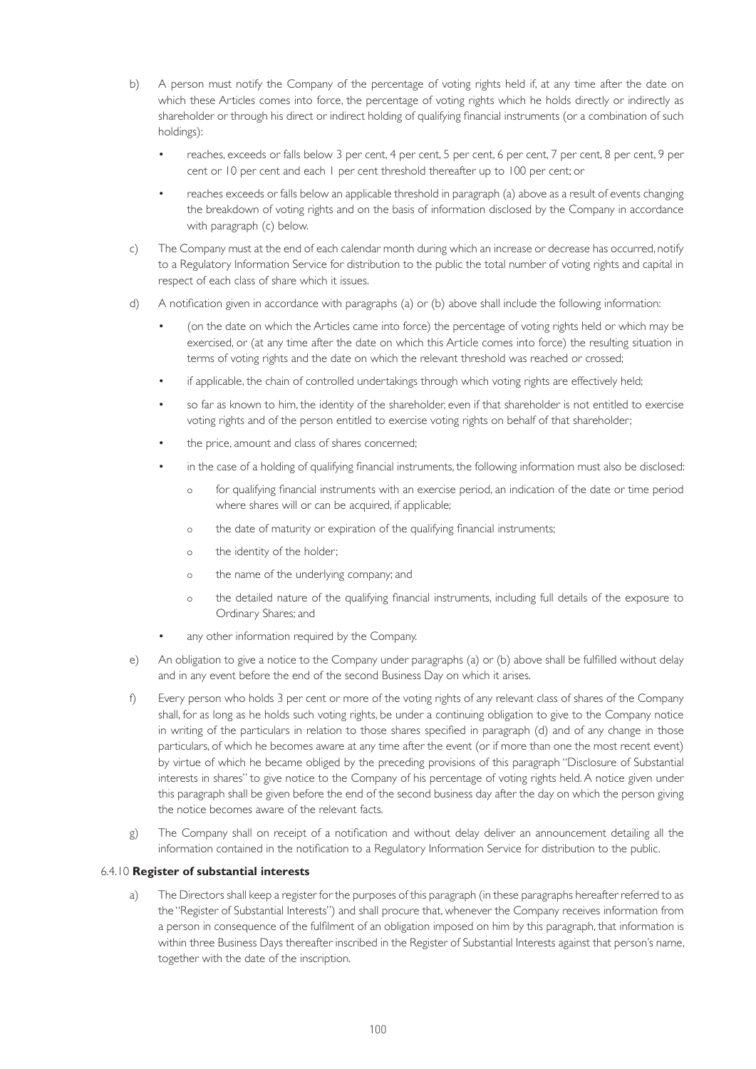b) A person must notify the Company of the percentage of voting rights held if, at any time after the date on which these Articles comes into force, the percentage of voting rights which he holds directly or indirectly as shareholder or through his direct or indirect holding of qualifying financial instruments (or a combination of such holdings):

   - reaches, exceeds or falls below 3 per cent, 4 per cent, 5 per cent, 6 per cent, 7 per cent, 8 per cent, 9 per cent or 10 per cent and each 1 per cent threshold thereafter up to 100 per cent; or
   - reaches exceeds or falls below an applicable threshold in paragraph (a) above as a result of events changing the breakdown of voting rights and on the basis of information disclosed by the Company in accordance with paragraph (c) below.

c) The Company must at the end of each calendar month during which an increase or decrease has occurred, notify to a Regulatory Information Service for distribution to the public the total number of voting rights and capital in respect of each class of share which it issues.

d) A notification given in accordance with paragraphs (a) or (b) above shall include the following information:

   - (on the date on which the Articles came into force) the percentage of voting rights held or which may be exercised, or (at any time after the date on which this Article comes into force) the resulting situation in terms of voting rights and the date on which the relevant threshold was reached or crossed;
   - if applicable, the chain of controlled undertakings through which voting rights are effectively held;
   - so far as known to him, the identity of the shareholder, even if that shareholder is not entitled to exercise voting rights and of the person entitled to exercise voting rights on behalf of that shareholder;
   - the price, amount and class of shares concerned;
   - in the case of a holding of qualifying financial instruments, the following information must also be disclosed:
     - o for qualifying financial instruments with an exercise period, an indication of the date or time period where shares will or can be acquired, if applicable;
     - o the date of maturity or expiration of the qualifying financial instruments;
     - o the identity of the holder;
     - o the name of the underlying company; and
     - o the detailed nature of the qualifying financial instruments, including full details of the exposure to Ordinary Shares; and
   - any other information required by the Company.

e) An obligation to give a notice to the Company under paragraphs (a) or (b) above shall be fulfilled without delay and in any event before the end of the second Business Day on which it arises.

f) Every person who holds 3 per cent or more of the voting rights of any relevant class of shares of the Company shall, for as long as he holds such voting rights, be under a continuing obligation to give to the Company notice in writing of the particulars in relation to those shares specified in paragraph (d) and of any change in those particulars, of which he becomes aware at any time after the event (or if more than one the most recent event) by virtue of which he became obliged by the preceding provisions of this paragraph "Disclosure of Substantial interests in shares" to give notice to the Company of his percentage of voting rights held. A notice given under this paragraph shall be given before the end of the second business day after the day on which the person giving the notice becomes aware of the relevant facts.

g) The Company shall on receipt of a notification and without delay deliver an announcement detailing all the information contained in the notification to a Regulatory Information Service for distribution to the public.

6.4.10 **Register of substantial interests**

a) The Directors shall keep a register for the purposes of this paragraph (in these paragraphs hereafter referred to as the "Register of Substantial Interests") and shall procure that, whenever the Company receives information from a person in consequence of the fulfilment of an obligation imposed on him by this paragraph, that information is within three Business Days thereafter inscribed in the Register of Substantial Interests against that person's name, together with the date of the inscription.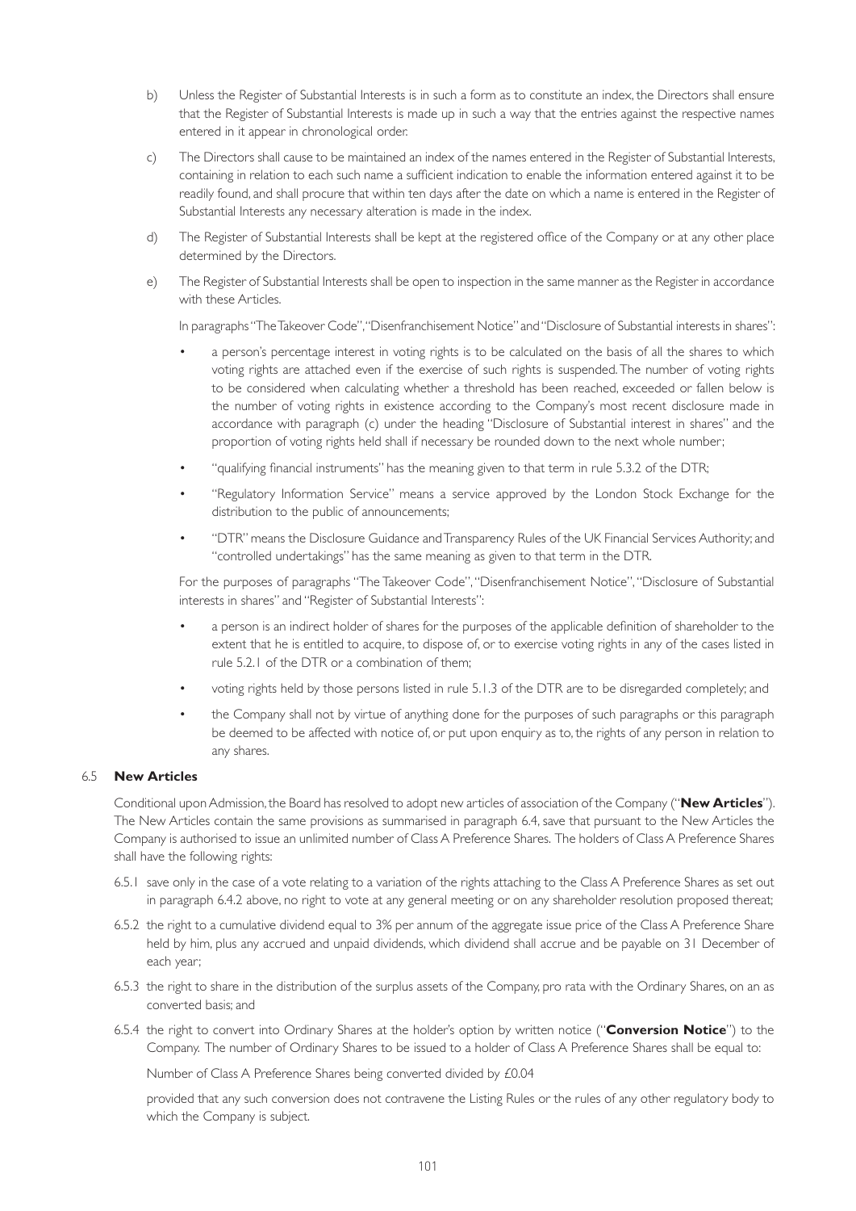b) Unless the Register of Substantial Interests is in such a form as to constitute an index, the Directors shall ensure that the Register of Substantial Interests is made up in such a way that the entries against the respective names entered in it appear in chronological order.

c) The Directors shall cause to be maintained an index of the names entered in the Register of Substantial Interests, containing in relation to each such name a sufficient indication to enable the information entered against it to be readily found, and shall procure that within ten days after the date on which a name is entered in the Register of Substantial Interests any necessary alteration is made in the index.

d) The Register of Substantial Interests shall be kept at the registered office of the Company or at any other place determined by the Directors.

e) The Register of Substantial Interests shall be open to inspection in the same manner as the Register in accordance with these Articles.

In paragraphs "The Takeover Code", "Disenfranchisement Notice" and "Disclosure of Substantial interests in shares":

- a person's percentage interest in voting rights is to be calculated on the basis of all the shares to which voting rights are attached even if the exercise of such rights is suspended. The number of voting rights to be considered when calculating whether a threshold has been reached, exceeded or fallen below is the number of voting rights in existence according to the Company's most recent disclosure made in accordance with paragraph (c) under the heading "Disclosure of Substantial interest in shares" and the proportion of voting rights held shall if necessary be rounded down to the next whole number;
- "qualifying financial instruments" has the meaning given to that term in rule 5.3.2 of the DTR;
- "Regulatory Information Service" means a service approved by the London Stock Exchange for the distribution to the public of announcements;
- "DTR" means the Disclosure Guidance and Transparency Rules of the UK Financial Services Authority; and "controlled undertakings" has the same meaning as given to that term in the DTR.

For the purposes of paragraphs "The Takeover Code", "Disenfranchisement Notice", "Disclosure of Substantial interests in shares" and "Register of Substantial Interests":

- a person is an indirect holder of shares for the purposes of the applicable definition of shareholder to the extent that he is entitled to acquire, to dispose of, or to exercise voting rights in any of the cases listed in rule 5.2.1 of the DTR or a combination of them;
- voting rights held by those persons listed in rule 5.1.3 of the DTR are to be disregarded completely; and
- the Company shall not by virtue of anything done for the purposes of such paragraphs or this paragraph be deemed to be affected with notice of, or put upon enquiry as to, the rights of any person in relation to any shares.

### 6.5 New Articles

Conditional upon Admission, the Board has resolved to adopt new articles of association of the Company ("**New Articles**"). The New Articles contain the same provisions as summarised in paragraph 6.4, save that pursuant to the New Articles the Company is authorised to issue an unlimited number of Class A Preference Shares. The holders of Class A Preference Shares shall have the following rights:

6.5.1 save only in the case of a vote relating to a variation of the rights attaching to the Class A Preference Shares as set out in paragraph 6.4.2 above, no right to vote at any general meeting or on any shareholder resolution proposed thereat;

6.5.2 the right to a cumulative dividend equal to 3% per annum of the aggregate issue price of the Class A Preference Share held by him, plus any accrued and unpaid dividends, which dividend shall accrue and be payable on 31 December of each year;

6.5.3 the right to share in the distribution of the surplus assets of the Company, pro rata with the Ordinary Shares, on an as converted basis; and

6.5.4 the right to convert into Ordinary Shares at the holder's option by written notice ("**Conversion Notice**") to the Company. The number of Ordinary Shares to be issued to a holder of Class A Preference Shares shall be equal to:

Number of Class A Preference Shares being converted divided by £0.04

provided that any such conversion does not contravene the Listing Rules or the rules of any other regulatory body to which the Company is subject.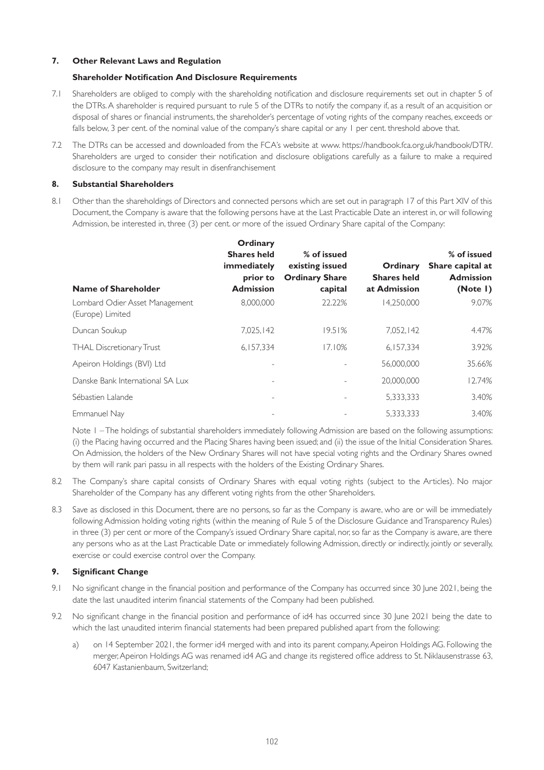### 7. Other Relevant Laws and Regulation

#### Shareholder Notification And Disclosure Requirements

7.1 Shareholders are obliged to comply with the shareholding notification and disclosure requirements set out in chapter 5 of the DTRs. A shareholder is required pursuant to rule 5 of the DTRs to notify the company if, as a result of an acquisition or disposal of shares or financial instruments, the shareholder's percentage of voting rights of the company reaches, exceeds or falls below, 3 per cent. of the nominal value of the company's share capital or any 1 per cent. threshold above that.

7.2 The DTRs can be accessed and downloaded from the FCA's website at www. https://handbook.fca.org.uk/handbook/DTR/. Shareholders are urged to consider their notification and disclosure obligations carefully as a failure to make a required disclosure to the company may result in disenfranchisement

### 8. Substantial Shareholders

8.1 Other than the shareholdings of Directors and connected persons which are set out in paragraph 17 of this Part XIV of this Document, the Company is aware that the following persons have at the Last Practicable Date an interest in, or will following Admission, be interested in, three (3) per cent. or more of the issued Ordinary Share capital of the Company:

| Name of Shareholder | Ordinary Shares held immediately prior to Admission | % of issued existing issued Ordinary Share capital | Ordinary Shares held at Admission | % of issued Share capital at Admission (Note 1) |
|---|---|---|---|---|
| Lombard Odier Asset Management (Europe) Limited | 8,000,000 | 22.22% | 14,250,000 | 9.07% |
| Duncan Soukup | 7,025,142 | 19.51% | 7,052,142 | 4.47% |
| THAL Discretionary Trust | 6,157,334 | 17.10% | 6,157,334 | 3.92% |
| Apeiron Holdings (BVI) Ltd | - | - | 56,000,000 | 35.66% |
| Danske Bank International SA Lux | - | - | 20,000,000 | 12.74% |
| Sébastien Lalande | - | - | 5,333,333 | 3.40% |
| Emmanuel Nay | - | - | 5,333,333 | 3.40% |

Note 1 – The holdings of substantial shareholders immediately following Admission are based on the following assumptions: (i) the Placing having occurred and the Placing Shares having been issued; and (ii) the issue of the Initial Consideration Shares. On Admission, the holders of the New Ordinary Shares will not have special voting rights and the Ordinary Shares owned by them will rank pari passu in all respects with the holders of the Existing Ordinary Shares.

8.2 The Company's share capital consists of Ordinary Shares with equal voting rights (subject to the Articles). No major Shareholder of the Company has any different voting rights from the other Shareholders.

8.3 Save as disclosed in this Document, there are no persons, so far as the Company is aware, who are or will be immediately following Admission holding voting rights (within the meaning of Rule 5 of the Disclosure Guidance and Transparency Rules) in three (3) per cent or more of the Company's issued Ordinary Share capital, nor, so far as the Company is aware, are there any persons who as at the Last Practicable Date or immediately following Admission, directly or indirectly, jointly or severally, exercise or could exercise control over the Company.

### 9. Significant Change

9.1 No significant change in the financial position and performance of the Company has occurred since 30 June 2021, being the date the last unaudited interim financial statements of the Company had been published.

9.2 No significant change in the financial position and performance of id4 has occurred since 30 June 2021 being the date to which the last unaudited interim financial statements had been prepared published apart from the following:

a) on 14 September 2021, the former id4 merged with and into its parent company, Apeiron Holdings AG. Following the merger, Apeiron Holdings AG was renamed id4 AG and change its registered office address to St. Niklausenstrasse 63, 6047 Kastanienbaum, Switzerland;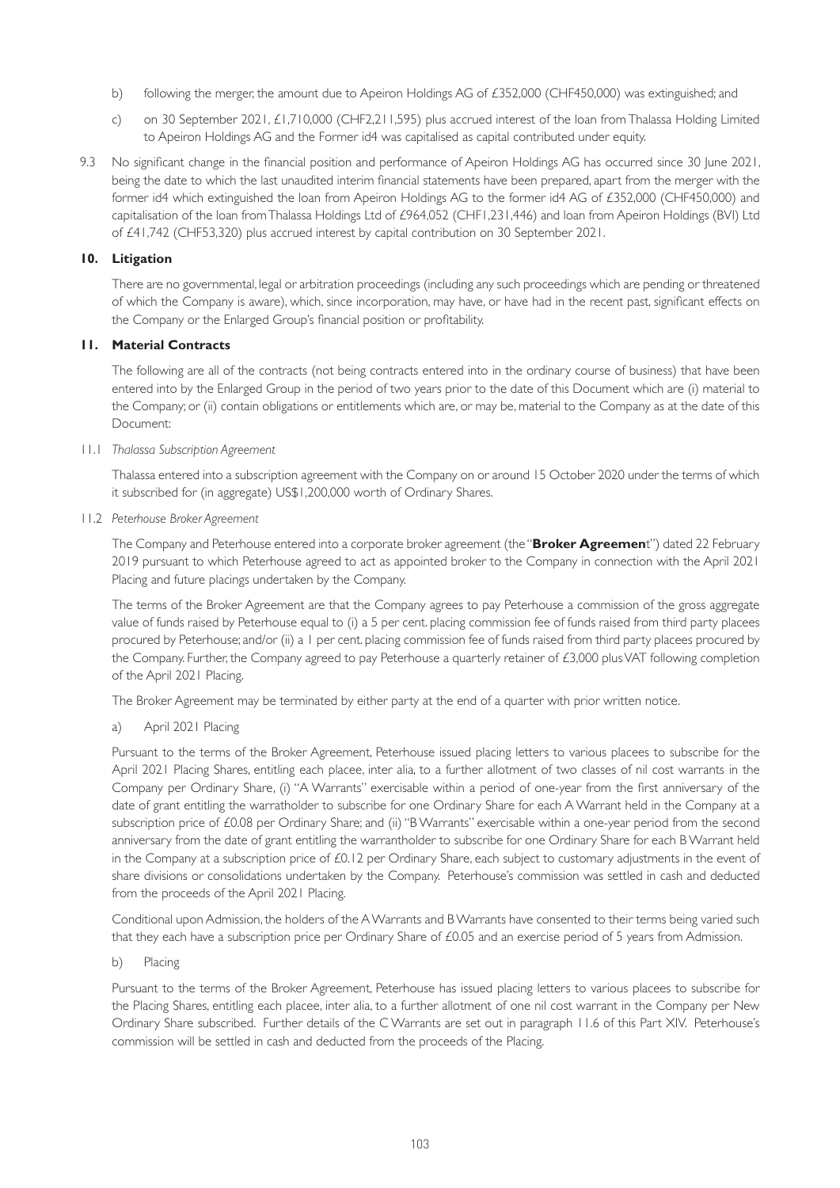b) following the merger, the amount due to Apeiron Holdings AG of £352,000 (CHF450,000) was extinguished; and

c) on 30 September 2021, £1,710,000 (CHF2,211,595) plus accrued interest of the loan from Thalassa Holding Limited to Apeiron Holdings AG and the Former id4 was capitalised as capital contributed under equity.

9.3 No significant change in the financial position and performance of Apeiron Holdings AG has occurred since 30 June 2021, being the date to which the last unaudited interim financial statements have been prepared, apart from the merger with the former id4 which extinguished the loan from Apeiron Holdings AG to the former id4 AG of £352,000 (CHF450,000) and capitalisation of the loan from Thalassa Holdings Ltd of £964,052 (CHF1,231,446) and loan from Apeiron Holdings (BVI) Ltd of £41,742 (CHF53,320) plus accrued interest by capital contribution on 30 September 2021.

## 10. Litigation

There are no governmental, legal or arbitration proceedings (including any such proceedings which are pending or threatened of which the Company is aware), which, since incorporation, may have, or have had in the recent past, significant effects on the Company or the Enlarged Group's financial position or profitability.

## 11. Material Contracts

The following are all of the contracts (not being contracts entered into in the ordinary course of business) that have been entered into by the Enlarged Group in the period of two years prior to the date of this Document which are (i) material to the Company; or (ii) contain obligations or entitlements which are, or may be, material to the Company as at the date of this Document:

11.1 *Thalassa Subscription Agreement*

Thalassa entered into a subscription agreement with the Company on or around 15 October 2020 under the terms of which it subscribed for (in aggregate) US$1,200,000 worth of Ordinary Shares.

11.2 *Peterhouse Broker Agreement*

The Company and Peterhouse entered into a corporate broker agreement (the "**Broker Agreemen**t") dated 22 February 2019 pursuant to which Peterhouse agreed to act as appointed broker to the Company in connection with the April 2021 Placing and future placings undertaken by the Company.

The terms of the Broker Agreement are that the Company agrees to pay Peterhouse a commission of the gross aggregate value of funds raised by Peterhouse equal to (i) a 5 per cent. placing commission fee of funds raised from third party placees procured by Peterhouse; and/or (ii) a 1 per cent. placing commission fee of funds raised from third party placees procured by the Company. Further, the Company agreed to pay Peterhouse a quarterly retainer of £3,000 plus VAT following completion of the April 2021 Placing.

The Broker Agreement may be terminated by either party at the end of a quarter with prior written notice.

a) April 2021 Placing

Pursuant to the terms of the Broker Agreement, Peterhouse issued placing letters to various placees to subscribe for the April 2021 Placing Shares, entitling each placee, inter alia, to a further allotment of two classes of nil cost warrants in the Company per Ordinary Share, (i) "A Warrants" exercisable within a period of one-year from the first anniversary of the date of grant entitling the warratholder to subscribe for one Ordinary Share for each A Warrant held in the Company at a subscription price of £0.08 per Ordinary Share; and (ii) "B Warrants" exercisable within a one-year period from the second anniversary from the date of grant entitling the warrantholder to subscribe for one Ordinary Share for each B Warrant held in the Company at a subscription price of £0.12 per Ordinary Share, each subject to customary adjustments in the event of share divisions or consolidations undertaken by the Company. Peterhouse's commission was settled in cash and deducted from the proceeds of the April 2021 Placing.

Conditional upon Admission, the holders of the A Warrants and B Warrants have consented to their terms being varied such that they each have a subscription price per Ordinary Share of £0.05 and an exercise period of 5 years from Admission.

b) Placing

Pursuant to the terms of the Broker Agreement, Peterhouse has issued placing letters to various placees to subscribe for the Placing Shares, entitling each placee, inter alia, to a further allotment of one nil cost warrant in the Company per New Ordinary Share subscribed. Further details of the C Warrants are set out in paragraph 11.6 of this Part XIV. Peterhouse's commission will be settled in cash and deducted from the proceeds of the Placing.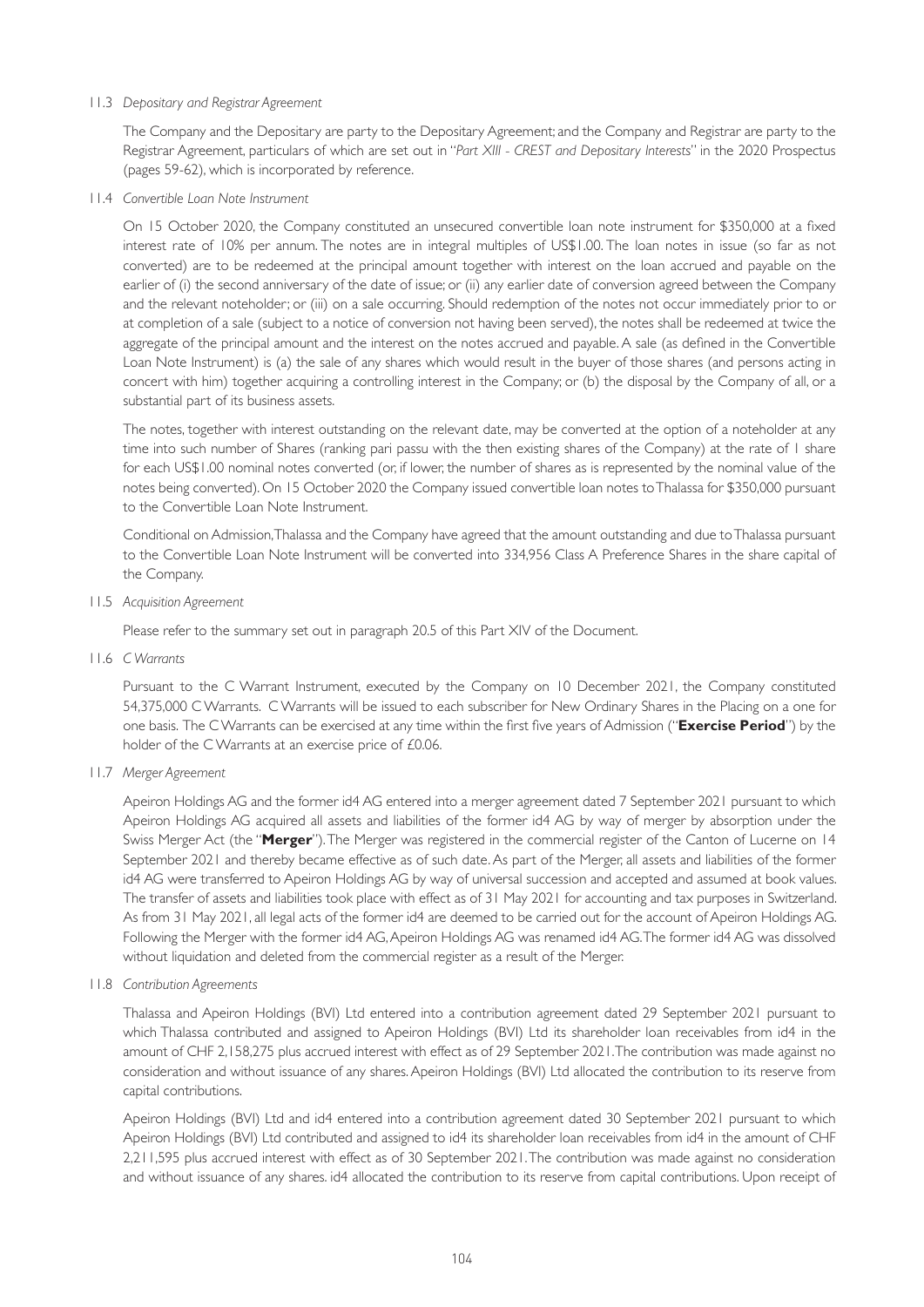11.3 *Depositary and Registrar Agreement*

The Company and the Depositary are party to the Depositary Agreement; and the Company and Registrar are party to the Registrar Agreement, particulars of which are set out in "*Part XIII - CREST and Depositary Interests*" in the 2020 Prospectus (pages 59-62), which is incorporated by reference.

11.4 *Convertible Loan Note Instrument*

On 15 October 2020, the Company constituted an unsecured convertible loan note instrument for $350,000 at a fixed interest rate of 10% per annum. The notes are in integral multiples of US$1.00. The loan notes in issue (so far as not converted) are to be redeemed at the principal amount together with interest on the loan accrued and payable on the earlier of (i) the second anniversary of the date of issue; or (ii) any earlier date of conversion agreed between the Company and the relevant noteholder; or (iii) on a sale occurring. Should redemption of the notes not occur immediately prior to or at completion of a sale (subject to a notice of conversion not having been served), the notes shall be redeemed at twice the aggregate of the principal amount and the interest on the notes accrued and payable. A sale (as defined in the Convertible Loan Note Instrument) is (a) the sale of any shares which would result in the buyer of those shares (and persons acting in concert with him) together acquiring a controlling interest in the Company; or (b) the disposal by the Company of all, or a substantial part of its business assets.

The notes, together with interest outstanding on the relevant date, may be converted at the option of a noteholder at any time into such number of Shares (ranking pari passu with the then existing shares of the Company) at the rate of 1 share for each US$1.00 nominal notes converted (or, if lower, the number of shares as is represented by the nominal value of the notes being converted). On 15 October 2020 the Company issued convertible loan notes to Thalassa for $350,000 pursuant to the Convertible Loan Note Instrument.

Conditional on Admission, Thalassa and the Company have agreed that the amount outstanding and due to Thalassa pursuant to the Convertible Loan Note Instrument will be converted into 334,956 Class A Preference Shares in the share capital of the Company.

11.5 *Acquisition Agreement*

Please refer to the summary set out in paragraph 20.5 of this Part XIV of the Document.

11.6 *C Warrants*

Pursuant to the C Warrant Instrument, executed by the Company on 10 December 2021, the Company constituted 54,375,000 C Warrants. C Warrants will be issued to each subscriber for New Ordinary Shares in the Placing on a one for one basis. The C Warrants can be exercised at any time within the first five years of Admission ("**Exercise Period**") by the holder of the C Warrants at an exercise price of £0.06.

11.7 *Merger Agreement*

Apeiron Holdings AG and the former id4 AG entered into a merger agreement dated 7 September 2021 pursuant to which Apeiron Holdings AG acquired all assets and liabilities of the former id4 AG by way of merger by absorption under the Swiss Merger Act (the "**Merger**"). The Merger was registered in the commercial register of the Canton of Lucerne on 14 September 2021 and thereby became effective as of such date. As part of the Merger, all assets and liabilities of the former id4 AG were transferred to Apeiron Holdings AG by way of universal succession and accepted and assumed at book values. The transfer of assets and liabilities took place with effect as of 31 May 2021 for accounting and tax purposes in Switzerland. As from 31 May 2021, all legal acts of the former id4 are deemed to be carried out for the account of Apeiron Holdings AG. Following the Merger with the former id4 AG, Apeiron Holdings AG was renamed id4 AG. The former id4 AG was dissolved without liquidation and deleted from the commercial register as a result of the Merger.

11.8 *Contribution Agreements*

Thalassa and Apeiron Holdings (BVI) Ltd entered into a contribution agreement dated 29 September 2021 pursuant to which Thalassa contributed and assigned to Apeiron Holdings (BVI) Ltd its shareholder loan receivables from id4 in the amount of CHF 2,158,275 plus accrued interest with effect as of 29 September 2021. The contribution was made against no consideration and without issuance of any shares. Apeiron Holdings (BVI) Ltd allocated the contribution to its reserve from capital contributions.

Apeiron Holdings (BVI) Ltd and id4 entered into a contribution agreement dated 30 September 2021 pursuant to which Apeiron Holdings (BVI) Ltd contributed and assigned to id4 its shareholder loan receivables from id4 in the amount of CHF 2,211,595 plus accrued interest with effect as of 30 September 2021. The contribution was made against no consideration and without issuance of any shares. id4 allocated the contribution to its reserve from capital contributions. Upon receipt of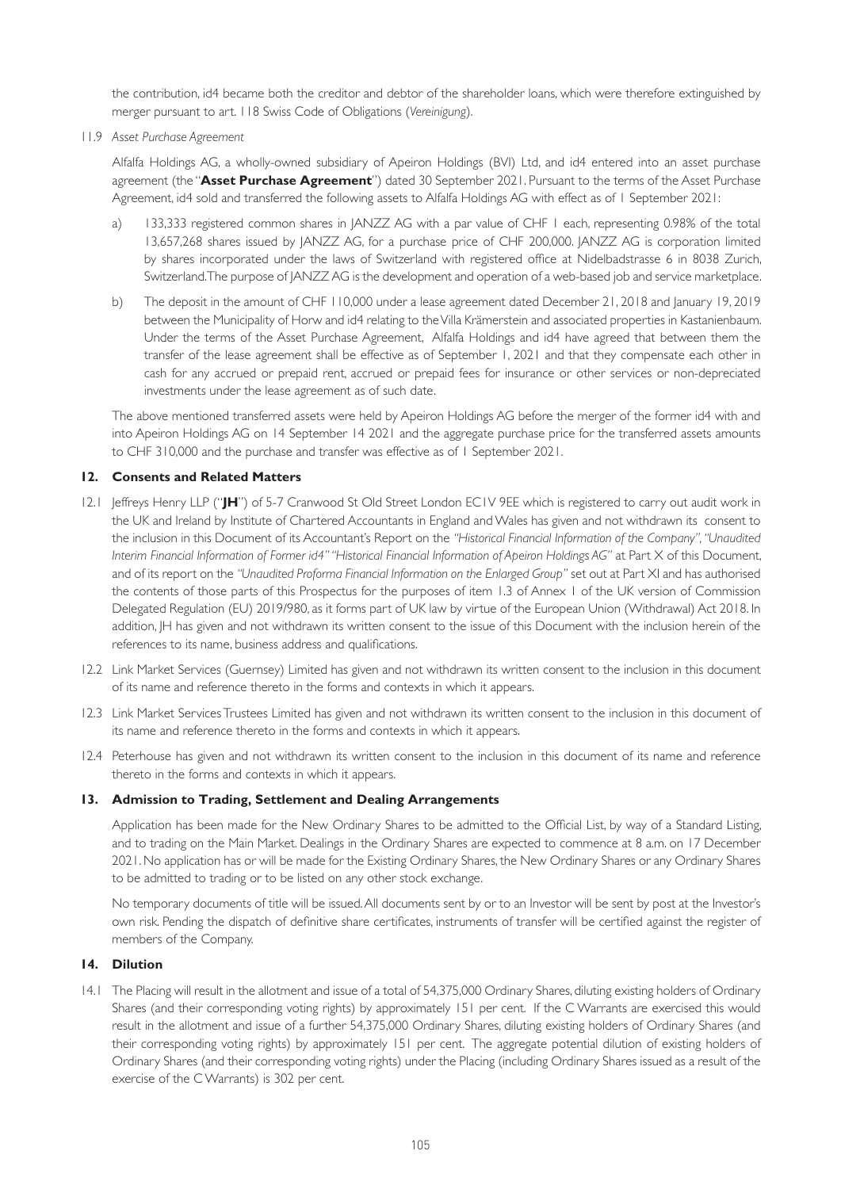the contribution, id4 became both the creditor and debtor of the shareholder loans, which were therefore extinguished by merger pursuant to art. 118 Swiss Code of Obligations (*Vereinigung*).

11.9 *Asset Purchase Agreement*

Alfalfa Holdings AG, a wholly-owned subsidiary of Apeiron Holdings (BVI) Ltd, and id4 entered into an asset purchase agreement (the "**Asset Purchase Agreement**") dated 30 September 2021. Pursuant to the terms of the Asset Purchase Agreement, id4 sold and transferred the following assets to Alfalfa Holdings AG with effect as of 1 September 2021:

a) 133,333 registered common shares in JANZZ AG with a par value of CHF 1 each, representing 0.98% of the total 13,657,268 shares issued by JANZZ AG, for a purchase price of CHF 200,000. JANZZ AG is corporation limited by shares incorporated under the laws of Switzerland with registered office at Nidelbadstrasse 6 in 8038 Zurich, Switzerland. The purpose of JANZZ AG is the development and operation of a web-based job and service marketplace.

b) The deposit in the amount of CHF 110,000 under a lease agreement dated December 21, 2018 and January 19, 2019 between the Municipality of Horw and id4 relating to the Villa Krämerstein and associated properties in Kastanienbaum. Under the terms of the Asset Purchase Agreement, Alfalfa Holdings and id4 have agreed that between them the transfer of the lease agreement shall be effective as of September 1, 2021 and that they compensate each other in cash for any accrued or prepaid rent, accrued or prepaid fees for insurance or other services or non-depreciated investments under the lease agreement as of such date.

The above mentioned transferred assets were held by Apeiron Holdings AG before the merger of the former id4 with and into Apeiron Holdings AG on 14 September 14 2021 and the aggregate purchase price for the transferred assets amounts to CHF 310,000 and the purchase and transfer was effective as of 1 September 2021.

## 12. Consents and Related Matters

12.1 Jeffreys Henry LLP ("**JH**") of 5-7 Cranwood St Old Street London EC1V 9EE which is registered to carry out audit work in the UK and Ireland by Institute of Chartered Accountants in England and Wales has given and not withdrawn its consent to the inclusion in this Document of its Accountant's Report on the *"Historical Financial Information of the Company", "Unaudited Interim Financial Information of Former id4" "Historical Financial Information of Apeiron Holdings AG"* at Part X of this Document, and of its report on the *"Unaudited Proforma Financial Information on the Enlarged Group"* set out at Part XI and has authorised the contents of those parts of this Prospectus for the purposes of item 1.3 of Annex 1 of the UK version of Commission Delegated Regulation (EU) 2019/980, as it forms part of UK law by virtue of the European Union (Withdrawal) Act 2018. In addition, JH has given and not withdrawn its written consent to the issue of this Document with the inclusion herein of the references to its name, business address and qualifications.

12.2 Link Market Services (Guernsey) Limited has given and not withdrawn its written consent to the inclusion in this document of its name and reference thereto in the forms and contexts in which it appears.

12.3 Link Market Services Trustees Limited has given and not withdrawn its written consent to the inclusion in this document of its name and reference thereto in the forms and contexts in which it appears.

12.4 Peterhouse has given and not withdrawn its written consent to the inclusion in this document of its name and reference thereto in the forms and contexts in which it appears.

## 13. Admission to Trading, Settlement and Dealing Arrangements

Application has been made for the New Ordinary Shares to be admitted to the Official List, by way of a Standard Listing, and to trading on the Main Market. Dealings in the Ordinary Shares are expected to commence at 8 a.m. on 17 December 2021. No application has or will be made for the Existing Ordinary Shares, the New Ordinary Shares or any Ordinary Shares to be admitted to trading or to be listed on any other stock exchange.

No temporary documents of title will be issued. All documents sent by or to an Investor will be sent by post at the Investor's own risk. Pending the dispatch of definitive share certificates, instruments of transfer will be certified against the register of members of the Company.

## 14. Dilution

14.1 The Placing will result in the allotment and issue of a total of 54,375,000 Ordinary Shares, diluting existing holders of Ordinary Shares (and their corresponding voting rights) by approximately 151 per cent. If the C Warrants are exercised this would result in the allotment and issue of a further 54,375,000 Ordinary Shares, diluting existing holders of Ordinary Shares (and their corresponding voting rights) by approximately 151 per cent. The aggregate potential dilution of existing holders of Ordinary Shares (and their corresponding voting rights) under the Placing (including Ordinary Shares issued as a result of the exercise of the C Warrants) is 302 per cent.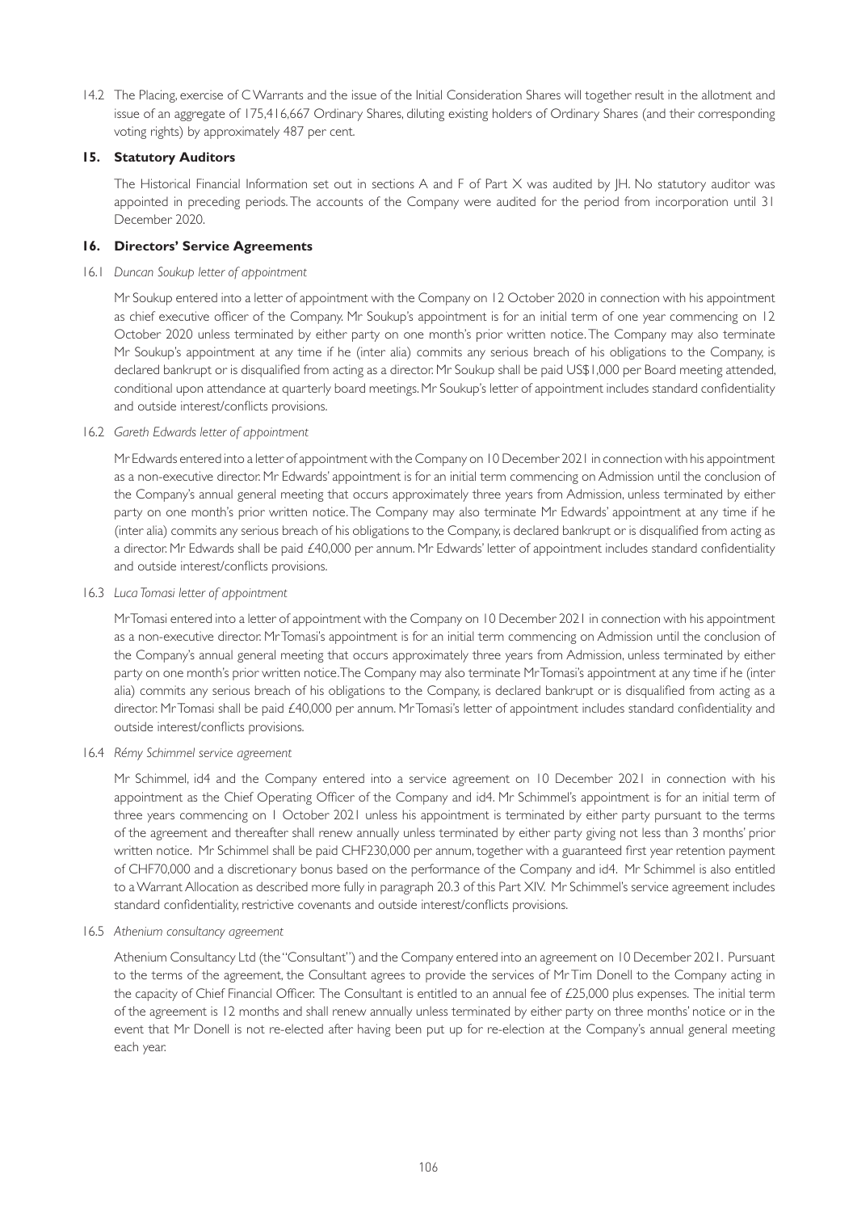14.2 The Placing, exercise of C Warrants and the issue of the Initial Consideration Shares will together result in the allotment and issue of an aggregate of 175,416,667 Ordinary Shares, diluting existing holders of Ordinary Shares (and their corresponding voting rights) by approximately 487 per cent.

## 15. Statutory Auditors

The Historical Financial Information set out in sections A and F of Part X was audited by JH. No statutory auditor was appointed in preceding periods. The accounts of the Company were audited for the period from incorporation until 31 December 2020.

## 16. Directors' Service Agreements

16.1 *Duncan Soukup letter of appointment*

Mr Soukup entered into a letter of appointment with the Company on 12 October 2020 in connection with his appointment as chief executive officer of the Company. Mr Soukup's appointment is for an initial term of one year commencing on 12 October 2020 unless terminated by either party on one month's prior written notice. The Company may also terminate Mr Soukup's appointment at any time if he (inter alia) commits any serious breach of his obligations to the Company, is declared bankrupt or is disqualified from acting as a director. Mr Soukup shall be paid US$1,000 per Board meeting attended, conditional upon attendance at quarterly board meetings. Mr Soukup's letter of appointment includes standard confidentiality and outside interest/conflicts provisions.

16.2 *Gareth Edwards letter of appointment*

Mr Edwards entered into a letter of appointment with the Company on 10 December 2021 in connection with his appointment as a non-executive director. Mr Edwards' appointment is for an initial term commencing on Admission until the conclusion of the Company's annual general meeting that occurs approximately three years from Admission, unless terminated by either party on one month's prior written notice. The Company may also terminate Mr Edwards' appointment at any time if he (inter alia) commits any serious breach of his obligations to the Company, is declared bankrupt or is disqualified from acting as a director. Mr Edwards shall be paid £40,000 per annum. Mr Edwards' letter of appointment includes standard confidentiality and outside interest/conflicts provisions.

16.3 *Luca Tomasi letter of appointment*

Mr Tomasi entered into a letter of appointment with the Company on 10 December 2021 in connection with his appointment as a non-executive director. Mr Tomasi's appointment is for an initial term commencing on Admission until the conclusion of the Company's annual general meeting that occurs approximately three years from Admission, unless terminated by either party on one month's prior written notice. The Company may also terminate Mr Tomasi's appointment at any time if he (inter alia) commits any serious breach of his obligations to the Company, is declared bankrupt or is disqualified from acting as a director. Mr Tomasi shall be paid £40,000 per annum. Mr Tomasi's letter of appointment includes standard confidentiality and outside interest/conflicts provisions.

16.4 *Rémy Schimmel service agreement*

Mr Schimmel, id4 and the Company entered into a service agreement on 10 December 2021 in connection with his appointment as the Chief Operating Officer of the Company and id4. Mr Schimmel's appointment is for an initial term of three years commencing on 1 October 2021 unless his appointment is terminated by either party pursuant to the terms of the agreement and thereafter shall renew annually unless terminated by either party giving not less than 3 months' prior written notice. Mr Schimmel shall be paid CHF230,000 per annum, together with a guaranteed first year retention payment of CHF70,000 and a discretionary bonus based on the performance of the Company and id4. Mr Schimmel is also entitled to a Warrant Allocation as described more fully in paragraph 20.3 of this Part XIV. Mr Schimmel's service agreement includes standard confidentiality, restrictive covenants and outside interest/conflicts provisions.

16.5 *Athenium consultancy agreement*

Athenium Consultancy Ltd (the "Consultant") and the Company entered into an agreement on 10 December 2021. Pursuant to the terms of the agreement, the Consultant agrees to provide the services of Mr Tim Donell to the Company acting in the capacity of Chief Financial Officer. The Consultant is entitled to an annual fee of £25,000 plus expenses. The initial term of the agreement is 12 months and shall renew annually unless terminated by either party on three months' notice or in the event that Mr Donell is not re-elected after having been put up for re-election at the Company's annual general meeting each year.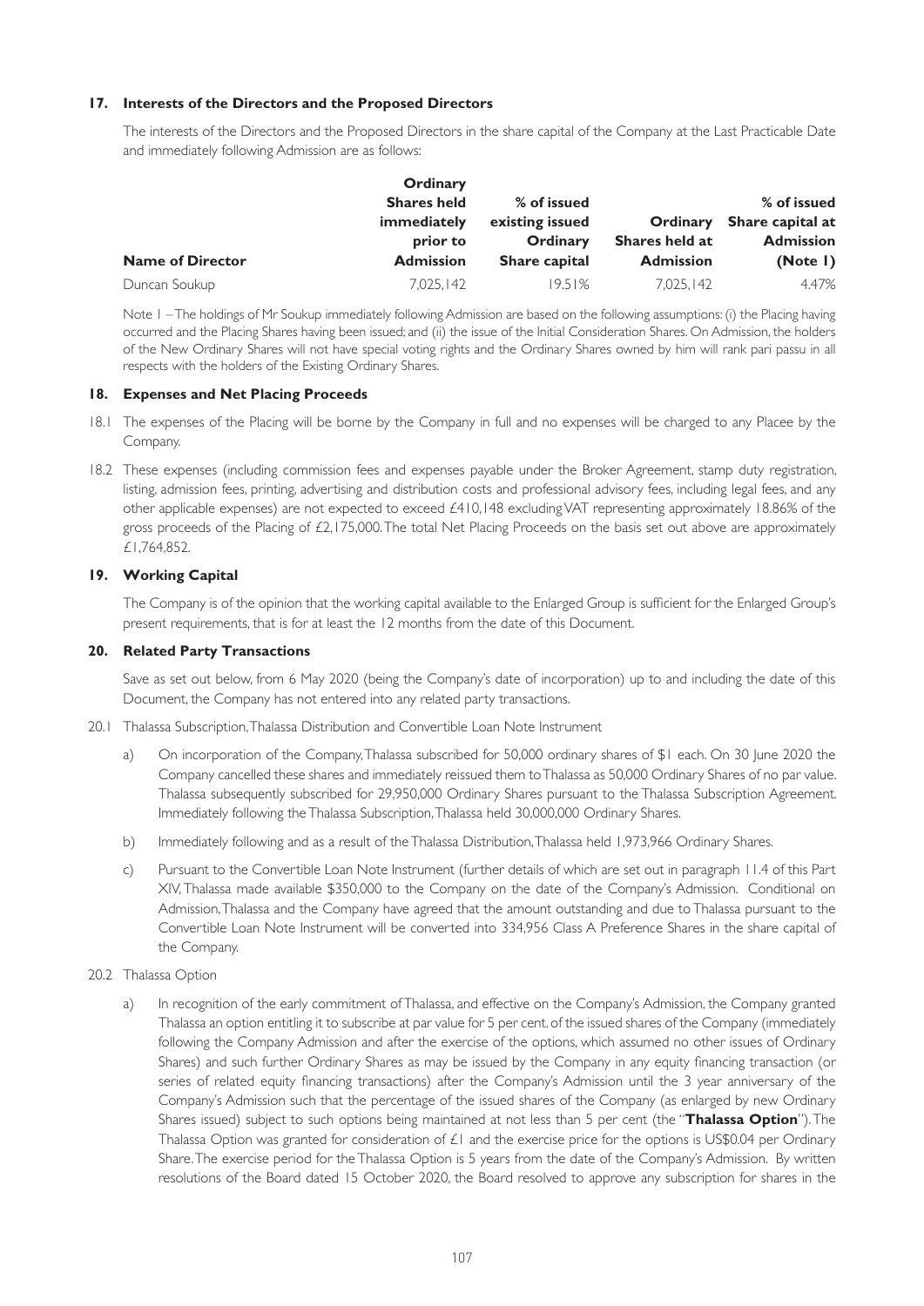## 17. Interests of the Directors and the Proposed Directors

The interests of the Directors and the Proposed Directors in the share capital of the Company at the Last Practicable Date and immediately following Admission are as follows:

| Name of Director | Ordinary Shares held immediately prior to Admission | % of issued existing issued Ordinary Share capital | Ordinary Shares held at Admission | % of issued Share capital at Admission (Note 1) |
|---|---|---|---|---|
| Duncan Soukup | 7,025,142 | 19.51% | 7,025,142 | 4.47% |

Note 1 – The holdings of Mr Soukup immediately following Admission are based on the following assumptions: (i) the Placing having occurred and the Placing Shares having been issued; and (ii) the issue of the Initial Consideration Shares. On Admission, the holders of the New Ordinary Shares will not have special voting rights and the Ordinary Shares owned by him will rank pari passu in all respects with the holders of the Existing Ordinary Shares.

## 18. Expenses and Net Placing Proceeds

18.1 The expenses of the Placing will be borne by the Company in full and no expenses will be charged to any Placee by the Company.

18.2 These expenses (including commission fees and expenses payable under the Broker Agreement, stamp duty registration, listing, admission fees, printing, advertising and distribution costs and professional advisory fees, including legal fees, and any other applicable expenses) are not expected to exceed £410,148 excluding VAT representing approximately 18.86% of the gross proceeds of the Placing of £2,175,000. The total Net Placing Proceeds on the basis set out above are approximately £1,764,852.

## 19. Working Capital

The Company is of the opinion that the working capital available to the Enlarged Group is sufficient for the Enlarged Group's present requirements, that is for at least the 12 months from the date of this Document.

## 20. Related Party Transactions

Save as set out below, from 6 May 2020 (being the Company's date of incorporation) up to and including the date of this Document, the Company has not entered into any related party transactions.

20.1 Thalassa Subscription, Thalassa Distribution and Convertible Loan Note Instrument

a) On incorporation of the Company, Thalassa subscribed for 50,000 ordinary shares of $1 each. On 30 June 2020 the Company cancelled these shares and immediately reissued them to Thalassa as 50,000 Ordinary Shares of no par value. Thalassa subsequently subscribed for 29,950,000 Ordinary Shares pursuant to the Thalassa Subscription Agreement. Immediately following the Thalassa Subscription, Thalassa held 30,000,000 Ordinary Shares.

b) Immediately following and as a result of the Thalassa Distribution, Thalassa held 1,973,966 Ordinary Shares.

c) Pursuant to the Convertible Loan Note Instrument (further details of which are set out in paragraph 11.4 of this Part XIV, Thalassa made available $350,000 to the Company on the date of the Company's Admission. Conditional on Admission, Thalassa and the Company have agreed that the amount outstanding and due to Thalassa pursuant to the Convertible Loan Note Instrument will be converted into 334,956 Class A Preference Shares in the share capital of the Company.

20.2 Thalassa Option

a) In recognition of the early commitment of Thalassa, and effective on the Company's Admission, the Company granted Thalassa an option entitling it to subscribe at par value for 5 per cent. of the issued shares of the Company (immediately following the Company Admission and after the exercise of the options, which assumed no other issues of Ordinary Shares) and such further Ordinary Shares as may be issued by the Company in any equity financing transaction (or series of related equity financing transactions) after the Company's Admission until the 3 year anniversary of the Company's Admission such that the percentage of the issued shares of the Company (as enlarged by new Ordinary Shares issued) subject to such options being maintained at not less than 5 per cent (the "**Thalassa Option**"). The Thalassa Option was granted for consideration of £1 and the exercise price for the options is US$0.04 per Ordinary Share. The exercise period for the Thalassa Option is 5 years from the date of the Company's Admission. By written resolutions of the Board dated 15 October 2020, the Board resolved to approve any subscription for shares in the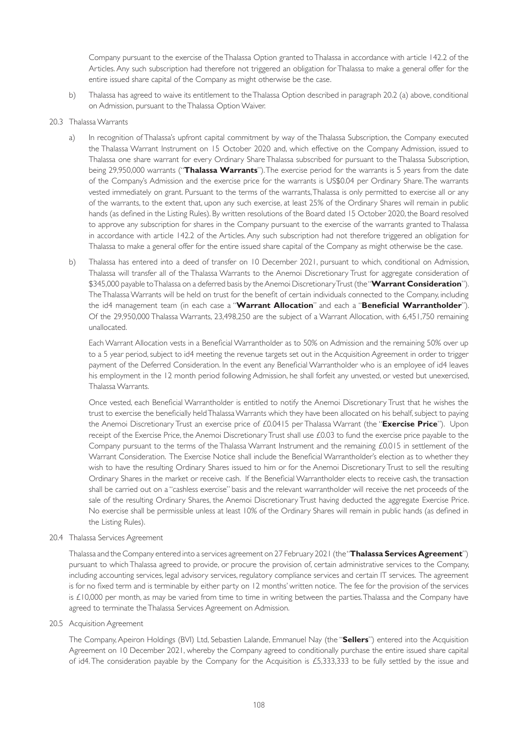Company pursuant to the exercise of the Thalassa Option granted to Thalassa in accordance with article 142.2 of the Articles. Any such subscription had therefore not triggered an obligation for Thalassa to make a general offer for the entire issued share capital of the Company as might otherwise be the case.

b) Thalassa has agreed to waive its entitlement to the Thalassa Option described in paragraph 20.2 (a) above, conditional on Admission, pursuant to the Thalassa Option Waiver.

20.3 Thalassa Warrants

a) In recognition of Thalassa's upfront capital commitment by way of the Thalassa Subscription, the Company executed the Thalassa Warrant Instrument on 15 October 2020 and, which effective on the Company Admission, issued to Thalassa one share warrant for every Ordinary Share Thalassa subscribed for pursuant to the Thalassa Subscription, being 29,950,000 warrants ("**Thalassa Warrants**"). The exercise period for the warrants is 5 years from the date of the Company's Admission and the exercise price for the warrants is US$0.04 per Ordinary Share. The warrants vested immediately on grant. Pursuant to the terms of the warrants, Thalassa is only permitted to exercise all or any of the warrants, to the extent that, upon any such exercise, at least 25% of the Ordinary Shares will remain in public hands (as defined in the Listing Rules). By written resolutions of the Board dated 15 October 2020, the Board resolved to approve any subscription for shares in the Company pursuant to the exercise of the warrants granted to Thalassa in accordance with article 142.2 of the Articles. Any such subscription had not therefore triggered an obligation for Thalassa to make a general offer for the entire issued share capital of the Company as might otherwise be the case.

b) Thalassa has entered into a deed of transfer on 10 December 2021, pursuant to which, conditional on Admission, Thalassa will transfer all of the Thalassa Warrants to the Anemoi Discretionary Trust for aggregate consideration of $345,000 payable to Thalassa on a deferred basis by the Anemoi Discretionary Trust (the "**Warrant Consideration**"). The Thalassa Warrants will be held on trust for the benefit of certain individuals connected to the Company, including the id4 management team (in each case a "**Warrant Allocation**" and each a "**Beneficial Warrantholder**"). Of the 29,950,000 Thalassa Warrants, 23,498,250 are the subject of a Warrant Allocation, with 6,451,750 remaining unallocated.

Each Warrant Allocation vests in a Beneficial Warrantholder as to 50% on Admission and the remaining 50% over up to a 5 year period, subject to id4 meeting the revenue targets set out in the Acquisition Agreement in order to trigger payment of the Deferred Consideration. In the event any Beneficial Warrantholder who is an employee of id4 leaves his employment in the 12 month period following Admission, he shall forfeit any unvested, or vested but unexercised, Thalassa Warrants.

Once vested, each Beneficial Warrantholder is entitled to notify the Anemoi Discretionary Trust that he wishes the trust to exercise the beneficially held Thalassa Warrants which they have been allocated on his behalf, subject to paying the Anemoi Discretionary Trust an exercise price of £0.0415 per Thalassa Warrant (the "**Exercise Price**"). Upon receipt of the Exercise Price, the Anemoi Discretionary Trust shall use £0.03 to fund the exercise price payable to the Company pursuant to the terms of the Thalassa Warrant Instrument and the remaining £0.015 in settlement of the Warrant Consideration. The Exercise Notice shall include the Beneficial Warrantholder's election as to whether they wish to have the resulting Ordinary Shares issued to him or for the Anemoi Discretionary Trust to sell the resulting Ordinary Shares in the market or receive cash. If the Beneficial Warrantholder elects to receive cash, the transaction shall be carried out on a "cashless exercise" basis and the relevant warrantholder will receive the net proceeds of the sale of the resulting Ordinary Shares, the Anemoi Discretionary Trust having deducted the aggregate Exercise Price. No exercise shall be permissible unless at least 10% of the Ordinary Shares will remain in public hands (as defined in the Listing Rules).

20.4 Thalassa Services Agreement

Thalassa and the Company entered into a services agreement on 27 February 2021 (the "**Thalassa Services Agreement**") pursuant to which Thalassa agreed to provide, or procure the provision of, certain administrative services to the Company, including accounting services, legal advisory services, regulatory compliance services and certain IT services. The agreement is for no fixed term and is terminable by either party on 12 months' written notice. The fee for the provision of the services is £10,000 per month, as may be varied from time to time in writing between the parties. Thalassa and the Company have agreed to terminate the Thalassa Services Agreement on Admission.

20.5 Acquisition Agreement

The Company, Apeiron Holdings (BVI) Ltd, Sebastien Lalande, Emmanuel Nay (the "**Sellers**") entered into the Acquisition Agreement on 10 December 2021, whereby the Company agreed to conditionally purchase the entire issued share capital of id4. The consideration payable by the Company for the Acquisition is £5,333,333 to be fully settled by the issue and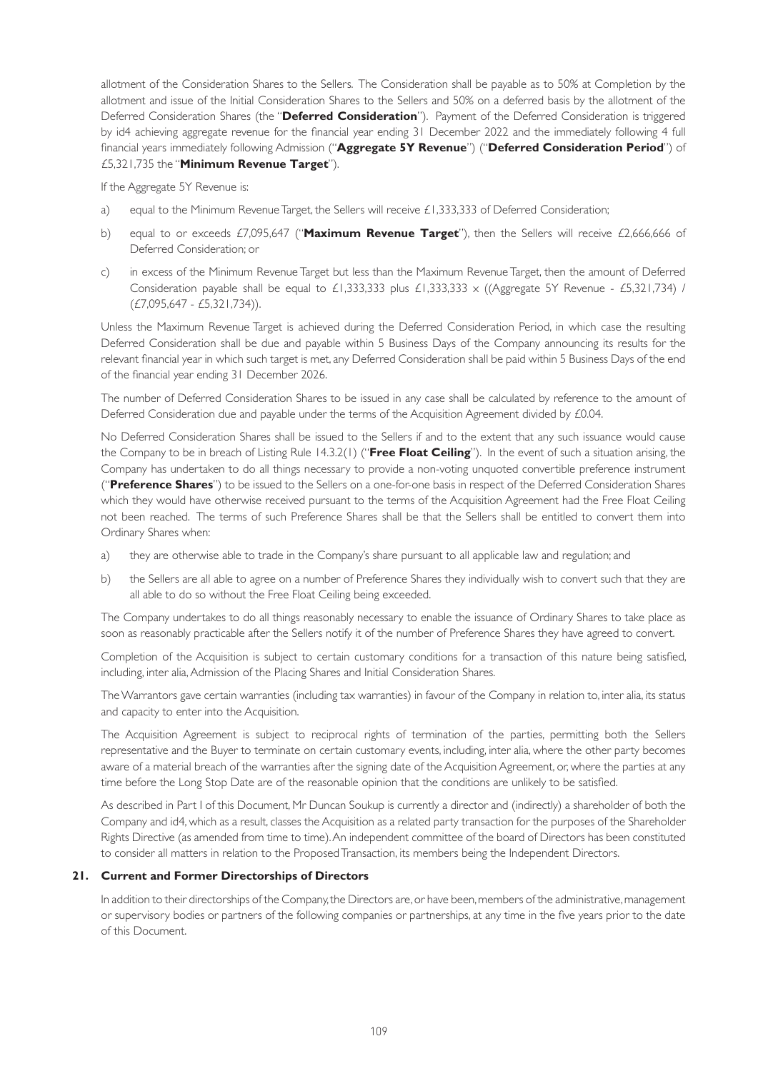allotment of the Consideration Shares to the Sellers. The Consideration shall be payable as to 50% at Completion by the allotment and issue of the Initial Consideration Shares to the Sellers and 50% on a deferred basis by the allotment of the Deferred Consideration Shares (the "**Deferred Consideration**"). Payment of the Deferred Consideration is triggered by id4 achieving aggregate revenue for the financial year ending 31 December 2022 and the immediately following 4 full financial years immediately following Admission ("**Aggregate 5Y Revenue**") ("**Deferred Consideration Period**") of £5,321,735 the "**Minimum Revenue Target**").

If the Aggregate 5Y Revenue is:

a) equal to the Minimum Revenue Target, the Sellers will receive £1,333,333 of Deferred Consideration;

b) equal to or exceeds £7,095,647 ("**Maximum Revenue Target**"), then the Sellers will receive £2,666,666 of Deferred Consideration; or

c) in excess of the Minimum Revenue Target but less than the Maximum Revenue Target, then the amount of Deferred Consideration payable shall be equal to £1,333,333 plus £1,333,333 x ((Aggregate 5Y Revenue - £5,321,734) / (£7,095,647 - £5,321,734)).

Unless the Maximum Revenue Target is achieved during the Deferred Consideration Period, in which case the resulting Deferred Consideration shall be due and payable within 5 Business Days of the Company announcing its results for the relevant financial year in which such target is met, any Deferred Consideration shall be paid within 5 Business Days of the end of the financial year ending 31 December 2026.

The number of Deferred Consideration Shares to be issued in any case shall be calculated by reference to the amount of Deferred Consideration due and payable under the terms of the Acquisition Agreement divided by £0.04.

No Deferred Consideration Shares shall be issued to the Sellers if and to the extent that any such issuance would cause the Company to be in breach of Listing Rule 14.3.2(1) ("**Free Float Ceiling**"). In the event of such a situation arising, the Company has undertaken to do all things necessary to provide a non-voting unquoted convertible preference instrument ("**Preference Shares**") to be issued to the Sellers on a one-for-one basis in respect of the Deferred Consideration Shares which they would have otherwise received pursuant to the terms of the Acquisition Agreement had the Free Float Ceiling not been reached. The terms of such Preference Shares shall be that the Sellers shall be entitled to convert them into Ordinary Shares when:

a) they are otherwise able to trade in the Company's share pursuant to all applicable law and regulation; and

b) the Sellers are all able to agree on a number of Preference Shares they individually wish to convert such that they are all able to do so without the Free Float Ceiling being exceeded.

The Company undertakes to do all things reasonably necessary to enable the issuance of Ordinary Shares to take place as soon as reasonably practicable after the Sellers notify it of the number of Preference Shares they have agreed to convert.

Completion of the Acquisition is subject to certain customary conditions for a transaction of this nature being satisfied, including, inter alia, Admission of the Placing Shares and Initial Consideration Shares.

The Warrantors gave certain warranties (including tax warranties) in favour of the Company in relation to, inter alia, its status and capacity to enter into the Acquisition.

The Acquisition Agreement is subject to reciprocal rights of termination of the parties, permitting both the Sellers representative and the Buyer to terminate on certain customary events, including, inter alia, where the other party becomes aware of a material breach of the warranties after the signing date of the Acquisition Agreement, or, where the parties at any time before the Long Stop Date are of the reasonable opinion that the conditions are unlikely to be satisfied.

As described in Part I of this Document, Mr Duncan Soukup is currently a director and (indirectly) a shareholder of both the Company and id4, which as a result, classes the Acquisition as a related party transaction for the purposes of the Shareholder Rights Directive (as amended from time to time). An independent committee of the board of Directors has been constituted to consider all matters in relation to the Proposed Transaction, its members being the Independent Directors.

## 21. Current and Former Directorships of Directors

In addition to their directorships of the Company, the Directors are, or have been, members of the administrative, management or supervisory bodies or partners of the following companies or partnerships, at any time in the five years prior to the date of this Document.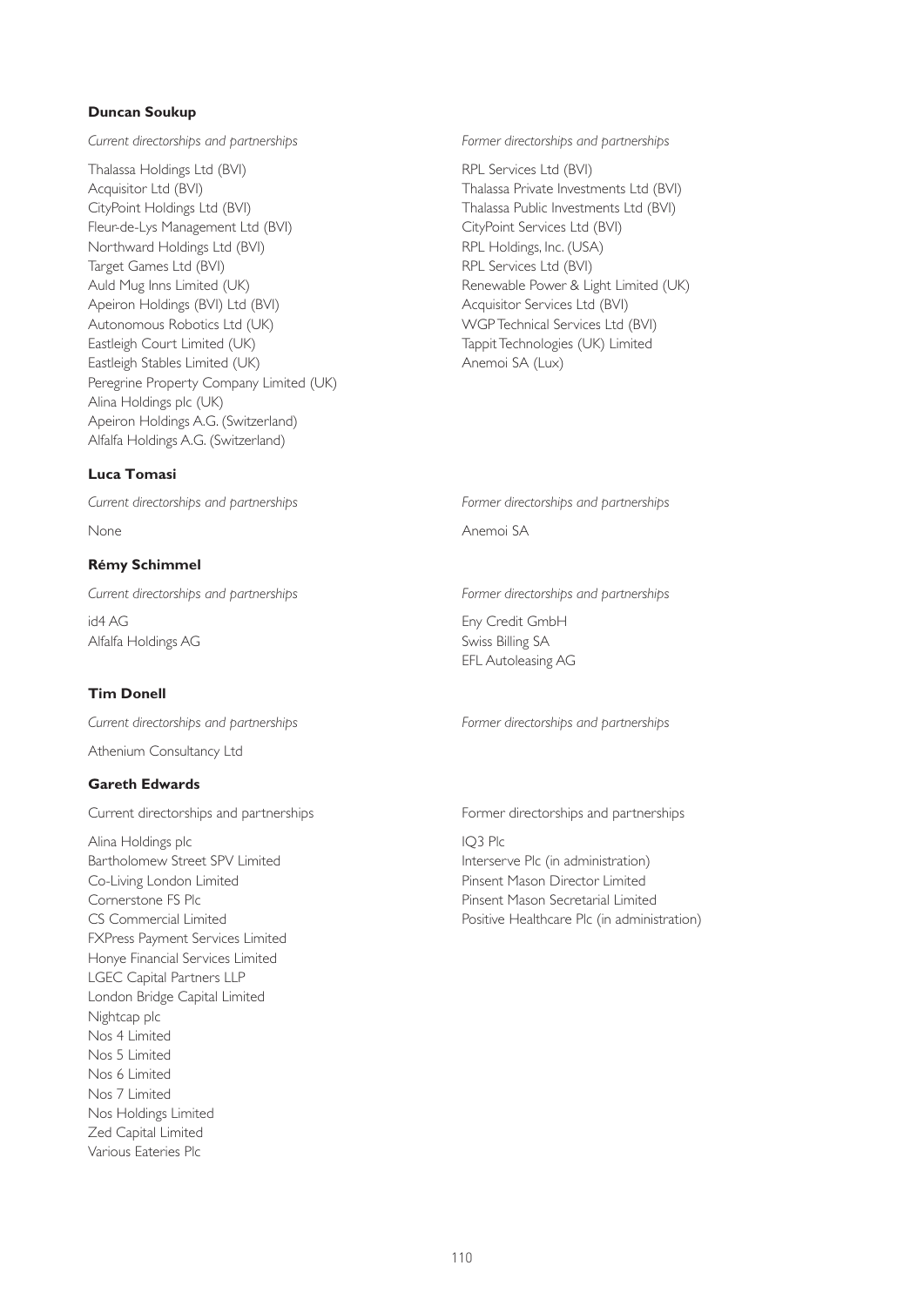**Duncan Soukup**

| *Current directorships and partnerships* | *Former directorships and partnerships* |
|---|---|
| Thalassa Holdings Ltd (BVI) | RPL Services Ltd (BVI) |
| Acquisitor Ltd (BVI) | Thalassa Private Investments Ltd (BVI) |
| CityPoint Holdings Ltd (BVI) | Thalassa Public Investments Ltd (BVI) |
| Fleur-de-Lys Management Ltd (BVI) | CityPoint Services Ltd (BVI) |
| Northward Holdings Ltd (BVI) | RPL Holdings, Inc. (USA) |
| Target Games Ltd (BVI) | RPL Services Ltd (BVI) |
| Auld Mug Inns Limited (UK) | Renewable Power & Light Limited (UK) |
| Apeiron Holdings (BVI) Ltd (BVI) | Acquisitor Services Ltd (BVI) |
| Autonomous Robotics Ltd (UK) | WGP Technical Services Ltd (BVI) |
| Eastleigh Court Limited (UK) | Tappit Technologies (UK) Limited |
| Eastleigh Stables Limited (UK) | Anemoi SA (Lux) |
| Peregrine Property Company Limited (UK) | |
| Alina Holdings plc (UK) | |
| Apeiron Holdings A.G. (Switzerland) | |
| Alfalfa Holdings A.G. (Switzerland) | |

**Luca Tomasi**

| *Current directorships and partnerships* | *Former directorships and partnerships* |
|---|---|
| None | Anemoi SA |

**Rémy Schimmel**

| *Current directorships and partnerships* | *Former directorships and partnerships* |
|---|---|
| id4 AG | Eny Credit GmbH |
| Alfalfa Holdings AG | Swiss Billing SA |
| | EFL Autoleasing AG |

**Tim Donell**

| *Current directorships and partnerships* | *Former directorships and partnerships* |
|---|---|
| Athenium Consultancy Ltd | |

**Gareth Edwards**

| Current directorships and partnerships | Former directorships and partnerships |
|---|---|
| Alina Holdings plc | IQ3 Plc |
| Bartholomew Street SPV Limited | Interserve Plc (in administration) |
| Co-Living London Limited | Pinsent Mason Director Limited |
| Cornerstone FS Plc | Pinsent Mason Secretarial Limited |
| CS Commercial Limited | Positive Healthcare Plc (in administration) |
| FXPress Payment Services Limited | |
| Honye Financial Services Limited | |
| LGEC Capital Partners LLP | |
| London Bridge Capital Limited | |
| Nightcap plc | |
| Nos 4 Limited | |
| Nos 5 Limited | |
| Nos 6 Limited | |
| Nos 7 Limited | |
| Nos Holdings Limited | |
| Zed Capital Limited | |
| Various Eateries Plc | |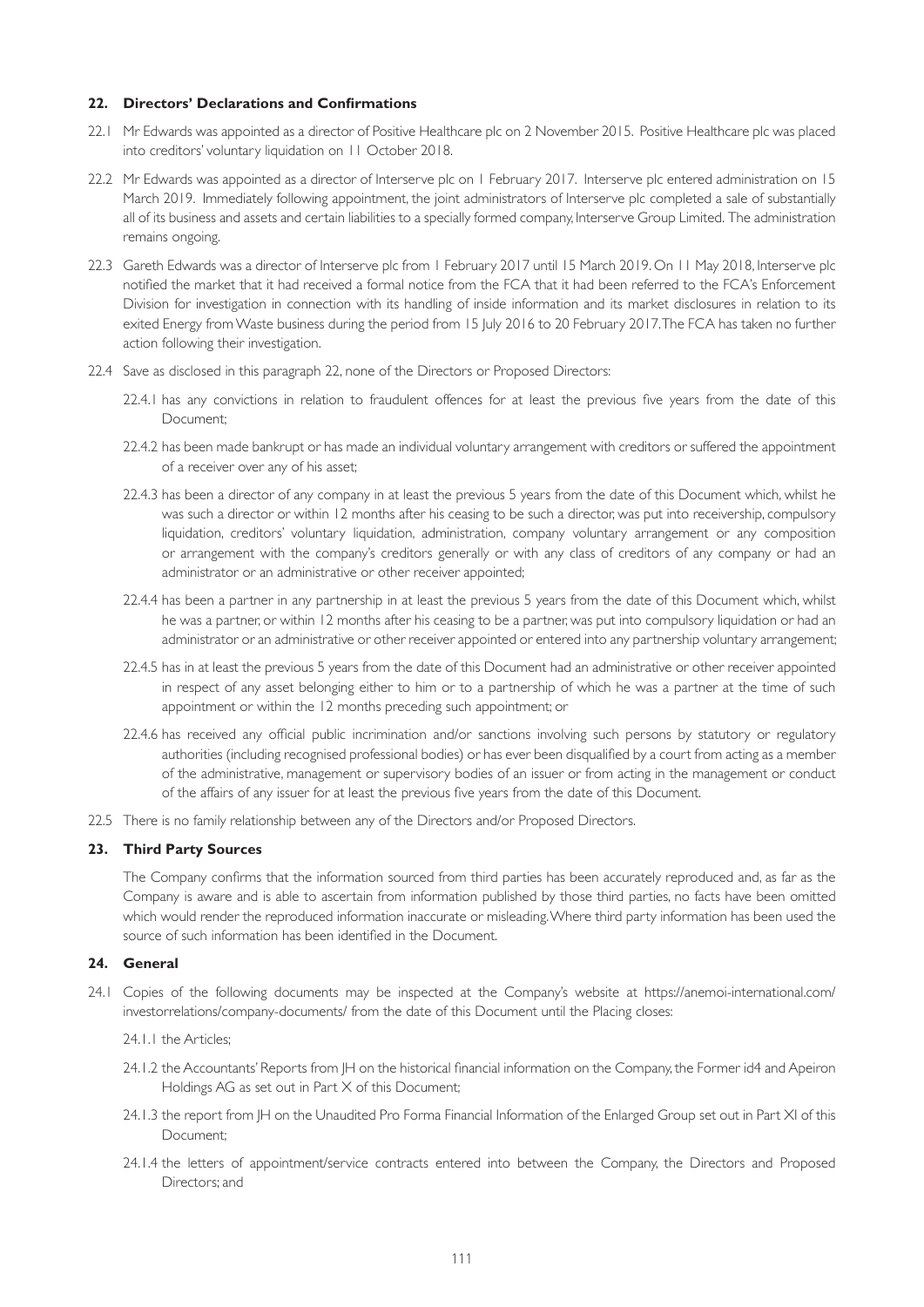## 22. Directors' Declarations and Confirmations

22.1 Mr Edwards was appointed as a director of Positive Healthcare plc on 2 November 2015. Positive Healthcare plc was placed into creditors' voluntary liquidation on 11 October 2018.

22.2 Mr Edwards was appointed as a director of Interserve plc on 1 February 2017. Interserve plc entered administration on 15 March 2019. Immediately following appointment, the joint administrators of Interserve plc completed a sale of substantially all of its business and assets and certain liabilities to a specially formed company, Interserve Group Limited. The administration remains ongoing.

22.3 Gareth Edwards was a director of Interserve plc from 1 February 2017 until 15 March 2019. On 11 May 2018, Interserve plc notified the market that it had received a formal notice from the FCA that it had been referred to the FCA's Enforcement Division for investigation in connection with its handling of inside information and its market disclosures in relation to its exited Energy from Waste business during the period from 15 July 2016 to 20 February 2017. The FCA has taken no further action following their investigation.

22.4 Save as disclosed in this paragraph 22, none of the Directors or Proposed Directors:

22.4.1 has any convictions in relation to fraudulent offences for at least the previous five years from the date of this Document;

22.4.2 has been made bankrupt or has made an individual voluntary arrangement with creditors or suffered the appointment of a receiver over any of his asset;

22.4.3 has been a director of any company in at least the previous 5 years from the date of this Document which, whilst he was such a director or within 12 months after his ceasing to be such a director, was put into receivership, compulsory liquidation, creditors' voluntary liquidation, administration, company voluntary arrangement or any composition or arrangement with the company's creditors generally or with any class of creditors of any company or had an administrator or an administrative or other receiver appointed;

22.4.4 has been a partner in any partnership in at least the previous 5 years from the date of this Document which, whilst he was a partner, or within 12 months after his ceasing to be a partner, was put into compulsory liquidation or had an administrator or an administrative or other receiver appointed or entered into any partnership voluntary arrangement;

22.4.5 has in at least the previous 5 years from the date of this Document had an administrative or other receiver appointed in respect of any asset belonging either to him or to a partnership of which he was a partner at the time of such appointment or within the 12 months preceding such appointment; or

22.4.6 has received any official public incrimination and/or sanctions involving such persons by statutory or regulatory authorities (including recognised professional bodies) or has ever been disqualified by a court from acting as a member of the administrative, management or supervisory bodies of an issuer or from acting in the management or conduct of the affairs of any issuer for at least the previous five years from the date of this Document.

22.5 There is no family relationship between any of the Directors and/or Proposed Directors.

## 23. Third Party Sources

The Company confirms that the information sourced from third parties has been accurately reproduced and, as far as the Company is aware and is able to ascertain from information published by those third parties, no facts have been omitted which would render the reproduced information inaccurate or misleading. Where third party information has been used the source of such information has been identified in the Document.

## 24. General

24.1 Copies of the following documents may be inspected at the Company's website at https://anemoi-international.com/investorrelations/company-documents/ from the date of this Document until the Placing closes:

24.1.1 the Articles;

24.1.2 the Accountants' Reports from JH on the historical financial information on the Company, the Former id4 and Apeiron Holdings AG as set out in Part X of this Document;

24.1.3 the report from JH on the Unaudited Pro Forma Financial Information of the Enlarged Group set out in Part XI of this Document;

24.1.4 the letters of appointment/service contracts entered into between the Company, the Directors and Proposed Directors; and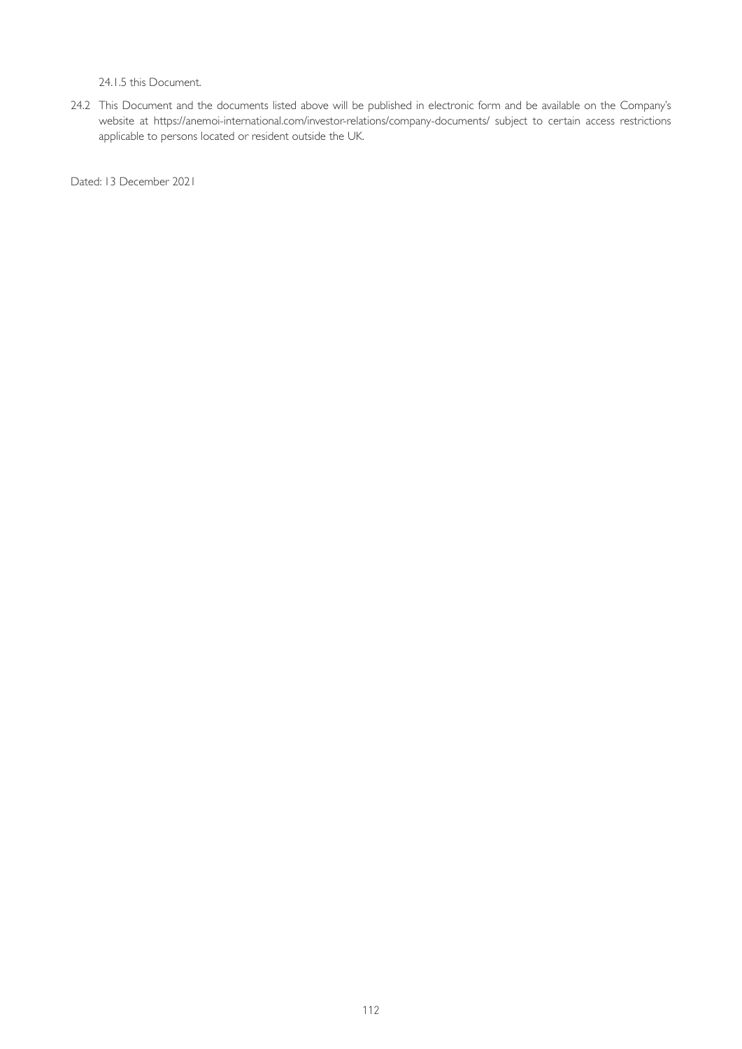24.1.5 this Document.

24.2 This Document and the documents listed above will be published in electronic form and be available on the Company's website at https://anemoi-international.com/investor-relations/company-documents/ subject to certain access restrictions applicable to persons located or resident outside the UK.

Dated: 13 December 2021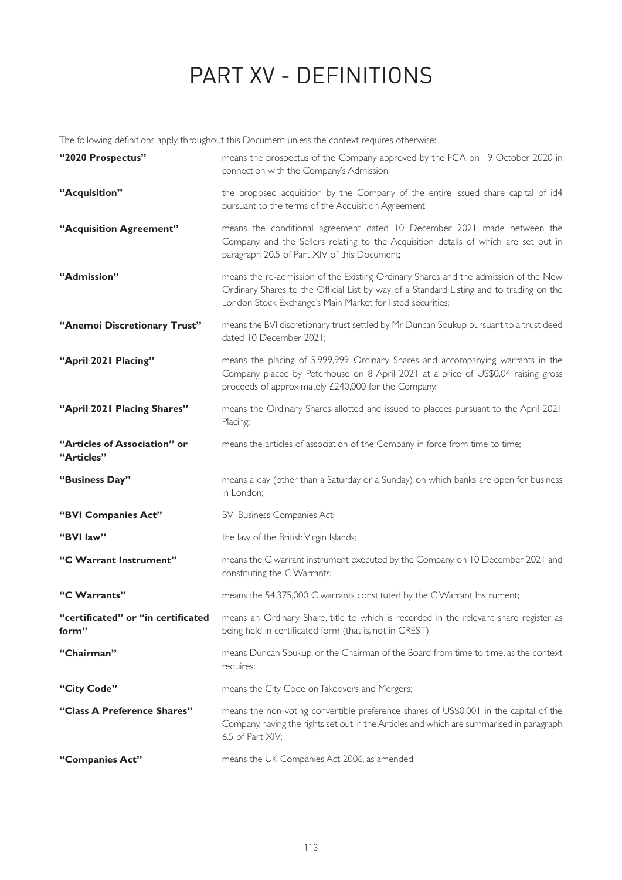# PART XV - DEFINITIONS

The following definitions apply throughout this Document unless the context requires otherwise:

| | |
|---|---|
| **"2020 Prospectus"** | means the prospectus of the Company approved by the FCA on 19 October 2020 in connection with the Company's Admission; |
| **"Acquisition"** | the proposed acquisition by the Company of the entire issued share capital of id4 pursuant to the terms of the Acquisition Agreement; |
| **"Acquisition Agreement"** | means the conditional agreement dated 10 December 2021 made between the Company and the Sellers relating to the Acquisition details of which are set out in paragraph 20.5 of Part XIV of this Document; |
| **"Admission"** | means the re-admission of the Existing Ordinary Shares and the admission of the New Ordinary Shares to the Official List by way of a Standard Listing and to trading on the London Stock Exchange's Main Market for listed securities; |
| **"Anemoi Discretionary Trust"** | means the BVI discretionary trust settled by Mr Duncan Soukup pursuant to a trust deed dated 10 December 2021; |
| **"April 2021 Placing"** | means the placing of 5,999,999 Ordinary Shares and accompanying warrants in the Company placed by Peterhouse on 8 April 2021 at a price of US\$0.04 raising gross proceeds of approximately £240,000 for the Company. |
| **"April 2021 Placing Shares"** | means the Ordinary Shares allotted and issued to placees pursuant to the April 2021 Placing; |
| **"Articles of Association" or "Articles"** | means the articles of association of the Company in force from time to time; |
| **"Business Day"** | means a day (other than a Saturday or a Sunday) on which banks are open for business in London; |
| **"BVI Companies Act"** | BVI Business Companies Act; |
| **"BVI law"** | the law of the British Virgin Islands; |
| **"C Warrant Instrument"** | means the C warrant instrument executed by the Company on 10 December 2021 and constituting the C Warrants; |
| **"C Warrants"** | means the 54,375,000 C warrants constituted by the C Warrant Instrument; |
| **"certificated" or "in certificated form"** | means an Ordinary Share, title to which is recorded in the relevant share register as being held in certificated form (that is, not in CREST); |
| **"Chairman"** | means Duncan Soukup, or the Chairman of the Board from time to time, as the context requires; |
| **"City Code"** | means the City Code on Takeovers and Mergers; |
| **"Class A Preference Shares"** | means the non-voting convertible preference shares of US\$0.001 in the capital of the Company, having the rights set out in the Articles and which are summarised in paragraph 6.5 of Part XIV; |
| **"Companies Act"** | means the UK Companies Act 2006, as amended; |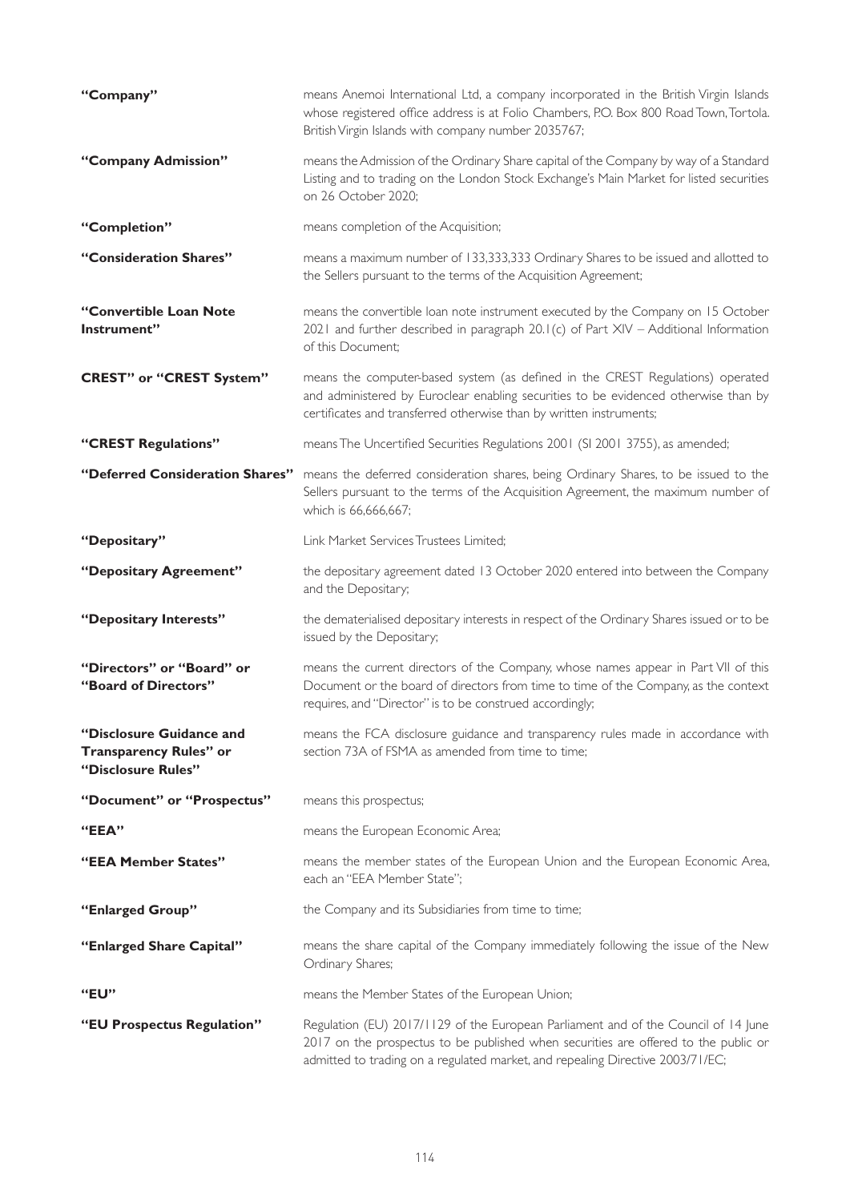| | |
|---|---|
| **"Company"** | means Anemoi International Ltd, a company incorporated in the British Virgin Islands whose registered office address is at Folio Chambers, P.O. Box 800 Road Town, Tortola. British Virgin Islands with company number 2035767; |
| **"Company Admission"** | means the Admission of the Ordinary Share capital of the Company by way of a Standard Listing and to trading on the London Stock Exchange's Main Market for listed securities on 26 October 2020; |
| **"Completion"** | means completion of the Acquisition; |
| **"Consideration Shares"** | means a maximum number of 133,333,333 Ordinary Shares to be issued and allotted to the Sellers pursuant to the terms of the Acquisition Agreement; |
| **"Convertible Loan Note Instrument"** | means the convertible loan note instrument executed by the Company on 15 October 2021 and further described in paragraph 20.1(c) of Part XIV – Additional Information of this Document; |
| **CREST" or "CREST System"** | means the computer-based system (as defined in the CREST Regulations) operated and administered by Euroclear enabling securities to be evidenced otherwise than by certificates and transferred otherwise than by written instruments; |
| **"CREST Regulations"** | means The Uncertified Securities Regulations 2001 (SI 2001 3755), as amended; |
| **"Deferred Consideration Shares"** | means the deferred consideration shares, being Ordinary Shares, to be issued to the Sellers pursuant to the terms of the Acquisition Agreement, the maximum number of which is 66,666,667; |
| **"Depositary"** | Link Market Services Trustees Limited; |
| **"Depositary Agreement"** | the depositary agreement dated 13 October 2020 entered into between the Company and the Depositary; |
| **"Depositary Interests"** | the dematerialised depositary interests in respect of the Ordinary Shares issued or to be issued by the Depositary; |
| **"Directors" or "Board" or "Board of Directors"** | means the current directors of the Company, whose names appear in Part VII of this Document or the board of directors from time to time of the Company, as the context requires, and "Director" is to be construed accordingly; |
| **"Disclosure Guidance and Transparency Rules" or "Disclosure Rules"** | means the FCA disclosure guidance and transparency rules made in accordance with section 73A of FSMA as amended from time to time; |
| **"Document" or "Prospectus"** | means this prospectus; |
| **"EEA"** | means the European Economic Area; |
| **"EEA Member States"** | means the member states of the European Union and the European Economic Area, each an "EEA Member State"; |
| **"Enlarged Group"** | the Company and its Subsidiaries from time to time; |
| **"Enlarged Share Capital"** | means the share capital of the Company immediately following the issue of the New Ordinary Shares; |
| **"EU"** | means the Member States of the European Union; |
| **"EU Prospectus Regulation"** | Regulation (EU) 2017/1129 of the European Parliament and of the Council of 14 June 2017 on the prospectus to be published when securities are offered to the public or admitted to trading on a regulated market, and repealing Directive 2003/71/EC; |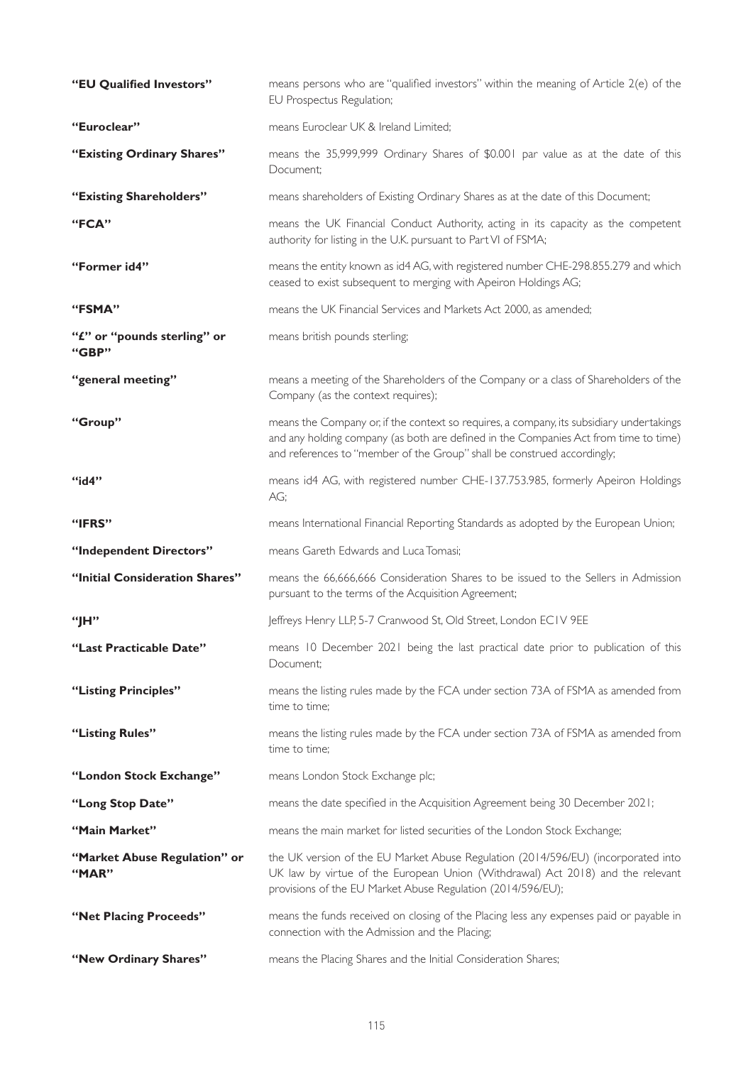| | |
|---|---|
| **"EU Qualified Investors"** | means persons who are "qualified investors" within the meaning of Article 2(e) of the EU Prospectus Regulation; |
| **"Euroclear"** | means Euroclear UK & Ireland Limited; |
| **"Existing Ordinary Shares"** | means the 35,999,999 Ordinary Shares of $0.001 par value as at the date of this Document; |
| **"Existing Shareholders"** | means shareholders of Existing Ordinary Shares as at the date of this Document; |
| **"FCA"** | means the UK Financial Conduct Authority, acting in its capacity as the competent authority for listing in the U.K. pursuant to Part VI of FSMA; |
| **"Former id4"** | means the entity known as id4 AG, with registered number CHE-298.855.279 and which ceased to exist subsequent to merging with Apeiron Holdings AG; |
| **"FSMA"** | means the UK Financial Services and Markets Act 2000, as amended; |
| **"£" or "pounds sterling" or "GBP"** | means british pounds sterling; |
| **"general meeting"** | means a meeting of the Shareholders of the Company or a class of Shareholders of the Company (as the context requires); |
| **"Group"** | means the Company or, if the context so requires, a company, its subsidiary undertakings and any holding company (as both are defined in the Companies Act from time to time) and references to "member of the Group" shall be construed accordingly; |
| **"id4"** | means id4 AG, with registered number CHE-137.753.985, formerly Apeiron Holdings AG; |
| **"IFRS"** | means International Financial Reporting Standards as adopted by the European Union; |
| **"Independent Directors"** | means Gareth Edwards and Luca Tomasi; |
| **"Initial Consideration Shares"** | means the 66,666,666 Consideration Shares to be issued to the Sellers in Admission pursuant to the terms of the Acquisition Agreement; |
| **"JH"** | Jeffreys Henry LLP, 5-7 Cranwood St, Old Street, London EC1V 9EE |
| **"Last Practicable Date"** | means 10 December 2021 being the last practical date prior to publication of this Document; |
| **"Listing Principles"** | means the listing rules made by the FCA under section 73A of FSMA as amended from time to time; |
| **"Listing Rules"** | means the listing rules made by the FCA under section 73A of FSMA as amended from time to time; |
| **"London Stock Exchange"** | means London Stock Exchange plc; |
| **"Long Stop Date"** | means the date specified in the Acquisition Agreement being 30 December 2021; |
| **"Main Market"** | means the main market for listed securities of the London Stock Exchange; |
| **"Market Abuse Regulation" or "MAR"** | the UK version of the EU Market Abuse Regulation (2014/596/EU) (incorporated into UK law by virtue of the European Union (Withdrawal) Act 2018) and the relevant provisions of the EU Market Abuse Regulation (2014/596/EU); |
| **"Net Placing Proceeds"** | means the funds received on closing of the Placing less any expenses paid or payable in connection with the Admission and the Placing; |
| **"New Ordinary Shares"** | means the Placing Shares and the Initial Consideration Shares; |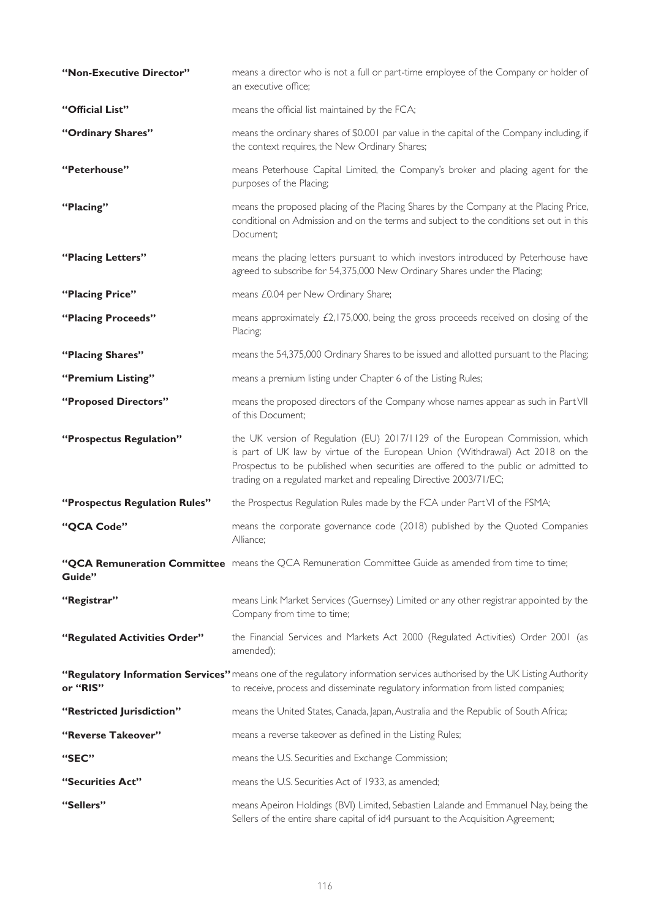| | |
|---|---|
| **"Non-Executive Director"** | means a director who is not a full or part-time employee of the Company or holder of an executive office; |
| **"Official List"** | means the official list maintained by the FCA; |
| **"Ordinary Shares"** | means the ordinary shares of $0.001 par value in the capital of the Company including, if the context requires, the New Ordinary Shares; |
| **"Peterhouse"** | means Peterhouse Capital Limited, the Company's broker and placing agent for the purposes of the Placing; |
| **"Placing"** | means the proposed placing of the Placing Shares by the Company at the Placing Price, conditional on Admission and on the terms and subject to the conditions set out in this Document; |
| **"Placing Letters"** | means the placing letters pursuant to which investors introduced by Peterhouse have agreed to subscribe for 54,375,000 New Ordinary Shares under the Placing; |
| **"Placing Price"** | means £0.04 per New Ordinary Share; |
| **"Placing Proceeds"** | means approximately £2,175,000, being the gross proceeds received on closing of the Placing; |
| **"Placing Shares"** | means the 54,375,000 Ordinary Shares to be issued and allotted pursuant to the Placing; |
| **"Premium Listing"** | means a premium listing under Chapter 6 of the Listing Rules; |
| **"Proposed Directors"** | means the proposed directors of the Company whose names appear as such in Part VII of this Document; |
| **"Prospectus Regulation"** | the UK version of Regulation (EU) 2017/1129 of the European Commission, which is part of UK law by virtue of the European Union (Withdrawal) Act 2018 on the Prospectus to be published when securities are offered to the public or admitted to trading on a regulated market and repealing Directive 2003/71/EC; |
| **"Prospectus Regulation Rules"** | the Prospectus Regulation Rules made by the FCA under Part VI of the FSMA; |
| **"QCA Code"** | means the corporate governance code (2018) published by the Quoted Companies Alliance; |
| **"QCA Remuneration Committee Guide"** | means the QCA Remuneration Committee Guide as amended from time to time; |
| **"Registrar"** | means Link Market Services (Guernsey) Limited or any other registrar appointed by the Company from time to time; |
| **"Regulated Activities Order"** | the Financial Services and Markets Act 2000 (Regulated Activities) Order 2001 (as amended); |
| **"Regulatory Information Services" or "RIS"** | means one of the regulatory information services authorised by the UK Listing Authority to receive, process and disseminate regulatory information from listed companies; |
| **"Restricted Jurisdiction"** | means the United States, Canada, Japan, Australia and the Republic of South Africa; |
| **"Reverse Takeover"** | means a reverse takeover as defined in the Listing Rules; |
| **"SEC"** | means the U.S. Securities and Exchange Commission; |
| **"Securities Act"** | means the U.S. Securities Act of 1933, as amended; |
| **"Sellers"** | means Apeiron Holdings (BVI) Limited, Sebastien Lalande and Emmanuel Nay, being the Sellers of the entire share capital of id4 pursuant to the Acquisition Agreement; |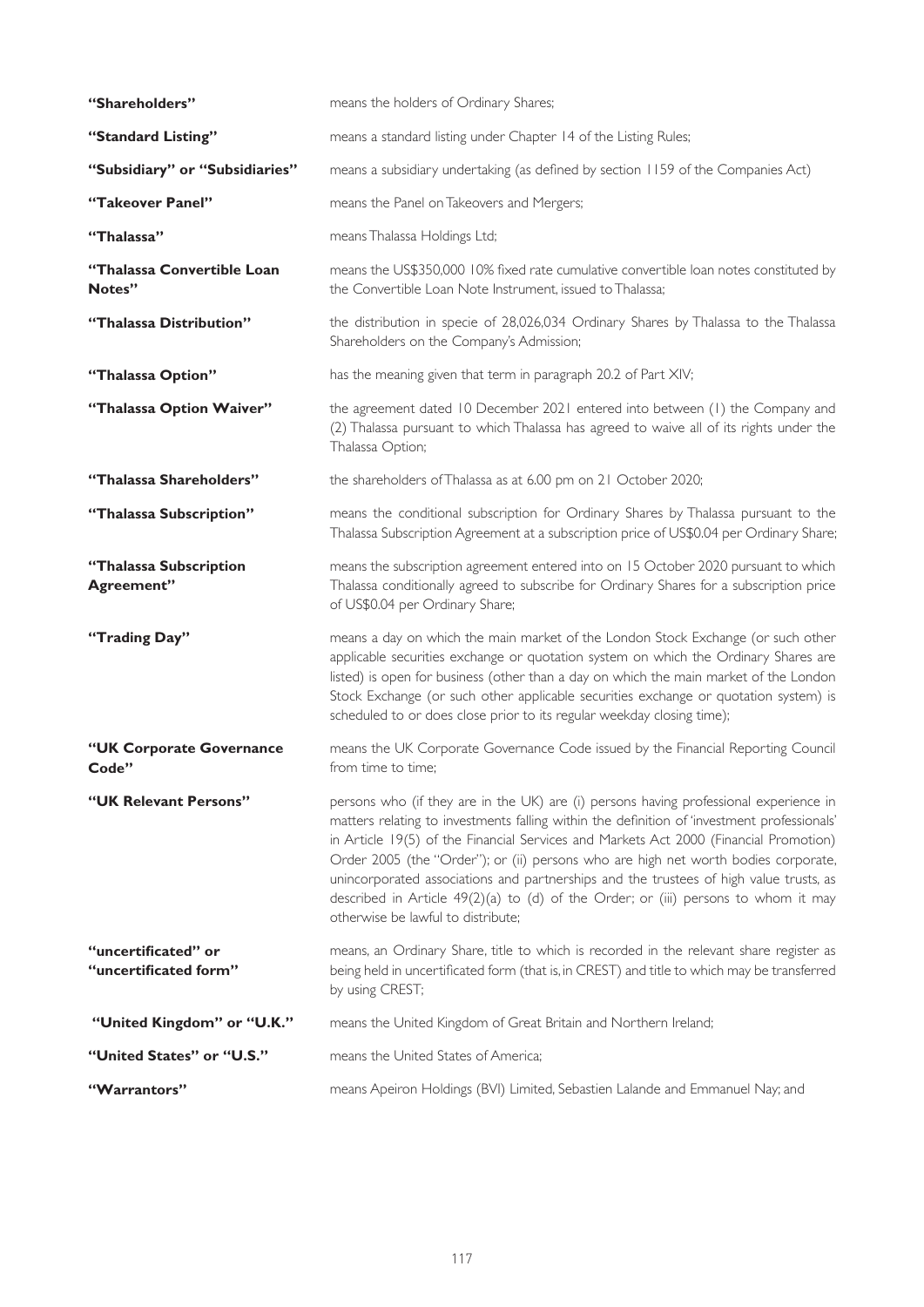| | |
|---|---|
| **"Shareholders"** | means the holders of Ordinary Shares; |
| **"Standard Listing"** | means a standard listing under Chapter 14 of the Listing Rules; |
| **"Subsidiary" or "Subsidiaries"** | means a subsidiary undertaking (as defined by section 1159 of the Companies Act) |
| **"Takeover Panel"** | means the Panel on Takeovers and Mergers; |
| **"Thalassa"** | means Thalassa Holdings Ltd; |
| **"Thalassa Convertible Loan Notes"** | means the US$350,000 10% fixed rate cumulative convertible loan notes constituted by the Convertible Loan Note Instrument, issued to Thalassa; |
| **"Thalassa Distribution"** | the distribution in specie of 28,026,034 Ordinary Shares by Thalassa to the Thalassa Shareholders on the Company's Admission; |
| **"Thalassa Option"** | has the meaning given that term in paragraph 20.2 of Part XIV; |
| **"Thalassa Option Waiver"** | the agreement dated 10 December 2021 entered into between (1) the Company and (2) Thalassa pursuant to which Thalassa has agreed to waive all of its rights under the Thalassa Option; |
| **"Thalassa Shareholders"** | the shareholders of Thalassa as at 6.00 pm on 21 October 2020; |
| **"Thalassa Subscription"** | means the conditional subscription for Ordinary Shares by Thalassa pursuant to the Thalassa Subscription Agreement at a subscription price of US$0.04 per Ordinary Share; |
| **"Thalassa Subscription Agreement"** | means the subscription agreement entered into on 15 October 2020 pursuant to which Thalassa conditionally agreed to subscribe for Ordinary Shares for a subscription price of US$0.04 per Ordinary Share; |
| **"Trading Day"** | means a day on which the main market of the London Stock Exchange (or such other applicable securities exchange or quotation system on which the Ordinary Shares are listed) is open for business (other than a day on which the main market of the London Stock Exchange (or such other applicable securities exchange or quotation system) is scheduled to or does close prior to its regular weekday closing time); |
| **"UK Corporate Governance Code"** | means the UK Corporate Governance Code issued by the Financial Reporting Council from time to time; |
| **"UK Relevant Persons"** | persons who (if they are in the UK) are (i) persons having professional experience in matters relating to investments falling within the definition of 'investment professionals' in Article 19(5) of the Financial Services and Markets Act 2000 (Financial Promotion) Order 2005 (the "Order"); or (ii) persons who are high net worth bodies corporate, unincorporated associations and partnerships and the trustees of high value trusts, as described in Article 49(2)(a) to (d) of the Order; or (iii) persons to whom it may otherwise be lawful to distribute; |
| **"uncertificated" or "uncertificated form"** | means, an Ordinary Share, title to which is recorded in the relevant share register as being held in uncertificated form (that is, in CREST) and title to which may be transferred by using CREST; |
| **"United Kingdom" or "U.K."** | means the United Kingdom of Great Britain and Northern Ireland; |
| **"United States" or "U.S."** | means the United States of America; |
| **"Warrantors"** | means Apeiron Holdings (BVI) Limited, Sebastien Lalande and Emmanuel Nay; and |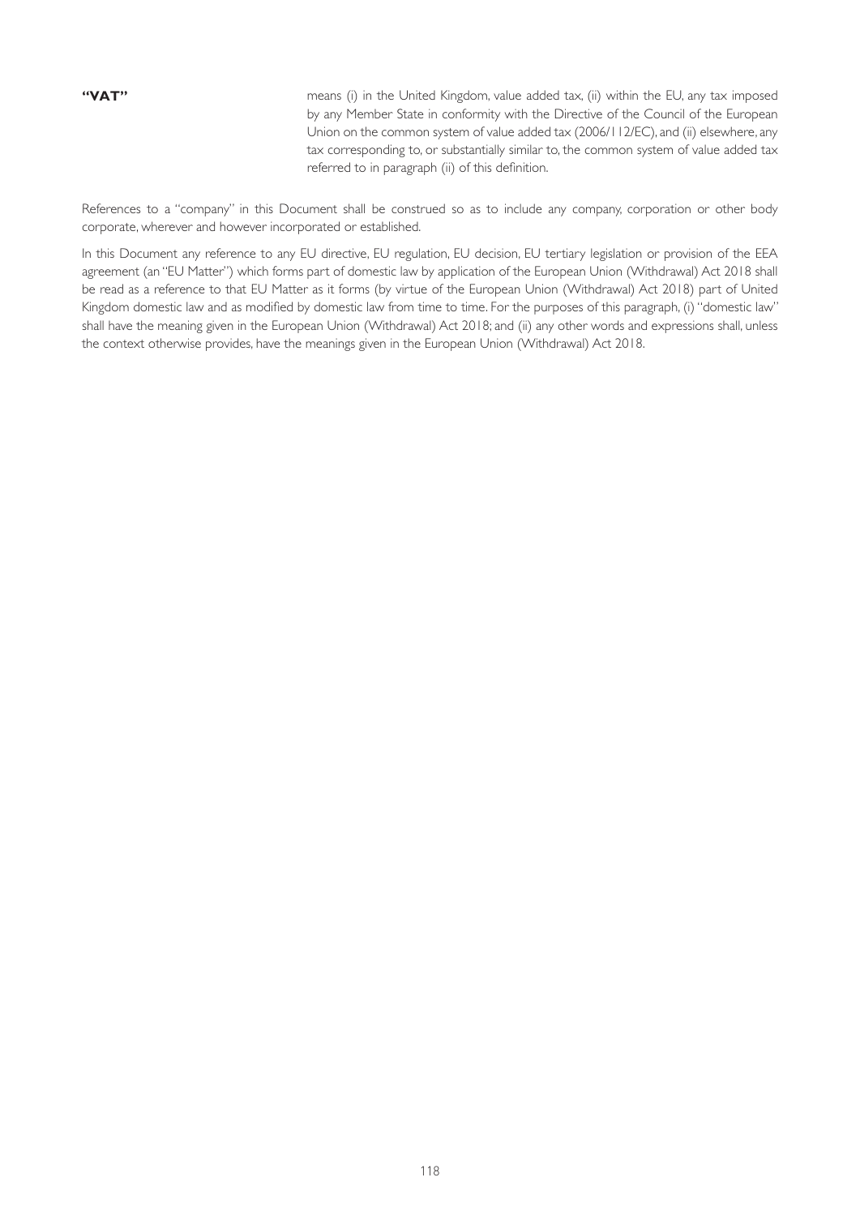**"VAT"** means (i) in the United Kingdom, value added tax, (ii) within the EU, any tax imposed by any Member State in conformity with the Directive of the Council of the European Union on the common system of value added tax (2006/112/EC), and (ii) elsewhere, any tax corresponding to, or substantially similar to, the common system of value added tax referred to in paragraph (ii) of this definition.

References to a "company" in this Document shall be construed so as to include any company, corporation or other body corporate, wherever and however incorporated or established.

In this Document any reference to any EU directive, EU regulation, EU decision, EU tertiary legislation or provision of the EEA agreement (an "EU Matter") which forms part of domestic law by application of the European Union (Withdrawal) Act 2018 shall be read as a reference to that EU Matter as it forms (by virtue of the European Union (Withdrawal) Act 2018) part of United Kingdom domestic law and as modified by domestic law from time to time. For the purposes of this paragraph, (i) "domestic law" shall have the meaning given in the European Union (Withdrawal) Act 2018; and (ii) any other words and expressions shall, unless the context otherwise provides, have the meanings given in the European Union (Withdrawal) Act 2018.